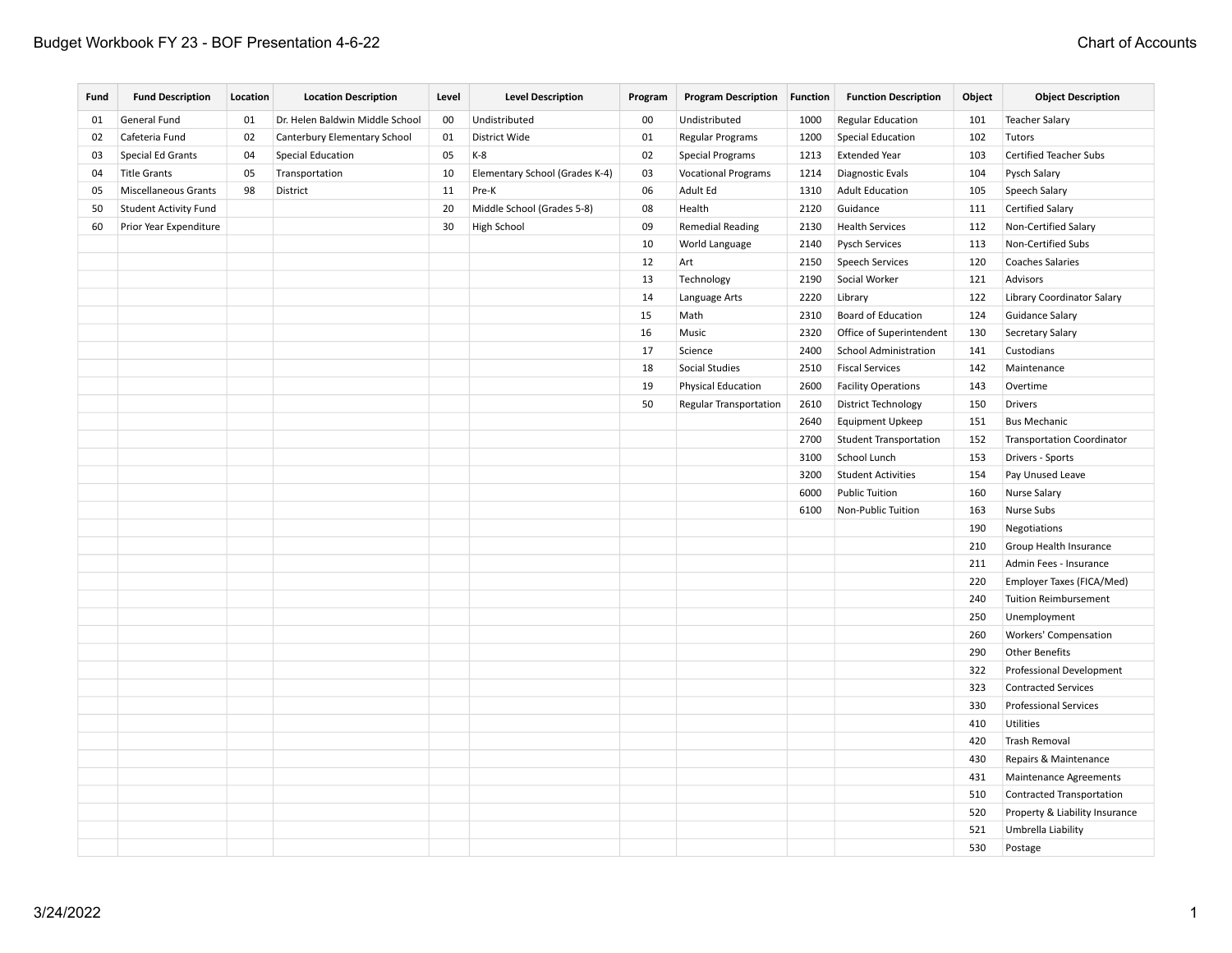| Fund | Fund Description | Location | Location Description | Level | Level Description | Program | Program Description | Function | Function Description | Object | Object Description |
|---|---|---|---|---|---|---|---|---|---|---|---|
| 01 | General Fund | 01 | Dr. Helen Baldwin Middle School | 00 | Undistributed | 00 | Undistributed | 1000 | Regular Education | 101 | Teacher Salary |
| 02 | Cafeteria Fund | 02 | Canterbury Elementary School | 01 | District Wide | 01 | Regular Programs | 1200 | Special Education | 102 | Tutors |
| 03 | Special Ed Grants | 04 | Special Education | 05 | K-8 | 02 | Special Programs | 1213 | Extended Year | 103 | Certified Teacher Subs |
| 04 | Title Grants | 05 | Transportation | 10 | Elementary School (Grades K-4) | 03 | Vocational Programs | 1214 | Diagnostic Evals | 104 | Pysch Salary |
| 05 | Miscellaneous Grants | 98 | District | 11 | Pre-K | 06 | Adult Ed | 1310 | Adult Education | 105 | Speech Salary |
| 50 | Student Activity Fund | | | 20 | Middle School (Grades 5-8) | 08 | Health | 2120 | Guidance | 111 | Certified Salary |
| 60 | Prior Year Expenditure | | | 30 | High School | 09 | Remedial Reading | 2130 | Health Services | 112 | Non-Certified Salary |
| | | | | | | 10 | World Language | 2140 | Pysch Services | 113 | Non-Certified Subs |
| | | | | | | 12 | Art | 2150 | Speech Services | 120 | Coaches Salaries |
| | | | | | | 13 | Technology | 2190 | Social Worker | 121 | Advisors |
| | | | | | | 14 | Language Arts | 2220 | Library | 122 | Library Coordinator Salary |
| | | | | | | 15 | Math | 2310 | Board of Education | 124 | Guidance Salary |
| | | | | | | 16 | Music | 2320 | Office of Superintendent | 130 | Secretary Salary |
| | | | | | | 17 | Science | 2400 | School Administration | 141 | Custodians |
| | | | | | | 18 | Social Studies | 2510 | Fiscal Services | 142 | Maintenance |
| | | | | | | 19 | Physical Education | 2600 | Facility Operations | 143 | Overtime |
| | | | | | | 50 | Regular Transportation | 2610 | District Technology | 150 | Drivers |
| | | | | | | | | 2640 | Equipment Upkeep | 151 | Bus Mechanic |
| | | | | | | | | 2700 | Student Transportation | 152 | Transportation Coordinator |
| | | | | | | | | 3100 | School Lunch | 153 | Drivers - Sports |
| | | | | | | | | 3200 | Student Activities | 154 | Pay Unused Leave |
| | | | | | | | | 6000 | Public Tuition | 160 | Nurse Salary |
| | | | | | | | | 6100 | Non-Public Tuition | 163 | Nurse Subs |
| | | | | | | | | | | 190 | Negotiations |
| | | | | | | | | | | 210 | Group Health Insurance |
| | | | | | | | | | | 211 | Admin Fees - Insurance |
| | | | | | | | | | | 220 | Employer Taxes (FICA/Med) |
| | | | | | | | | | | 240 | Tuition Reimbursement |
| | | | | | | | | | | 250 | Unemployment |
| | | | | | | | | | | 260 | Workers' Compensation |
| | | | | | | | | | | 290 | Other Benefits |
| | | | | | | | | | | 322 | Professional Development |
| | | | | | | | | | | 323 | Contracted Services |
| | | | | | | | | | | 330 | Professional Services |
| | | | | | | | | | | 410 | Utilities |
| | | | | | | | | | | 420 | Trash Removal |
| | | | | | | | | | | 430 | Repairs & Maintenance |
| | | | | | | | | | | 431 | Maintenance Agreements |
| | | | | | | | | | | 510 | Contracted Transportation |
| | | | | | | | | | | 520 | Property & Liability Insurance |
| | | | | | | | | | | 521 | Umbrella Liability |
| | | | | | | | | | | 530 | Postage |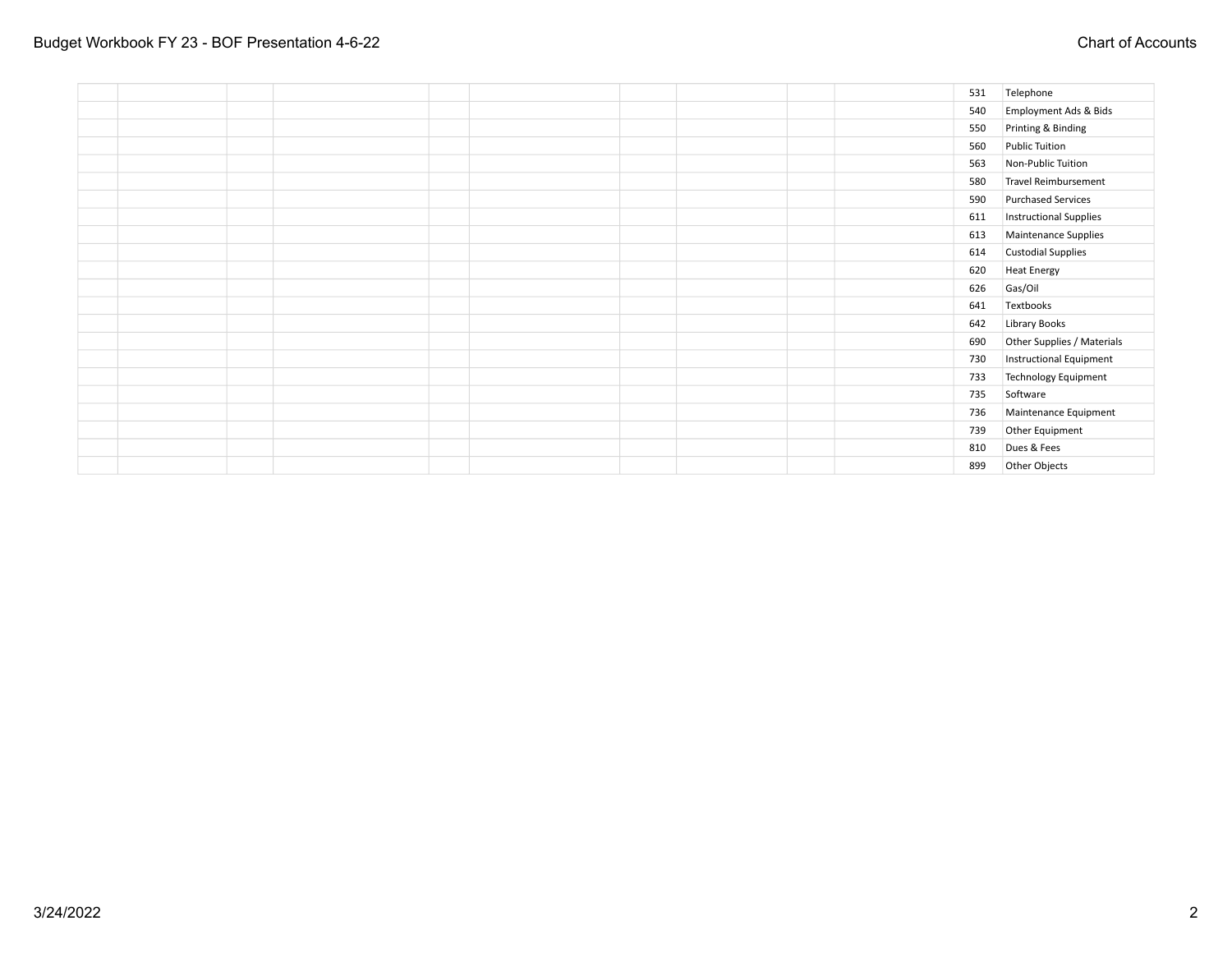| Code | Description |
|---|---|
| 531 | Telephone |
| 540 | Employment Ads & Bids |
| 550 | Printing & Binding |
| 560 | Public Tuition |
| 563 | Non-Public Tuition |
| 580 | Travel Reimbursement |
| 590 | Purchased Services |
| 611 | Instructional Supplies |
| 613 | Maintenance Supplies |
| 614 | Custodial Supplies |
| 620 | Heat Energy |
| 626 | Gas/Oil |
| 641 | Textbooks |
| 642 | Library Books |
| 690 | Other Supplies / Materials |
| 730 | Instructional Equipment |
| 733 | Technology Equipment |
| 735 | Software |
| 736 | Maintenance Equipment |
| 739 | Other Equipment |
| 810 | Dues & Fees |
| 899 | Other Objects |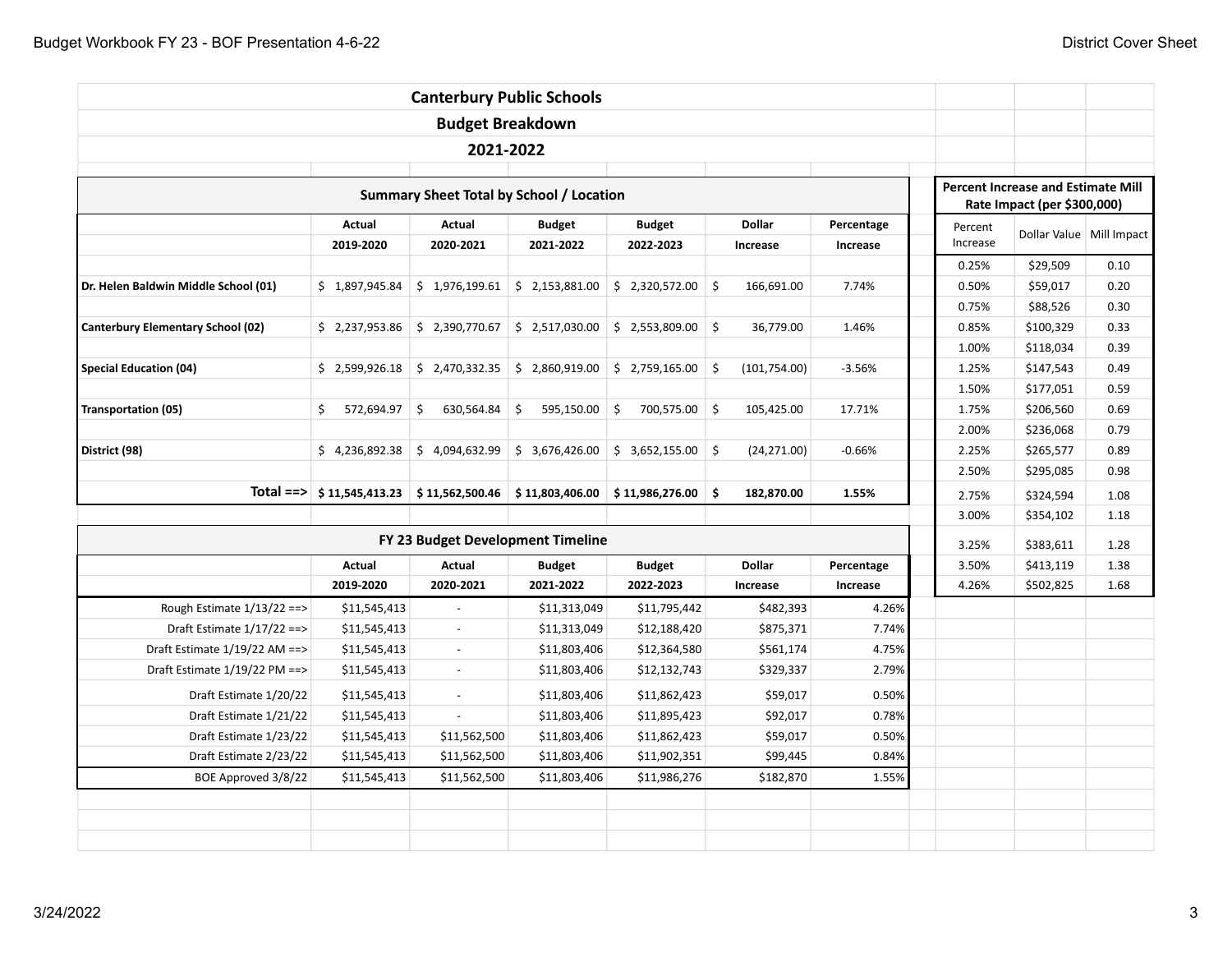# Canterbury Public Schools

## Budget Breakdown

## 2021-2022

### Summary Sheet Total by School / Location

| | Actual 2019-2020 | Actual 2020-2021 | Budget 2021-2022 | Budget 2022-2023 | Dollar Increase | Percentage Increase |
|---|---|---|---|---|---|---|
| **Dr. Helen Baldwin Middle School (01)** | $ 1,897,945.84 | $ 1,976,199.61 | $ 2,153,881.00 | $ 2,320,572.00 | $ 166,691.00 | 7.74% |
| **Canterbury Elementary School (02)** | $ 2,237,953.86 | $ 2,390,770.67 | $ 2,517,030.00 | $ 2,553,809.00 | $ 36,779.00 | 1.46% |
| **Special Education (04)** | $ 2,599,926.18 | $ 2,470,332.35 | $ 2,860,919.00 | $ 2,759,165.00 | $ (101,754.00) | -3.56% |
| **Transportation (05)** | $ 572,694.97 | $ 630,564.84 | $ 595,150.00 | $ 700,575.00 | $ 105,425.00 | 17.71% |
| **District (98)** | $ 4,236,892.38 | $ 4,094,632.99 | $ 3,676,426.00 | $ 3,652,155.00 | $ (24,271.00) | -0.66% |
| **Total ==>** | **$ 11,545,413.23** | **$ 11,562,500.46** | **$ 11,803,406.00** | **$ 11,986,276.00** | **$ 182,870.00** | **1.55%** |

### FY 23 Budget Development Timeline

| | Actual 2019-2020 | Actual 2020-2021 | Budget 2021-2022 | Budget 2022-2023 | Dollar Increase | Percentage Increase |
|---|---|---|---|---|---|---|
| Rough Estimate 1/13/22 ==> | $11,545,413 | - | $11,313,049 | $11,795,442 | $482,393 | 4.26% |
| Draft Estimate 1/17/22 ==> | $11,545,413 | - | $11,313,049 | $12,188,420 | $875,371 | 7.74% |
| Draft Estimate 1/19/22 AM ==> | $11,545,413 | - | $11,803,406 | $12,364,580 | $561,174 | 4.75% |
| Draft Estimate 1/19/22 PM ==> | $11,545,413 | - | $11,803,406 | $12,132,743 | $329,337 | 2.79% |
| Draft Estimate 1/20/22 | $11,545,413 | - | $11,803,406 | $11,862,423 | $59,017 | 0.50% |
| Draft Estimate 1/21/22 | $11,545,413 | - | $11,803,406 | $11,895,423 | $92,017 | 0.78% |
| Draft Estimate 1/23/22 | $11,545,413 | $11,562,500 | $11,803,406 | $11,862,423 | $59,017 | 0.50% |
| Draft Estimate 2/23/22 | $11,545,413 | $11,562,500 | $11,803,406 | $11,902,351 | $99,445 | 0.84% |
| BOE Approved 3/8/22 | $11,545,413 | $11,562,500 | $11,803,406 | $11,986,276 | $182,870 | 1.55% |

### Percent Increase and Estimate Mill Rate Impact (per $300,000)

| Percent Increase | Dollar Value | Mill Impact |
|---|---|---|
| 0.25% | $29,509 | 0.10 |
| 0.50% | $59,017 | 0.20 |
| 0.75% | $88,526 | 0.30 |
| 0.85% | $100,329 | 0.33 |
| 1.00% | $118,034 | 0.39 |
| 1.25% | $147,543 | 0.49 |
| 1.50% | $177,051 | 0.59 |
| 1.75% | $206,560 | 0.69 |
| 2.00% | $236,068 | 0.79 |
| 2.25% | $265,577 | 0.89 |
| 2.50% | $295,085 | 0.98 |
| 2.75% | $324,594 | 1.08 |
| 3.00% | $354,102 | 1.18 |
| 3.25% | $383,611 | 1.28 |
| 3.50% | $413,119 | 1.38 |
| 4.26% | $502,825 | 1.68 |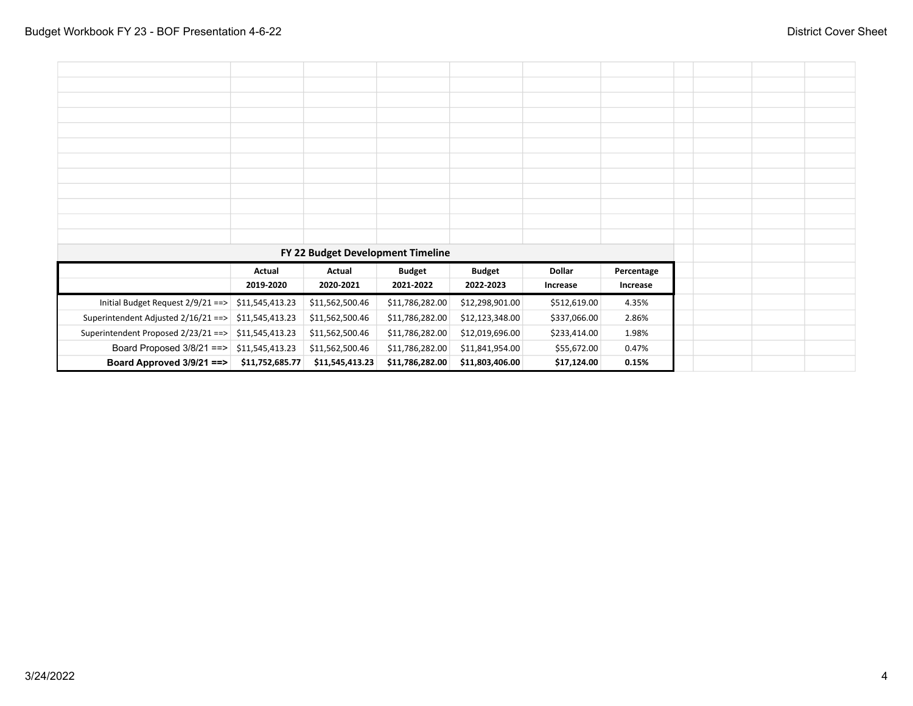| FY 22 Budget Development Timeline | | | | | | |
|---|---|---|---|---|---|---|
| | Actual 2019-2020 | Actual 2020-2021 | Budget 2021-2022 | Budget 2022-2023 | Dollar Increase | Percentage Increase |
| Initial Budget Request 2/9/21 ==> | $11,545,413.23 | $11,562,500.46 | $11,786,282.00 | $12,298,901.00 | $512,619.00 | 4.35% |
| Superintendent Adjusted 2/16/21 ==> | $11,545,413.23 | $11,562,500.46 | $11,786,282.00 | $12,123,348.00 | $337,066.00 | 2.86% |
| Superintendent Proposed 2/23/21 ==> | $11,545,413.23 | $11,562,500.46 | $11,786,282.00 | $12,019,696.00 | $233,414.00 | 1.98% |
| Board Proposed 3/8/21 ==> | $11,545,413.23 | $11,562,500.46 | $11,786,282.00 | $11,841,954.00 | $55,672.00 | 0.47% |
| **Board Approved 3/9/21 ==>** | **$11,752,685.77** | **$11,545,413.23** | **$11,786,282.00** | **$11,803,406.00** | **$17,124.00** | **0.15%** |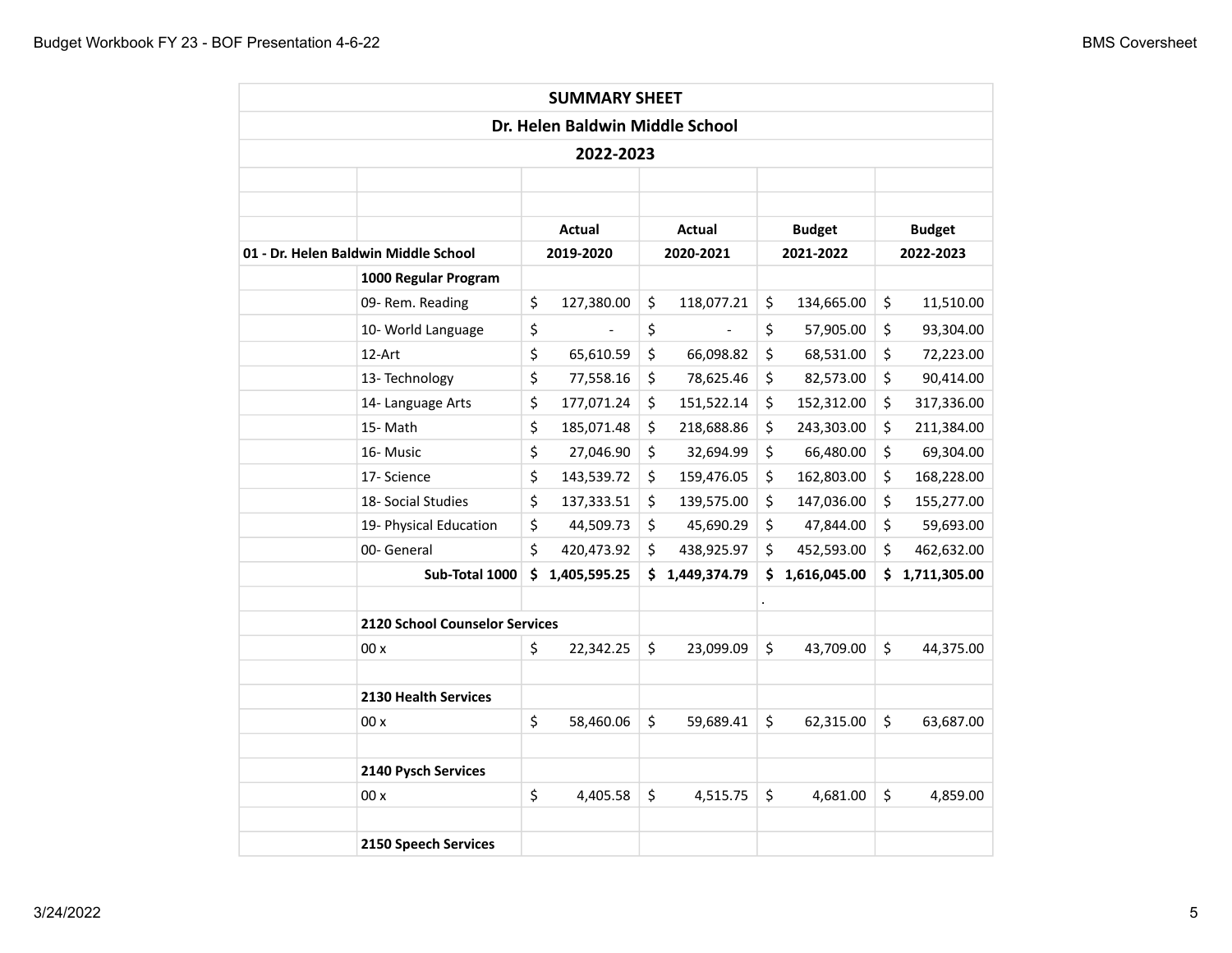## SUMMARY SHEET

## Dr. Helen Baldwin Middle School

## 2022-2023

| | | Actual | Actual | Budget | Budget |
|---|---|---|---|---|---|
| 01 - Dr. Helen Baldwin Middle School | | 2019-2020 | 2020-2021 | 2021-2022 | 2022-2023 |
| | **1000 Regular Program** | | | | |
| | 09- Rem. Reading | $ 127,380.00 | $ 118,077.21 | $ 134,665.00 | $ 11,510.00 |
| | 10- World Language | $ - | $ - | $ 57,905.00 | $ 93,304.00 |
| | 12-Art | $ 65,610.59 | $ 66,098.82 | $ 68,531.00 | $ 72,223.00 |
| | 13- Technology | $ 77,558.16 | $ 78,625.46 | $ 82,573.00 | $ 90,414.00 |
| | 14- Language Arts | $ 177,071.24 | $ 151,522.14 | $ 152,312.00 | $ 317,336.00 |
| | 15- Math | $ 185,071.48 | $ 218,688.86 | $ 243,303.00 | $ 211,384.00 |
| | 16- Music | $ 27,046.90 | $ 32,694.99 | $ 66,480.00 | $ 69,304.00 |
| | 17- Science | $ 143,539.72 | $ 159,476.05 | $ 162,803.00 | $ 168,228.00 |
| | 18- Social Studies | $ 137,333.51 | $ 139,575.00 | $ 147,036.00 | $ 155,277.00 |
| | 19- Physical Education | $ 44,509.73 | $ 45,690.29 | $ 47,844.00 | $ 59,693.00 |
| | 00- General | $ 420,473.92 | $ 438,925.97 | $ 452,593.00 | $ 462,632.00 |
| | **Sub-Total 1000** | **$ 1,405,595.25** | **$ 1,449,374.79** | **$ 1,616,045.00** | **$ 1,711,305.00** |
| | | | | . | |
| | **2120 School Counselor Services** | | | | |
| | 00 x | $ 22,342.25 | $ 23,099.09 | $ 43,709.00 | $ 44,375.00 |
| | | | | | |
| | **2130 Health Services** | | | | |
| | 00 x | $ 58,460.06 | $ 59,689.41 | $ 62,315.00 | $ 63,687.00 |
| | | | | | |
| | **2140 Pysch Services** | | | | |
| | 00 x | $ 4,405.58 | $ 4,515.75 | $ 4,681.00 | $ 4,859.00 |
| | | | | | |
| | **2150 Speech Services** | | | | |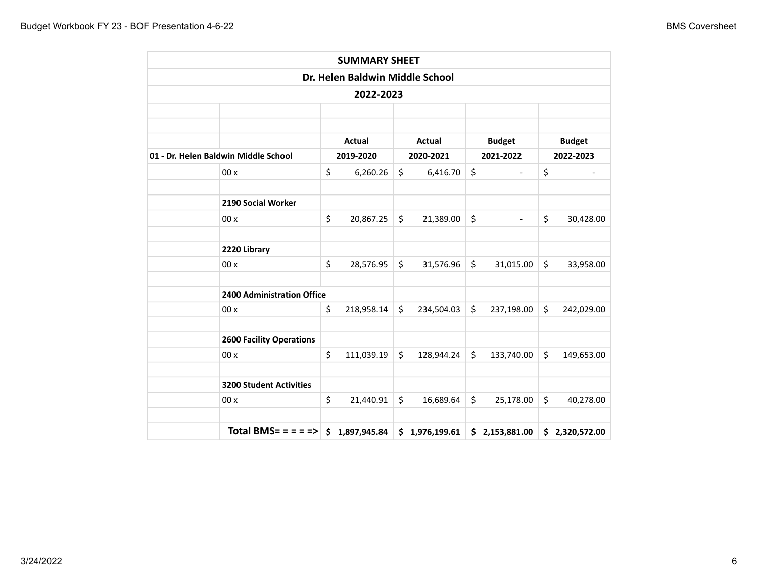| SUMMARY SHEET | | | | | |
|---|---|---|---|---|---|
| Dr. Helen Baldwin Middle School | | | | | |
| 2022-2023 | | | | | |
| | | | | | |
| | | | | | |
| | | **Actual** | **Actual** | **Budget** | **Budget** |
| **01 - Dr. Helen Baldwin Middle School** | | **2019-2020** | **2020-2021** | **2021-2022** | **2022-2023** |
| | 00 x | $ 6,260.26 | $ 6,416.70 | $ - | $ - |
| | | | | | |
| | **2190 Social Worker** | | | | |
| | 00 x | $ 20,867.25 | $ 21,389.00 | $ - | $ 30,428.00 |
| | | | | | |
| | **2220 Library** | | | | |
| | 00 x | $ 28,576.95 | $ 31,576.96 | $ 31,015.00 | $ 33,958.00 |
| | | | | | |
| | **2400 Administration Office** | | | | |
| | 00 x | $ 218,958.14 | $ 234,504.03 | $ 237,198.00 | $ 242,029.00 |
| | | | | | |
| | **2600 Facility Operations** | | | | |
| | 00 x | $ 111,039.19 | $ 128,944.24 | $ 133,740.00 | $ 149,653.00 |
| | | | | | |
| | **3200 Student Activities** | | | | |
| | 00 x | $ 21,440.91 | $ 16,689.64 | $ 25,178.00 | $ 40,278.00 |
| | | | | | |
| | **Total BMS= = = = =>** | **$ 1,897,945.84** | **$ 1,976,199.61** | **$ 2,153,881.00** | **$ 2,320,572.00** |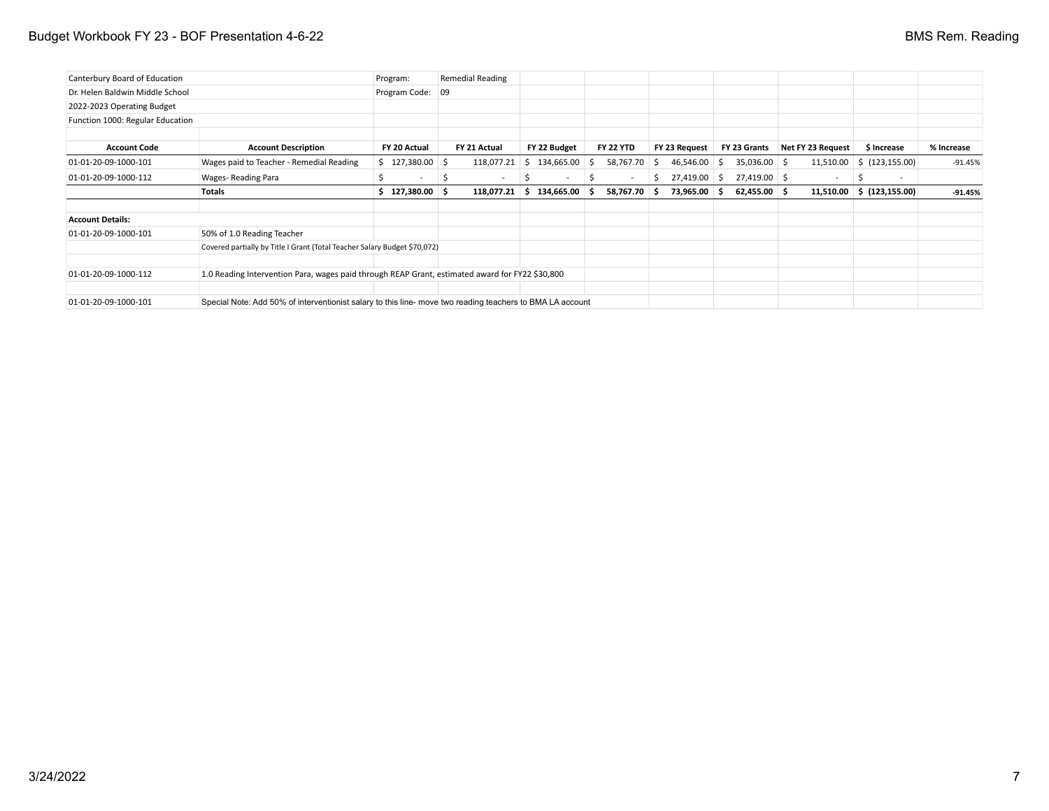| Canterbury Board of Education | | Program: | Remedial Reading | | | | | | | |
|---|---|---|---|---|---|---|---|---|---|---|
| Dr. Helen Baldwin Middle School | | Program Code: | 09 | | | | | | | |
| 2022-2023 Operating Budget | | | | | | | | | | |
| Function 1000: Regular Education | | | | | | | | | | |
| | | | | | | | | | | |
| **Account Code** | **Account Description** | **FY 20 Actual** | **FY 21 Actual** | **FY 22 Budget** | **FY 22 YTD** | **FY 23 Request** | **FY 23 Grants** | **Net FY 23 Request** | **$ Increase** | **% Increase** |
| 01-01-20-09-1000-101 | Wages paid to Teacher - Remedial Reading | $ 127,380.00 | $ 118,077.21 | $ 134,665.00 | $ 58,767.70 | $ 46,546.00 | $ 35,036.00 | $ 11,510.00 | $ (123,155.00) | -91.45% |
| 01-01-20-09-1000-112 | Wages- Reading Para | $ - | $ - | $ - | $ - | $ 27,419.00 | $ 27,419.00 | $ - | $ - | |
| | **Totals** | **$ 127,380.00** | **$ 118,077.21** | **$ 134,665.00** | **$ 58,767.70** | **$ 73,965.00** | **$ 62,455.00** | **$ 11,510.00** | **$ (123,155.00)** | **-91.45%** |
| | | | | | | | | | | |
| **Account Details:** | | | | | | | | | | |
| 01-01-20-09-1000-101 | 50% of 1.0 Reading Teacher | | | | | | | | | |
| | Covered partially by Title I Grant (Total Teacher Salary Budget $70,072) | | | | | | | | | |
| | | | | | | | | | | |
| 01-01-20-09-1000-112 | 1.0 Reading Intervention Para, wages paid through REAP Grant, estimated award for FY22 $30,800 | | | | | | | | | |
| | | | | | | | | | | |
| 01-01-20-09-1000-101 | Special Note: Add 50% of interventionist salary to this line- move two reading teachers to BMA LA account | | | | | | | | | |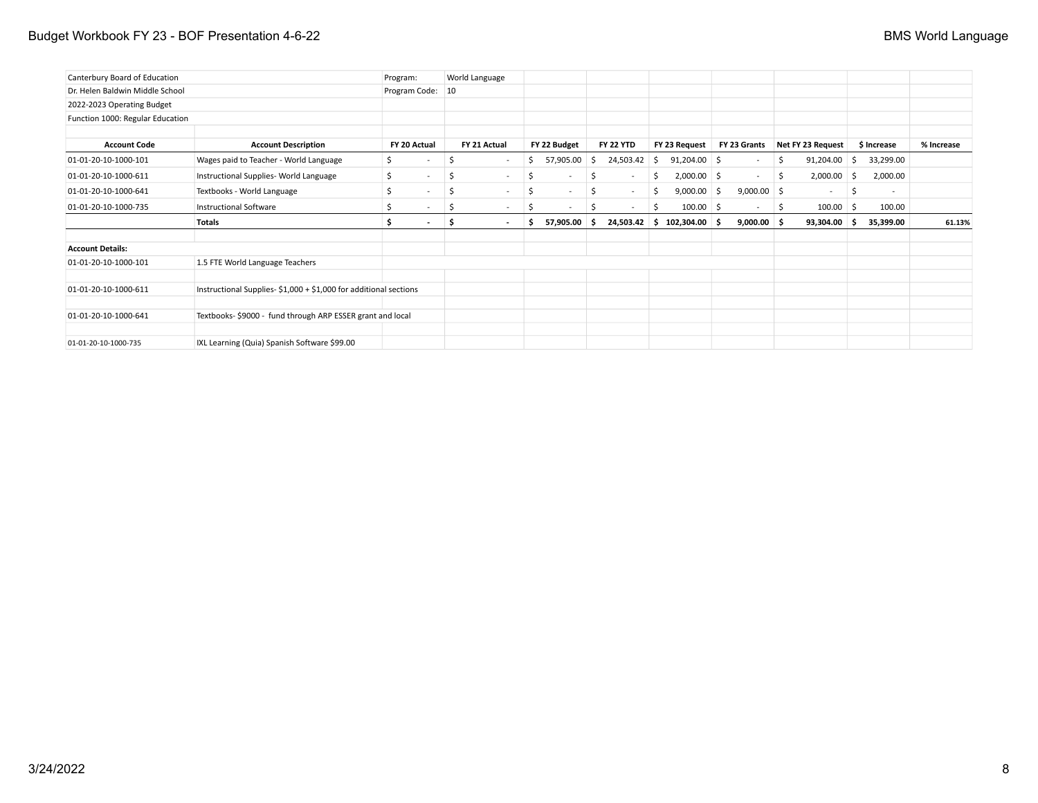| Canterbury Board of Education | | Program: | World Language | | | | | | | |
|---|---|---|---|---|---|---|---|---|---|---|
| Dr. Helen Baldwin Middle School | | Program Code: | 10 | | | | | | | |
| 2022-2023 Operating Budget | | | | | | | | | | |
| Function 1000: Regular Education | | | | | | | | | | |
| **Account Code** | **Account Description** | **FY 20 Actual** | **FY 21 Actual** | **FY 22 Budget** | **FY 22 YTD** | **FY 23 Request** | **FY 23 Grants** | **Net FY 23 Request** | **$ Increase** | **% Increase** |
| 01-01-20-10-1000-101 | Wages paid to Teacher - World Language | $ - | $ - | $ 57,905.00 | $ 24,503.42 | $ 91,204.00 | $ - | $ 91,204.00 | $ 33,299.00 | |
| 01-01-20-10-1000-611 | Instructional Supplies- World Language | $ - | $ - | $ - | $ - | $ 2,000.00 | $ - | $ 2,000.00 | $ 2,000.00 | |
| 01-01-20-10-1000-641 | Textbooks - World Language | $ - | $ - | $ - | $ - | $ 9,000.00 | $ 9,000.00 | $ - | $ - | |
| 01-01-20-10-1000-735 | Instructional Software | $ - | $ - | $ - | $ - | $ 100.00 | $ - | $ 100.00 | $ 100.00 | |
| | **Totals** | **$ -** | **$ -** | **$ 57,905.00** | **$ 24,503.42** | **$ 102,304.00** | **$ 9,000.00** | **$ 93,304.00** | **$ 35,399.00** | **61.13%** |

**Account Details:**

| | |
|---|---|
| 01-01-20-10-1000-101 | 1.5 FTE World Language Teachers |
| 01-01-20-10-1000-611 | Instructional Supplies- $1,000 + $1,000 for additional sections |
| 01-01-20-10-1000-641 | Textbooks- $9000 - fund through ARP ESSER grant and local |
| 01-01-20-10-1000-735 | IXL Learning (Quia) Spanish Software $99.00 |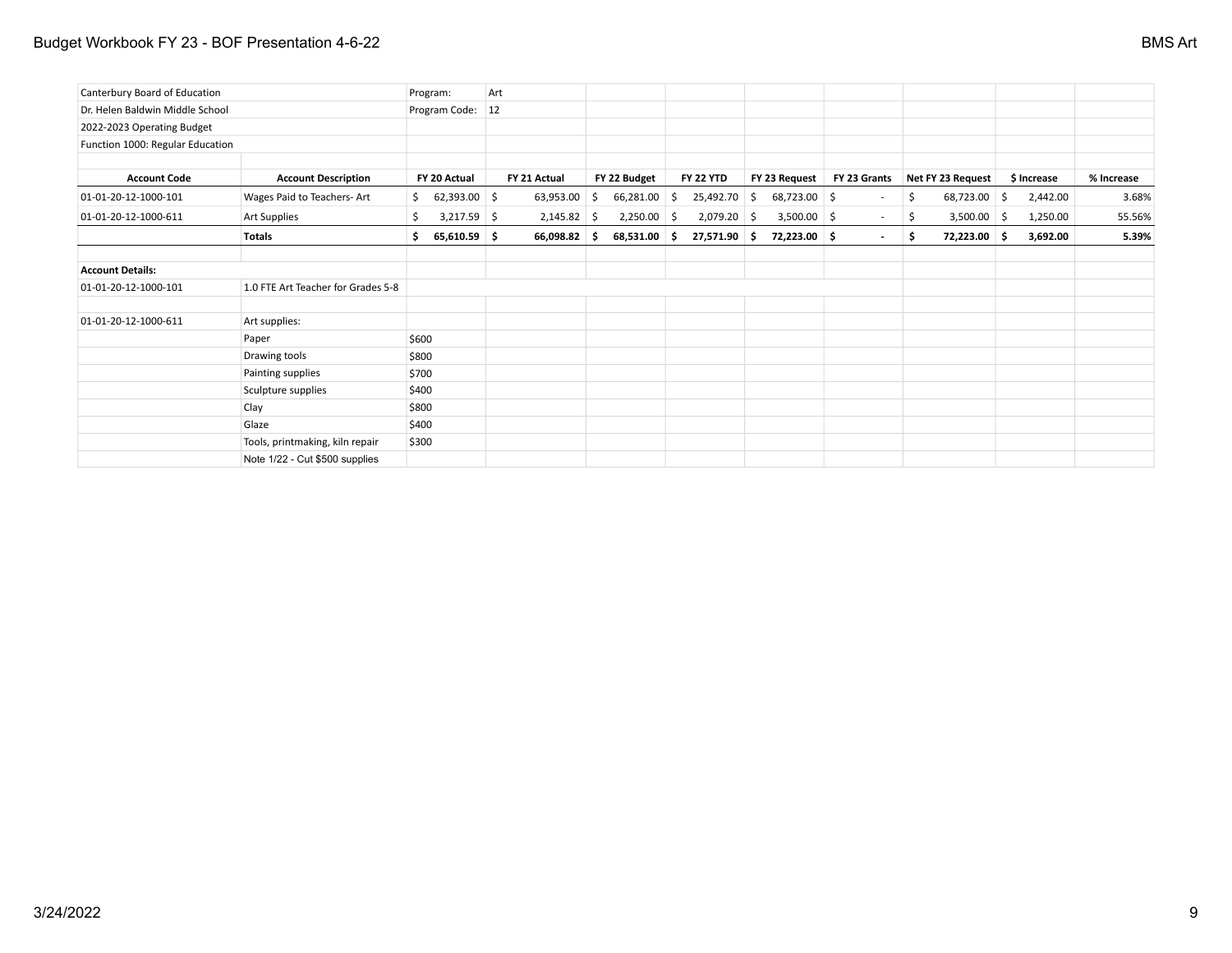| Canterbury Board of Education | | Program: | Art | | | | | | | |
|---|---|---|---|---|---|---|---|---|---|---|
| Dr. Helen Baldwin Middle School | | Program Code: | 12 | | | | | | | |
| 2022-2023 Operating Budget | | | | | | | | | | |
| Function 1000: Regular Education | | | | | | | | | | |
| | | | | | | | | | | |
| **Account Code** | **Account Description** | **FY 20 Actual** | **FY 21 Actual** | **FY 22 Budget** | **FY 22 YTD** | **FY 23 Request** | **FY 23 Grants** | **Net FY 23 Request** | **$ Increase** | **% Increase** |
| 01-01-20-12-1000-101 | Wages Paid to Teachers- Art | $ 62,393.00 | $ 63,953.00 | $ 66,281.00 | $ 25,492.70 | $ 68,723.00 | $ - | $ 68,723.00 | $ 2,442.00 | 3.68% |
| 01-01-20-12-1000-611 | Art Supplies | $ 3,217.59 | $ 2,145.82 | $ 2,250.00 | $ 2,079.20 | $ 3,500.00 | $ - | $ 3,500.00 | $ 1,250.00 | 55.56% |
| | **Totals** | **$ 65,610.59** | **$ 66,098.82** | **$ 68,531.00** | **$ 27,571.90** | **$ 72,223.00** | **$ -** | **$ 72,223.00** | **$ 3,692.00** | **5.39%** |
| | | | | | | | | | | |
| **Account Details:** | | | | | | | | | | |
| 01-01-20-12-1000-101 | 1.0 FTE Art Teacher for Grades 5-8 | | | | | | | | | |
| | | | | | | | | | | |
| 01-01-20-12-1000-611 | Art supplies: | | | | | | | | | |
| | Paper | $600 | | | | | | | | |
| | Drawing tools | $800 | | | | | | | | |
| | Painting supplies | $700 | | | | | | | | |
| | Sculpture supplies | $400 | | | | | | | | |
| | Clay | $800 | | | | | | | | |
| | Glaze | $400 | | | | | | | | |
| | Tools, printmaking, kiln repair | $300 | | | | | | | | |
| | Note 1/22 - Cut $500 supplies | | | | | | | | | |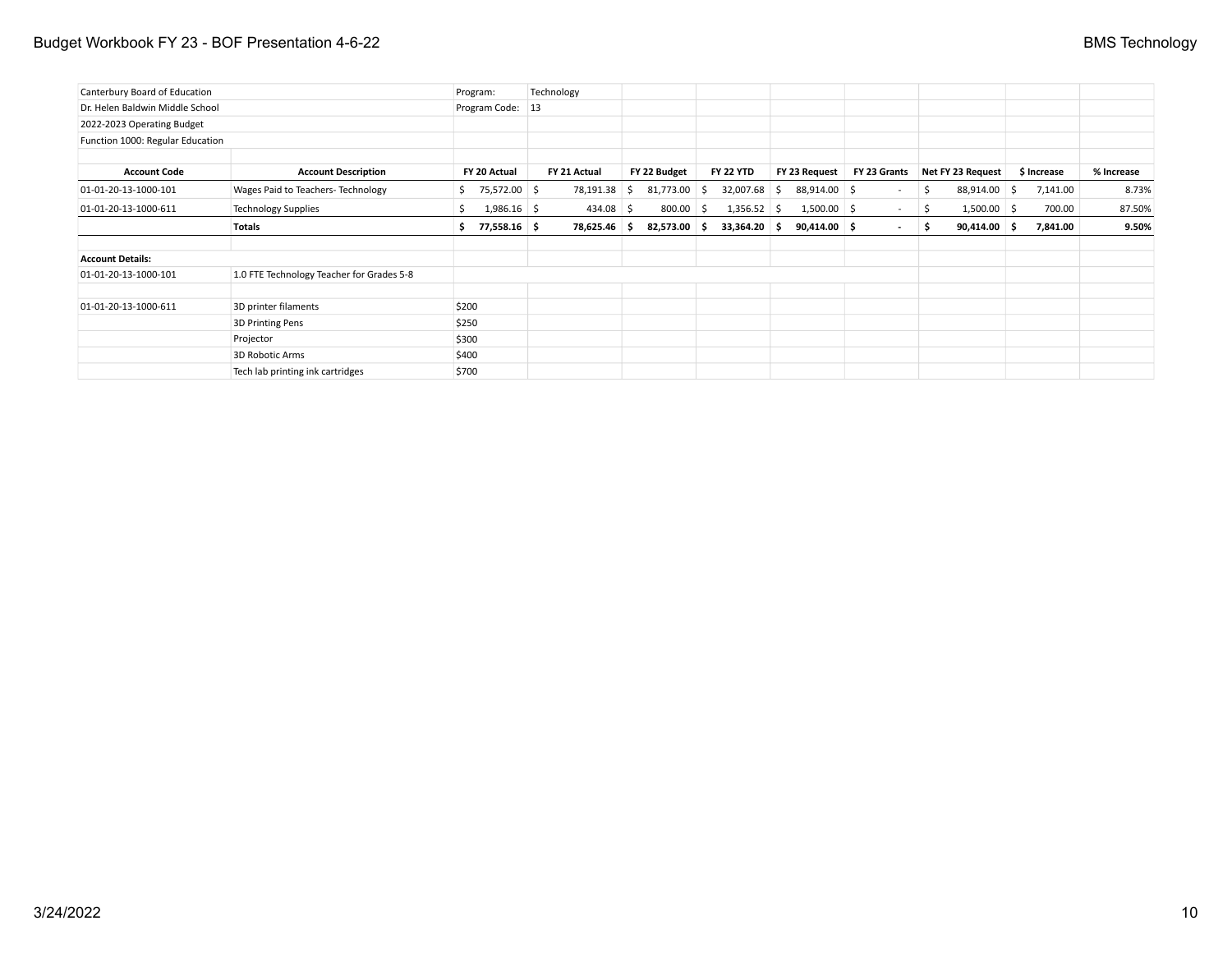| Canterbury Board of Education | | Program: | Technology | | | | | | | |
|---|---|---|---|---|---|---|---|---|---|---|
| Dr. Helen Baldwin Middle School | | Program Code: | 13 | | | | | | | |
| 2022-2023 Operating Budget | | | | | | | | | | |
| Function 1000: Regular Education | | | | | | | | | | |
| **Account Code** | **Account Description** | **FY 20 Actual** | **FY 21 Actual** | **FY 22 Budget** | **FY 22 YTD** | **FY 23 Request** | **FY 23 Grants** | **Net FY 23 Request** | **$ Increase** | **% Increase** |
| 01-01-20-13-1000-101 | Wages Paid to Teachers- Technology | $ 75,572.00 | $ 78,191.38 | $ 81,773.00 | $ 32,007.68 | $ 88,914.00 | $ - | $ 88,914.00 | $ 7,141.00 | 8.73% |
| 01-01-20-13-1000-611 | Technology Supplies | $ 1,986.16 | $ 434.08 | $ 800.00 | $ 1,356.52 | $ 1,500.00 | $ - | $ 1,500.00 | $ 700.00 | 87.50% |
| | **Totals** | **$ 77,558.16** | **$ 78,625.46** | **$ 82,573.00** | **$ 33,364.20** | **$ 90,414.00** | **$ -** | **$ 90,414.00** | **$ 7,841.00** | **9.50%** |
| | | | | | | | | | | |
| **Account Details:** | | | | | | | | | | |
| 01-01-20-13-1000-101 | 1.0 FTE Technology Teacher for Grades 5-8 | | | | | | | | | |
| | | | | | | | | | | |
| 01-01-20-13-1000-611 | 3D printer filaments | $200 | | | | | | | | |
| | 3D Printing Pens | $250 | | | | | | | | |
| | Projector | $300 | | | | | | | | |
| | 3D Robotic Arms | $400 | | | | | | | | |
| | Tech lab printing ink cartridges | $700 | | | | | | | | |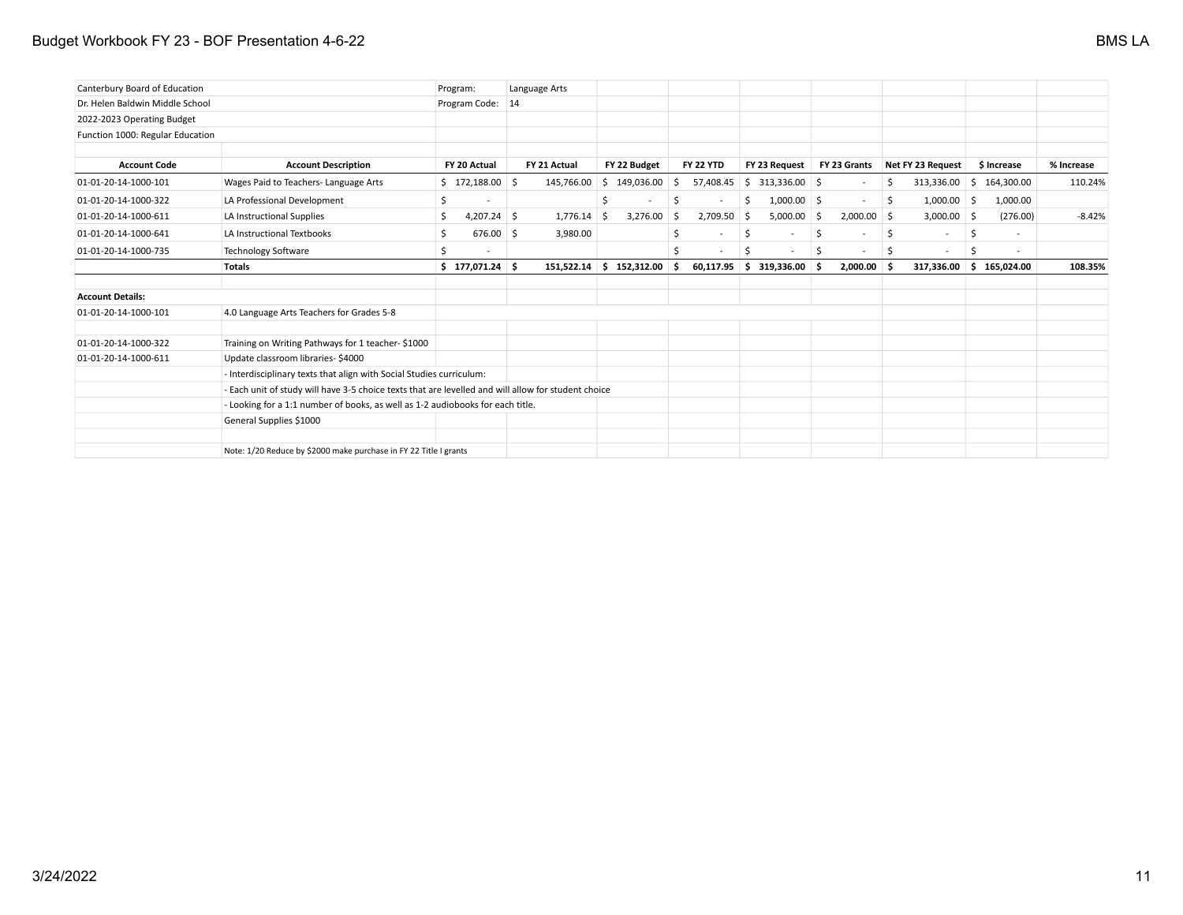| Canterbury Board of Education | | Program: | Language Arts | | | | | | | |
|---|---|---|---|---|---|---|---|---|---|---|
| Dr. Helen Baldwin Middle School | | Program Code: | 14 | | | | | | | |
| 2022-2023 Operating Budget | | | | | | | | | | |
| Function 1000: Regular Education | | | | | | | | | | |
| **Account Code** | **Account Description** | **FY 20 Actual** | **FY 21 Actual** | **FY 22 Budget** | **FY 22 YTD** | **FY 23 Request** | **FY 23 Grants** | **Net FY 23 Request** | **$ Increase** | **% Increase** |
| 01-01-20-14-1000-101 | Wages Paid to Teachers- Language Arts | $ 172,188.00 | $ 145,766.00 | $ 149,036.00 | $ 57,408.45 | $ 313,336.00 | $ - | $ 313,336.00 | $ 164,300.00 | 110.24% |
| 01-01-20-14-1000-322 | LA Professional Development | $ - | | $ - | $ - | $ 1,000.00 | $ - | $ 1,000.00 | $ 1,000.00 | |
| 01-01-20-14-1000-611 | LA Instructional Supplies | $ 4,207.24 | $ 1,776.14 | $ 3,276.00 | $ 2,709.50 | $ 5,000.00 | $ 2,000.00 | $ 3,000.00 | $ (276.00) | -8.42% |
| 01-01-20-14-1000-641 | LA Instructional Textbooks | $ 676.00 | $ 3,980.00 | | $ - | $ - | $ - | $ - | $ - | |
| 01-01-20-14-1000-735 | Technology Software | $ - | | | $ - | $ - | $ - | $ - | $ - | |
| | **Totals** | **$ 177,071.24** | **$ 151,522.14** | **$ 152,312.00** | **$ 60,117.95** | **$ 319,336.00** | **$ 2,000.00** | **$ 317,336.00** | **$ 165,024.00** | **108.35%** |

**Account Details:**

| | |
|---|---|
| 01-01-20-14-1000-101 | 4.0 Language Arts Teachers for Grades 5-8 |
| 01-01-20-14-1000-322 | Training on Writing Pathways for 1 teacher- $1000 |
| 01-01-20-14-1000-611 | Update classroom libraries- $4000 |
| | - Interdisciplinary texts that align with Social Studies curriculum: |
| | - Each unit of study will have 3-5 choice texts that are levelled and will allow for student choice |
| | - Looking for a 1:1 number of books, as well as 1-2 audiobooks for each title. |
| | General Supplies $1000 |
| | Note: 1/20 Reduce by $2000 make purchase in FY 22 Title I grants |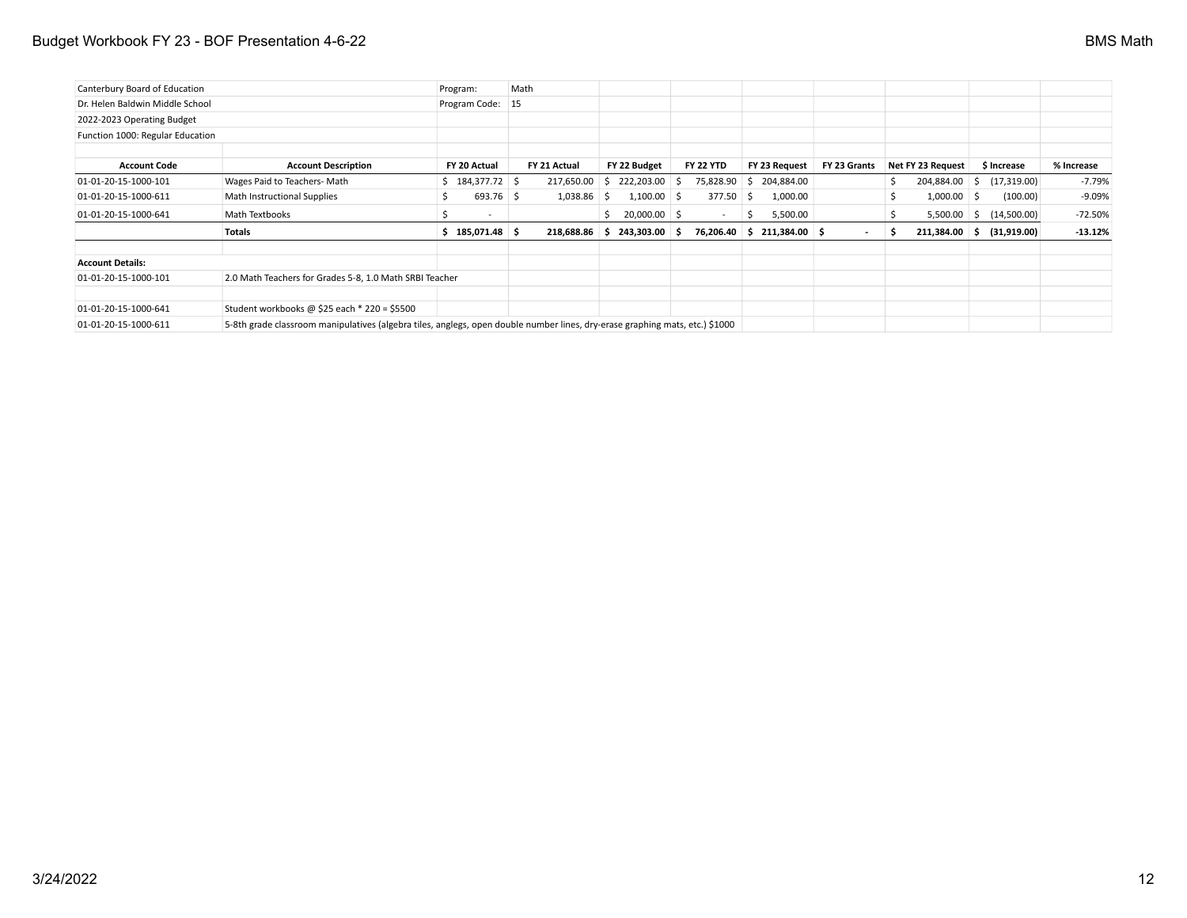| Canterbury Board of Education | | Program: | Math | | | | | | | |
|---|---|---|---|---|---|---|---|---|---|---|
| Dr. Helen Baldwin Middle School | | Program Code: | 15 | | | | | | | |
| 2022-2023 Operating Budget | | | | | | | | | | |
| Function 1000: Regular Education | | | | | | | | | | |
| **Account Code** | **Account Description** | **FY 20 Actual** | **FY 21 Actual** | **FY 22 Budget** | **FY 22 YTD** | **FY 23 Request** | **FY 23 Grants** | **Net FY 23 Request** | **$ Increase** | **% Increase** |
| 01-01-20-15-1000-101 | Wages Paid to Teachers- Math | $ 184,377.72 | $ 217,650.00 | $ 222,203.00 | $ 75,828.90 | $ 204,884.00 | | $ 204,884.00 | $ (17,319.00) | -7.79% |
| 01-01-20-15-1000-611 | Math Instructional Supplies | $ 693.76 | $ 1,038.86 | $ 1,100.00 | $ 377.50 | $ 1,000.00 | | $ 1,000.00 | $ (100.00) | -9.09% |
| 01-01-20-15-1000-641 | Math Textbooks | $ - | | $ 20,000.00 | $ - | $ 5,500.00 | | $ 5,500.00 | $ (14,500.00) | -72.50% |
| | **Totals** | **$ 185,071.48** | **$ 218,688.86** | **$ 243,303.00** | **$ 76,206.40** | **$ 211,384.00** | **$ -** | **$ 211,384.00** | **$ (31,919.00)** | **-13.12%** |

**Account Details:**

| | |
|---|---|
| 01-01-20-15-1000-101 | 2.0 Math Teachers for Grades 5-8, 1.0 Math SRBI Teacher |
| 01-01-20-15-1000-641 | Student workbooks @ $25 each * 220 = $5500 |
| 01-01-20-15-1000-611 | 5-8th grade classroom manipulatives (algebra tiles, anglegs, open double number lines, dry-erase graphing mats, etc.) $1000 |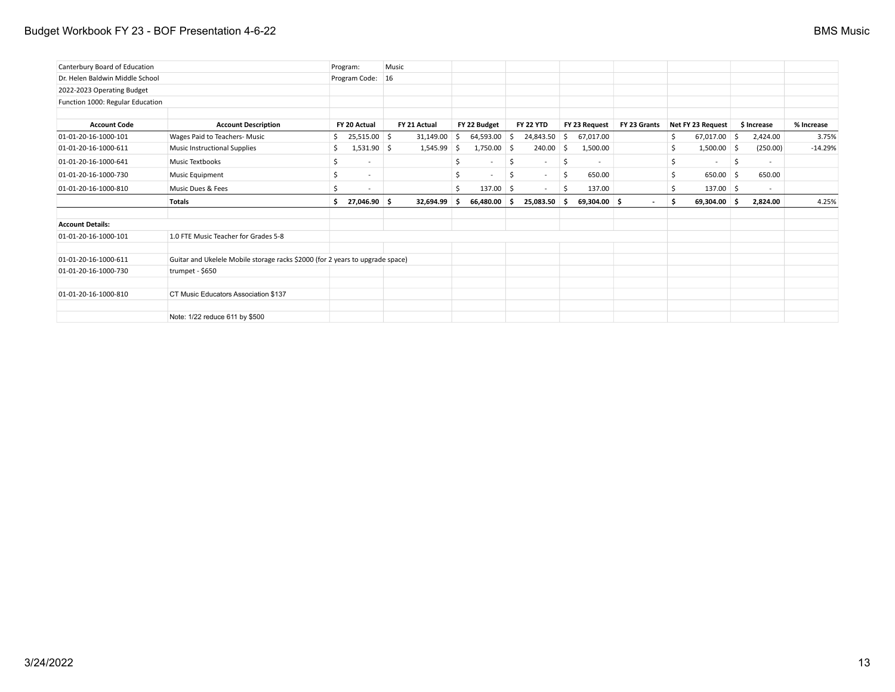| Canterbury Board of Education | | Program: | Music | | | | | | | |
|---|---|---|---|---|---|---|---|---|---|---|
| Dr. Helen Baldwin Middle School | | Program Code: | 16 | | | | | | | |
| 2022-2023 Operating Budget | | | | | | | | | | |
| Function 1000: Regular Education | | | | | | | | | | |
| **Account Code** | **Account Description** | **FY 20 Actual** | **FY 21 Actual** | **FY 22 Budget** | **FY 22 YTD** | **FY 23 Request** | **FY 23 Grants** | **Net FY 23 Request** | **$ Increase** | **% Increase** |
| 01-01-20-16-1000-101 | Wages Paid to Teachers- Music | $ 25,515.00 | $ 31,149.00 | $ 64,593.00 | $ 24,843.50 | $ 67,017.00 | | $ 67,017.00 | $ 2,424.00 | 3.75% |
| 01-01-20-16-1000-611 | Music Instructional Supplies | $ 1,531.90 | $ 1,545.99 | $ 1,750.00 | $ 240.00 | $ 1,500.00 | | $ 1,500.00 | $ (250.00) | -14.29% |
| 01-01-20-16-1000-641 | Music Textbooks | $ - | | $ - | $ - | $ - | | $ - | $ - | |
| 01-01-20-16-1000-730 | Music Equipment | $ - | | $ - | $ - | $ 650.00 | | $ 650.00 | $ 650.00 | |
| 01-01-20-16-1000-810 | Music Dues & Fees | $ - | | $ 137.00 | $ - | $ 137.00 | | $ 137.00 | $ - | |
| | **Totals** | **$ 27,046.90** | **$ 32,694.99** | **$ 66,480.00** | **$ 25,083.50** | **$ 69,304.00** | **$ -** | **$ 69,304.00** | **$ 2,824.00** | 4.25% |
| | | | | | | | | | | |
| **Account Details:** | | | | | | | | | | |
| 01-01-20-16-1000-101 | 1.0 FTE Music Teacher for Grades 5-8 | | | | | | | | | |
| | | | | | | | | | | |
| 01-01-20-16-1000-611 | Guitar and Ukelele Mobile storage racks $2000 (for 2 years to upgrade space) | | | | | | | | | |
| 01-01-20-16-1000-730 | trumpet - $650 | | | | | | | | | |
| | | | | | | | | | | |
| 01-01-20-16-1000-810 | CT Music Educators Association $137 | | | | | | | | | |
| | | | | | | | | | | |
| | Note: 1/22 reduce 611 by $500 | | | | | | | | | |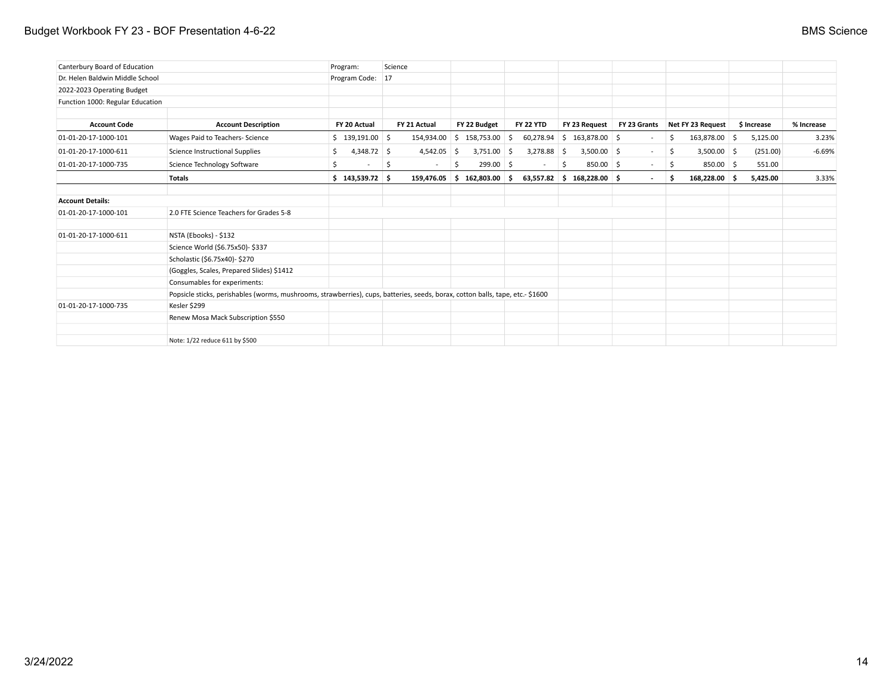| Canterbury Board of Education | | Program: | Science | | | | | | | |
|---|---|---|---|---|---|---|---|---|---|---|
| Dr. Helen Baldwin Middle School | | Program Code: | 17 | | | | | | | |
| 2022-2023 Operating Budget | | | | | | | | | | |
| Function 1000: Regular Education | | | | | | | | | | |
| | | | | | | | | | | |
| **Account Code** | **Account Description** | **FY 20 Actual** | **FY 21 Actual** | **FY 22 Budget** | **FY 22 YTD** | **FY 23 Request** | **FY 23 Grants** | **Net FY 23 Request** | **$ Increase** | **% Increase** |
| 01-01-20-17-1000-101 | Wages Paid to Teachers- Science | $ 139,191.00 | $ 154,934.00 | $ 158,753.00 | $ 60,278.94 | $ 163,878.00 | $ - | $ 163,878.00 | $ 5,125.00 | 3.23% |
| 01-01-20-17-1000-611 | Science Instructional Supplies | $ 4,348.72 | $ 4,542.05 | $ 3,751.00 | $ 3,278.88 | $ 3,500.00 | $ - | $ 3,500.00 | $ (251.00) | -6.69% |
| 01-01-20-17-1000-735 | Science Technology Software | $ - | $ - | $ 299.00 | $ - | $ 850.00 | $ - | $ 850.00 | $ 551.00 | |
| | **Totals** | **$ 143,539.72** | **$ 159,476.05** | **$ 162,803.00** | **$ 63,557.82** | **$ 168,228.00** | **$ -** | **$ 168,228.00** | **$ 5,425.00** | **3.33%** |
| | | | | | | | | | | |
| **Account Details:** | | | | | | | | | | |
| 01-01-20-17-1000-101 | 2.0 FTE Science Teachers for Grades 5-8 | | | | | | | | | |
| | | | | | | | | | | |
| 01-01-20-17-1000-611 | NSTA (Ebooks) - $132 | | | | | | | | | |
| | Science World ($6.75x50)- $337 | | | | | | | | | |
| | Scholastic ($6.75x40)- $270 | | | | | | | | | |
| | (Goggles, Scales, Prepared Slides) $1412 | | | | | | | | | |
| | Consumables for experiments: | | | | | | | | | |
| | Popsicle sticks, perishables (worms, mushrooms, strawberries), cups, batteries, seeds, borax, cotton balls, tape, etc.- $1600 | | | | | | | | | |
| 01-01-20-17-1000-735 | Kesler $299 | | | | | | | | | |
| | Renew Mosa Mack Subscription $550 | | | | | | | | | |
| | | | | | | | | | | |
| | Note: 1/22 reduce 611 by $500 | | | | | | | | | |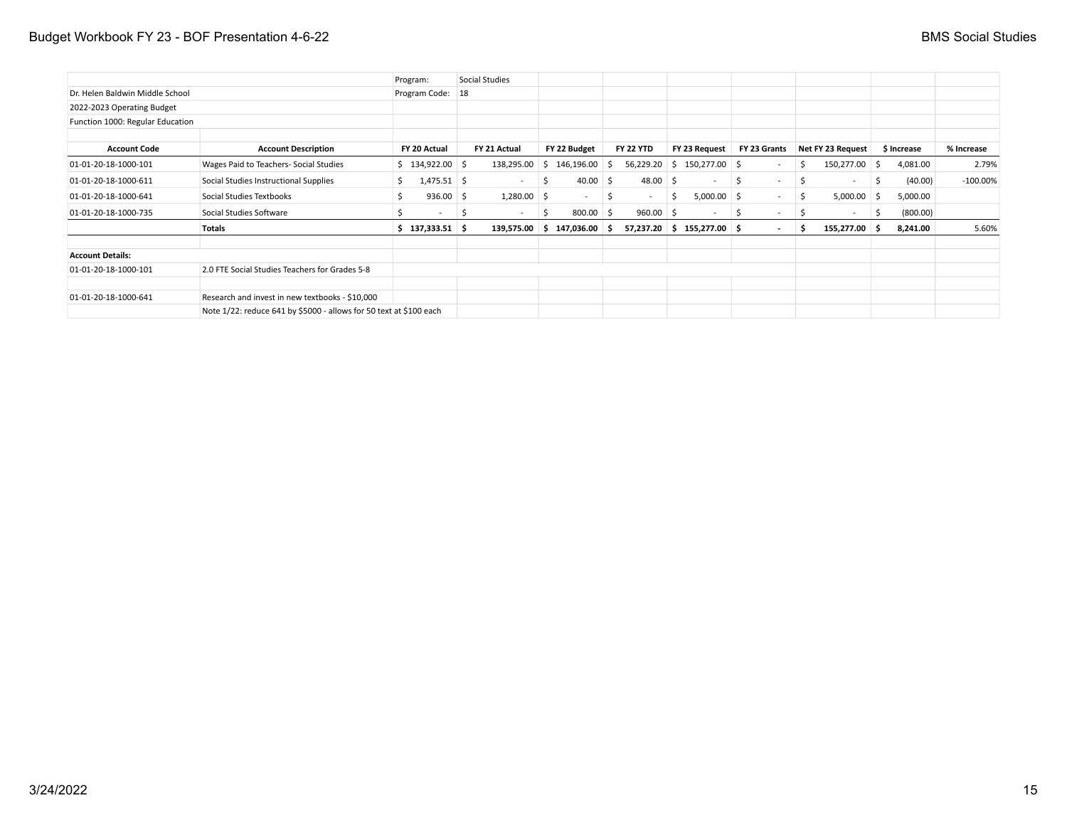| | | Program: | Social Studies | | | | | | | |
|---|---|---|---|---|---|---|---|---|---|---|
| Dr. Helen Baldwin Middle School | | Program Code: | 18 | | | | | | | |
| 2022-2023 Operating Budget | | | | | | | | | | |
| Function 1000: Regular Education | | | | | | | | | | |
| **Account Code** | **Account Description** | **FY 20 Actual** | **FY 21 Actual** | **FY 22 Budget** | **FY 22 YTD** | **FY 23 Request** | **FY 23 Grants** | **Net FY 23 Request** | **$ Increase** | **% Increase** |
| 01-01-20-18-1000-101 | Wages Paid to Teachers- Social Studies | $ 134,922.00 | $ 138,295.00 | $ 146,196.00 | $ 56,229.20 | $ 150,277.00 | $ - | $ 150,277.00 | $ 4,081.00 | 2.79% |
| 01-01-20-18-1000-611 | Social Studies Instructional Supplies | $ 1,475.51 | $ - | $ 40.00 | $ 48.00 | $ - | $ - | $ - | $ (40.00) | -100.00% |
| 01-01-20-18-1000-641 | Social Studies Textbooks | $ 936.00 | $ 1,280.00 | $ - | $ - | $ 5,000.00 | $ - | $ 5,000.00 | $ 5,000.00 | |
| 01-01-20-18-1000-735 | Social Studies Software | $ - | $ - | $ 800.00 | $ 960.00 | $ - | $ - | $ - | $ (800.00) | |
| | **Totals** | **$ 137,333.51** | **$ 139,575.00** | **$ 147,036.00** | **$ 57,237.20** | **$ 155,277.00** | **$ -** | **$ 155,277.00** | **$ 8,241.00** | 5.60% |
| | | | | | | | | | | |
| **Account Details:** | | | | | | | | | | |
| 01-01-20-18-1000-101 | 2.0 FTE Social Studies Teachers for Grades 5-8 | | | | | | | | | |
| | | | | | | | | | | |
| 01-01-20-18-1000-641 | Research and invest in new textbooks - $10,000 | | | | | | | | | |
| | Note 1/22: reduce 641 by $5000 - allows for 50 text at $100 each | | | | | | | | | |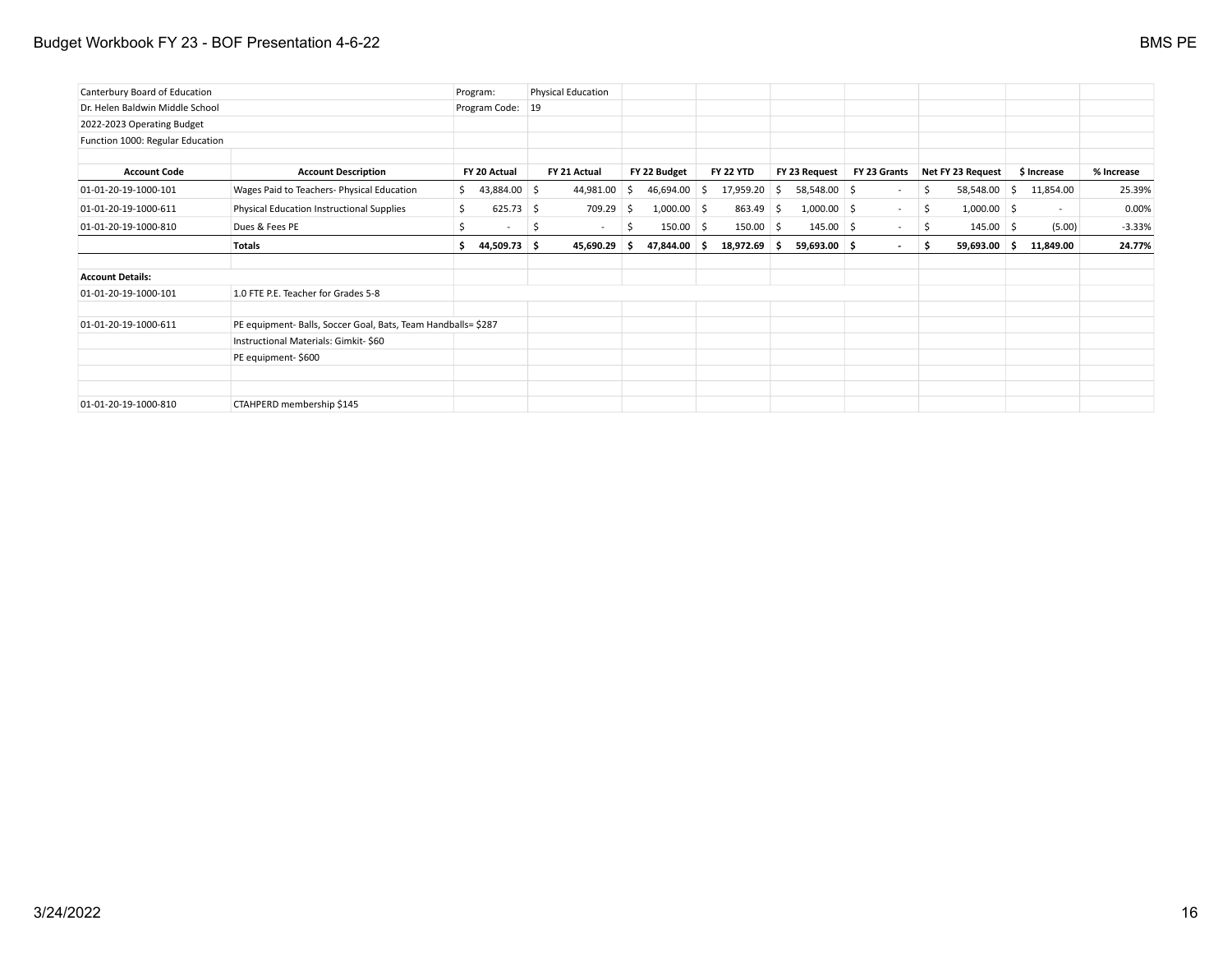| Canterbury Board of Education | | Program: | Physical Education | | | | | | | |
|---|---|---|---|---|---|---|---|---|---|---|
| Dr. Helen Baldwin Middle School | | Program Code: | 19 | | | | | | | |
| 2022-2023 Operating Budget | | | | | | | | | | |
| Function 1000: Regular Education | | | | | | | | | | |
| | | | | | | | | | | |
| **Account Code** | **Account Description** | **FY 20 Actual** | **FY 21 Actual** | **FY 22 Budget** | **FY 22 YTD** | **FY 23 Request** | **FY 23 Grants** | **Net FY 23 Request** | **$ Increase** | **% Increase** |
| 01-01-20-19-1000-101 | Wages Paid to Teachers- Physical Education | $ 43,884.00 | $ 44,981.00 | $ 46,694.00 | $ 17,959.20 | $ 58,548.00 | $ - | $ 58,548.00 | $ 11,854.00 | 25.39% |
| 01-01-20-19-1000-611 | Physical Education Instructional Supplies | $ 625.73 | $ 709.29 | $ 1,000.00 | $ 863.49 | $ 1,000.00 | $ - | $ 1,000.00 | $ - | 0.00% |
| 01-01-20-19-1000-810 | Dues & Fees PE | $ - | $ - | $ 150.00 | $ 150.00 | $ 145.00 | $ - | $ 145.00 | $ (5.00) | -3.33% |
| | **Totals** | **$ 44,509.73** | **$ 45,690.29** | **$ 47,844.00** | **$ 18,972.69** | **$ 59,693.00** | **$ -** | **$ 59,693.00** | **$ 11,849.00** | **24.77%** |
| | | | | | | | | | | |
| **Account Details:** | | | | | | | | | | |
| 01-01-20-19-1000-101 | 1.0 FTE P.E. Teacher for Grades 5-8 | | | | | | | | | |
| | | | | | | | | | | |
| 01-01-20-19-1000-611 | PE equipment- Balls, Soccer Goal, Bats, Team Handballs= $287 | | | | | | | | | |
| | Instructional Materials: Gimkit- $60 | | | | | | | | | |
| | PE equipment- $600 | | | | | | | | | |
| | | | | | | | | | | |
| | | | | | | | | | | |
| 01-01-20-19-1000-810 | CTAHPERD membership $145 | | | | | | | | | |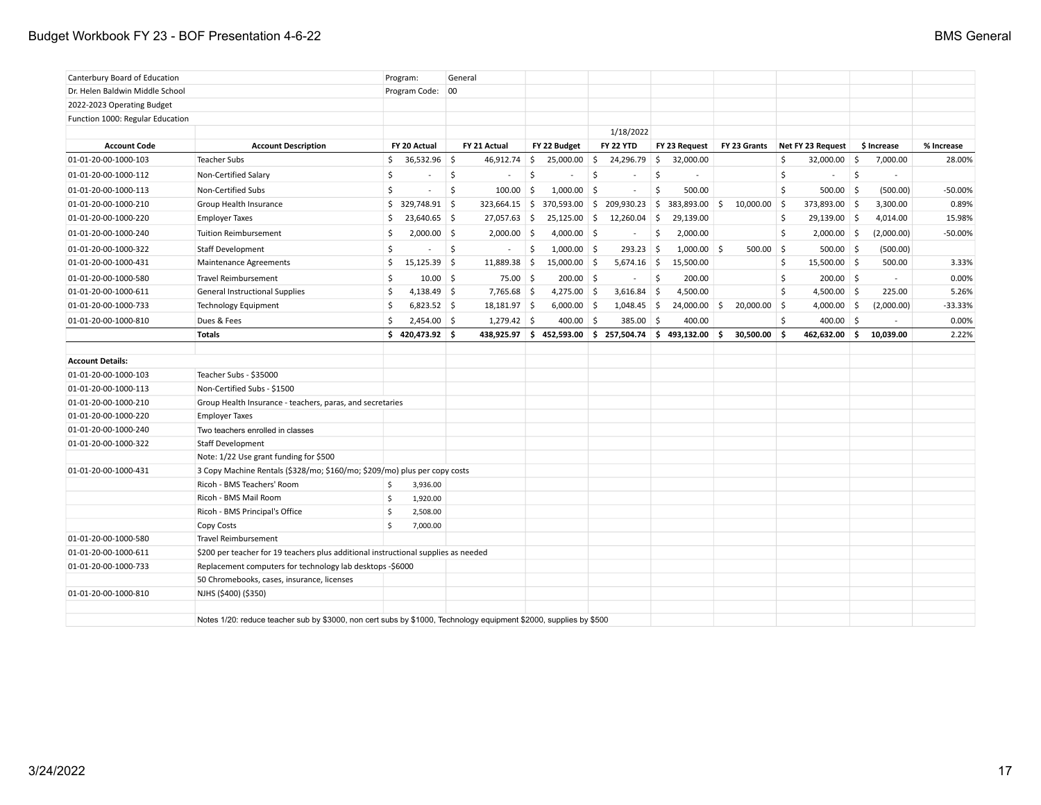| Canterbury Board of Education | | Program: | General | | | | | | | |
|---|---|---|---|---|---|---|---|---|---|---|
| Dr. Helen Baldwin Middle School | | Program Code: | 00 | | | | | | | |
| 2022-2023 Operating Budget | | | | | | | | | | |
| Function 1000: Regular Education | | | | | | | | | | |
| | | | | | 1/18/2022 | | | | | |
| **Account Code** | **Account Description** | **FY 20 Actual** | **FY 21 Actual** | **FY 22 Budget** | **FY 22 YTD** | **FY 23 Request** | **FY 23 Grants** | **Net FY 23 Request** | **$ Increase** | **% Increase** |
| 01-01-20-00-1000-103 | Teacher Subs | $ 36,532.96 | $ 46,912.74 | $ 25,000.00 | $ 24,296.79 | $ 32,000.00 | | $ 32,000.00 | $ 7,000.00 | 28.00% |
| 01-01-20-00-1000-112 | Non-Certified Salary | $ - | $ - | $ - | $ - | $ - | | $ - | $ - | |
| 01-01-20-00-1000-113 | Non-Certified Subs | $ - | $ 100.00 | $ 1,000.00 | $ - | $ 500.00 | | $ 500.00 | $ (500.00) | -50.00% |
| 01-01-20-00-1000-210 | Group Health Insurance | $ 329,748.91 | $ 323,664.15 | $ 370,593.00 | $ 209,930.23 | $ 383,893.00 | $ 10,000.00 | $ 373,893.00 | $ 3,300.00 | 0.89% |
| 01-01-20-00-1000-220 | Employer Taxes | $ 23,640.65 | $ 27,057.63 | $ 25,125.00 | $ 12,260.04 | $ 29,139.00 | | $ 29,139.00 | $ 4,014.00 | 15.98% |
| 01-01-20-00-1000-240 | Tuition Reimbursement | $ 2,000.00 | $ 2,000.00 | $ 4,000.00 | $ - | $ 2,000.00 | | $ 2,000.00 | $ (2,000.00) | -50.00% |
| 01-01-20-00-1000-322 | Staff Development | $ - | $ - | $ 1,000.00 | $ 293.23 | $ 1,000.00 | $ 500.00 | $ 500.00 | $ (500.00) | |
| 01-01-20-00-1000-431 | Maintenance Agreements | $ 15,125.39 | $ 11,889.38 | $ 15,000.00 | $ 5,674.16 | $ 15,500.00 | | $ 15,500.00 | $ 500.00 | 3.33% |
| 01-01-20-00-1000-580 | Travel Reimbursement | $ 10.00 | $ 75.00 | $ 200.00 | $ - | $ 200.00 | | $ 200.00 | $ - | 0.00% |
| 01-01-20-00-1000-611 | General Instructional Supplies | $ 4,138.49 | $ 7,765.68 | $ 4,275.00 | $ 3,616.84 | $ 4,500.00 | | $ 4,500.00 | $ 225.00 | 5.26% |
| 01-01-20-00-1000-733 | Technology Equipment | $ 6,823.52 | $ 18,181.97 | $ 6,000.00 | $ 1,048.45 | $ 24,000.00 | $ 20,000.00 | $ 4,000.00 | $ (2,000.00) | -33.33% |
| 01-01-20-00-1000-810 | Dues & Fees | $ 2,454.00 | $ 1,279.42 | $ 400.00 | $ 385.00 | $ 400.00 | | $ 400.00 | $ - | 0.00% |
| | **Totals** | **$ 420,473.92** | **$ 438,925.97** | **$ 452,593.00** | **$ 257,504.74** | **$ 493,132.00** | **$ 30,500.00** | **$ 462,632.00** | **$ 10,039.00** | 2.22% |

| **Account Details:** | | |
|---|---|---|
| 01-01-20-00-1000-103 | Teacher Subs - $35000 | |
| 01-01-20-00-1000-113 | Non-Certified Subs - $1500 | |
| 01-01-20-00-1000-210 | Group Health Insurance - teachers, paras, and secretaries | |
| 01-01-20-00-1000-220 | Employer Taxes | |
| 01-01-20-00-1000-240 | Two teachers enrolled in classes | |
| 01-01-20-00-1000-322 | Staff Development | |
| | Note: 1/22 Use grant funding for $500 | |
| 01-01-20-00-1000-431 | 3 Copy Machine Rentals ($328/mo; $160/mo; $209/mo) plus per copy costs | |
| | Ricoh - BMS Teachers' Room | $ 3,936.00 |
| | Ricoh - BMS Mail Room | $ 1,920.00 |
| | Ricoh - BMS Principal's Office | $ 2,508.00 |
| | Copy Costs | $ 7,000.00 |
| 01-01-20-00-1000-580 | Travel Reimbursement | |
| 01-01-20-00-1000-611 | $200 per teacher for 19 teachers plus additional instructional supplies as needed | |
| 01-01-20-00-1000-733 | Replacement computers for technology lab desktops -$6000 | |
| | 50 Chromebooks, cases, insurance, licenses | |
| 01-01-20-00-1000-810 | NJHS ($400) ($350) | |
| | Notes 1/20: reduce teacher sub by $3000, non cert subs by $1000, Technology equipment $2000, supplies by $500 | |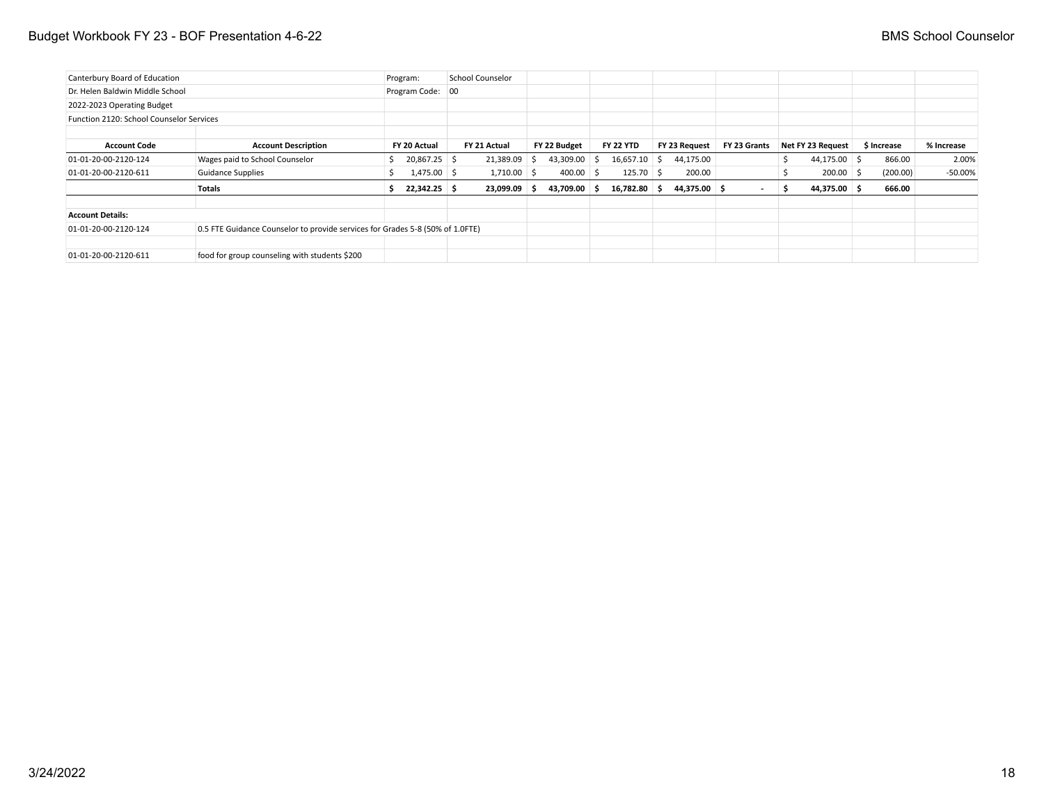| Canterbury Board of Education | | Program: | School Counselor | | | | | | | |
|---|---|---|---|---|---|---|---|---|---|---|
| Dr. Helen Baldwin Middle School | | Program Code: | 00 | | | | | | | |
| 2022-2023 Operating Budget | | | | | | | | | | |
| Function 2120: School Counselor Services | | | | | | | | | | |
| | | | | | | | | | | |
| **Account Code** | **Account Description** | **FY 20 Actual** | **FY 21 Actual** | **FY 22 Budget** | **FY 22 YTD** | **FY 23 Request** | **FY 23 Grants** | **Net FY 23 Request** | **$ Increase** | **% Increase** |
| 01-01-20-00-2120-124 | Wages paid to School Counselor | $ 20,867.25 | $ 21,389.09 | $ 43,309.00 | $ 16,657.10 | $ 44,175.00 | | $ 44,175.00 | $ 866.00 | 2.00% |
| 01-01-20-00-2120-611 | Guidance Supplies | $ 1,475.00 | $ 1,710.00 | $ 400.00 | $ 125.70 | $ 200.00 | | $ 200.00 | $ (200.00) | -50.00% |
| | **Totals** | **$ 22,342.25** | **$ 23,099.09** | **$ 43,709.00** | **$ 16,782.80** | **$ 44,375.00** | **$ -** | **$ 44,375.00** | **$ 666.00** | |
| | | | | | | | | | | |
| **Account Details:** | | | | | | | | | | |
| 01-01-20-00-2120-124 | 0.5 FTE Guidance Counselor to provide services for Grades 5-8 (50% of 1.0FTE) | | | | | | | | | |
| | | | | | | | | | | |
| 01-01-20-00-2120-611 | food for group counseling with students $200 | | | | | | | | | |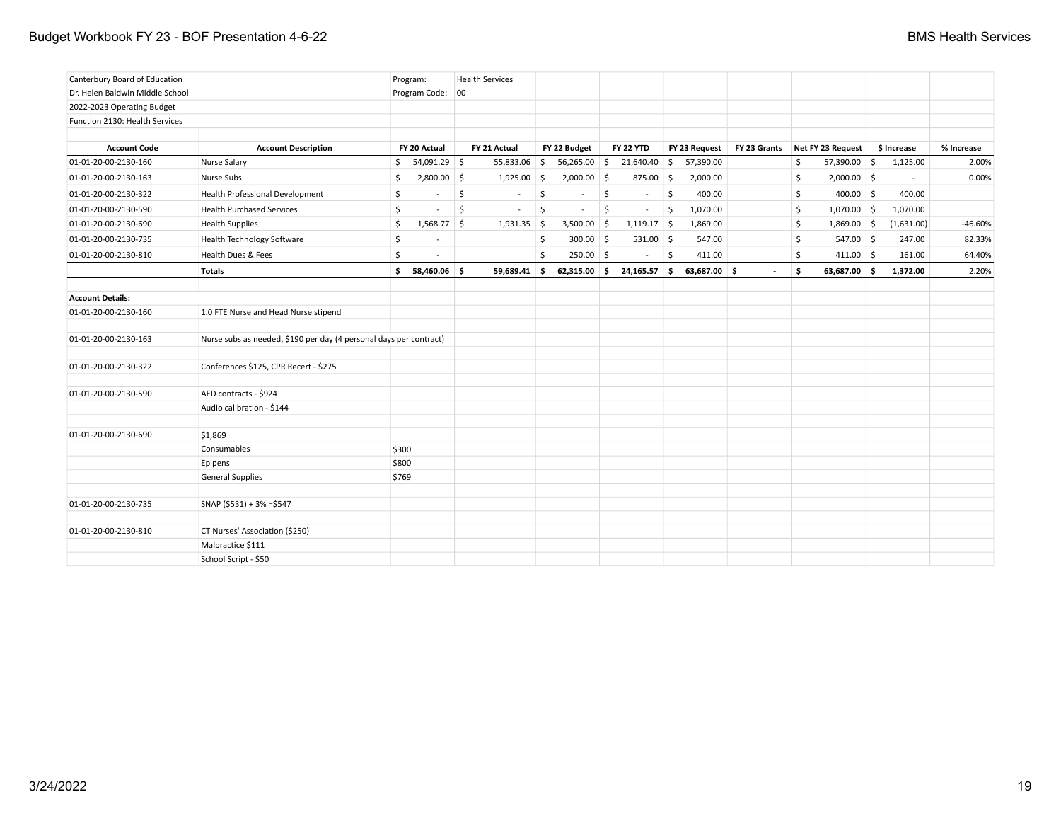Canterbury Board of Education
Dr. Helen Baldwin Middle School
2022-2023 Operating Budget
Function 2130: Health Services

Program: Health Services
Program Code: 00

| Account Code | Account Description | FY 20 Actual | FY 21 Actual | FY 22 Budget | FY 22 YTD | FY 23 Request | FY 23 Grants | Net FY 23 Request | $ Increase | % Increase |
|---|---|---|---|---|---|---|---|---|---|---|
| 01-01-20-00-2130-160 | Nurse Salary | $ 54,091.29 | $ 55,833.06 | $ 56,265.00 | $ 21,640.40 | $ 57,390.00 | | $ 57,390.00 | $ 1,125.00 | 2.00% |
| 01-01-20-00-2130-163 | Nurse Subs | $ 2,800.00 | $ 1,925.00 | $ 2,000.00 | $ 875.00 | $ 2,000.00 | | $ 2,000.00 | $ - | 0.00% |
| 01-01-20-00-2130-322 | Health Professional Development | $ - | $ - | $ - | $ - | $ 400.00 | | $ 400.00 | $ 400.00 | |
| 01-01-20-00-2130-590 | Health Purchased Services | $ - | $ - | $ - | $ - | $ 1,070.00 | | $ 1,070.00 | $ 1,070.00 | |
| 01-01-20-00-2130-690 | Health Supplies | $ 1,568.77 | $ 1,931.35 | $ 3,500.00 | $ 1,119.17 | $ 1,869.00 | | $ 1,869.00 | $ (1,631.00) | -46.60% |
| 01-01-20-00-2130-735 | Health Technology Software | $ - | | $ 300.00 | $ 531.00 | $ 547.00 | | $ 547.00 | $ 247.00 | 82.33% |
| 01-01-20-00-2130-810 | Health Dues & Fees | $ - | | $ 250.00 | $ - | $ 411.00 | | $ 411.00 | $ 161.00 | 64.40% |
| | **Totals** | **$ 58,460.06** | **$ 59,689.41** | **$ 62,315.00** | **$ 24,165.57** | **$ 63,687.00** | **$ -** | **$ 63,687.00** | **$ 1,372.00** | 2.20% |

**Account Details:**

| Account Code | Details | |
|---|---|---|
| 01-01-20-00-2130-160 | 1.0 FTE Nurse and Head Nurse stipend | |
| 01-01-20-00-2130-163 | Nurse subs as needed, $190 per day (4 personal days per contract) | |
| 01-01-20-00-2130-322 | Conferences $125, CPR Recert - $275 | |
| 01-01-20-00-2130-590 | AED contracts - $924 | |
| | Audio calibration - $144 | |
| 01-01-20-00-2130-690 | $1,869 | |
| | Consumables | $300 |
| | Epipens | $800 |
| | General Supplies | $769 |
| 01-01-20-00-2130-735 | SNAP ($531) + 3% =$547 | |
| 01-01-20-00-2130-810 | CT Nurses' Association ($250) | |
| | Malpractice $111 | |
| | School Script - $50 | |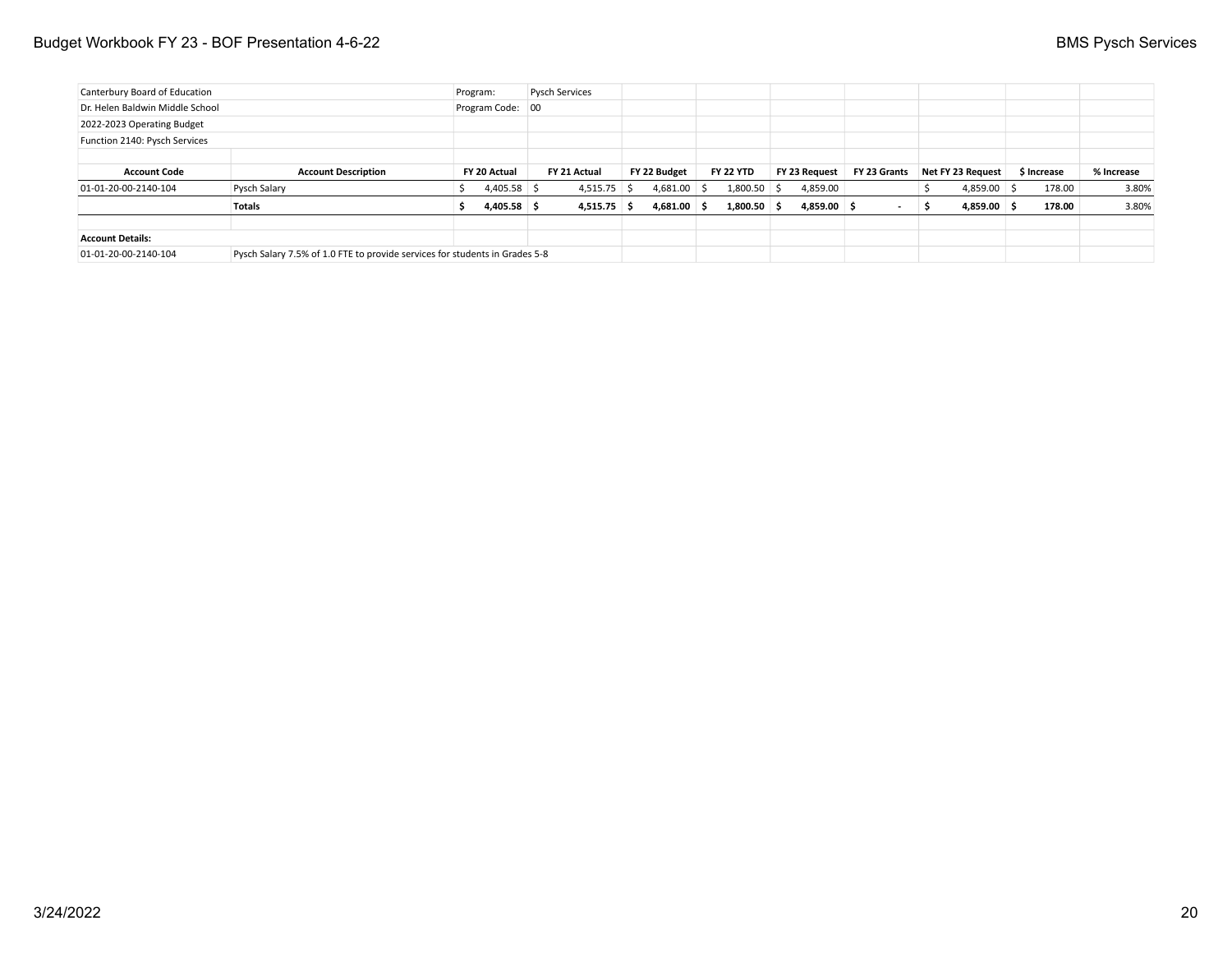| Canterbury Board of Education | | Program: | Pysch Services | | | | | | | |
|---|---|---|---|---|---|---|---|---|---|---|
| Dr. Helen Baldwin Middle School | | Program Code: | 00 | | | | | | | |
| 2022-2023 Operating Budget | | | | | | | | | | |
| Function 2140: Pysch Services | | | | | | | | | | |
| | | | | | | | | | | |
| **Account Code** | **Account Description** | **FY 20 Actual** | **FY 21 Actual** | **FY 22 Budget** | **FY 22 YTD** | **FY 23 Request** | **FY 23 Grants** | **Net FY 23 Request** | **$ Increase** | **% Increase** |
| 01-01-20-00-2140-104 | Pysch Salary | $ 4,405.58 | $ 4,515.75 | $ 4,681.00 | $ 1,800.50 | $ 4,859.00 | | $ 4,859.00 | $ 178.00 | 3.80% |
| | **Totals** | **$ 4,405.58** | **$ 4,515.75** | **$ 4,681.00** | **$ 1,800.50** | **$ 4,859.00** | **$ -** | **$ 4,859.00** | **$ 178.00** | 3.80% |
| | | | | | | | | | | |
| **Account Details:** | | | | | | | | | | |
| 01-01-20-00-2140-104 | Pysch Salary 7.5% of 1.0 FTE to provide services for students in Grades 5-8 | | | | | | | | | |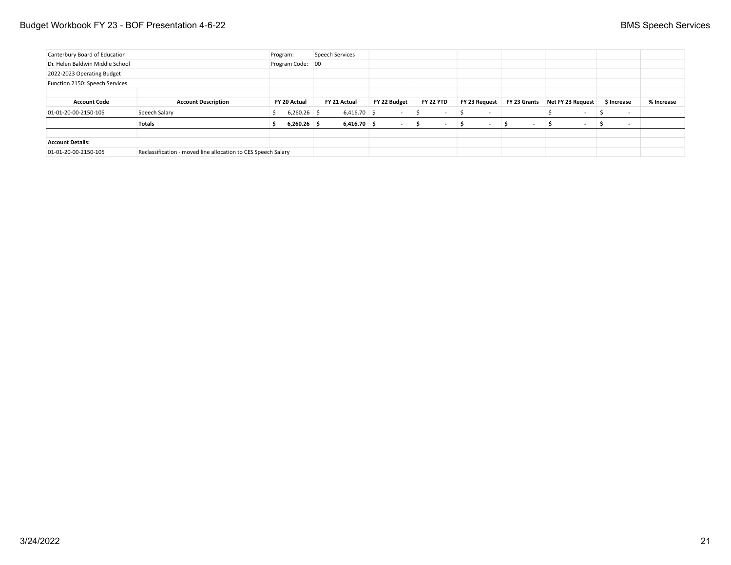| Canterbury Board of Education | | Program: | Speech Services | | | | | | | |
|---|---|---|---|---|---|---|---|---|---|---|
| Dr. Helen Baldwin Middle School | | Program Code: | 00 | | | | | | | |
| 2022-2023 Operating Budget | | | | | | | | | | |
| Function 2150: Speech Services | | | | | | | | | | |
| | | | | | | | | | | |
| **Account Code** | **Account Description** | **FY 20 Actual** | **FY 21 Actual** | **FY 22 Budget** | **FY 22 YTD** | **FY 23 Request** | **FY 23 Grants** | **Net FY 23 Request** | **$ Increase** | **% Increase** |
| 01-01-20-00-2150-105 | Speech Salary | $ 6,260.26 | $ 6,416.70 | $ - | $ - | $ - | | $ - | $ - | |
| | **Totals** | **$ 6,260.26** | **$ 6,416.70** | **$ -** | **$ -** | **$ -** | **$ -** | **$ -** | **$ -** | |
| | | | | | | | | | | |
| **Account Details:** | | | | | | | | | | |
| 01-01-20-00-2150-105 | Reclassification - moved line allocation to CES Speech Salary | | | | | | | | | |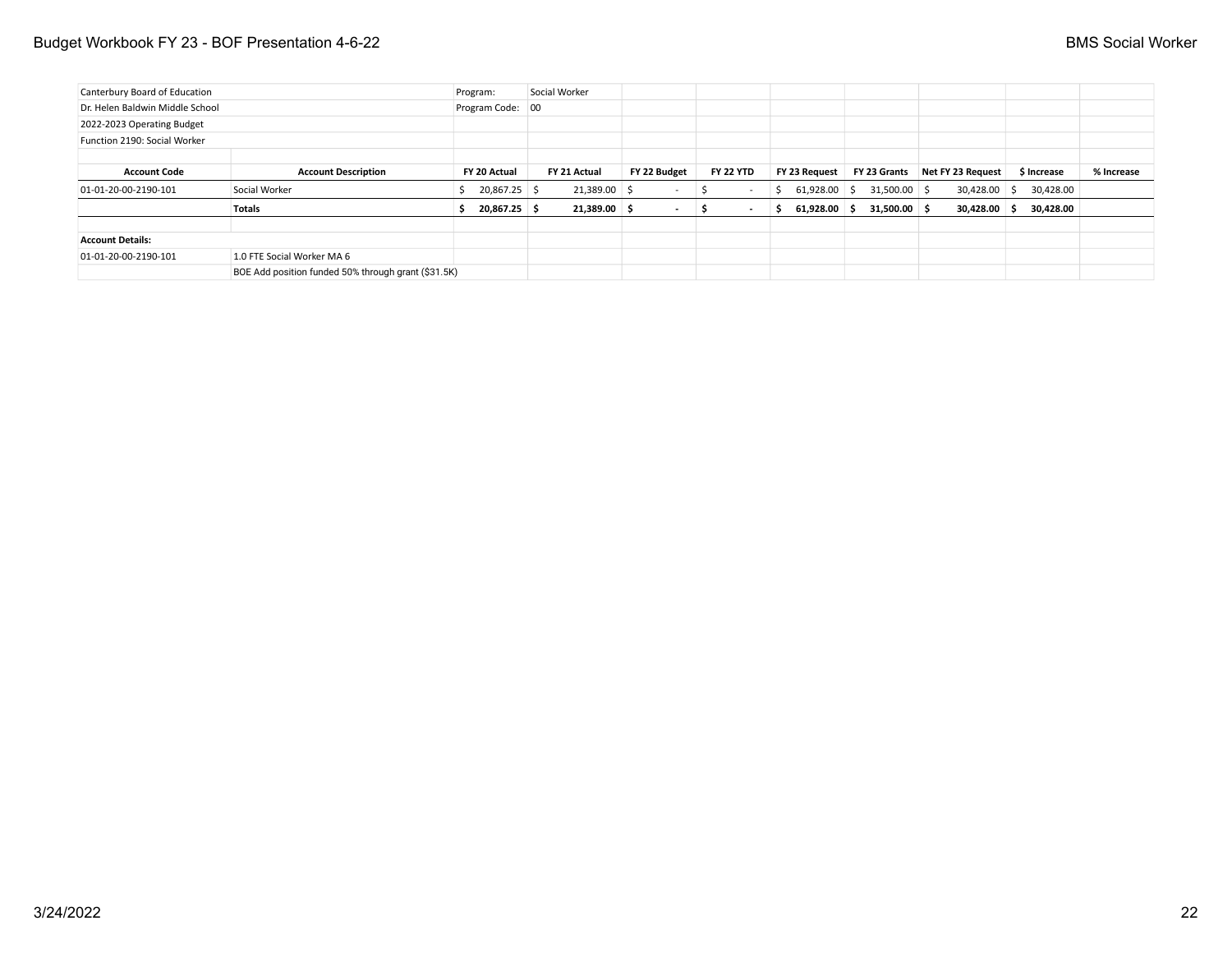Canterbury Board of Education | Program: Social Worker
Dr. Helen Baldwin Middle School | Program Code: 00
2022-2023 Operating Budget
Function 2190: Social Worker

| Account Code | Account Description | FY 20 Actual | FY 21 Actual | FY 22 Budget | FY 22 YTD | FY 23 Request | FY 23 Grants | Net FY 23 Request | $ Increase | % Increase |
|---|---|---|---|---|---|---|---|---|---|---|
| 01-01-20-00-2190-101 | Social Worker | $ 20,867.25 | $ 21,389.00 | $ - | $ - | $ 61,928.00 | $ 31,500.00 | $ 30,428.00 | $ 30,428.00 | |
| | **Totals** | **$ 20,867.25** | **$ 21,389.00** | **$ -** | **$ -** | **$ 61,928.00** | **$ 31,500.00** | **$ 30,428.00** | **$ 30,428.00** | |

**Account Details:**

| | |
|---|---|
| 01-01-20-00-2190-101 | 1.0 FTE Social Worker MA 6 |
| | BOE Add position funded 50% through grant ($31.5K) |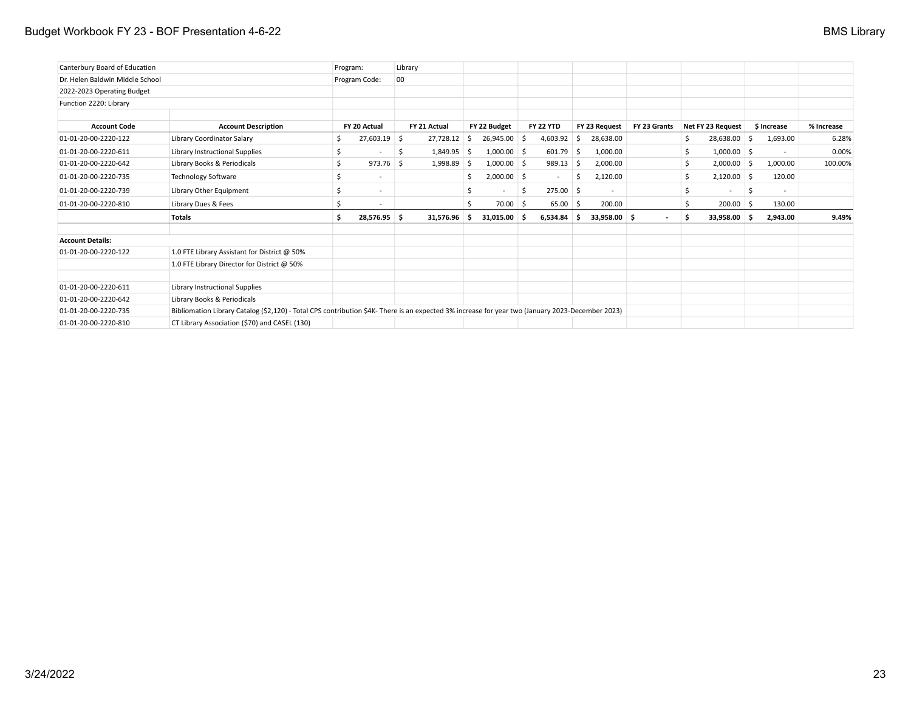Canterbury Board of Education
Dr. Helen Baldwin Middle School
2022-2023 Operating Budget
Function 2220: Library

Program: Library
Program Code: 00

| Account Code | Account Description | FY 20 Actual | FY 21 Actual | FY 22 Budget | FY 22 YTD | FY 23 Request | FY 23 Grants | Net FY 23 Request | $ Increase | % Increase |
|---|---|---|---|---|---|---|---|---|---|---|
| 01-01-20-00-2220-122 | Library Coordinator Salary | $ 27,603.19 | $ 27,728.12 | $ 26,945.00 | $ 4,603.92 | $ 28,638.00 | | $ 28,638.00 | $ 1,693.00 | 6.28% |
| 01-01-20-00-2220-611 | Library Instructional Supplies | $ - | $ 1,849.95 | $ 1,000.00 | $ 601.79 | $ 1,000.00 | | $ 1,000.00 | $ - | 0.00% |
| 01-01-20-00-2220-642 | Library Books & Periodicals | $ 973.76 | $ 1,998.89 | $ 1,000.00 | $ 989.13 | $ 2,000.00 | | $ 2,000.00 | $ 1,000.00 | 100.00% |
| 01-01-20-00-2220-735 | Technology Software | $ - | | $ 2,000.00 | $ - | $ 2,120.00 | | $ 2,120.00 | $ 120.00 | |
| 01-01-20-00-2220-739 | Library Other Equipment | $ - | | $ - | $ 275.00 | $ - | | $ - | $ - | |
| 01-01-20-00-2220-810 | Library Dues & Fees | $ - | | $ 70.00 | $ 65.00 | $ 200.00 | | $ 200.00 | $ 130.00 | |
| | **Totals** | **$ 28,576.95** | **$ 31,576.96** | **$ 31,015.00** | **$ 6,534.84** | **$ 33,958.00** | **$ -** | **$ 33,958.00** | **$ 2,943.00** | **9.49%** |

**Account Details:**

| Account Code | Details |
|---|---|
| 01-01-20-00-2220-122 | 1.0 FTE Library Assistant for District @ 50% |
| | 1.0 FTE Library Director for District @ 50% |
| 01-01-20-00-2220-611 | Library Instructional Supplies |
| 01-01-20-00-2220-642 | Library Books & Periodicals |
| 01-01-20-00-2220-735 | Bibliomation Library Catalog ($2,120) - Total CPS contribution $4K- There is an expected 3% increase for year two (January 2023-December 2023) |
| 01-01-20-00-2220-810 | CT Library Association ($70) and CASEL (130) |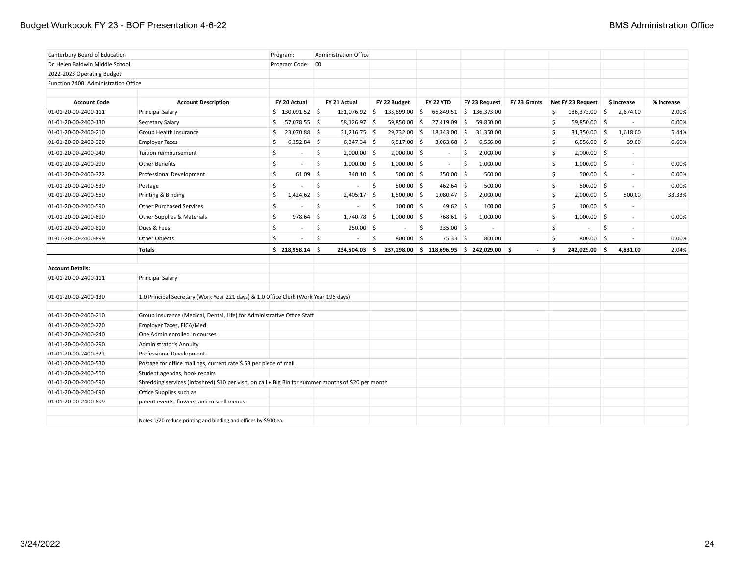| Canterbury Board of Education | | Program: | Administration Office | | | | | | | |
|---|---|---|---|---|---|---|---|---|---|---|
| Dr. Helen Baldwin Middle School | | Program Code: | 00 | | | | | | | |
| 2022-2023 Operating Budget | | | | | | | | | | |
| Function 2400: Administration Office | | | | | | | | | | |
| **Account Code** | **Account Description** | **FY 20 Actual** | **FY 21 Actual** | **FY 22 Budget** | **FY 22 YTD** | **FY 23 Request** | **FY 23 Grants** | **Net FY 23 Request** | **$ Increase** | **% Increase** |
| 01-01-20-00-2400-111 | Principal Salary | $ 130,091.52 | $ 131,076.92 | $ 133,699.00 | $ 66,849.51 | $ 136,373.00 | | $ 136,373.00 | $ 2,674.00 | 2.00% |
| 01-01-20-00-2400-130 | Secretary Salary | $ 57,078.55 | $ 58,126.97 | $ 59,850.00 | $ 27,419.09 | $ 59,850.00 | | $ 59,850.00 | $ - | 0.00% |
| 01-01-20-00-2400-210 | Group Health Insurance | $ 23,070.88 | $ 31,216.75 | $ 29,732.00 | $ 18,343.00 | $ 31,350.00 | | $ 31,350.00 | $ 1,618.00 | 5.44% |
| 01-01-20-00-2400-220 | Employer Taxes | $ 6,252.84 | $ 6,347.34 | $ 6,517.00 | $ 3,063.68 | $ 6,556.00 | | $ 6,556.00 | $ 39.00 | 0.60% |
| 01-01-20-00-2400-240 | Tuition reimbursement | $ - | $ 2,000.00 | $ 2,000.00 | $ - | $ 2,000.00 | | $ 2,000.00 | $ - | |
| 01-01-20-00-2400-290 | Other Benefits | $ - | $ 1,000.00 | $ 1,000.00 | $ - | $ 1,000.00 | | $ 1,000.00 | $ - | 0.00% |
| 01-01-20-00-2400-322 | Professional Development | $ 61.09 | $ 340.10 | $ 500.00 | $ 350.00 | $ 500.00 | | $ 500.00 | $ - | 0.00% |
| 01-01-20-00-2400-530 | Postage | $ - | $ - | $ 500.00 | $ 462.64 | $ 500.00 | | $ 500.00 | $ - | 0.00% |
| 01-01-20-00-2400-550 | Printing & Binding | $ 1,424.62 | $ 2,405.17 | $ 1,500.00 | $ 1,080.47 | $ 2,000.00 | | $ 2,000.00 | $ 500.00 | 33.33% |
| 01-01-20-00-2400-590 | Other Purchased Services | $ - | $ - | $ 100.00 | $ 49.62 | $ 100.00 | | $ 100.00 | $ - | |
| 01-01-20-00-2400-690 | Other Supplies & Materials | $ 978.64 | $ 1,740.78 | $ 1,000.00 | $ 768.61 | $ 1,000.00 | | $ 1,000.00 | $ - | 0.00% |
| 01-01-20-00-2400-810 | Dues & Fees | $ - | $ 250.00 | $ - | $ 235.00 | $ - | | $ - | $ - | |
| 01-01-20-00-2400-899 | Other Objects | $ - | $ - | $ 800.00 | $ 75.33 | $ 800.00 | | $ 800.00 | $ - | 0.00% |
| | **Totals** | **$ 218,958.14** | **$ 234,504.03** | **$ 237,198.00** | **$ 118,696.95** | **$ 242,029.00** | **$ -** | **$ 242,029.00** | **$ 4,831.00** | **2.04%** |

**Account Details:**

| Account Code | Details |
|---|---|
| 01-01-20-00-2400-111 | Principal Salary |
| 01-01-20-00-2400-130 | 1.0 Principal Secretary (Work Year 221 days) & 1.0 Office Clerk (Work Year 196 days) |
| 01-01-20-00-2400-210 | Group Insurance (Medical, Dental, Life) for Administrative Office Staff |
| 01-01-20-00-2400-220 | Employer Taxes, FICA/Med |
| 01-01-20-00-2400-240 | One Admin enrolled in courses |
| 01-01-20-00-2400-290 | Administrator's Annuity |
| 01-01-20-00-2400-322 | Professional Development |
| 01-01-20-00-2400-530 | Postage for office mailings, current rate $.53 per piece of mail. |
| 01-01-20-00-2400-550 | Student agendas, book repairs |
| 01-01-20-00-2400-590 | Shredding services (Infoshred) $10 per visit, on call + Big Bin for summer months of $20 per month |
| 01-01-20-00-2400-690 | Office Supplies such as |
| 01-01-20-00-2400-899 | parent events, flowers, and miscellaneous |
| | Notes 1/20 reduce printing and binding and offices by $500 ea. |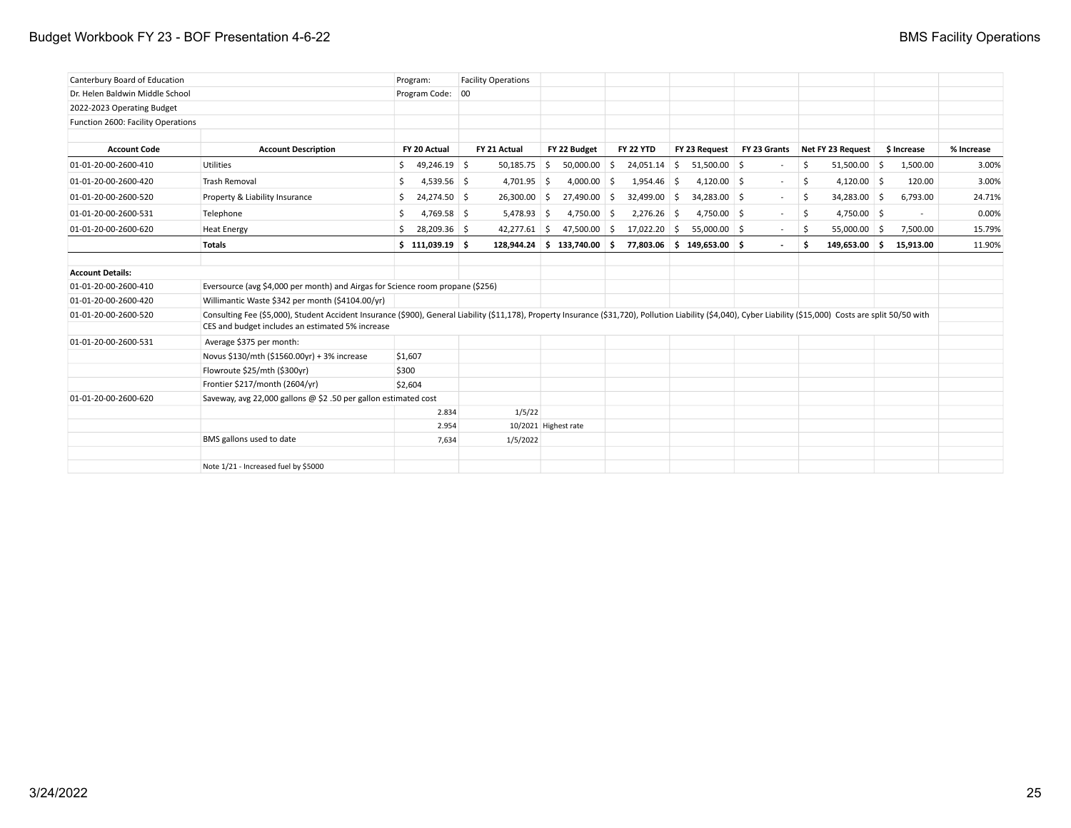| | | | | | | | | | | |
|---|---|---|---|---|---|---|---|---|---|---|
| Canterbury Board of Education | | Program: | Facility Operations | | | | | | | |
| Dr. Helen Baldwin Middle School | | Program Code: | 00 | | | | | | | |
| 2022-2023 Operating Budget | | | | | | | | | | |
| Function 2600: Facility Operations | | | | | | | | | | |
| **Account Code** | **Account Description** | **FY 20 Actual** | **FY 21 Actual** | **FY 22 Budget** | **FY 22 YTD** | **FY 23 Request** | **FY 23 Grants** | **Net FY 23 Request** | **$ Increase** | **% Increase** |
| 01-01-20-00-2600-410 | Utilities | $ 49,246.19 | $ 50,185.75 | $ 50,000.00 | $ 24,051.14 | $ 51,500.00 | $ - | $ 51,500.00 | $ 1,500.00 | 3.00% |
| 01-01-20-00-2600-420 | Trash Removal | $ 4,539.56 | $ 4,701.95 | $ 4,000.00 | $ 1,954.46 | $ 4,120.00 | $ - | $ 4,120.00 | $ 120.00 | 3.00% |
| 01-01-20-00-2600-520 | Property & Liability Insurance | $ 24,274.50 | $ 26,300.00 | $ 27,490.00 | $ 32,499.00 | $ 34,283.00 | $ - | $ 34,283.00 | $ 6,793.00 | 24.71% |
| 01-01-20-00-2600-531 | Telephone | $ 4,769.58 | $ 5,478.93 | $ 4,750.00 | $ 2,276.26 | $ 4,750.00 | $ - | $ 4,750.00 | $ - | 0.00% |
| 01-01-20-00-2600-620 | Heat Energy | $ 28,209.36 | $ 42,277.61 | $ 47,500.00 | $ 17,022.20 | $ 55,000.00 | $ - | $ 55,000.00 | $ 7,500.00 | 15.79% |
| | **Totals** | **$ 111,039.19** | **$ 128,944.24** | **$ 133,740.00** | **$ 77,803.06** | **$ 149,653.00** | **$ -** | **$ 149,653.00** | **$ 15,913.00** | 11.90% |
| **Account Details:** | | | | | | | | | | |
| 01-01-20-00-2600-410 | Eversource (avg $4,000 per month) and Airgas for Science room propane ($256) | | | | | | | | | |
| 01-01-20-00-2600-420 | Willimantic Waste $342 per month ($4104.00/yr) | | | | | | | | | |
| 01-01-20-00-2600-520 | Consulting Fee ($5,000), Student Accident Insurance ($900), General Liability ($11,178), Property Insurance ($31,720), Pollution Liability ($4,040), Cyber Liability ($15,000) Costs are split 50/50 with CES and budget includes an estimated 5% increase | | | | | | | | | |
| 01-01-20-00-2600-531 | Average $375 per month: | | | | | | | | | |
| | Novus $130/mth ($1560.00yr) + 3% increase | $1,607 | | | | | | | | |
| | Flowroute $25/mth ($300yr) | $300 | | | | | | | | |
| | Frontier $217/month (2604/yr) | $2,604 | | | | | | | | |
| 01-01-20-00-2600-620 | Saveway, avg 22,000 gallons @ $2 .50 per gallon estimated cost | | | | | | | | | |
| | | 2.834 | 1/5/22 | | | | | | | |
| | | 2.954 | 10/2021 | Highest rate | | | | | | |
| | BMS gallons used to date | 7,634 | 1/5/2022 | | | | | | | |
| | Note 1/21 - Increased fuel by $5000 | | | | | | | | | |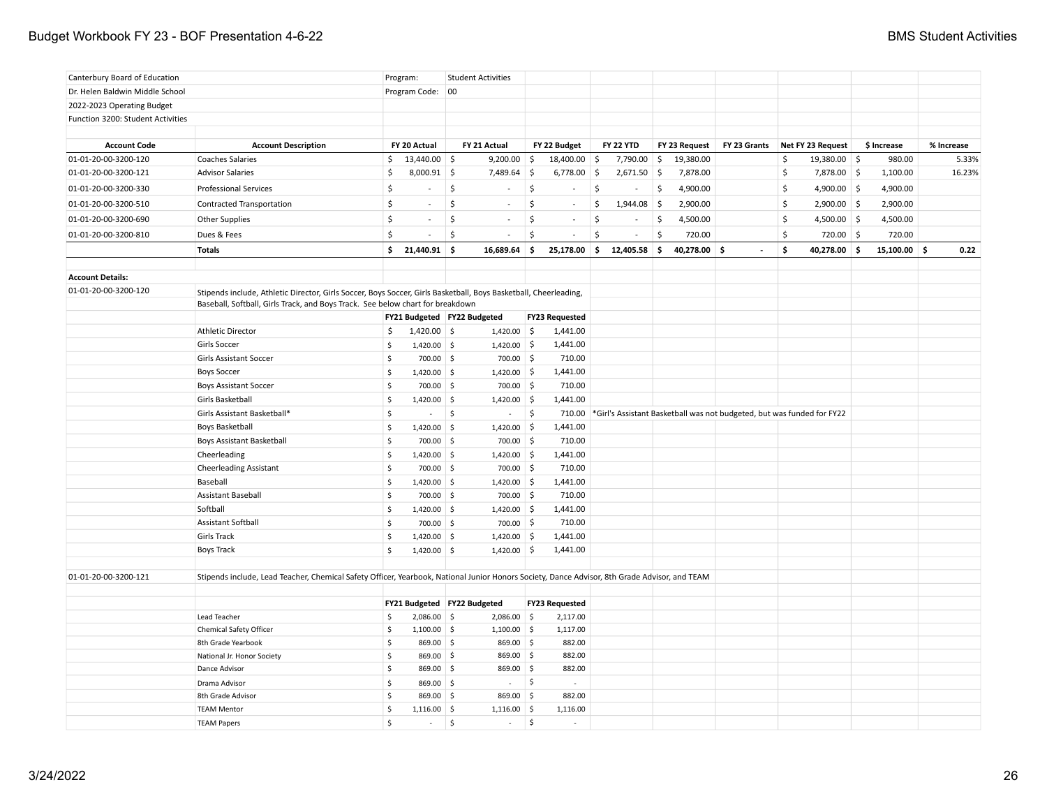Canterbury Board of Education
Dr. Helen Baldwin Middle School
2022-2023 Operating Budget
Function 3200: Student Activities

Program: Student Activities
Program Code: 00

| Account Code | Account Description | FY 20 Actual | FY 21 Actual | FY 22 Budget | FY 22 YTD | FY 23 Request | FY 23 Grants | Net FY 23 Request | $ Increase | % Increase |
|---|---|---|---|---|---|---|---|---|---|---|
| 01-01-20-00-3200-120 | Coaches Salaries | $ 13,440.00 | $ 9,200.00 | $ 18,400.00 | $ 7,790.00 | $ 19,380.00 | | $ 19,380.00 | $ 980.00 | 5.33% |
| 01-01-20-00-3200-121 | Advisor Salaries | $ 8,000.91 | $ 7,489.64 | $ 6,778.00 | $ 2,671.50 | $ 7,878.00 | | $ 7,878.00 | $ 1,100.00 | 16.23% |
| 01-01-20-00-3200-330 | Professional Services | $ - | $ - | $ - | $ - | $ 4,900.00 | | $ 4,900.00 | $ 4,900.00 | |
| 01-01-20-00-3200-510 | Contracted Transportation | $ - | $ - | $ - | $ 1,944.08 | $ 2,900.00 | | $ 2,900.00 | $ 2,900.00 | |
| 01-01-20-00-3200-690 | Other Supplies | $ - | $ - | $ - | $ - | $ 4,500.00 | | $ 4,500.00 | $ 4,500.00 | |
| 01-01-20-00-3200-810 | Dues & Fees | $ - | $ - | $ - | $ - | $ 720.00 | | $ 720.00 | $ 720.00 | |
| | **Totals** | **$ 21,440.91** | **$ 16,689.64** | **$ 25,178.00** | **$ 12,405.58** | **$ 40,278.00** | **$ -** | **$ 40,278.00** | **$ 15,100.00** | **$ 0.22** |

**Account Details:**

**01-01-20-00-3200-120**

Stipends include, Athletic Director, Girls Soccer, Boys Soccer, Girls Basketball, Boys Basketball, Cheerleading, Baseball, Softball, Girls Track, and Boys Track. See below chart for breakdown

| | FY21 Budgeted | FY22 Budgeted | FY23 Requested |
|---|---|---|---|
| Athletic Director | $ 1,420.00 | $ 1,420.00 | $ 1,441.00 |
| Girls Soccer | $ 1,420.00 | $ 1,420.00 | $ 1,441.00 |
| Girls Assistant Soccer | $ 700.00 | $ 700.00 | $ 710.00 |
| Boys Soccer | $ 1,420.00 | $ 1,420.00 | $ 1,441.00 |
| Boys Assistant Soccer | $ 700.00 | $ 700.00 | $ 710.00 |
| Girls Basketball | $ 1,420.00 | $ 1,420.00 | $ 1,441.00 |
| Girls Assistant Basketball* | $ - | $ - | $ 710.00 |
| Boys Basketball | $ 1,420.00 | $ 1,420.00 | $ 1,441.00 |
| Boys Assistant Basketball | $ 700.00 | $ 700.00 | $ 710.00 |
| Cheerleading | $ 1,420.00 | $ 1,420.00 | $ 1,441.00 |
| Cheerleading Assistant | $ 700.00 | $ 700.00 | $ 710.00 |
| Baseball | $ 1,420.00 | $ 1,420.00 | $ 1,441.00 |
| Assistant Baseball | $ 700.00 | $ 700.00 | $ 710.00 |
| Softball | $ 1,420.00 | $ 1,420.00 | $ 1,441.00 |
| Assistant Softball | $ 700.00 | $ 700.00 | $ 710.00 |
| Girls Track | $ 1,420.00 | $ 1,420.00 | $ 1,441.00 |
| Boys Track | $ 1,420.00 | $ 1,420.00 | $ 1,441.00 |

*Girl's Assistant Basketball was not budgeted, but was funded for FY22

**01-01-20-00-3200-121**

Stipends include, Lead Teacher, Chemical Safety Officer, Yearbook, National Junior Honors Society, Dance Advisor, 8th Grade Advisor, and TEAM

| | FY21 Budgeted | FY22 Budgeted | FY23 Requested |
|---|---|---|---|
| Lead Teacher | $ 2,086.00 | $ 2,086.00 | $ 2,117.00 |
| Chemical Safety Officer | $ 1,100.00 | $ 1,100.00 | $ 1,117.00 |
| 8th Grade Yearbook | $ 869.00 | $ 869.00 | $ 882.00 |
| National Jr. Honor Society | $ 869.00 | $ 869.00 | $ 882.00 |
| Dance Advisor | $ 869.00 | $ 869.00 | $ 882.00 |
| Drama Advisor | $ 869.00 | $ - | $ - |
| 8th Grade Advisor | $ 869.00 | $ 869.00 | $ 882.00 |
| TEAM Mentor | $ 1,116.00 | $ 1,116.00 | $ 1,116.00 |
| TEAM Papers | $ - | $ - | $ - |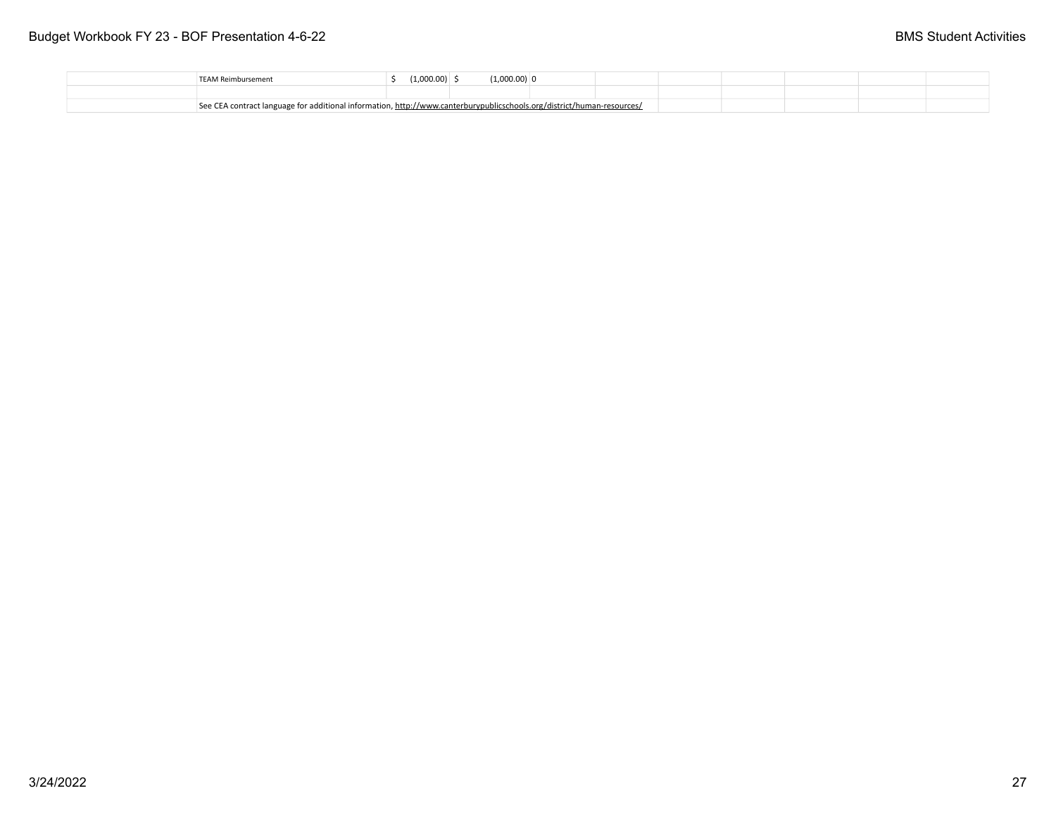| | | | | | | | | | | |
|---|---|---|---|---|---|---|---|---|---|---|
| | TEAM Reimbursement | $ (1,000.00) | $ (1,000.00) | 0 | | | | | | |
| | | | | | | | | | | |
| | See CEA contract language for additional information, http://www.canterburypublicschools.org/district/human-resources/ | | | | | | | | | |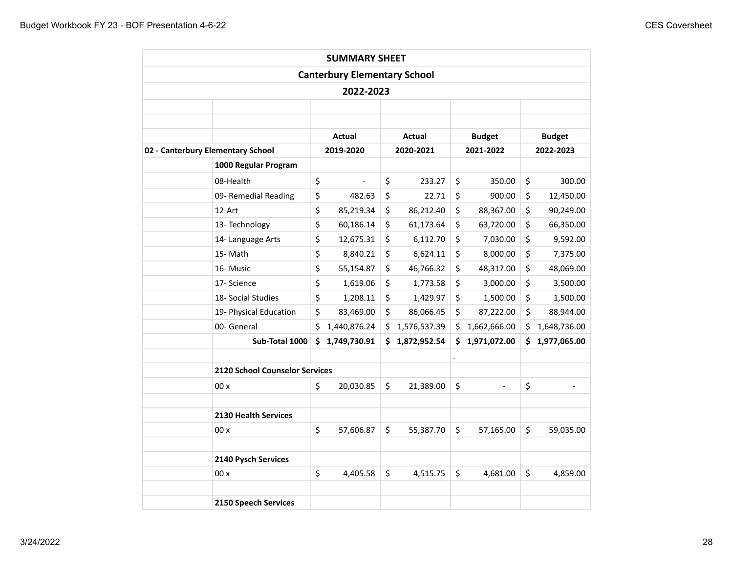| SUMMARY SHEET | | | | | |
|---|---|---|---|---|---|
| Canterbury Elementary School | | | | | |
| 2022-2023 | | | | | |
| | | Actual | Actual | Budget | Budget |
| 02 - Canterbury Elementary School | | 2019-2020 | 2020-2021 | 2021-2022 | 2022-2023 |
| | **1000 Regular Program** | | | | |
| | 08-Health | $ - | $ 233.27 | $ 350.00 | $ 300.00 |
| | 09- Remedial Reading | $ 482.63 | $ 22.71 | $ 900.00 | $ 12,450.00 |
| | 12-Art | $ 85,219.34 | $ 86,212.40 | $ 88,367.00 | $ 90,249.00 |
| | 13- Technology | $ 60,186.14 | $ 61,173.64 | $ 63,720.00 | $ 66,350.00 |
| | 14- Language Arts | $ 12,675.31 | $ 6,112.70 | $ 7,030.00 | $ 9,592.00 |
| | 15- Math | $ 8,840.21 | $ 6,624.11 | $ 8,000.00 | $ 7,375.00 |
| | 16- Music | $ 55,154.87 | $ 46,766.32 | $ 48,317.00 | $ 48,069.00 |
| | 17- Science | $ 1,619.06 | $ 1,773.58 | $ 3,000.00 | $ 3,500.00 |
| | 18- Social Studies | $ 1,208.11 | $ 1,429.97 | $ 1,500.00 | $ 1,500.00 |
| | 19- Physical Education | $ 83,469.00 | $ 86,066.45 | $ 87,222.00 | $ 88,944.00 |
| | 00- General | $ 1,440,876.24 | $ 1,576,537.39 | $ 1,662,666.00 | $ 1,648,736.00 |
| | **Sub-Total 1000** | **$ 1,749,730.91** | **$ 1,872,952.54** | **$ 1,971,072.00** | **$ 1,977,065.00** |
| | | | | . | |
| | **2120 School Counselor Services** | | | | |
| | 00 x | $ 20,030.85 | $ 21,389.00 | $ - | $ - |
| | | | | | |
| | **2130 Health Services** | | | | |
| | 00 x | $ 57,606.87 | $ 55,387.70 | $ 57,165.00 | $ 59,035.00 |
| | | | | | |
| | **2140 Pysch Services** | | | | |
| | 00 x | $ 4,405.58 | $ 4,515.75 | $ 4,681.00 | $ 4,859.00 |
| | | | | | |
| | **2150 Speech Services** | | | | |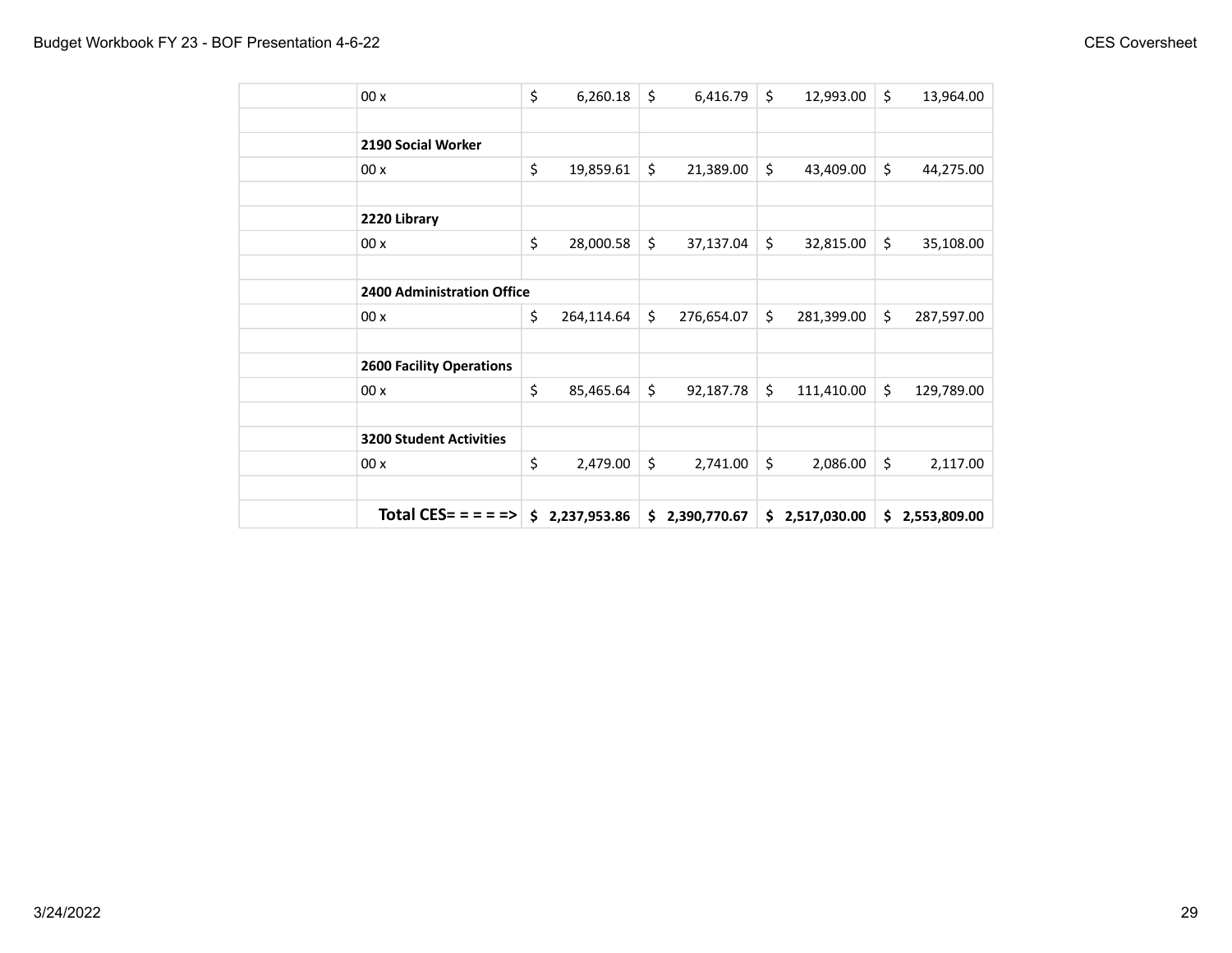| | | | | | |
|---|---|---|---|---|---|
| | 00 x | $ 6,260.18 | $ 6,416.79 | $ 12,993.00 | $ 13,964.00 |
| | | | | | |
| | **2190 Social Worker** | | | | |
| | 00 x | $ 19,859.61 | $ 21,389.00 | $ 43,409.00 | $ 44,275.00 |
| | | | | | |
| | **2220 Library** | | | | |
| | 00 x | $ 28,000.58 | $ 37,137.04 | $ 32,815.00 | $ 35,108.00 |
| | | | | | |
| | **2400 Administration Office** | | | | |
| | 00 x | $ 264,114.64 | $ 276,654.07 | $ 281,399.00 | $ 287,597.00 |
| | | | | | |
| | **2600 Facility Operations** | | | | |
| | 00 x | $ 85,465.64 | $ 92,187.78 | $ 111,410.00 | $ 129,789.00 |
| | | | | | |
| | **3200 Student Activities** | | | | |
| | 00 x | $ 2,479.00 | $ 2,741.00 | $ 2,086.00 | $ 2,117.00 |
| | | | | | |
| | **Total CES= = = = =>** | **$ 2,237,953.86** | **$ 2,390,770.67** | **$ 2,517,030.00** | **$ 2,553,809.00** |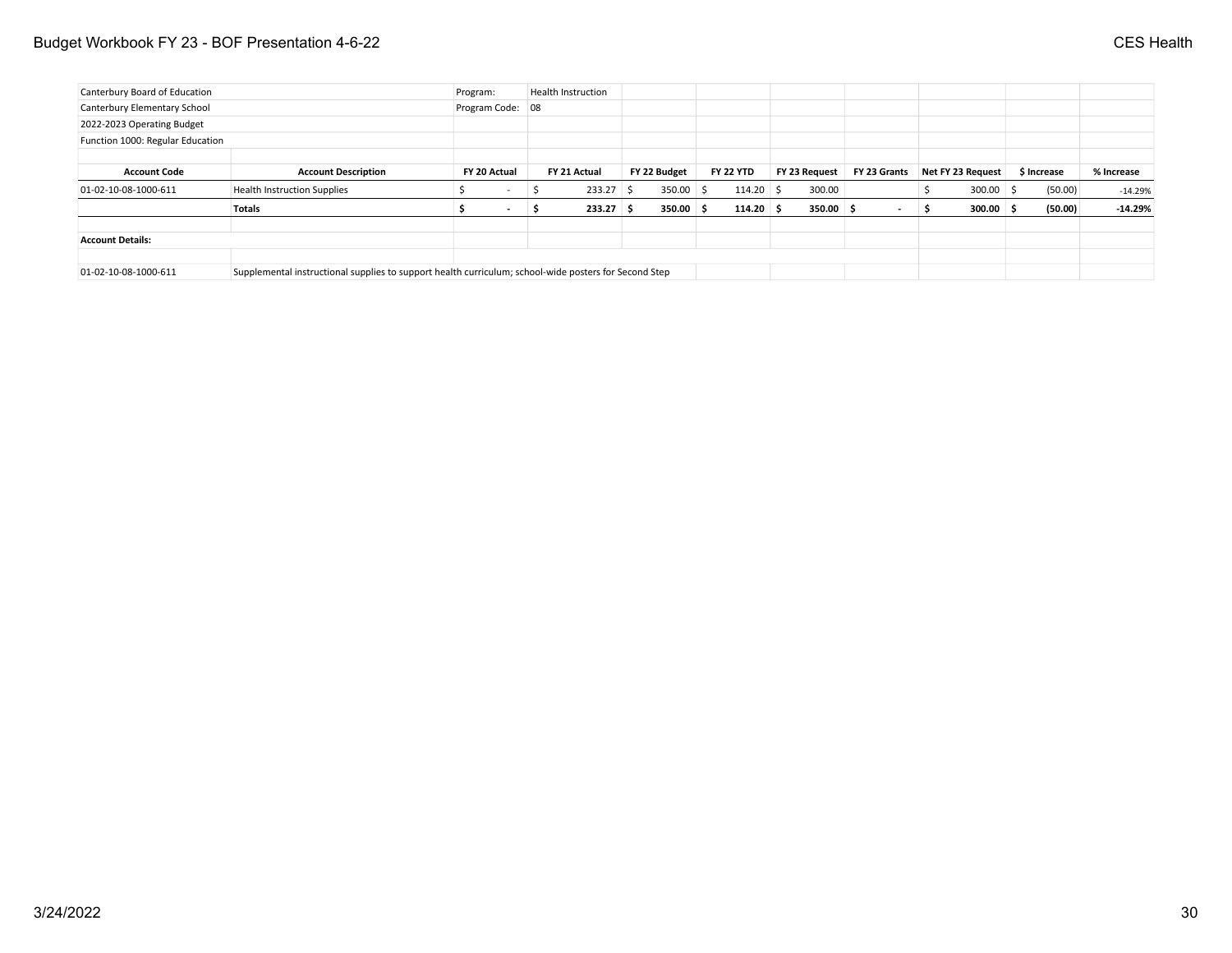| | | | | | | | | | | |
|---|---|---|---|---|---|---|---|---|---|---|
| Canterbury Board of Education | | Program: | Health Instruction | | | | | | | |
| Canterbury Elementary School | | Program Code: | 08 | | | | | | | |
| 2022-2023 Operating Budget | | | | | | | | | | |
| Function 1000: Regular Education | | | | | | | | | | |
| **Account Code** | **Account Description** | **FY 20 Actual** | **FY 21 Actual** | **FY 22 Budget** | **FY 22 YTD** | **FY 23 Request** | **FY 23 Grants** | **Net FY 23 Request** | **$ Increase** | **% Increase** |
| 01-02-10-08-1000-611 | Health Instruction Supplies | $ - | $ 233.27 | $ 350.00 | $ 114.20 | $ 300.00 | | $ 300.00 | $ (50.00) | -14.29% |
| | **Totals** | **$ -** | **$ 233.27** | **$ 350.00** | **$ 114.20** | **$ 350.00** | **$ -** | **$ 300.00** | **$ (50.00)** | **-14.29%** |

**Account Details:**

| | |
|---|---|
| 01-02-10-08-1000-611 | Supplemental instructional supplies to support health curriculum; school-wide posters for Second Step |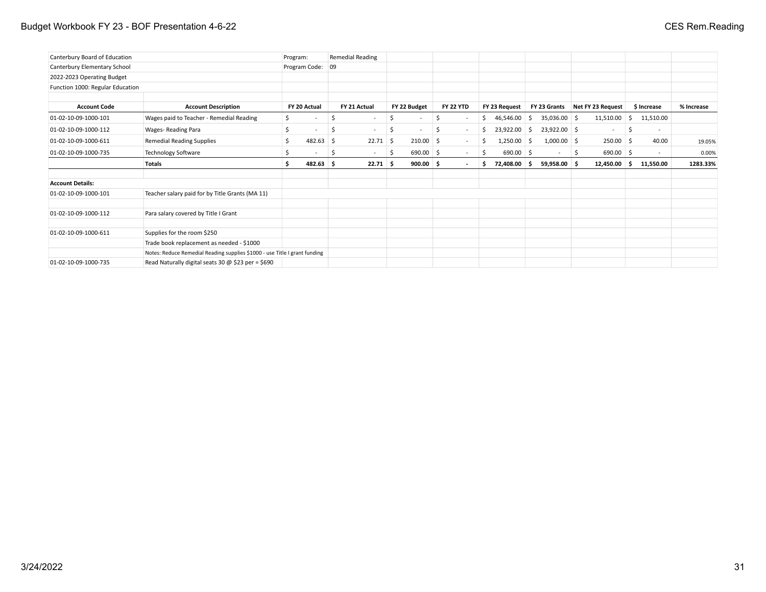| Canterbury Board of Education | | Program: | Remedial Reading | | | | | | | |
|---|---|---|---|---|---|---|---|---|---|---|
| Canterbury Elementary School | | Program Code: | 09 | | | | | | | |
| 2022-2023 Operating Budget | | | | | | | | | | |
| Function 1000: Regular Education | | | | | | | | | | |
| **Account Code** | **Account Description** | **FY 20 Actual** | **FY 21 Actual** | **FY 22 Budget** | **FY 22 YTD** | **FY 23 Request** | **FY 23 Grants** | **Net FY 23 Request** | **$ Increase** | **% Increase** |
| 01-02-10-09-1000-101 | Wages paid to Teacher - Remedial Reading | $ - | $ - | $ - | $ - | $ 46,546.00 | $ 35,036.00 | $ 11,510.00 | $ 11,510.00 | |
| 01-02-10-09-1000-112 | Wages- Reading Para | $ - | $ - | $ - | $ - | $ 23,922.00 | $ 23,922.00 | $ - | $ - | |
| 01-02-10-09-1000-611 | Remedial Reading Supplies | $ 482.63 | $ 22.71 | $ 210.00 | $ - | $ 1,250.00 | $ 1,000.00 | $ 250.00 | $ 40.00 | 19.05% |
| 01-02-10-09-1000-735 | Technology Software | $ - | $ - | $ 690.00 | $ - | $ 690.00 | $ - | $ 690.00 | $ - | 0.00% |
| | **Totals** | **$ 482.63** | **$ 22.71** | **$ 900.00** | **$ -** | **$ 72,408.00** | **$ 59,958.00** | **$ 12,450.00** | **$ 11,550.00** | **1283.33%** |
| | | | | | | | | | | |
| **Account Details:** | | | | | | | | | | |
| 01-02-10-09-1000-101 | Teacher salary paid for by Title Grants (MA 11) | | | | | | | | | |
| | | | | | | | | | | |
| 01-02-10-09-1000-112 | Para salary covered by Title I Grant | | | | | | | | | |
| | | | | | | | | | | |
| 01-02-10-09-1000-611 | Supplies for the room $250 | | | | | | | | | |
| | Trade book replacement as needed - $1000 | | | | | | | | | |
| | Notes: Reduce Remedial Reading supplies $1000 - use Title I grant funding | | | | | | | | | |
| 01-02-10-09-1000-735 | Read Naturally digital seats 30 @ $23 per = $690 | | | | | | | | | |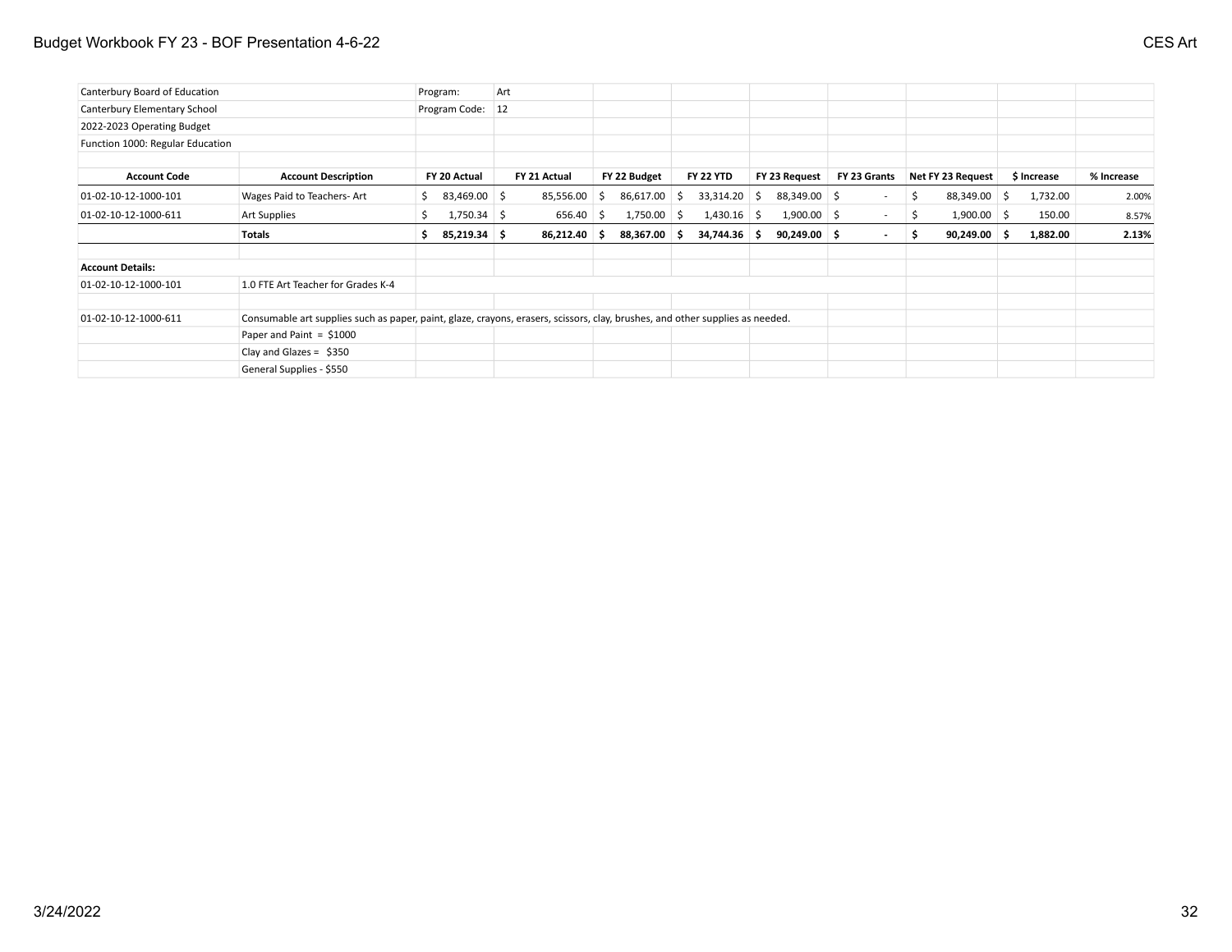Canterbury Board of Education
Canterbury Elementary School
2022-2023 Operating Budget
Function 1000: Regular Education

Program: Art
Program Code: 12

| Account Code | Account Description | FY 20 Actual | FY 21 Actual | FY 22 Budget | FY 22 YTD | FY 23 Request | FY 23 Grants | Net FY 23 Request | $ Increase | % Increase |
|---|---|---|---|---|---|---|---|---|---|---|
| 01-02-10-12-1000-101 | Wages Paid to Teachers- Art | $ 83,469.00 | $ 85,556.00 | $ 86,617.00 | $ 33,314.20 | $ 88,349.00 | $ - | $ 88,349.00 | $ 1,732.00 | 2.00% |
| 01-02-10-12-1000-611 | Art Supplies | $ 1,750.34 | $ 656.40 | $ 1,750.00 | $ 1,430.16 | $ 1,900.00 | $ - | $ 1,900.00 | $ 150.00 | 8.57% |
| | **Totals** | **$ 85,219.34** | **$ 86,212.40** | **$ 88,367.00** | **$ 34,744.36** | **$ 90,249.00** | **$ -** | **$ 90,249.00** | **$ 1,882.00** | **2.13%** |

**Account Details:**

| Account Code | Details |
|---|---|
| 01-02-10-12-1000-101 | 1.0 FTE Art Teacher for Grades K-4 |
| 01-02-10-12-1000-611 | Consumable art supplies such as paper, paint, glaze, crayons, erasers, scissors, clay, brushes, and other supplies as needed. |
| | Paper and Paint = $1000 |
| | Clay and Glazes = $350 |
| | General Supplies - $550 |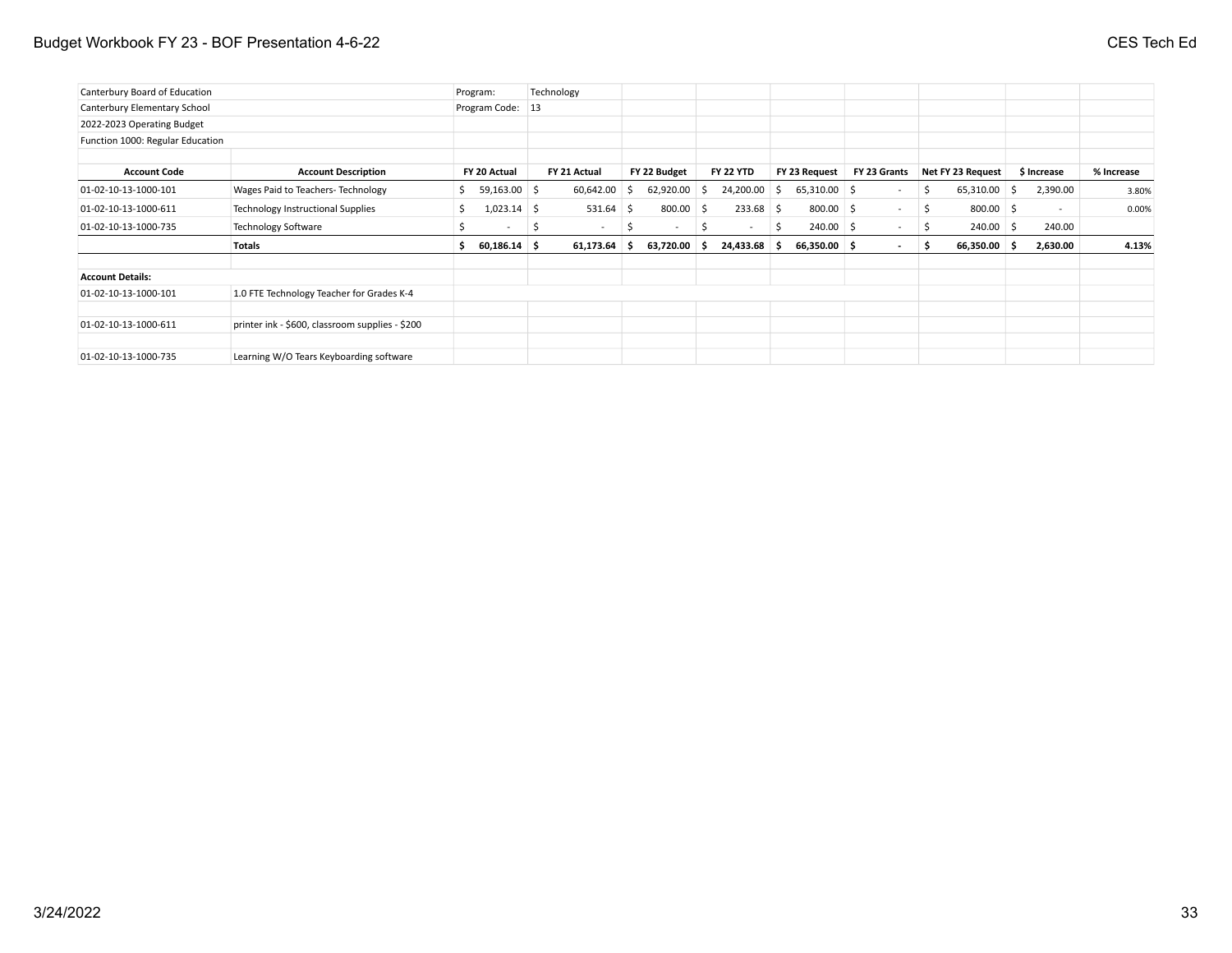Canterbury Board of Education
Canterbury Elementary School
2022-2023 Operating Budget
Function 1000: Regular Education

Program: Technology
Program Code: 13

| Account Code | Account Description | FY 20 Actual | FY 21 Actual | FY 22 Budget | FY 22 YTD | FY 23 Request | FY 23 Grants | Net FY 23 Request | $ Increase | % Increase |
|---|---|---|---|---|---|---|---|---|---|---|
| 01-02-10-13-1000-101 | Wages Paid to Teachers- Technology | $ 59,163.00 | $ 60,642.00 | $ 62,920.00 | $ 24,200.00 | $ 65,310.00 | $ - | $ 65,310.00 | $ 2,390.00 | 3.80% |
| 01-02-10-13-1000-611 | Technology Instructional Supplies | $ 1,023.14 | $ 531.64 | $ 800.00 | $ 233.68 | $ 800.00 | $ - | $ 800.00 | $ - | 0.00% |
| 01-02-10-13-1000-735 | Technology Software | $ - | $ - | $ - | $ - | $ 240.00 | $ - | $ 240.00 | $ 240.00 | |
| | **Totals** | **$ 60,186.14** | **$ 61,173.64** | **$ 63,720.00** | **$ 24,433.68** | **$ 66,350.00** | **$ -** | **$ 66,350.00** | **$ 2,630.00** | **4.13%** |

**Account Details:**

| Account Code | Details |
|---|---|
| 01-02-10-13-1000-101 | 1.0 FTE Technology Teacher for Grades K-4 |
| 01-02-10-13-1000-611 | printer ink - $600, classroom supplies - $200 |
| 01-02-10-13-1000-735 | Learning W/O Tears Keyboarding software |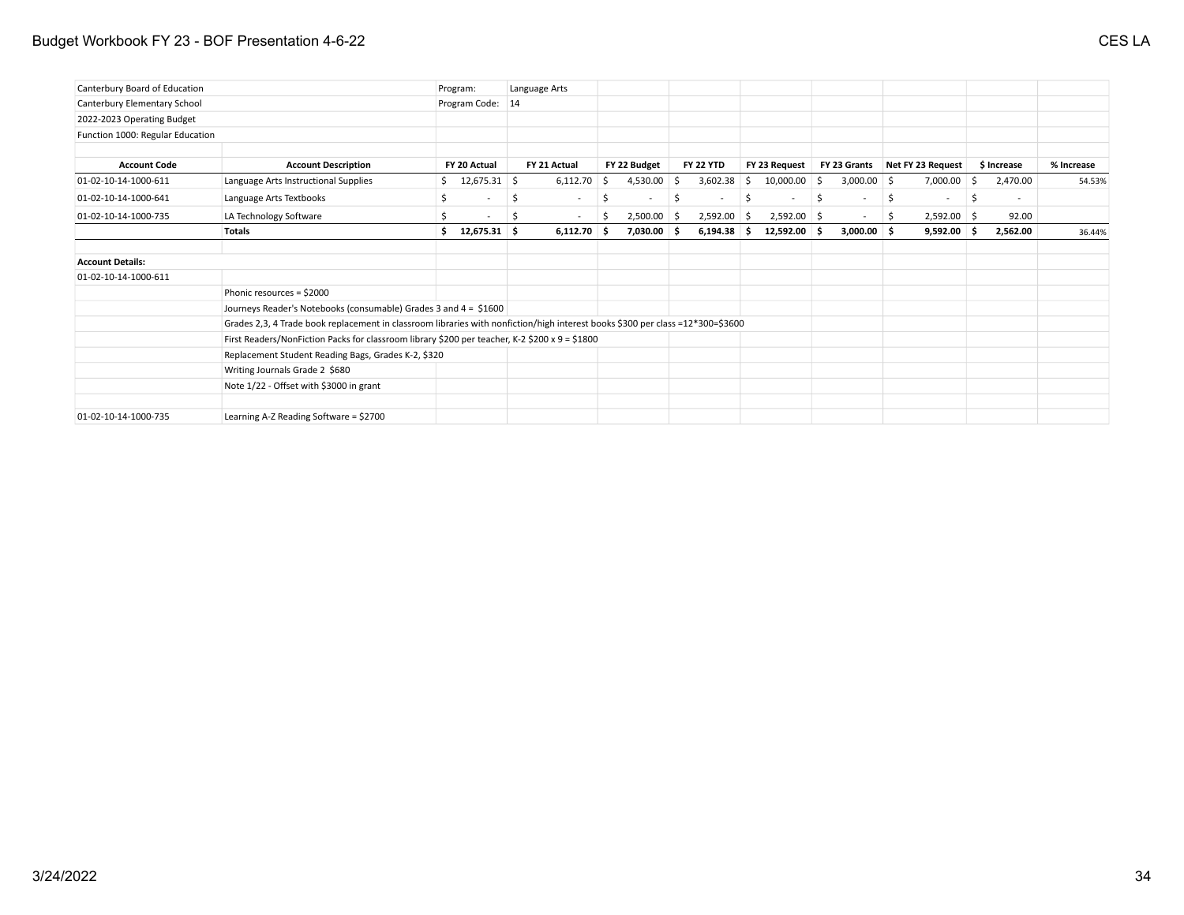Canterbury Board of Education
Canterbury Elementary School
2022-2023 Operating Budget
Function 1000: Regular Education

Program: Language Arts
Program Code: 14

| Account Code | Account Description | FY 20 Actual | FY 21 Actual | FY 22 Budget | FY 22 YTD | FY 23 Request | FY 23 Grants | Net FY 23 Request | $ Increase | % Increase |
|---|---|---|---|---|---|---|---|---|---|---|
| 01-02-10-14-1000-611 | Language Arts Instructional Supplies | $ 12,675.31 | $ 6,112.70 | $ 4,530.00 | $ 3,602.38 | $ 10,000.00 | $ 3,000.00 | $ 7,000.00 | $ 2,470.00 | 54.53% |
| 01-02-10-14-1000-641 | Language Arts Textbooks | $ - | $ - | $ - | $ - | $ - | $ - | $ - | $ - | |
| 01-02-10-14-1000-735 | LA Technology Software | $ - | $ - | $ 2,500.00 | $ 2,592.00 | $ 2,592.00 | $ - | $ 2,592.00 | $ 92.00 | |
| | **Totals** | **$ 12,675.31** | **$ 6,112.70** | **$ 7,030.00** | **$ 6,194.38** | **$ 12,592.00** | **$ 3,000.00** | **$ 9,592.00** | **$ 2,562.00** | 36.44% |

**Account Details:**

01-02-10-14-1000-611

- Phonic resources = $2000
- Journeys Reader's Notebooks (consumable) Grades 3 and 4 = $1600
- Grades 2,3, 4 Trade book replacement in classroom libraries with nonfiction/high interest books $300 per class =12*300=$3600
- First Readers/NonFiction Packs for classroom library $200 per teacher, K-2 $200 x 9 = $1800
- Replacement Student Reading Bags, Grades K-2, $320
- Writing Journals Grade 2 $680
- Note 1/22 - Offset with $3000 in grant

01-02-10-14-1000-735

- Learning A-Z Reading Software = $2700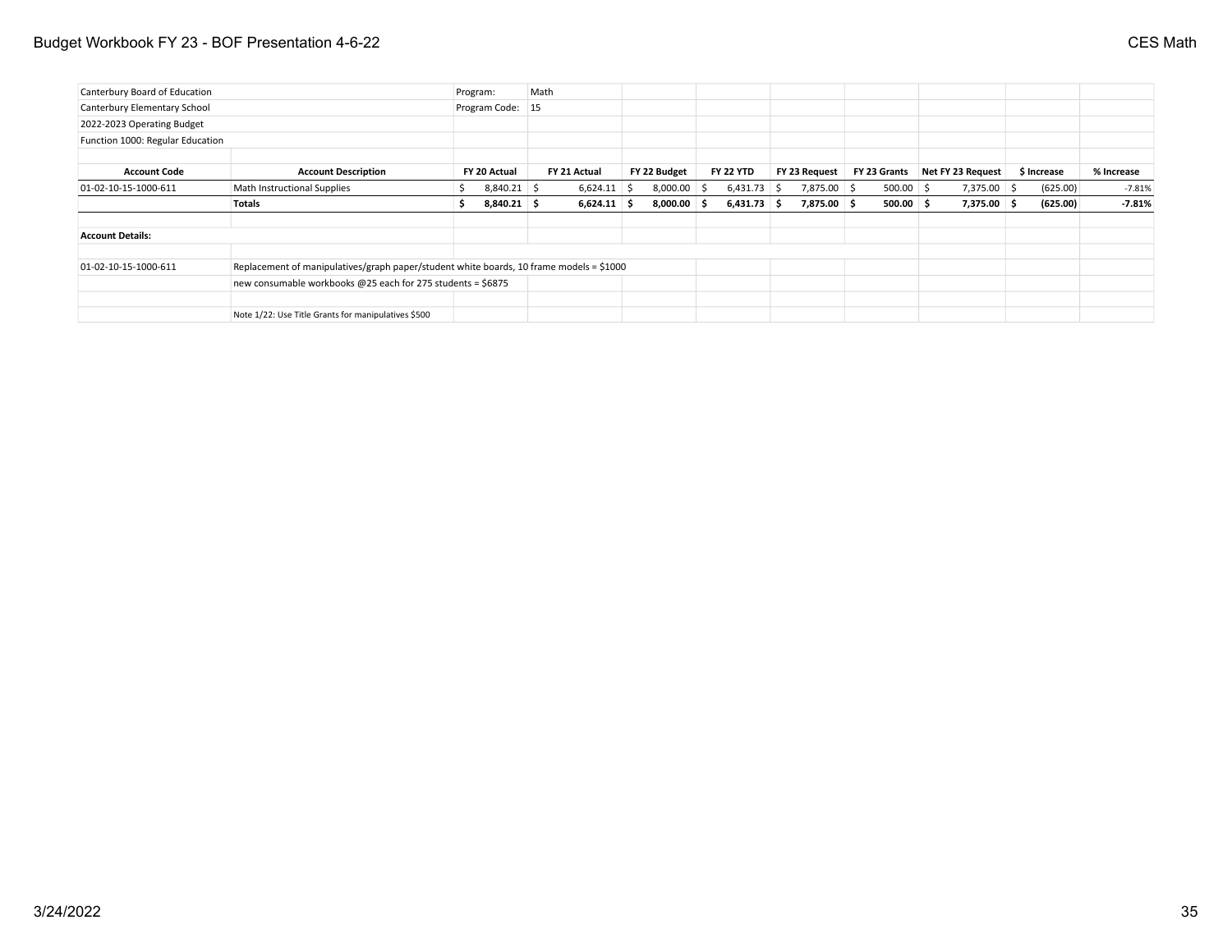Canterbury Board of Education | Program: Math
Canterbury Elementary School | Program Code: 15
2022-2023 Operating Budget
Function 1000: Regular Education

| Account Code | Account Description | FY 20 Actual | FY 21 Actual | FY 22 Budget | FY 22 YTD | FY 23 Request | FY 23 Grants | Net FY 23 Request | $ Increase | % Increase |
|---|---|---|---|---|---|---|---|---|---|---|
| 01-02-10-15-1000-611 | Math Instructional Supplies | $ 8,840.21 | $ 6,624.11 | $ 8,000.00 | $ 6,431.73 | $ 7,875.00 | $ 500.00 | $ 7,375.00 | $ (625.00) | -7.81% |
| | **Totals** | **$ 8,840.21** | **$ 6,624.11** | **$ 8,000.00** | **$ 6,431.73** | **$ 7,875.00** | **$ 500.00** | **$ 7,375.00** | **$ (625.00)** | **-7.81%** |

**Account Details:**

| Account Code | Details |
|---|---|
| 01-02-10-15-1000-611 | Replacement of manipulatives/graph paper/student white boards, 10 frame models = $1000 |
| | new consumable workbooks @25 each for 275 students = $6875 |
| | |
| | Note 1/22: Use Title Grants for manipulatives $500 |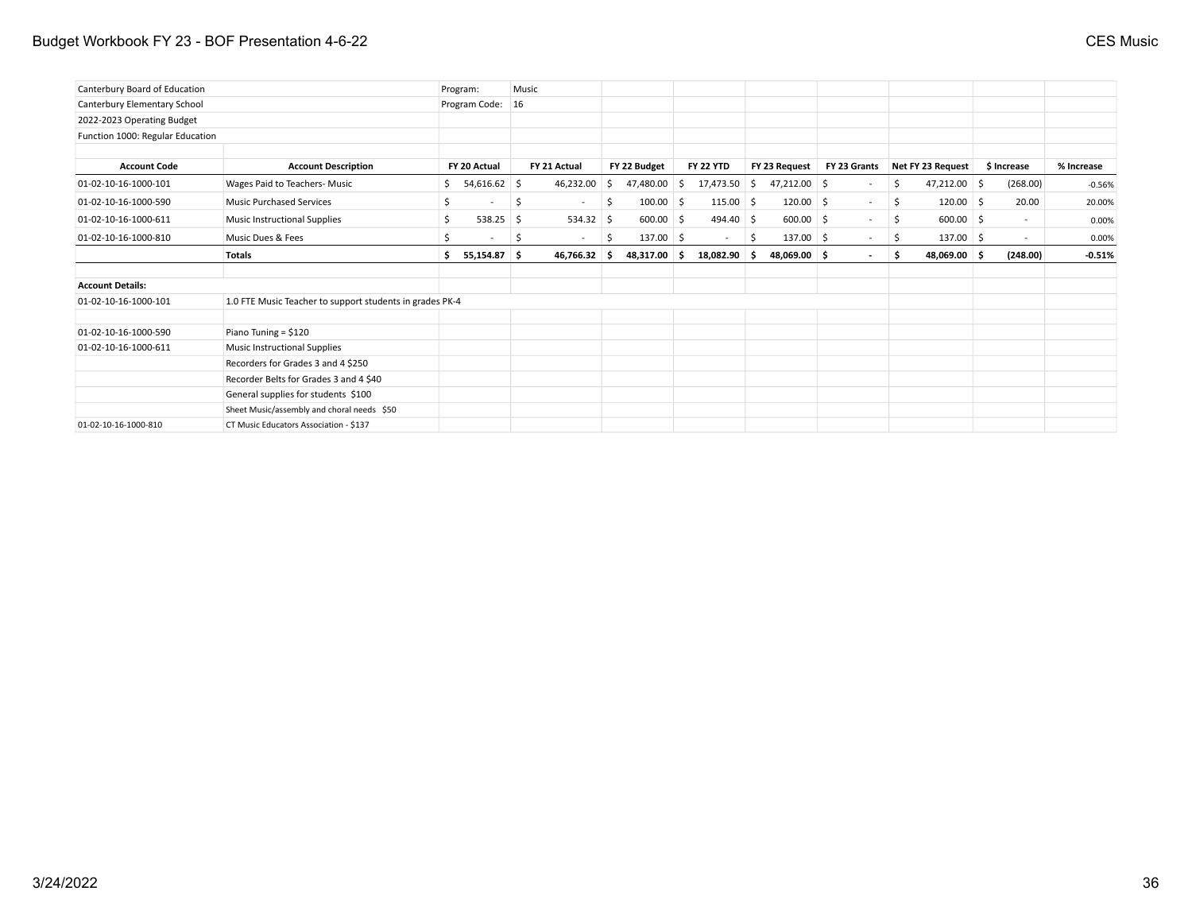Canterbury Board of Education | Program: Music
Canterbury Elementary School | Program Code: 16
2022-2023 Operating Budget
Function 1000: Regular Education

| Account Code | Account Description | FY 20 Actual | FY 21 Actual | FY 22 Budget | FY 22 YTD | FY 23 Request | FY 23 Grants | Net FY 23 Request | $ Increase | % Increase |
|---|---|---|---|---|---|---|---|---|---|---|
| 01-02-10-16-1000-101 | Wages Paid to Teachers- Music | $ 54,616.62 | $ 46,232.00 | $ 47,480.00 | $ 17,473.50 | $ 47,212.00 | $ - | $ 47,212.00 | $ (268.00) | -0.56% |
| 01-02-10-16-1000-590 | Music Purchased Services | $ - | $ - | $ 100.00 | $ 115.00 | $ 120.00 | $ - | $ 120.00 | $ 20.00 | 20.00% |
| 01-02-10-16-1000-611 | Music Instructional Supplies | $ 538.25 | $ 534.32 | $ 600.00 | $ 494.40 | $ 600.00 | $ - | $ 600.00 | $ - | 0.00% |
| 01-02-10-16-1000-810 | Music Dues & Fees | $ - | $ - | $ 137.00 | $ - | $ 137.00 | $ - | $ 137.00 | $ - | 0.00% |
| | **Totals** | **$ 55,154.87** | **$ 46,766.32** | **$ 48,317.00** | **$ 18,082.90** | **$ 48,069.00** | **$ -** | **$ 48,069.00** | **$ (248.00)** | **-0.51%** |

**Account Details:**

| Account Code | Details |
|---|---|
| 01-02-10-16-1000-101 | 1.0 FTE Music Teacher to support students in grades PK-4 |
| 01-02-10-16-1000-590 | Piano Tuning = $120 |
| 01-02-10-16-1000-611 | Music Instructional Supplies |
| | Recorders for Grades 3 and 4 $250 |
| | Recorder Belts for Grades 3 and 4 $40 |
| | General supplies for students $100 |
| | Sheet Music/assembly and choral needs $50 |
| 01-02-10-16-1000-810 | CT Music Educators Association - $137 |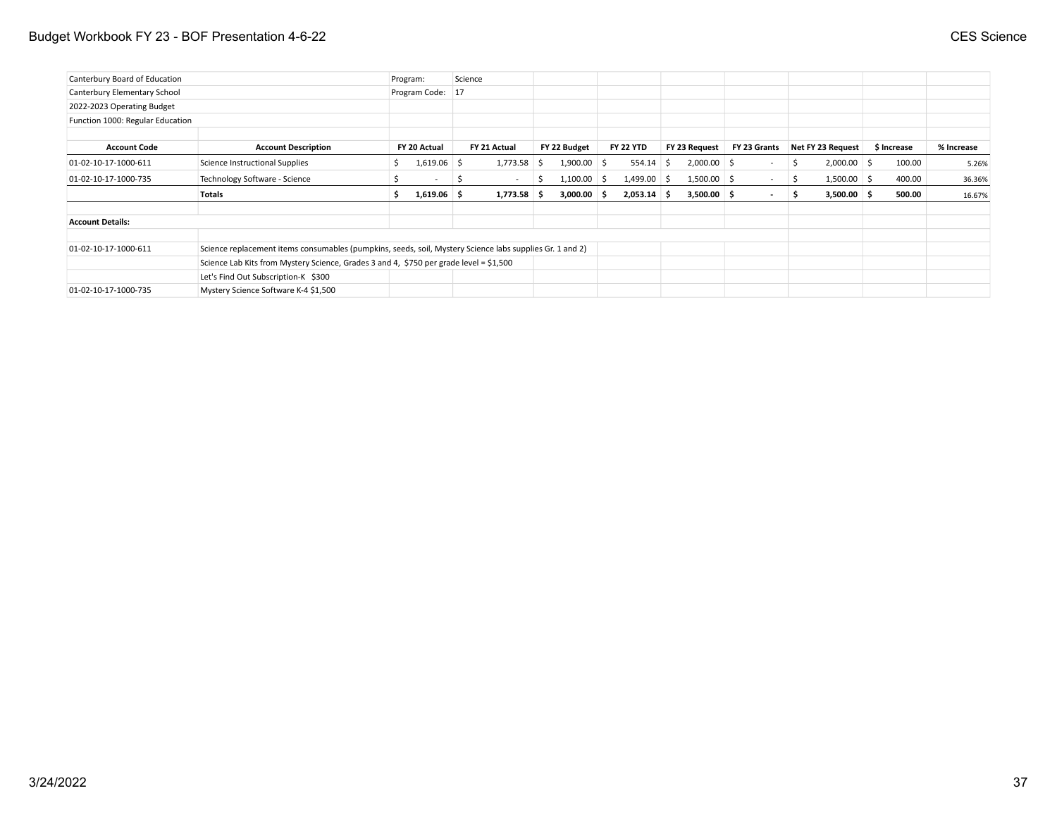| Canterbury Board of Education | | Program: | Science | | | | | | | |
|---|---|---|---|---|---|---|---|---|---|---|
| Canterbury Elementary School | | Program Code: | 17 | | | | | | | |
| 2022-2023 Operating Budget | | | | | | | | | | |
| Function 1000: Regular Education | | | | | | | | | | |
| | | | | | | | | | | |
| **Account Code** | **Account Description** | **FY 20 Actual** | **FY 21 Actual** | **FY 22 Budget** | **FY 22 YTD** | **FY 23 Request** | **FY 23 Grants** | **Net FY 23 Request** | **$ Increase** | **% Increase** |
| 01-02-10-17-1000-611 | Science Instructional Supplies | $ 1,619.06 | $ 1,773.58 | $ 1,900.00 | $ 554.14 | $ 2,000.00 | $ - | $ 2,000.00 | $ 100.00 | 5.26% |
| 01-02-10-17-1000-735 | Technology Software - Science | $ - | $ - | $ 1,100.00 | $ 1,499.00 | $ 1,500.00 | $ - | $ 1,500.00 | $ 400.00 | 36.36% |
| | **Totals** | **$ 1,619.06** | **$ 1,773.58** | **$ 3,000.00** | **$ 2,053.14** | **$ 3,500.00** | **$ -** | **$ 3,500.00** | **$ 500.00** | 16.67% |
| | | | | | | | | | | |
| **Account Details:** | | | | | | | | | | |
| | | | | | | | | | | |
| 01-02-10-17-1000-611 | Science replacement items consumables (pumpkins, seeds, soil, Mystery Science labs supplies Gr. 1 and 2) | | | | | | | | | |
| | Science Lab Kits from Mystery Science, Grades 3 and 4, $750 per grade level = $1,500 | | | | | | | | | |
| | Let's Find Out Subscription-K $300 | | | | | | | | | |
| 01-02-10-17-1000-735 | Mystery Science Software K-4 $1,500 | | | | | | | | | |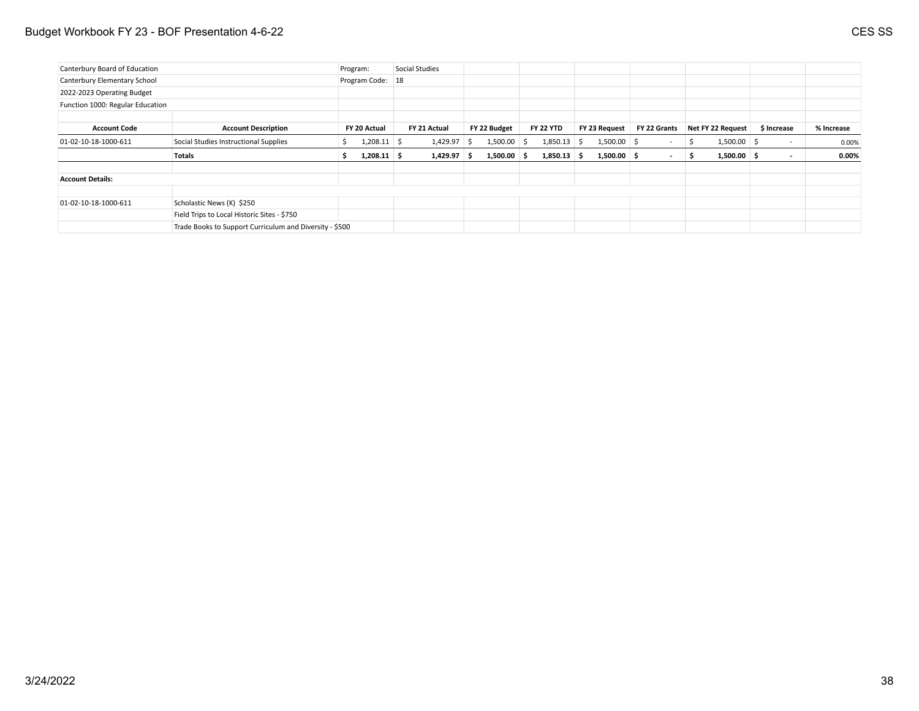Canterbury Board of Education
Canterbury Elementary School
2022-2023 Operating Budget
Function 1000: Regular Education

Program: Social Studies
Program Code: 18

| Account Code | Account Description | FY 20 Actual | FY 21 Actual | FY 22 Budget | FY 22 YTD | FY 23 Request | FY 22 Grants | Net FY 22 Request | $ Increase | % Increase |
|---|---|---|---|---|---|---|---|---|---|---|
| 01-02-10-18-1000-611 | Social Studies Instructional Supplies | $ 1,208.11 | $ 1,429.97 | $ 1,500.00 | $ 1,850.13 | $ 1,500.00 | $ - | $ 1,500.00 | $ - | 0.00% |
| | **Totals** | **$ 1,208.11** | **$ 1,429.97** | **$ 1,500.00** | **$ 1,850.13** | **$ 1,500.00** | **$ -** | **$ 1,500.00** | **$ -** | **0.00%** |

**Account Details:**

| Account Code | Details |
|---|---|
| 01-02-10-18-1000-611 | Scholastic News (K) $250 |
| | Field Trips to Local Historic Sites - $750 |
| | Trade Books to Support Curriculum and Diversity - $500 |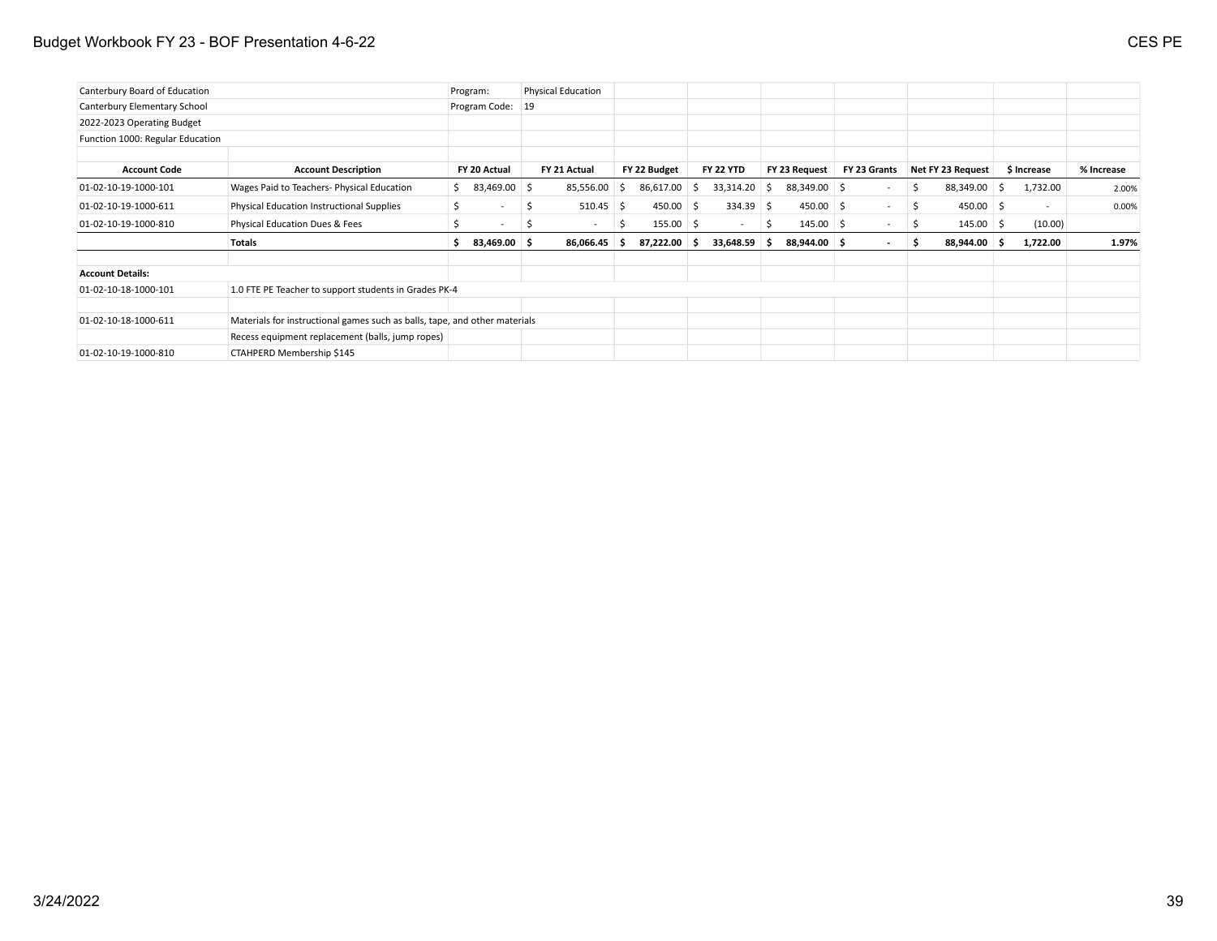| Canterbury Board of Education | | Program: | Physical Education | | | | | | | |
|---|---|---|---|---|---|---|---|---|---|---|
| Canterbury Elementary School | | Program Code: | 19 | | | | | | | |
| 2022-2023 Operating Budget | | | | | | | | | | |
| Function 1000: Regular Education | | | | | | | | | | |
| | | | | | | | | | | |
| **Account Code** | **Account Description** | **FY 20 Actual** | **FY 21 Actual** | **FY 22 Budget** | **FY 22 YTD** | **FY 23 Request** | **FY 23 Grants** | **Net FY 23 Request** | **$ Increase** | **% Increase** |
| 01-02-10-19-1000-101 | Wages Paid to Teachers- Physical Education | $ 83,469.00 | $ 85,556.00 | $ 86,617.00 | $ 33,314.20 | $ 88,349.00 | $ - | $ 88,349.00 | $ 1,732.00 | 2.00% |
| 01-02-10-19-1000-611 | Physical Education Instructional Supplies | $ - | $ 510.45 | $ 450.00 | $ 334.39 | $ 450.00 | $ - | $ 450.00 | $ - | 0.00% |
| 01-02-10-19-1000-810 | Physical Education Dues & Fees | $ - | $ - | $ 155.00 | $ - | $ 145.00 | $ - | $ 145.00 | $ (10.00) | |
| | **Totals** | **$ 83,469.00** | **$ 86,066.45** | **$ 87,222.00** | **$ 33,648.59** | **$ 88,944.00** | **$ -** | **$ 88,944.00** | **$ 1,722.00** | **1.97%** |
| | | | | | | | | | | |
| **Account Details:** | | | | | | | | | | |
| 01-02-10-18-1000-101 | 1.0 FTE PE Teacher to support students in Grades PK-4 | | | | | | | | | |
| | | | | | | | | | | |
| 01-02-10-18-1000-611 | Materials for instructional games such as balls, tape, and other materials | | | | | | | | | |
| | Recess equipment replacement (balls, jump ropes) | | | | | | | | | |
| 01-02-10-19-1000-810 | CTAHPERD Membership $145 | | | | | | | | | |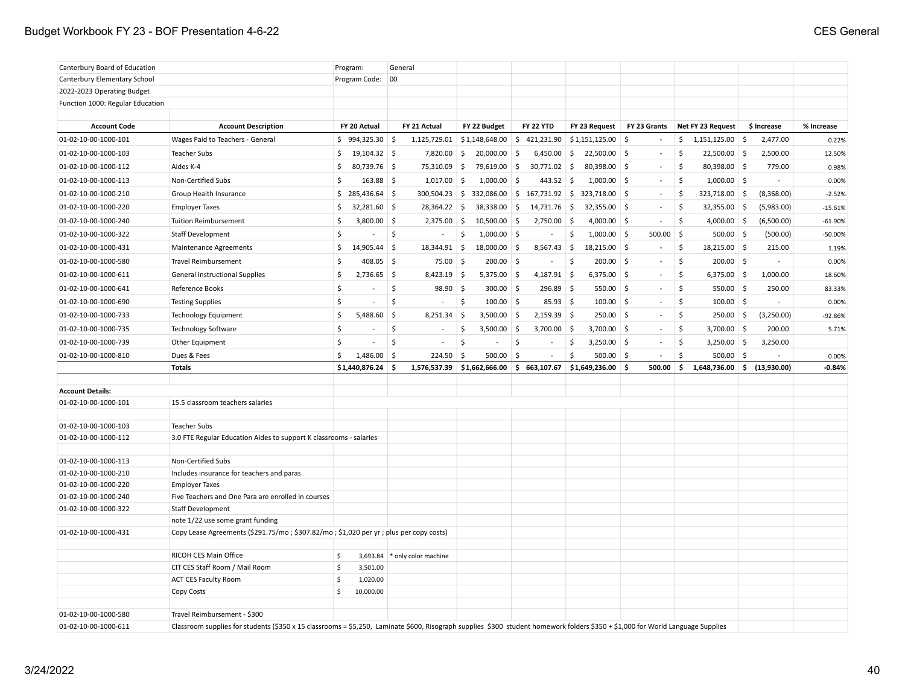Canterbury Board of Education
Canterbury Elementary School
2022-2023 Operating Budget
Function 1000: Regular Education

Program: General
Program Code: 00

| Account Code | Account Description | FY 20 Actual | FY 21 Actual | FY 22 Budget | FY 22 YTD | FY 23 Request | FY 23 Grants | Net FY 23 Request | $ Increase | % Increase |
|---|---|---|---|---|---|---|---|---|---|---|
| 01-02-10-00-1000-101 | Wages Paid to Teachers - General | $ 994,325.30 | $ 1,125,729.01 | $ 1,148,648.00 | $ 421,231.90 | $ 1,151,125.00 | $ - | $ 1,151,125.00 | $ 2,477.00 | 0.22% |
| 01-02-10-00-1000-103 | Teacher Subs | $ 19,104.32 | $ 7,820.00 | $ 20,000.00 | $ 6,450.00 | $ 22,500.00 | $ - | $ 22,500.00 | $ 2,500.00 | 12.50% |
| 01-02-10-00-1000-112 | Aides K-4 | $ 80,739.76 | $ 75,310.09 | $ 79,619.00 | $ 30,771.02 | $ 80,398.00 | $ - | $ 80,398.00 | $ 779.00 | 0.98% |
| 01-02-10-00-1000-113 | Non-Certified Subs | $ 163.88 | $ 1,017.00 | $ 1,000.00 | $ 443.52 | $ 1,000.00 | $ - | $ 1,000.00 | $ - | 0.00% |
| 01-02-10-00-1000-210 | Group Health Insurance | $ 285,436.64 | $ 300,504.23 | $ 332,086.00 | $ 167,731.92 | $ 323,718.00 | $ - | $ 323,718.00 | $ (8,368.00) | -2.52% |
| 01-02-10-00-1000-220 | Employer Taxes | $ 32,281.60 | $ 28,364.22 | $ 38,338.00 | $ 14,731.76 | $ 32,355.00 | $ - | $ 32,355.00 | $ (5,983.00) | -15.61% |
| 01-02-10-00-1000-240 | Tuition Reimbursement | $ 3,800.00 | $ 2,375.00 | $ 10,500.00 | $ 2,750.00 | $ 4,000.00 | $ - | $ 4,000.00 | $ (6,500.00) | -61.90% |
| 01-02-10-00-1000-322 | Staff Development | $ - | $ - | $ 1,000.00 | $ - | $ 1,000.00 | $ 500.00 | $ 500.00 | $ (500.00) | -50.00% |
| 01-02-10-00-1000-431 | Maintenance Agreements | $ 14,905.44 | $ 18,344.91 | $ 18,000.00 | $ 8,567.43 | $ 18,215.00 | $ - | $ 18,215.00 | $ 215.00 | 1.19% |
| 01-02-10-00-1000-580 | Travel Reimbursement | $ 408.05 | $ 75.00 | $ 200.00 | $ - | $ 200.00 | $ - | $ 200.00 | $ - | 0.00% |
| 01-02-10-00-1000-611 | General Instructional Supplies | $ 2,736.65 | $ 8,423.19 | $ 5,375.00 | $ 4,187.91 | $ 6,375.00 | $ - | $ 6,375.00 | $ 1,000.00 | 18.60% |
| 01-02-10-00-1000-641 | Reference Books | $ - | $ 98.90 | $ 300.00 | $ 296.89 | $ 550.00 | $ - | $ 550.00 | $ 250.00 | 83.33% |
| 01-02-10-00-1000-690 | Testing Supplies | $ - | $ - | $ 100.00 | $ 85.93 | $ 100.00 | $ - | $ 100.00 | $ - | 0.00% |
| 01-02-10-00-1000-733 | Technology Equipment | $ 5,488.60 | $ 8,251.34 | $ 3,500.00 | $ 2,159.39 | $ 250.00 | $ - | $ 250.00 | $ (3,250.00) | -92.86% |
| 01-02-10-00-1000-735 | Technology Software | $ - | $ - | $ 3,500.00 | $ 3,700.00 | $ 3,700.00 | $ - | $ 3,700.00 | $ 200.00 | 5.71% |
| 01-02-10-00-1000-739 | Other Equipment | $ - | $ - | $ - | $ - | $ 3,250.00 | $ - | $ 3,250.00 | $ 3,250.00 | |
| 01-02-10-00-1000-810 | Dues & Fees | $ 1,486.00 | $ 224.50 | $ 500.00 | $ - | $ 500.00 | $ - | $ 500.00 | $ - | 0.00% |
| | **Totals** | **$ 1,440,876.24** | **$ 1,576,537.39** | **$ 1,662,666.00** | **$ 663,107.67** | **$ 1,649,236.00** | **$ 500.00** | **$ 1,648,736.00** | **$ (13,930.00)** | **-0.84%** |

**Account Details:**

| Account Code | Details | | |
|---|---|---|---|
| 01-02-10-00-1000-101 | 15.5 classroom teachers salaries | | |
| 01-02-10-00-1000-103 | Teacher Subs | | |
| 01-02-10-00-1000-112 | 3.0 FTE Regular Education Aides to support K classrooms - salaries | | |
| 01-02-10-00-1000-113 | Non-Certified Subs | | |
| 01-02-10-00-1000-210 | Includes insurance for teachers and paras | | |
| 01-02-10-00-1000-220 | Employer Taxes | | |
| 01-02-10-00-1000-240 | Five Teachers and One Para are enrolled in courses | | |
| 01-02-10-00-1000-322 | Staff Development | | |
| | note 1/22 use some grant funding | | |
| 01-02-10-00-1000-431 | Copy Lease Agreements ($291.75/mo ; $307.82/mo ; $1,020 per yr ; plus per copy costs) | | |
| | RICOH CES Main Office | $ 3,693.84 | * only color machine |
| | CIT CES Staff Room / Mail Room | $ 3,501.00 | |
| | ACT CES Faculty Room | $ 1,020.00 | |
| | Copy Costs | $ 10,000.00 | |
| 01-02-10-00-1000-580 | Travel Reimbursement - $300 | | |
| 01-02-10-00-1000-611 | Classroom supplies for students ($350 x 15 classrooms = $5,250, Laminate $600, Risograph supplies $300 student homework folders $350 + $1,000 for World Language Supplies | | |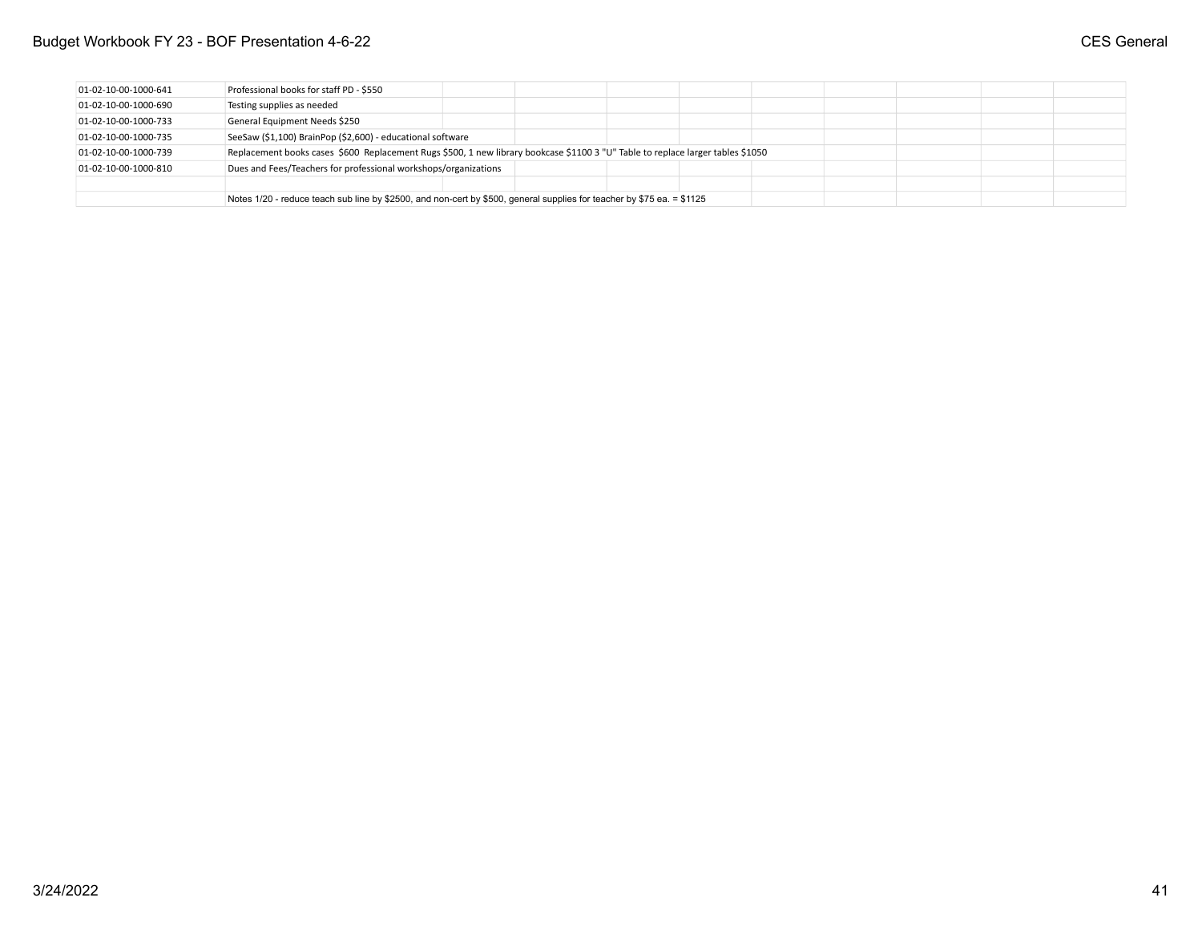| | | | | | | | | | | |
|---|---|---|---|---|---|---|---|---|---|---|
| 01-02-10-00-1000-641 | Professional books for staff PD - $550 | | | | | | | | | |
| 01-02-10-00-1000-690 | Testing supplies as needed | | | | | | | | | |
| 01-02-10-00-1000-733 | General Equipment Needs $250 | | | | | | | | | |
| 01-02-10-00-1000-735 | SeeSaw ($1,100) BrainPop ($2,600) - educational software | | | | | | | | | |
| 01-02-10-00-1000-739 | Replacement books cases $600 Replacement Rugs $500, 1 new library bookcase $1100 3 "U" Table to replace larger tables $1050 | | | | | | | | | |
| 01-02-10-00-1000-810 | Dues and Fees/Teachers for professional workshops/organizations | | | | | | | | | |
| | | | | | | | | | | |
| | Notes 1/20 - reduce teach sub line by $2500, and non-cert by $500, general supplies for teacher by $75 ea. = $1125 | | | | | | | | | |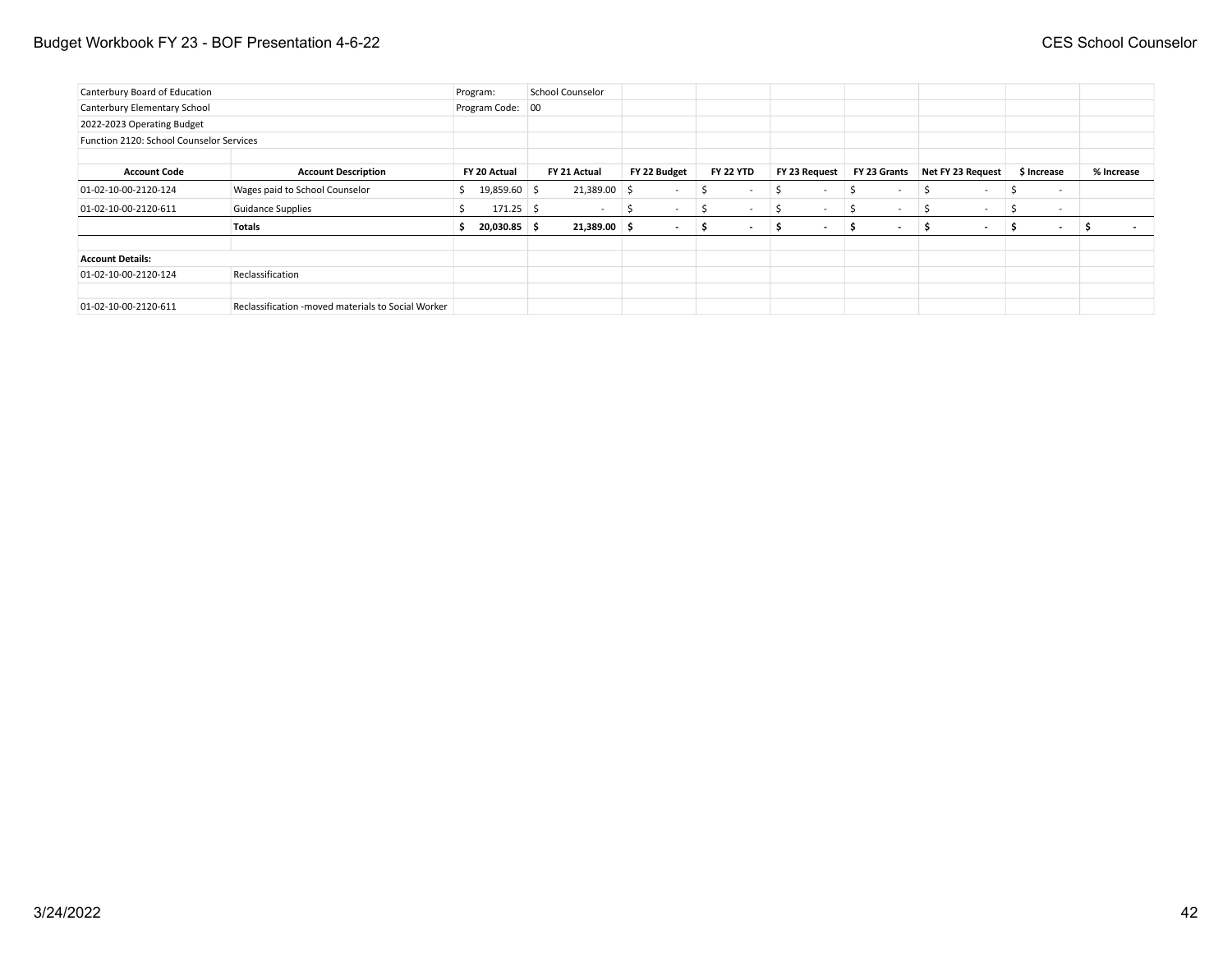| Canterbury Board of Education | | Program: | School Counselor | | | | | | | |
|---|---|---|---|---|---|---|---|---|---|---|
| Canterbury Elementary School | | Program Code: | 00 | | | | | | | |
| 2022-2023 Operating Budget | | | | | | | | | | |
| Function 2120: School Counselor Services | | | | | | | | | | |
| | | | | | | | | | | |
| **Account Code** | **Account Description** | **FY 20 Actual** | **FY 21 Actual** | **FY 22 Budget** | **FY 22 YTD** | **FY 23 Request** | **FY 23 Grants** | **Net FY 23 Request** | **$ Increase** | **% Increase** |
| 01-02-10-00-2120-124 | Wages paid to School Counselor | $ 19,859.60 | $ 21,389.00 | $ - | $ - | $ - | $ - | $ - | $ - | |
| 01-02-10-00-2120-611 | Guidance Supplies | $ 171.25 | $ - | $ - | $ - | $ - | $ - | $ - | $ - | |
| | **Totals** | **$ 20,030.85** | **$ 21,389.00** | **$ -** | **$ -** | **$ -** | **$ -** | **$ -** | **$ -** | **$ -** |
| | | | | | | | | | | |
| **Account Details:** | | | | | | | | | | |
| 01-02-10-00-2120-124 | Reclassification | | | | | | | | | |
| | | | | | | | | | | |
| 01-02-10-00-2120-611 | Reclassification -moved materials to Social Worker | | | | | | | | | |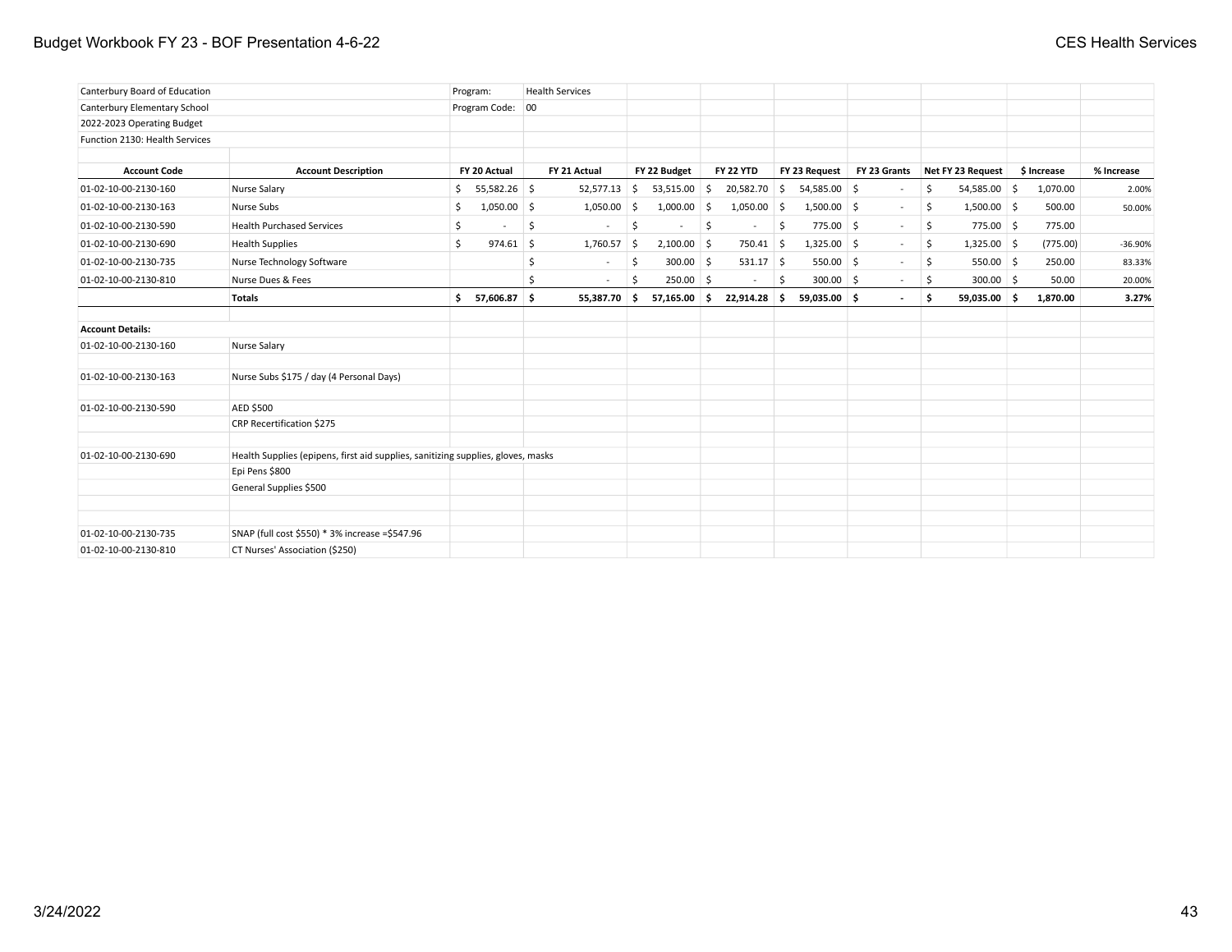Canterbury Board of Education
Canterbury Elementary School
2022-2023 Operating Budget
Function 2130: Health Services

Program: Health Services
Program Code: 00

| Account Code | Account Description | FY 20 Actual | FY 21 Actual | FY 22 Budget | FY 22 YTD | FY 23 Request | FY 23 Grants | Net FY 23 Request | $ Increase | % Increase |
|---|---|---|---|---|---|---|---|---|---|---|
| 01-02-10-00-2130-160 | Nurse Salary | $ 55,582.26 | $ 52,577.13 | $ 53,515.00 | $ 20,582.70 | $ 54,585.00 | $ - | $ 54,585.00 | $ 1,070.00 | 2.00% |
| 01-02-10-00-2130-163 | Nurse Subs | $ 1,050.00 | $ 1,050.00 | $ 1,000.00 | $ 1,050.00 | $ 1,500.00 | $ - | $ 1,500.00 | $ 500.00 | 50.00% |
| 01-02-10-00-2130-590 | Health Purchased Services | $ - | $ - | $ - | $ - | $ 775.00 | $ - | $ 775.00 | $ 775.00 | |
| 01-02-10-00-2130-690 | Health Supplies | $ 974.61 | $ 1,760.57 | $ 2,100.00 | $ 750.41 | $ 1,325.00 | $ - | $ 1,325.00 | $ (775.00) | -36.90% |
| 01-02-10-00-2130-735 | Nurse Technology Software | | $ - | $ 300.00 | $ 531.17 | $ 550.00 | $ - | $ 550.00 | $ 250.00 | 83.33% |
| 01-02-10-00-2130-810 | Nurse Dues & Fees | | $ - | $ 250.00 | $ - | $ 300.00 | $ - | $ 300.00 | $ 50.00 | 20.00% |
| | **Totals** | **$ 57,606.87** | **$ 55,387.70** | **$ 57,165.00** | **$ 22,914.28** | **$ 59,035.00** | **$ -** | **$ 59,035.00** | **$ 1,870.00** | **3.27%** |

**Account Details:**

| Account Code | Details |
|---|---|
| 01-02-10-00-2130-160 | Nurse Salary |
| 01-02-10-00-2130-163 | Nurse Subs $175 / day (4 Personal Days) |
| 01-02-10-00-2130-590 | AED $500 |
| | CRP Recertification $275 |
| 01-02-10-00-2130-690 | Health Supplies (epipens, first aid supplies, sanitizing supplies, gloves, masks |
| | Epi Pens $800 |
| | General Supplies $500 |
| 01-02-10-00-2130-735 | SNAP (full cost $550) * 3% increase =$547.96 |
| 01-02-10-00-2130-810 | CT Nurses' Association ($250) |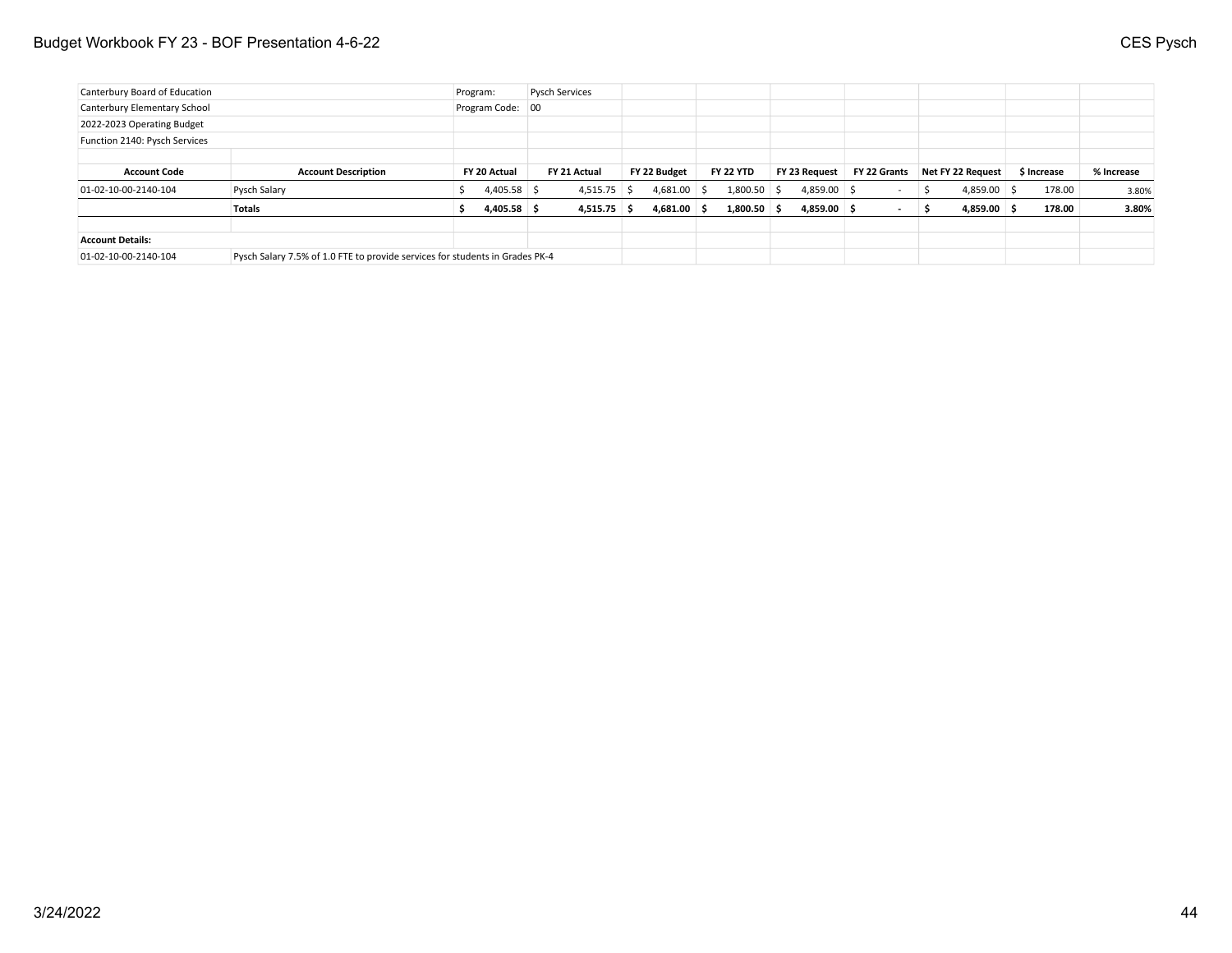| Canterbury Board of Education | | Program: | Pysch Services | | | | | | | |
|---|---|---|---|---|---|---|---|---|---|---|
| Canterbury Elementary School | | Program Code: | 00 | | | | | | | |
| 2022-2023 Operating Budget | | | | | | | | | | |
| Function 2140: Pysch Services | | | | | | | | | | |
| | | | | | | | | | | |
| **Account Code** | **Account Description** | **FY 20 Actual** | **FY 21 Actual** | **FY 22 Budget** | **FY 22 YTD** | **FY 23 Request** | **FY 22 Grants** | **Net FY 22 Request** | **$ Increase** | **% Increase** |
| 01-02-10-00-2140-104 | Pysch Salary | $ 4,405.58 | $ 4,515.75 | $ 4,681.00 | $ 1,800.50 | $ 4,859.00 | $ - | $ 4,859.00 | $ 178.00 | 3.80% |
| | **Totals** | **$ 4,405.58** | **$ 4,515.75** | **$ 4,681.00** | **$ 1,800.50** | **$ 4,859.00** | **$ -** | **$ 4,859.00** | **$ 178.00** | **3.80%** |
| | | | | | | | | | | |
| **Account Details:** | | | | | | | | | | |
| 01-02-10-00-2140-104 | Pysch Salary 7.5% of 1.0 FTE to provide services for students in Grades PK-4 | | | | | | | | | |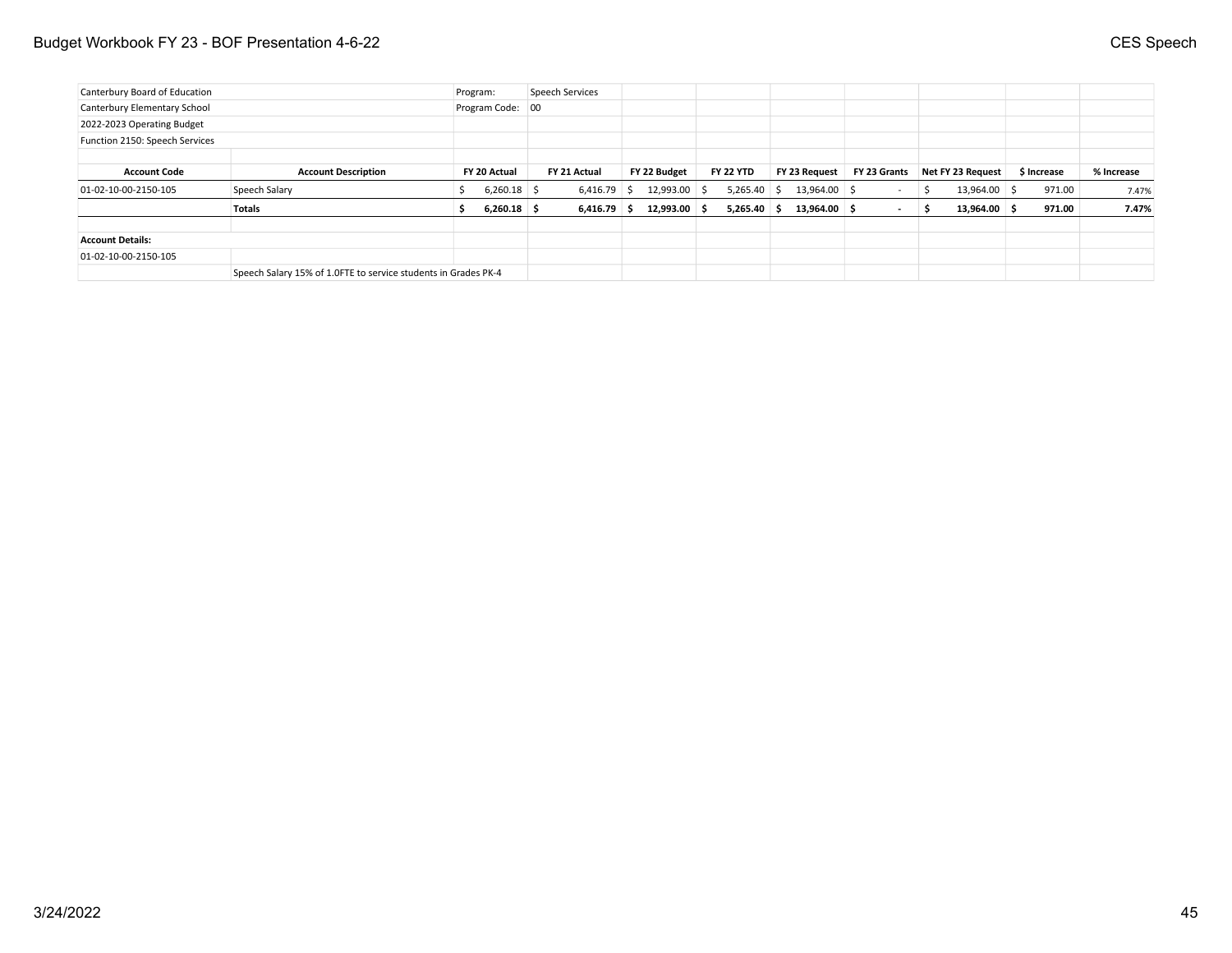Canterbury Board of Education | Program: Speech Services

Canterbury Elementary School | Program Code: 00

2022-2023 Operating Budget

Function 2150: Speech Services

| Account Code | Account Description | FY 20 Actual | FY 21 Actual | FY 22 Budget | FY 22 YTD | FY 23 Request | FY 23 Grants | Net FY 23 Request | $ Increase | % Increase |
|---|---|---|---|---|---|---|---|---|---|---|
| 01-02-10-00-2150-105 | Speech Salary | $ 6,260.18 | $ 6,416.79 | $ 12,993.00 | $ 5,265.40 | $ 13,964.00 | $ - | $ 13,964.00 | $ 971.00 | 7.47% |
| | **Totals** | **$ 6,260.18** | **$ 6,416.79** | **$ 12,993.00** | **$ 5,265.40** | **$ 13,964.00** | **$ -** | **$ 13,964.00** | **$ 971.00** | **7.47%** |

**Account Details:**

01-02-10-00-2150-105

Speech Salary 15% of 1.0FTE to service students in Grades PK-4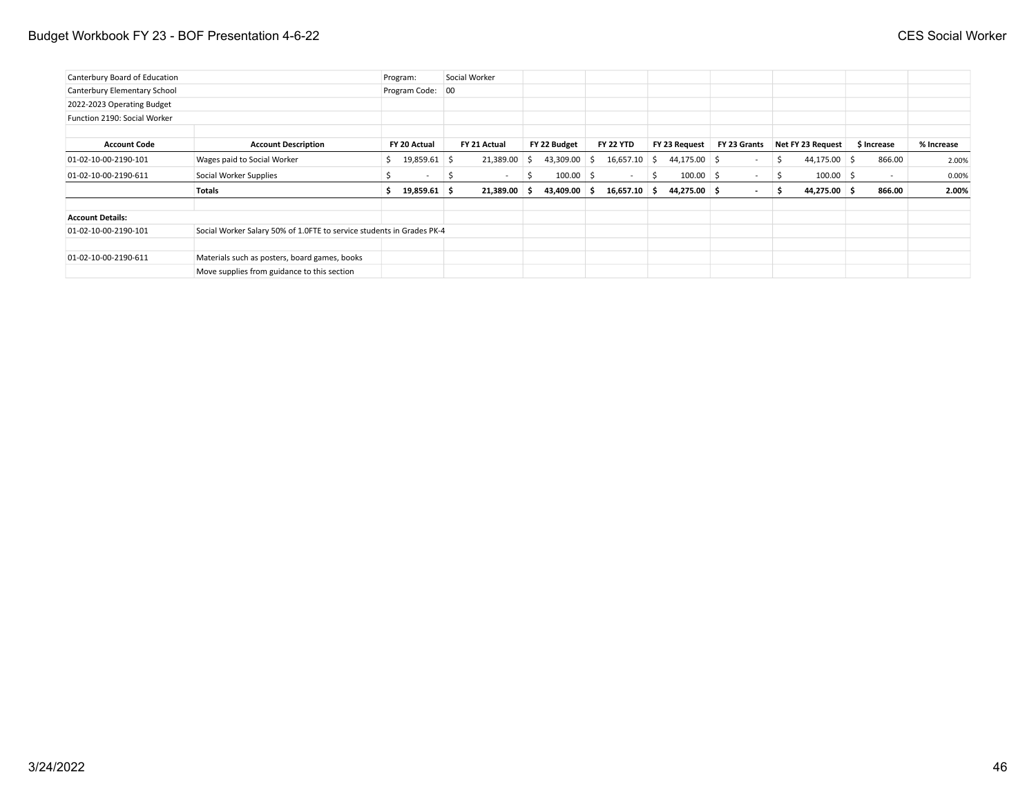| Canterbury Board of Education | | Program: | Social Worker | | | | | | | |
|---|---|---|---|---|---|---|---|---|---|---|
| Canterbury Elementary School | | Program Code: | 00 | | | | | | | |
| 2022-2023 Operating Budget | | | | | | | | | | |
| Function 2190: Social Worker | | | | | | | | | | |
| | | | | | | | | | | |
| **Account Code** | **Account Description** | **FY 20 Actual** | **FY 21 Actual** | **FY 22 Budget** | **FY 22 YTD** | **FY 23 Request** | **FY 23 Grants** | **Net FY 23 Request** | **$ Increase** | **% Increase** |
| 01-02-10-00-2190-101 | Wages paid to Social Worker | $ 19,859.61 | $ 21,389.00 | $ 43,309.00 | $ 16,657.10 | $ 44,175.00 | $ - | $ 44,175.00 | $ 866.00 | 2.00% |
| 01-02-10-00-2190-611 | Social Worker Supplies | $ - | $ - | $ 100.00 | $ - | $ 100.00 | $ - | $ 100.00 | $ - | 0.00% |
| | **Totals** | **$ 19,859.61** | **$ 21,389.00** | **$ 43,409.00** | **$ 16,657.10** | **$ 44,275.00** | **$ -** | **$ 44,275.00** | **$ 866.00** | **2.00%** |
| | | | | | | | | | | |
| **Account Details:** | | | | | | | | | | |
| 01-02-10-00-2190-101 | Social Worker Salary 50% of 1.0FTE to service students in Grades PK-4 | | | | | | | | | |
| | | | | | | | | | | |
| 01-02-10-00-2190-611 | Materials such as posters, board games, books | | | | | | | | | |
| | Move supplies from guidance to this section | | | | | | | | | |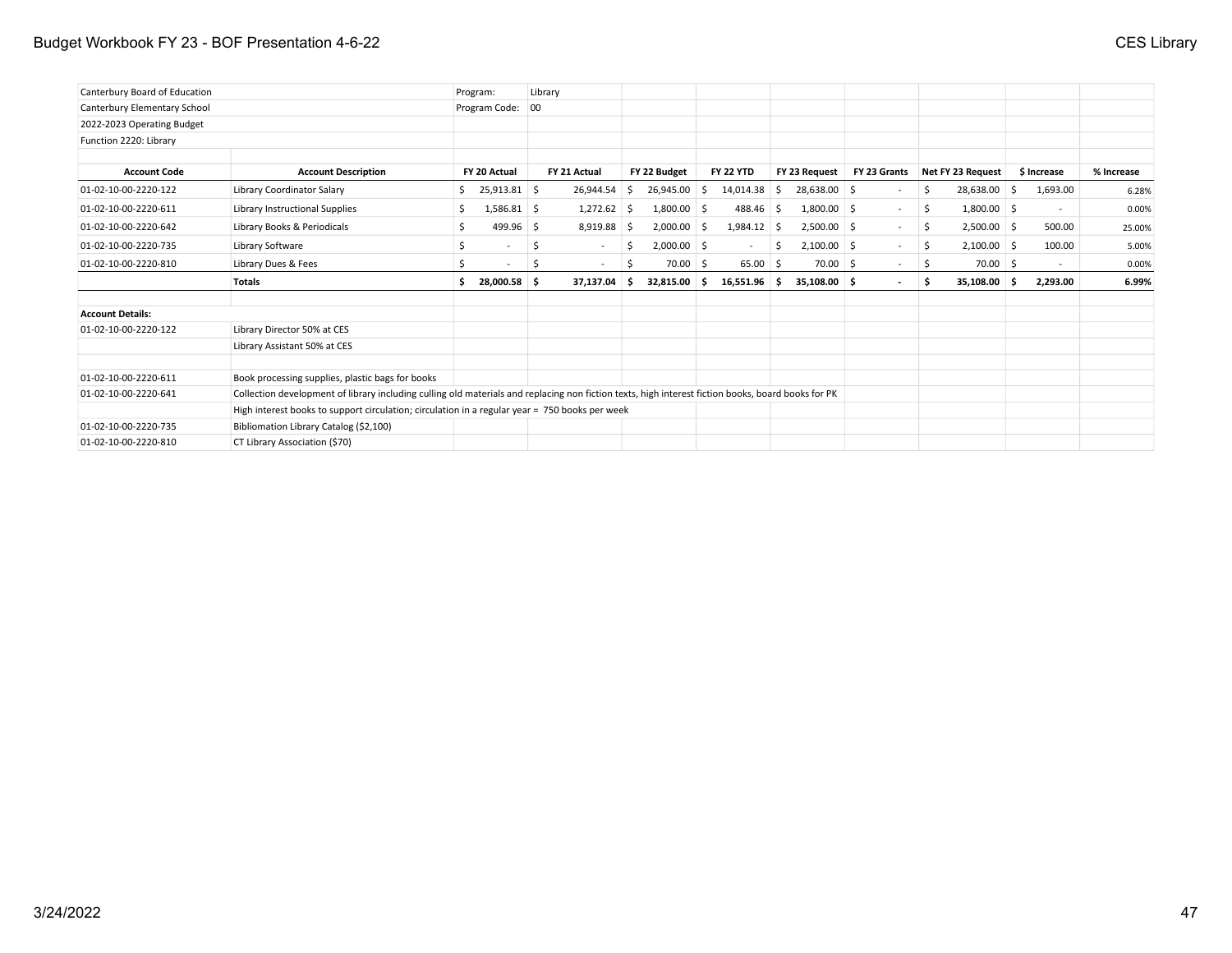Canterbury Board of Education
Canterbury Elementary School
2022-2023 Operating Budget
Function 2220: Library

Program: Library
Program Code: 00

| Account Code | Account Description | FY 20 Actual | FY 21 Actual | FY 22 Budget | FY 22 YTD | FY 23 Request | FY 23 Grants | Net FY 23 Request | $ Increase | % Increase |
|---|---|---|---|---|---|---|---|---|---|---|
| 01-02-10-00-2220-122 | Library Coordinator Salary | $ 25,913.81 | $ 26,944.54 | $ 26,945.00 | $ 14,014.38 | $ 28,638.00 | $ - | $ 28,638.00 | $ 1,693.00 | 6.28% |
| 01-02-10-00-2220-611 | Library Instructional Supplies | $ 1,586.81 | $ 1,272.62 | $ 1,800.00 | $ 488.46 | $ 1,800.00 | $ - | $ 1,800.00 | $ - | 0.00% |
| 01-02-10-00-2220-642 | Library Books & Periodicals | $ 499.96 | $ 8,919.88 | $ 2,000.00 | $ 1,984.12 | $ 2,500.00 | $ - | $ 2,500.00 | $ 500.00 | 25.00% |
| 01-02-10-00-2220-735 | Library Software | $ - | $ - | $ 2,000.00 | $ - | $ 2,100.00 | $ - | $ 2,100.00 | $ 100.00 | 5.00% |
| 01-02-10-00-2220-810 | Library Dues & Fees | $ - | $ - | $ 70.00 | $ 65.00 | $ 70.00 | $ - | $ 70.00 | $ - | 0.00% |
| | **Totals** | **$ 28,000.58** | **$ 37,137.04** | **$ 32,815.00** | **$ 16,551.96** | **$ 35,108.00** | **$ -** | **$ 35,108.00** | **$ 2,293.00** | **6.99%** |

**Account Details:**

| Account Code | Details |
|---|---|
| 01-02-10-00-2220-122 | Library Director 50% at CES |
| | Library Assistant 50% at CES |
| 01-02-10-00-2220-611 | Book processing supplies, plastic bags for books |
| 01-02-10-00-2220-641 | Collection development of library including culling old materials and replacing non fiction texts, high interest fiction books, board books for PK |
| | High interest books to support circulation; circulation in a regular year = 750 books per week |
| 01-02-10-00-2220-735 | Bibliomation Library Catalog ($2,100) |
| 01-02-10-00-2220-810 | CT Library Association ($70) |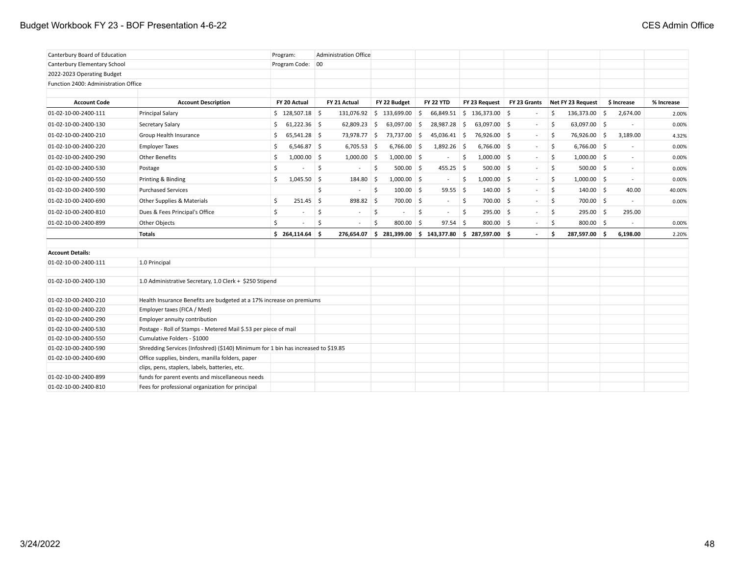| Canterbury Board of Education | | Program: | Administration Office | | | | | | | |
|---|---|---|---|---|---|---|---|---|---|---|
| Canterbury Elementary School | | Program Code: | 00 | | | | | | | |
| 2022-2023 Operating Budget | | | | | | | | | | |
| Function 2400: Administration Office | | | | | | | | | | |
| | | | | | | | | | | |
| **Account Code** | **Account Description** | **FY 20 Actual** | **FY 21 Actual** | **FY 22 Budget** | **FY 22 YTD** | **FY 23 Request** | **FY 23 Grants** | **Net FY 23 Request** | **$ Increase** | **% Increase** |
| 01-02-10-00-2400-111 | Principal Salary | $ 128,507.18 | $ 131,076.92 | $ 133,699.00 | $ 66,849.51 | $ 136,373.00 | $ - | $ 136,373.00 | $ 2,674.00 | 2.00% |
| 01-02-10-00-2400-130 | Secretary Salary | $ 61,222.36 | $ 62,809.23 | $ 63,097.00 | $ 28,987.28 | $ 63,097.00 | $ - | $ 63,097.00 | $ - | 0.00% |
| 01-02-10-00-2400-210 | Group Health Insurance | $ 65,541.28 | $ 73,978.77 | $ 73,737.00 | $ 45,036.41 | $ 76,926.00 | $ - | $ 76,926.00 | $ 3,189.00 | 4.32% |
| 01-02-10-00-2400-220 | Employer Taxes | $ 6,546.87 | $ 6,705.53 | $ 6,766.00 | $ 1,892.26 | $ 6,766.00 | $ - | $ 6,766.00 | $ - | 0.00% |
| 01-02-10-00-2400-290 | Other Benefits | $ 1,000.00 | $ 1,000.00 | $ 1,000.00 | $ - | $ 1,000.00 | $ - | $ 1,000.00 | $ - | 0.00% |
| 01-02-10-00-2400-530 | Postage | $ - | $ - | $ 500.00 | $ 455.25 | $ 500.00 | $ - | $ 500.00 | $ - | 0.00% |
| 01-02-10-00-2400-550 | Printing & Binding | $ 1,045.50 | $ 184.80 | $ 1,000.00 | $ - | $ 1,000.00 | $ - | $ 1,000.00 | $ - | 0.00% |
| 01-02-10-00-2400-590 | Purchased Services | | $ - | $ 100.00 | $ 59.55 | $ 140.00 | $ - | $ 140.00 | $ 40.00 | 40.00% |
| 01-02-10-00-2400-690 | Other Supplies & Materials | $ 251.45 | $ 898.82 | $ 700.00 | $ - | $ 700.00 | $ - | $ 700.00 | $ - | 0.00% |
| 01-02-10-00-2400-810 | Dues & Fees Principal's Office | $ - | $ - | $ - | $ - | $ 295.00 | $ - | $ 295.00 | $ 295.00 | |
| 01-02-10-00-2400-899 | Other Objects | $ - | $ - | $ 800.00 | $ 97.54 | $ 800.00 | $ - | $ 800.00 | $ - | 0.00% |
| | **Totals** | **$ 264,114.64** | **$ 276,654.07** | **$ 281,399.00** | **$ 143,377.80** | **$ 287,597.00** | **$ -** | **$ 287,597.00** | **$ 6,198.00** | 2.20% |

**Account Details:**

| Account Code | Detail |
|---|---|
| 01-02-10-00-2400-111 | 1.0 Principal |
| 01-02-10-00-2400-130 | 1.0 Administrative Secretary, 1.0 Clerk + $250 Stipend |
| 01-02-10-00-2400-210 | Health Insurance Benefits are budgeted at a 17% increase on premiums |
| 01-02-10-00-2400-220 | Employer taxes (FICA / Med) |
| 01-02-10-00-2400-290 | Employer annuity contribution |
| 01-02-10-00-2400-530 | Postage - Roll of Stamps - Metered Mail $.53 per piece of mail |
| 01-02-10-00-2400-550 | Cumulative Folders - $1000 |
| 01-02-10-00-2400-590 | Shredding Services (Infoshred) ($140) Minimum for 1 bin has increased to $19.85 |
| 01-02-10-00-2400-690 | Office supplies, binders, manilla folders, paper clips, pens, staplers, labels, batteries, etc. |
| 01-02-10-00-2400-899 | funds for parent events and miscellaneous needs |
| 01-02-10-00-2400-810 | Fees for professional organization for principal |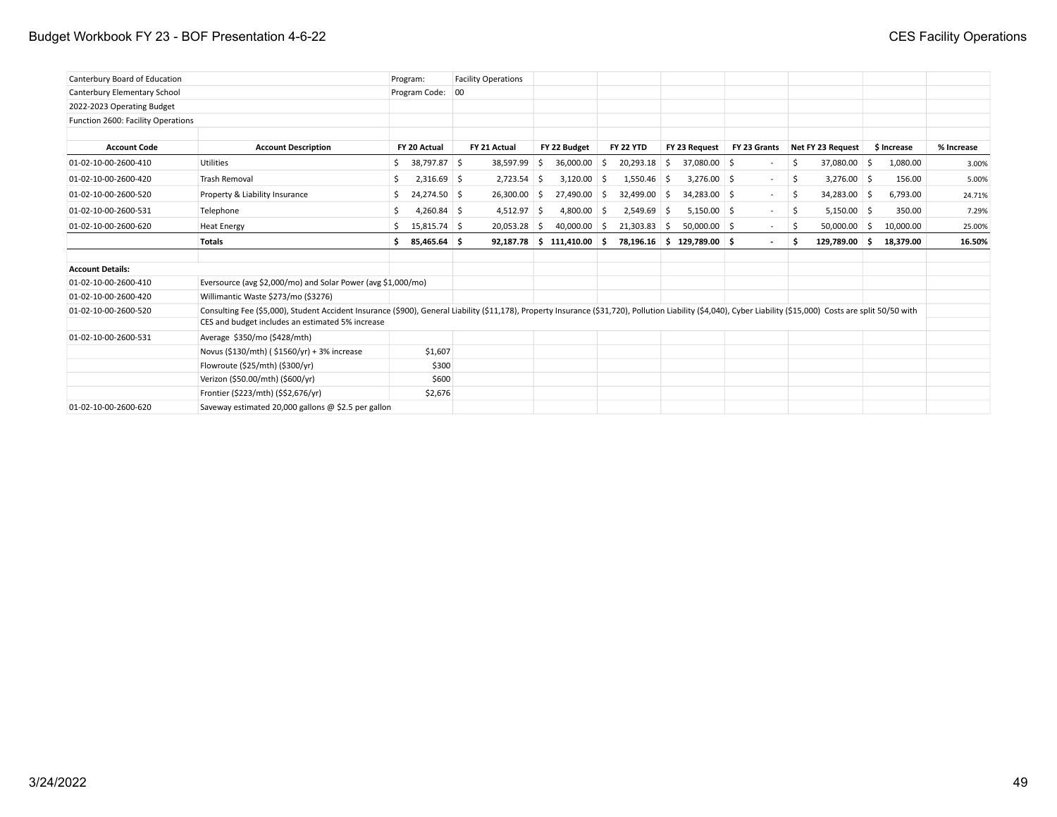| Canterbury Board of Education | | Program: | Facility Operations | | | | | | | |
|---|---|---|---|---|---|---|---|---|---|---|
| Canterbury Elementary School | | Program Code: | 00 | | | | | | | |
| 2022-2023 Operating Budget | | | | | | | | | | |
| Function 2600: Facility Operations | | | | | | | | | | |
| **Account Code** | **Account Description** | **FY 20 Actual** | **FY 21 Actual** | **FY 22 Budget** | **FY 22 YTD** | **FY 23 Request** | **FY 23 Grants** | **Net FY 23 Request** | **$ Increase** | **% Increase** |
| 01-02-10-00-2600-410 | Utilities | $ 38,797.87 | $ 38,597.99 | $ 36,000.00 | $ 20,293.18 | $ 37,080.00 | $ - | $ 37,080.00 | $ 1,080.00 | 3.00% |
| 01-02-10-00-2600-420 | Trash Removal | $ 2,316.69 | $ 2,723.54 | $ 3,120.00 | $ 1,550.46 | $ 3,276.00 | $ - | $ 3,276.00 | $ 156.00 | 5.00% |
| 01-02-10-00-2600-520 | Property & Liability Insurance | $ 24,274.50 | $ 26,300.00 | $ 27,490.00 | $ 32,499.00 | $ 34,283.00 | $ - | $ 34,283.00 | $ 6,793.00 | 24.71% |
| 01-02-10-00-2600-531 | Telephone | $ 4,260.84 | $ 4,512.97 | $ 4,800.00 | $ 2,549.69 | $ 5,150.00 | $ - | $ 5,150.00 | $ 350.00 | 7.29% |
| 01-02-10-00-2600-620 | Heat Energy | $ 15,815.74 | $ 20,053.28 | $ 40,000.00 | $ 21,303.83 | $ 50,000.00 | $ - | $ 50,000.00 | $ 10,000.00 | 25.00% |
| | **Totals** | **$ 85,465.64** | **$ 92,187.78** | **$ 111,410.00** | **$ 78,196.16** | **$ 129,789.00** | **$ -** | **$ 129,789.00** | **$ 18,379.00** | **16.50%** |

**Account Details:**

| Account Code | Description | Amount |
|---|---|---|
| 01-02-10-00-2600-410 | Eversource (avg $2,000/mo) and Solar Power (avg $1,000/mo) | |
| 01-02-10-00-2600-420 | Willimantic Waste $273/mo ($3276) | |
| 01-02-10-00-2600-520 | Consulting Fee ($5,000), Student Accident Insurance ($900), General Liability ($11,178), Property Insurance ($31,720), Pollution Liability ($4,040), Cyber Liability ($15,000) Costs are split 50/50 with CES and budget includes an estimated 5% increase | |
| 01-02-10-00-2600-531 | Average $350/mo ($428/mth) | |
| | Novus ($130/mth) ( $1560/yr) + 3% increase | $1,607 |
| | Flowroute ($25/mth) ($300/yr) | $300 |
| | Verizon ($50.00/mth) ($600/yr) | $600 |
| | Frontier ($223/mth) ($$2,676/yr) | $2,676 |
| 01-02-10-00-2600-620 | Saveway estimated 20,000 gallons @ $2.5 per gallon | |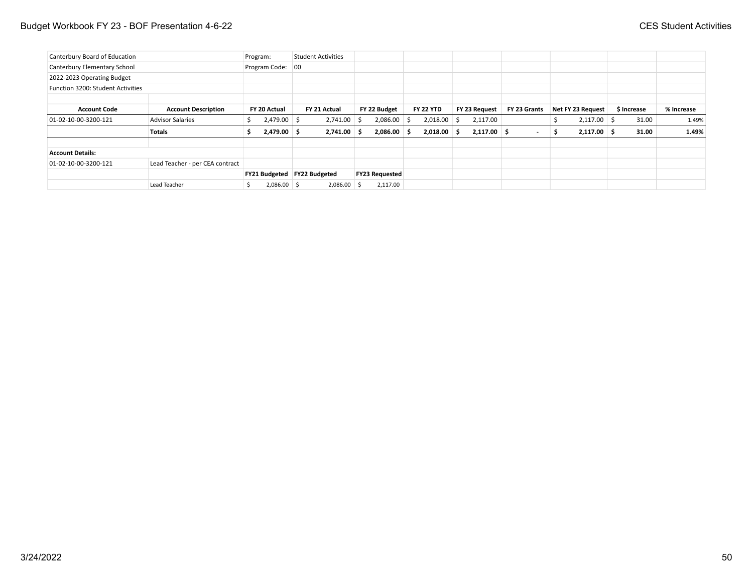| Canterbury Board of Education | | Program: | Student Activities | | | | | | | |
|---|---|---|---|---|---|---|---|---|---|---|
| Canterbury Elementary School | | Program Code: | 00 | | | | | | | |
| 2022-2023 Operating Budget | | | | | | | | | | |
| Function 3200: Student Activities | | | | | | | | | | |
| | | | | | | | | | | |
| **Account Code** | **Account Description** | **FY 20 Actual** | **FY 21 Actual** | **FY 22 Budget** | **FY 22 YTD** | **FY 23 Request** | **FY 23 Grants** | **Net FY 23 Request** | **$ Increase** | **% Increase** |
| 01-02-10-00-3200-121 | Advisor Salaries | $ 2,479.00 | $ 2,741.00 | $ 2,086.00 | $ 2,018.00 | $ 2,117.00 | | $ 2,117.00 | $ 31.00 | 1.49% |
| | **Totals** | **$ 2,479.00** | **$ 2,741.00** | **$ 2,086.00** | **$ 2,018.00** | **$ 2,117.00** | **$ -** | **$ 2,117.00** | **$ 31.00** | **1.49%** |
| | | | | | | | | | | |
| **Account Details:** | | | | | | | | | | |
| 01-02-10-00-3200-121 | Lead Teacher - per CEA contract | | | | | | | | | |
| | | **FY21 Budgeted** | **FY22 Budgeted** | **FY23 Requested** | | | | | | |
| | Lead Teacher | $ 2,086.00 | $ 2,086.00 | $ 2,117.00 | | | | | | |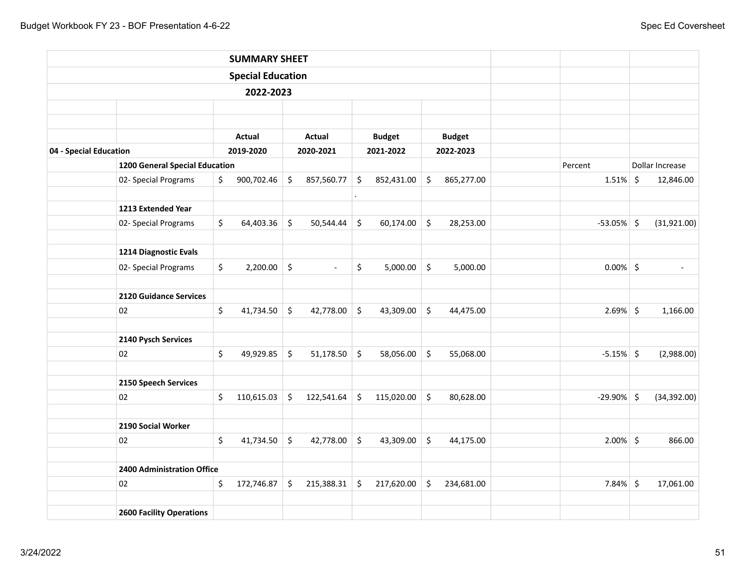| | | | | | | | | |
|---|---|---|---|---|---|---|---|---|
| **SUMMARY SHEET** | | | | | | | | |
| **Special Education** | | | | | | | | |
| **2022-2023** | | | | | | | | |
| | | **Actual** | **Actual** | **Budget** | **Budget** | | | |
| **04 - Special Education** | | **2019-2020** | **2020-2021** | **2021-2022** | **2022-2023** | | | |
| | **1200 General Special Education** | | | | | | Percent | Dollar Increase |
| | 02- Special Programs | $ 900,702.46 | $ 857,560.77 | $ 852,431.00 | $ 865,277.00 | | 1.51% | $ 12,846.00 |
| | | | | . | | | | |
| | **1213 Extended Year** | | | | | | | |
| | 02- Special Programs | $ 64,403.36 | $ 50,544.44 | $ 60,174.00 | $ 28,253.00 | | -53.05% | $ (31,921.00) |
| | | | | | | | | |
| | **1214 Diagnostic Evals** | | | | | | | |
| | 02- Special Programs | $ 2,200.00 | $ - | $ 5,000.00 | $ 5,000.00 | | 0.00% | $ - |
| | | | | | | | | |
| | **2120 Guidance Services** | | | | | | | |
| | 02 | $ 41,734.50 | $ 42,778.00 | $ 43,309.00 | $ 44,475.00 | | 2.69% | $ 1,166.00 |
| | | | | | | | | |
| | **2140 Pysch Services** | | | | | | | |
| | 02 | $ 49,929.85 | $ 51,178.50 | $ 58,056.00 | $ 55,068.00 | | -5.15% | $ (2,988.00) |
| | | | | | | | | |
| | **2150 Speech Services** | | | | | | | |
| | 02 | $ 110,615.03 | $ 122,541.64 | $ 115,020.00 | $ 80,628.00 | | -29.90% | $ (34,392.00) |
| | | | | | | | | |
| | **2190 Social Worker** | | | | | | | |
| | 02 | $ 41,734.50 | $ 42,778.00 | $ 43,309.00 | $ 44,175.00 | | 2.00% | $ 866.00 |
| | | | | | | | | |
| | **2400 Administration Office** | | | | | | | |
| | 02 | $ 172,746.87 | $ 215,388.31 | $ 217,620.00 | $ 234,681.00 | | 7.84% | $ 17,061.00 |
| | | | | | | | | |
| | **2600 Facility Operations** | | | | | | | |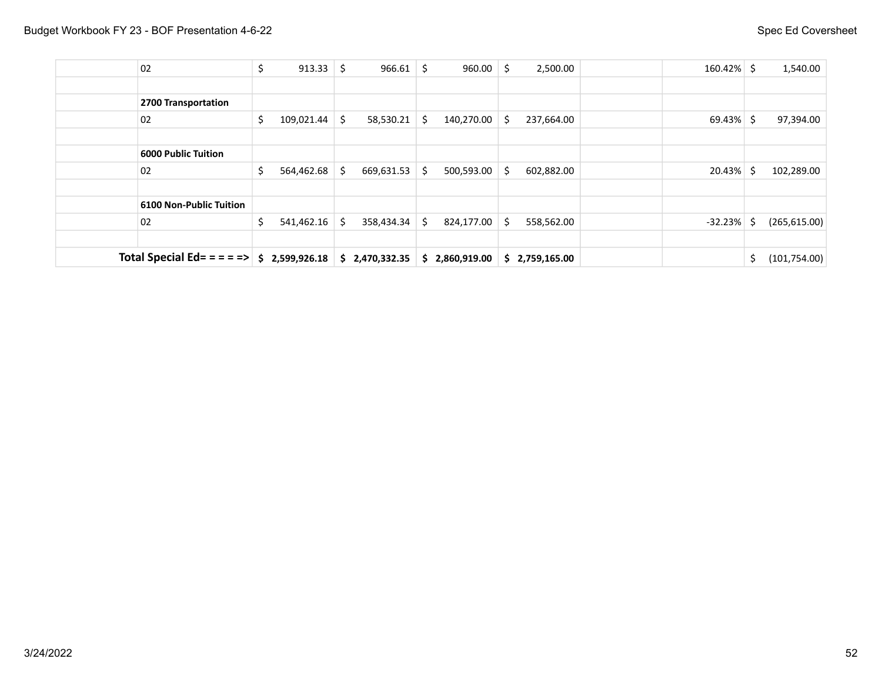| | | | | | | | |
|---|---|---|---|---|---|---|---|
| | 02 | $ 913.33 | $ 966.61 | $ 960.00 | $ 2,500.00 | | 160.42% | $ 1,540.00 |
| | | | | | | | | |
| | **2700 Transportation** | | | | | | | |
| | 02 | $ 109,021.44 | $ 58,530.21 | $ 140,270.00 | $ 237,664.00 | | 69.43% | $ 97,394.00 |
| | | | | | | | | |
| | **6000 Public Tuition** | | | | | | | |
| | 02 | $ 564,462.68 | $ 669,631.53 | $ 500,593.00 | $ 602,882.00 | | 20.43% | $ 102,289.00 |
| | | | | | | | | |
| | **6100 Non-Public Tuition** | | | | | | | |
| | 02 | $ 541,462.16 | $ 358,434.34 | $ 824,177.00 | $ 558,562.00 | | -32.23% | $ (265,615.00) |
| | | | | | | | | |
| **Total Special Ed= = = = =>** | | **$ 2,599,926.18** | **$ 2,470,332.35** | **$ 2,860,919.00** | **$ 2,759,165.00** | | | $ (101,754.00) |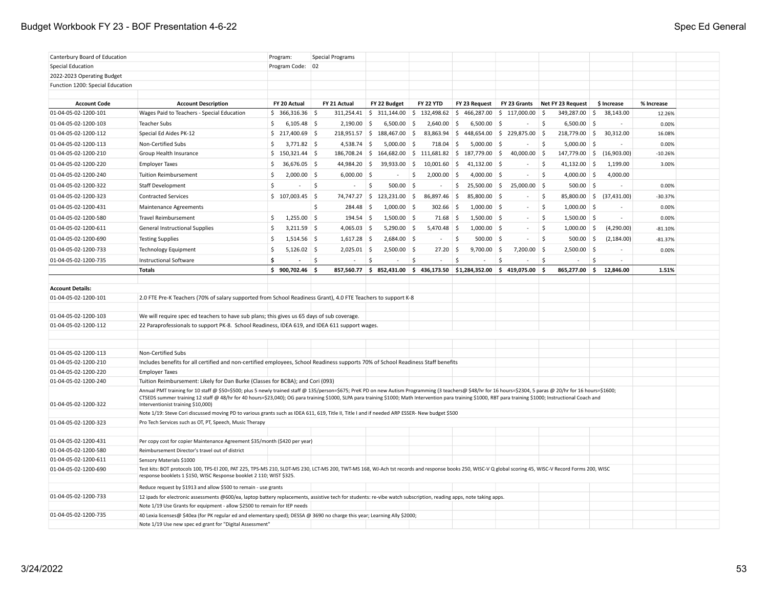Canterbury Board of Education
Special Education
2022-2023 Operating Budget
Function 1200: Special Education

Program: Special Programs
Program Code: 02

| Account Code | Account Description | FY 20 Actual | FY 21 Actual | FY 22 Budget | FY 22 YTD | FY 23 Request | FY 23 Grants | Net FY 23 Request | $ Increase | % Increase |
|---|---|---|---|---|---|---|---|---|---|---|
| 01-04-05-02-1200-101 | Wages Paid to Teachers - Special Education | $ 366,316.36 | $ 311,254.41 | $ 311,144.00 | $ 132,498.62 | $ 466,287.00 | $ 117,000.00 | $ 349,287.00 | $ 38,143.00 | 12.26% |
| 01-04-05-02-1200-103 | Teacher Subs | $ 6,105.48 | $ 2,190.00 | $ 6,500.00 | $ 2,640.00 | $ 6,500.00 | $ - | $ 6,500.00 | $ - | 0.00% |
| 01-04-05-02-1200-112 | Special Ed Aides PK-12 | $ 217,400.69 | $ 218,951.57 | $ 188,467.00 | $ 83,863.94 | $ 448,654.00 | $ 229,875.00 | $ 218,779.00 | $ 30,312.00 | 16.08% |
| 01-04-05-02-1200-113 | Non-Certified Subs | $ 3,771.82 | $ 4,538.74 | $ 5,000.00 | $ 718.04 | $ 5,000.00 | $ - | $ 5,000.00 | $ - | 0.00% |
| 01-04-05-02-1200-210 | Group Health Insurance | $ 150,321.44 | $ 186,708.24 | $ 164,682.00 | $ 111,681.82 | $ 187,779.00 | $ 40,000.00 | $ 147,779.00 | $ (16,903.00) | -10.26% |
| 01-04-05-02-1200-220 | Employer Taxes | $ 36,676.05 | $ 44,984.20 | $ 39,933.00 | $ 10,001.60 | $ 41,132.00 | $ - | $ 41,132.00 | $ 1,199.00 | 3.00% |
| 01-04-05-02-1200-240 | Tuition Reimbursement | $ 2,000.00 | $ 6,000.00 | $ - | $ 2,000.00 | $ 4,000.00 | $ - | $ 4,000.00 | $ 4,000.00 | |
| 01-04-05-02-1200-322 | Staff Development | $ - | $ - | $ 500.00 | $ - | $ 25,500.00 | $ 25,000.00 | $ 500.00 | $ - | 0.00% |
| 01-04-05-02-1200-323 | Contracted Services | $ 107,003.45 | $ 74,747.27 | $ 123,231.00 | $ 86,897.46 | $ 85,800.00 | $ - | $ 85,800.00 | $ (37,431.00) | -30.37% |
| 01-04-05-02-1200-431 | Maintenance Agreements | | $ 284.48 | $ 1,000.00 | $ 302.66 | $ 1,000.00 | $ - | $ 1,000.00 | $ - | 0.00% |
| 01-04-05-02-1200-580 | Travel Reimbursement | $ 1,255.00 | $ 194.54 | $ 1,500.00 | $ 71.68 | $ 1,500.00 | $ - | $ 1,500.00 | $ - | 0.00% |
| 01-04-05-02-1200-611 | General Instructional Supplies | $ 3,211.59 | $ 4,065.03 | $ 5,290.00 | $ 5,470.48 | $ 1,000.00 | $ - | $ 1,000.00 | $ (4,290.00) | -81.10% |
| 01-04-05-02-1200-690 | Testing Supplies | $ 1,514.56 | $ 1,617.28 | $ 2,684.00 | $ - | $ 500.00 | $ - | $ 500.00 | $ (2,184.00) | -81.37% |
| 01-04-05-02-1200-733 | Technology Equipment | $ 5,126.02 | $ 2,025.01 | $ 2,500.00 | $ 27.20 | $ 9,700.00 | $ 7,200.00 | $ 2,500.00 | $ - | 0.00% |
| 01-04-05-02-1200-735 | Instructional Software | $ - | $ - | $ - | $ - | $ - | $ - | $ - | $ - | |
| | **Totals** | **$ 900,702.46** | **$ 857,560.77** | **$ 852,431.00** | **$ 436,173.50** | **$1,284,352.00** | **$ 419,075.00** | **$ 865,277.00** | **$ 12,846.00** | **1.51%** |

**Account Details:**

| Account Code | Details |
|---|---|
| 01-04-05-02-1200-101 | 2.0 FTE Pre-K Teachers (70% of salary supported from School Readiness Grant), 4.0 FTE Teachers to support K-8 |
| 01-04-05-02-1200-103 | We will require spec ed teachers to have sub plans; this gives us 65 days of sub coverage. |
| 01-04-05-02-1200-112 | 22 Paraprofessionals to support PK-8. School Readiness, IDEA 619, and IDEA 611 support wages. |
| 01-04-05-02-1200-113 | Non-Certified Subs |
| 01-04-05-02-1200-210 | Includes benefits for all certified and non-certified employees, School Readiness supports 70% of School Readiness Staff benefits |
| 01-04-05-02-1200-220 | Employer Taxes |
| 01-04-05-02-1200-240 | Tuition Reimbursement: Likely for Dan Burke (Classes for BCBA); and Cori (093) |
| 01-04-05-02-1200-322 | Annual PMT training for 10 staff @ $50=$500; plus 5 newly trained staff @ $135/person=$675; PreK PD on new Autism Programming (3 teachers@ $48/hr for 16 hours=$2304, 5 paras @ 20/hr for 16 hours=$1600; CTSEDS summer training 12 staff @ 48/hr for 40 hours=$23,040); OG para training $1000, SLPA para training $1000; Math Intervention para training $1000, RBT para training $1000; Instructional Coach and Interventionist training $10,000) |
| | Note 1/19: Steve Cori discussed moving PD to various grants such as IDEA 611, 619, Title II, Title I and if needed ARP ESSER- New budget $500 |
| 01-04-05-02-1200-323 | Pro Tech Services such as OT, PT, Speech, Music Therapy |
| 01-04-05-02-1200-431 | Per copy cost for copier Maintenance Agreement $35/month ($420 per year) |
| 01-04-05-02-1200-580 | Reimbursement Director's travel out of district |
| 01-04-05-02-1200-611 | Sensory Materials $1000 |
| 01-04-05-02-1200-690 | Test kits: BOT protocols 100, TPS-EI 200, PAT 225, TPS-MS 210, SLDT-MS 230, LCT-MS 200, TWT-MS 168, WJ-Ach tst records and response books 250, WISC-V Q global scoring 45, WISC-V Record Forms 200, WISC response booklets 1 $150, WISC Response booklet 2 110; WIST $325. |
| | Reduce request by $1913 and allow $500 to remain - use grants |
| 01-04-05-02-1200-733 | 12 ipads for electronic assessments @600/ea, laptop battery replacements, assistive tech for students: re-vibe watch subscription, reading apps, note taking apps. |
| | Note 1/19 Use Grants for equipment - allow $2500 to remain for IEP needs |
| 01-04-05-02-1200-735 | 40 Lexia licenses@ $40ea (for PK regular ed and elementary sped); DESSA @ 3690 no charge this year; Learning Ally $2000; |
| | Note 1/19 Use new spec ed grant for "Digital Assessment" |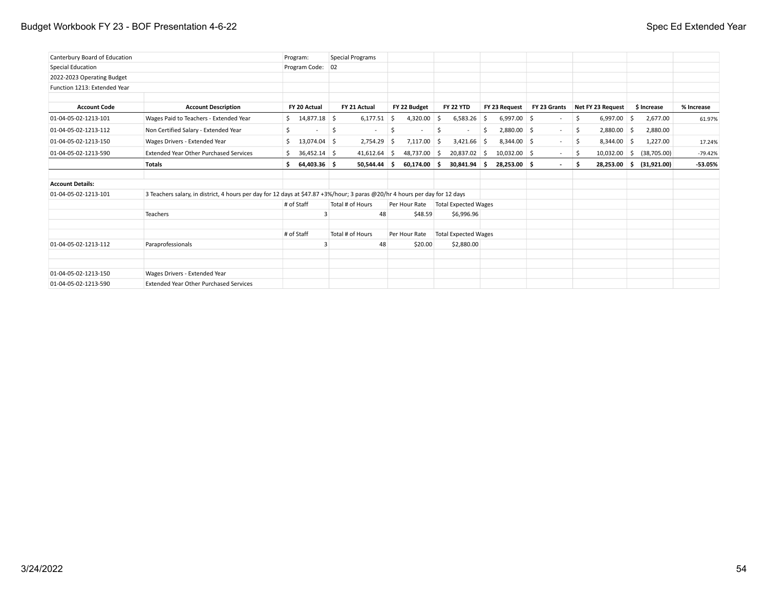Canterbury Board of Education | Program: Special Programs
Special Education | Program Code: 02
2022-2023 Operating Budget
Function 1213: Extended Year

| Account Code | Account Description | FY 20 Actual | FY 21 Actual | FY 22 Budget | FY 22 YTD | FY 23 Request | FY 23 Grants | Net FY 23 Request | $ Increase | % Increase |
|---|---|---|---|---|---|---|---|---|---|---|
| 01-04-05-02-1213-101 | Wages Paid to Teachers - Extended Year | $ 14,877.18 | $ 6,177.51 | $ 4,320.00 | $ 6,583.26 | $ 6,997.00 | $ - | $ 6,997.00 | $ 2,677.00 | 61.97% |
| 01-04-05-02-1213-112 | Non Certified Salary - Extended Year | $ - | $ - | $ - | $ - | $ 2,880.00 | $ - | $ 2,880.00 | $ 2,880.00 | |
| 01-04-05-02-1213-150 | Wages Drivers - Extended Year | $ 13,074.04 | $ 2,754.29 | $ 7,117.00 | $ 3,421.66 | $ 8,344.00 | $ - | $ 8,344.00 | $ 1,227.00 | 17.24% |
| 01-04-05-02-1213-590 | Extended Year Other Purchased Services | $ 36,452.14 | $ 41,612.64 | $ 48,737.00 | $ 20,837.02 | $ 10,032.00 | $ - | $ 10,032.00 | $ (38,705.00) | -79.42% |
| | **Totals** | **$ 64,403.36** | **$ 50,544.44** | **$ 60,174.00** | **$ 30,841.94** | **$ 28,253.00** | **$ -** | **$ 28,253.00** | **$ (31,921.00)** | **-53.05%** |

**Account Details:**

01-04-05-02-1213-101: 3 Teachers salary, in district, 4 hours per day for 12 days at $47.87 +3%/hour; 3 paras @20/hr 4 hours per day for 12 days

| | | # of Staff | Total # of Hours | Per Hour Rate | Total Expected Wages |
|---|---|---|---|---|---|
| | Teachers | 3 | 48 | $48.59 | $6,996.96 |

| | | # of Staff | Total # of Hours | Per Hour Rate | Total Expected Wages |
|---|---|---|---|---|---|
| 01-04-05-02-1213-112 | Paraprofessionals | 3 | 48 | $20.00 | $2,880.00 |

01-04-05-02-1213-150 Wages Drivers - Extended Year

01-04-05-02-1213-590 Extended Year Other Purchased Services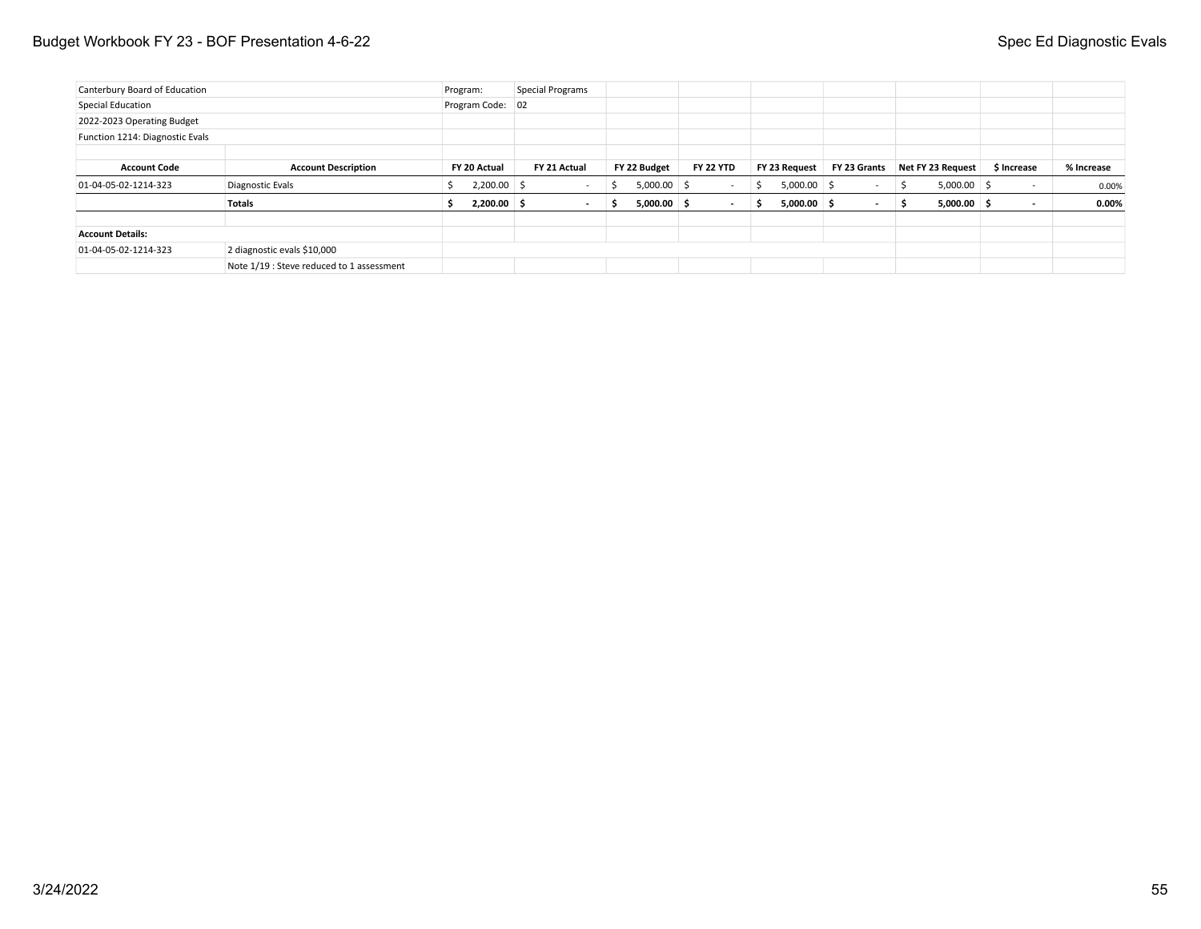| Canterbury Board of Education | | Program: | Special Programs | | | | | | | |
|---|---|---|---|---|---|---|---|---|---|---|
| Special Education | | Program Code: | 02 | | | | | | | |
| 2022-2023 Operating Budget | | | | | | | | | | |
| Function 1214: Diagnostic Evals | | | | | | | | | | |
| | | | | | | | | | | |
| **Account Code** | **Account Description** | **FY 20 Actual** | **FY 21 Actual** | **FY 22 Budget** | **FY 22 YTD** | **FY 23 Request** | **FY 23 Grants** | **Net FY 23 Request** | **$ Increase** | **% Increase** |
| 01-04-05-02-1214-323 | Diagnostic Evals | $ 2,200.00 | $ - | $ 5,000.00 | $ - | $ 5,000.00 | $ - | $ 5,000.00 | $ - | 0.00% |
| | **Totals** | **$ 2,200.00** | **$ -** | **$ 5,000.00** | **$ -** | **$ 5,000.00** | **$ -** | **$ 5,000.00** | **$ -** | **0.00%** |
| | | | | | | | | | | |
| **Account Details:** | | | | | | | | | | |
| 01-04-05-02-1214-323 | 2 diagnostic evals $10,000 | | | | | | | | | |
| | Note 1/19 : Steve reduced to 1 assessment | | | | | | | | | |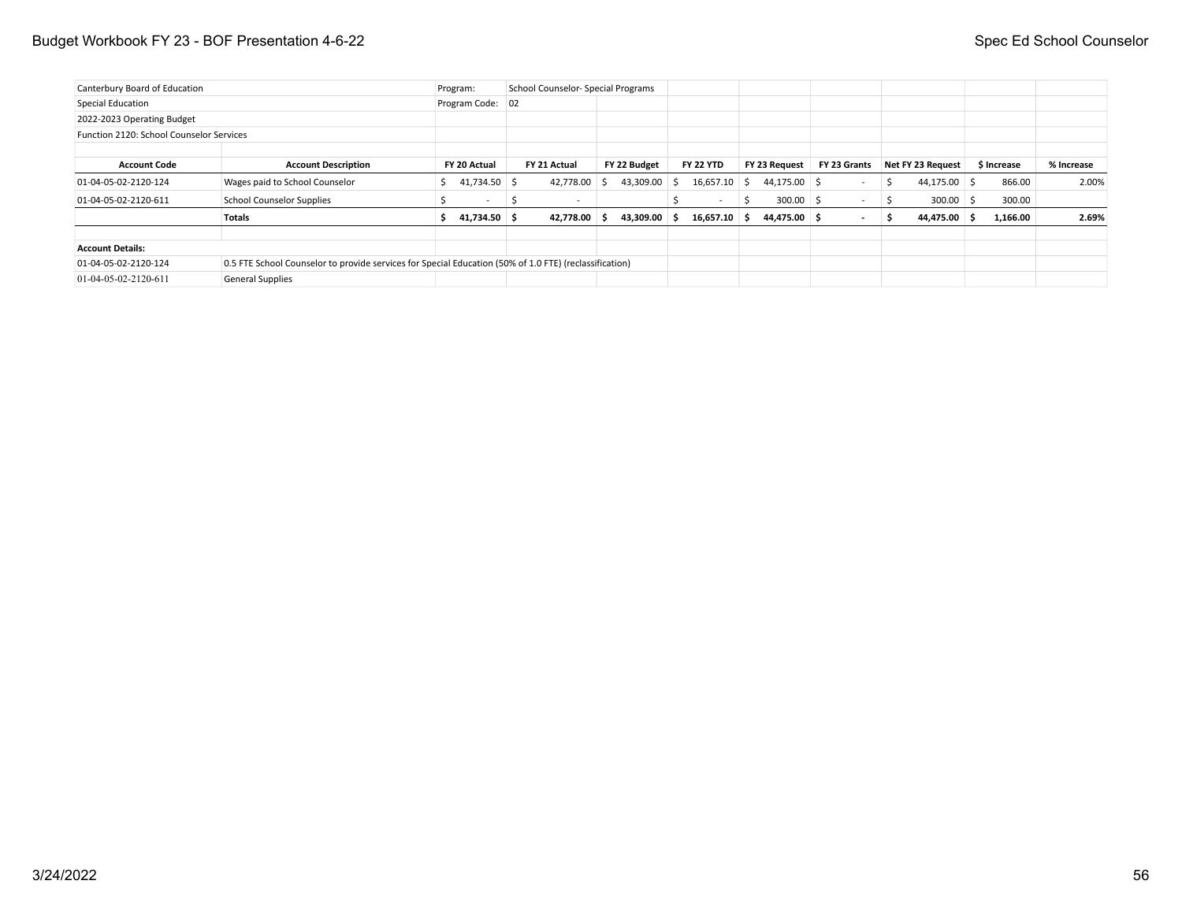| Canterbury Board of Education | | Program: | School Counselor- Special Programs | | | | | | | |
|---|---|---|---|---|---|---|---|---|---|---|
| Special Education | | Program Code: | 02 | | | | | | | |
| 2022-2023 Operating Budget | | | | | | | | | | |
| Function 2120: School Counselor Services | | | | | | | | | | |
| **Account Code** | **Account Description** | **FY 20 Actual** | **FY 21 Actual** | **FY 22 Budget** | **FY 22 YTD** | **FY 23 Request** | **FY 23 Grants** | **Net FY 23 Request** | **$ Increase** | **% Increase** |
| 01-04-05-02-2120-124 | Wages paid to School Counselor | $ 41,734.50 | $ 42,778.00 | $ 43,309.00 | $ 16,657.10 | $ 44,175.00 | $ - | $ 44,175.00 | $ 866.00 | 2.00% |
| 01-04-05-02-2120-611 | School Counselor Supplies | $ - | $ - | | $ - | $ 300.00 | $ - | $ 300.00 | $ 300.00 | |
| | **Totals** | **$ 41,734.50** | **$ 42,778.00** | **$ 43,309.00** | **$ 16,657.10** | **$ 44,475.00** | **$ -** | **$ 44,475.00** | **$ 1,166.00** | **2.69%** |

| **Account Details:** | |
|---|---|
| 01-04-05-02-2120-124 | 0.5 FTE School Counselor to provide services for Special Education (50% of 1.0 FTE) (reclassification) |
| 01-04-05-02-2120-611 | General Supplies |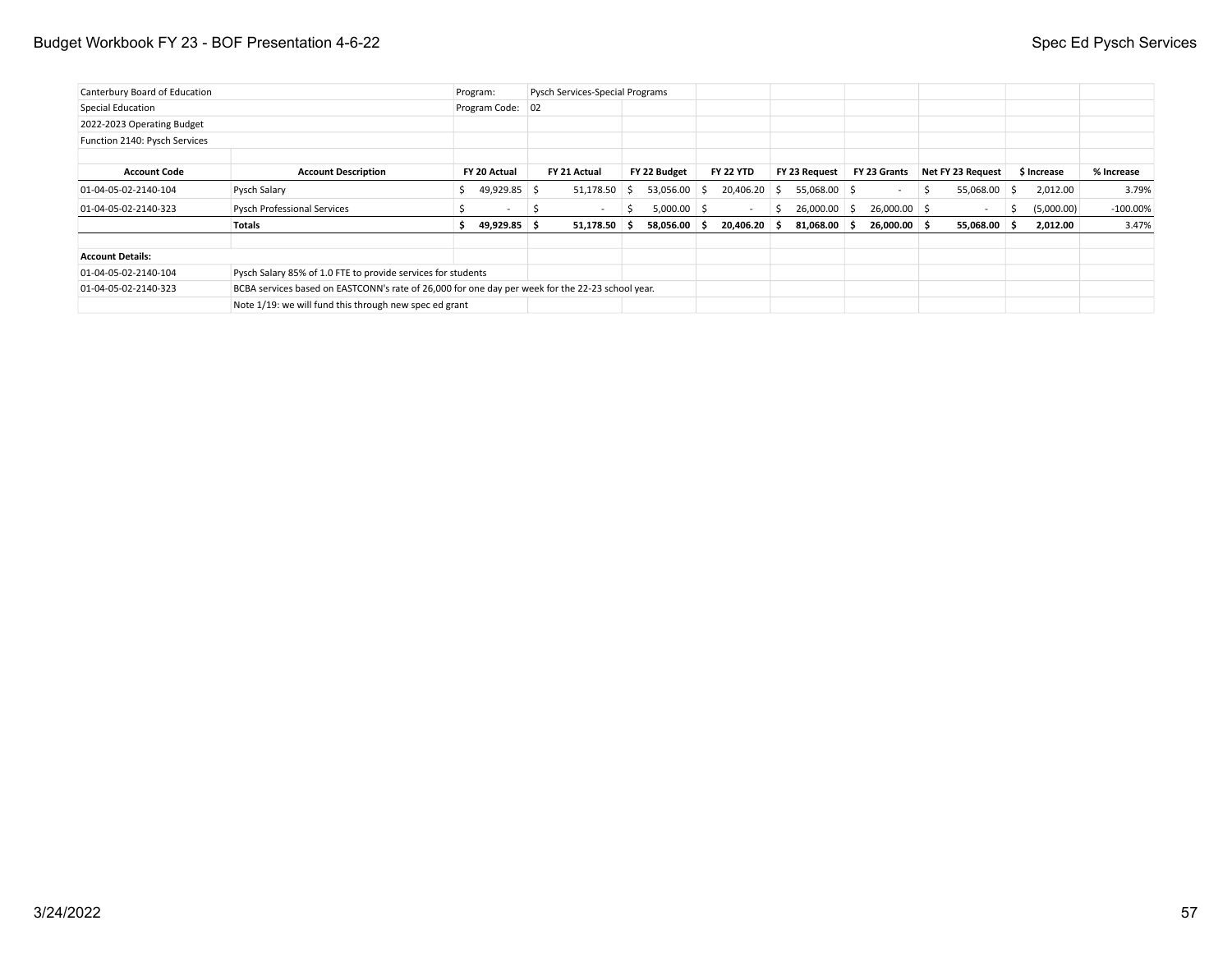| | | | | | | | | | | |
|---|---|---|---|---|---|---|---|---|---|---|
| Canterbury Board of Education | | Program: | Pysch Services-Special Programs | | | | | | | |
| Special Education | | Program Code: | 02 | | | | | | | |
| 2022-2023 Operating Budget | | | | | | | | | | |
| Function 2140: Pysch Services | | | | | | | | | | |
| **Account Code** | **Account Description** | **FY 20 Actual** | **FY 21 Actual** | **FY 22 Budget** | **FY 22 YTD** | **FY 23 Request** | **FY 23 Grants** | **Net FY 23 Request** | **$ Increase** | **% Increase** |
| 01-04-05-02-2140-104 | Pysch Salary | $ 49,929.85 | $ 51,178.50 | $ 53,056.00 | $ 20,406.20 | $ 55,068.00 | $ - | $ 55,068.00 | $ 2,012.00 | 3.79% |
| 01-04-05-02-2140-323 | Pysch Professional Services | $ - | $ - | $ 5,000.00 | $ - | $ 26,000.00 | $ 26,000.00 | $ - | $ (5,000.00) | -100.00% |
| | **Totals** | **$ 49,929.85** | **$ 51,178.50** | **$ 58,056.00** | **$ 20,406.20** | **$ 81,068.00** | **$ 26,000.00** | **$ 55,068.00** | **$ 2,012.00** | 3.47% |

**Account Details:**

| | |
|---|---|
| 01-04-05-02-2140-104 | Pysch Salary 85% of 1.0 FTE to provide services for students |
| 01-04-05-02-2140-323 | BCBA services based on EASTCONN's rate of 26,000 for one day per week for the 22-23 school year. |
| | Note 1/19: we will fund this through new spec ed grant |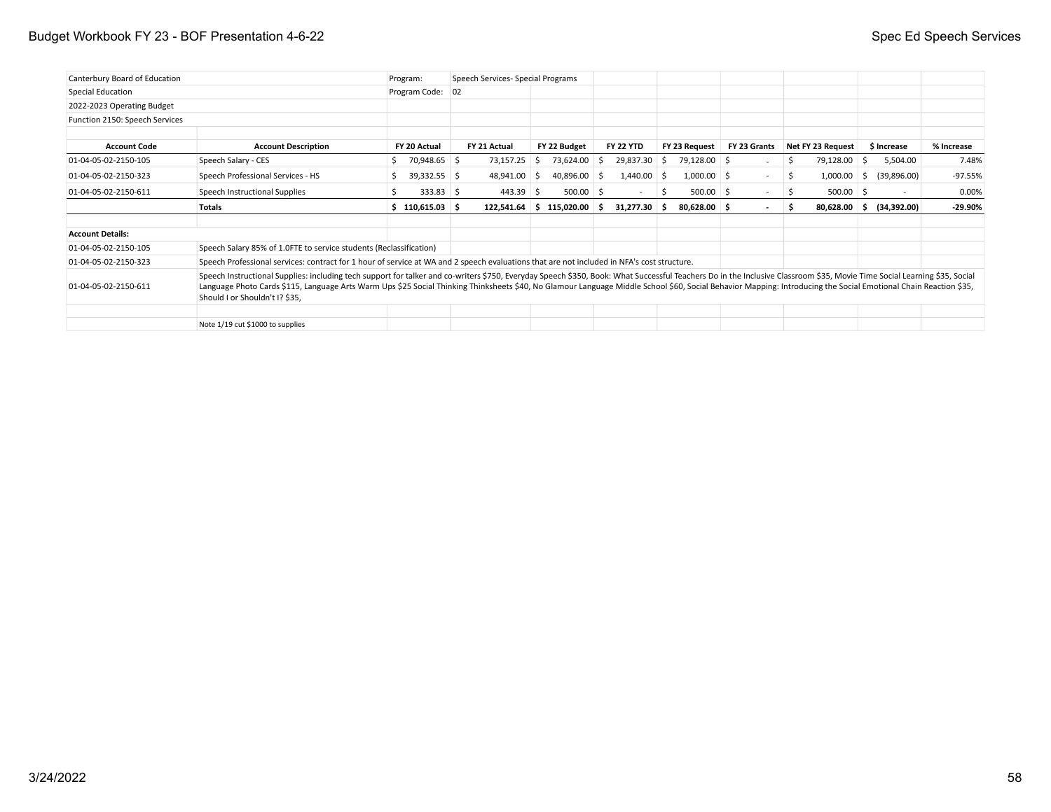| Canterbury Board of Education | | Program: | Speech Services- Special Programs | | | | | | | |
|---|---|---|---|---|---|---|---|---|---|---|
| Special Education | | Program Code: | 02 | | | | | | | |
| 2022-2023 Operating Budget | | | | | | | | | | |
| Function 2150: Speech Services | | | | | | | | | | |
| | | | | | | | | | | |
| **Account Code** | **Account Description** | **FY 20 Actual** | **FY 21 Actual** | **FY 22 Budget** | **FY 22 YTD** | **FY 23 Request** | **FY 23 Grants** | **Net FY 23 Request** | **$ Increase** | **% Increase** |
| 01-04-05-02-2150-105 | Speech Salary - CES | $ 70,948.65 | $ 73,157.25 | $ 73,624.00 | $ 29,837.30 | $ 79,128.00 | $ - | $ 79,128.00 | $ 5,504.00 | 7.48% |
| 01-04-05-02-2150-323 | Speech Professional Services - HS | $ 39,332.55 | $ 48,941.00 | $ 40,896.00 | $ 1,440.00 | $ 1,000.00 | $ - | $ 1,000.00 | $ (39,896.00) | -97.55% |
| 01-04-05-02-2150-611 | Speech Instructional Supplies | $ 333.83 | $ 443.39 | $ 500.00 | $ - | $ 500.00 | $ - | $ 500.00 | $ - | 0.00% |
| | **Totals** | **$ 110,615.03** | **$ 122,541.64** | **$ 115,020.00** | **$ 31,277.30** | **$ 80,628.00** | **$ -** | **$ 80,628.00** | **$ (34,392.00)** | **-29.90%** |

**Account Details:**

| Account Code | Details |
|---|---|
| 01-04-05-02-2150-105 | Speech Salary 85% of 1.0FTE to service students (Reclassification) |
| 01-04-05-02-2150-323 | Speech Professional services: contract for 1 hour of service at WA and 2 speech evaluations that are not included in NFA's cost structure. |
| 01-04-05-02-2150-611 | Speech Instructional Supplies: including tech support for talker and co-writers $750, Everyday Speech $350, Book: What Successful Teachers Do in the Inclusive Classroom $35, Movie Time Social Learning $35, Social Language Photo Cards $115, Language Arts Warm Ups $25 Social Thinking Thinksheets $40, No Glamour Language Middle School $60, Social Behavior Mapping: Introducing the Social Emotional Chain Reaction $35, Should I or Shouldn't I? $35, |

Note 1/19 cut $1000 to supplies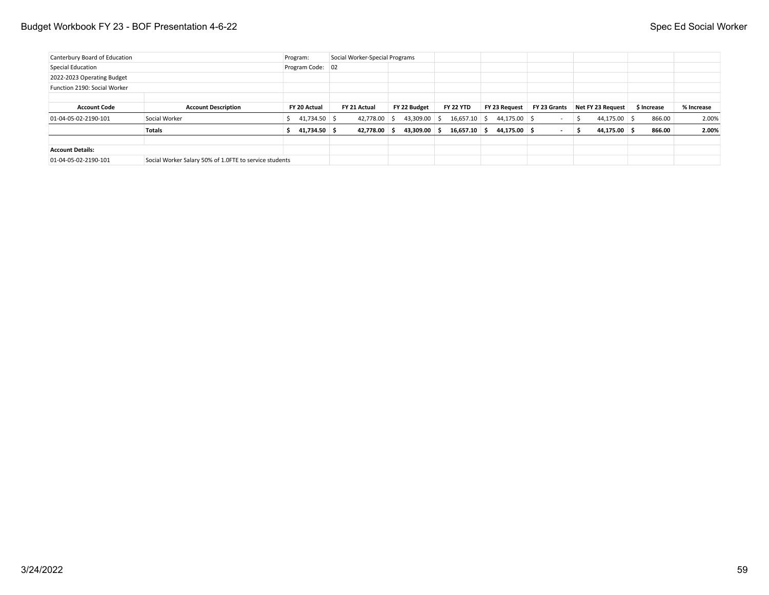| Canterbury Board of Education | | Program: | Social Worker-Special Programs | | | | | | | |
|---|---|---|---|---|---|---|---|---|---|---|
| Special Education | | Program Code: | 02 | | | | | | | |
| 2022-2023 Operating Budget | | | | | | | | | | |
| Function 2190: Social Worker | | | | | | | | | | |
| | | | | | | | | | | |
| **Account Code** | **Account Description** | **FY 20 Actual** | **FY 21 Actual** | **FY 22 Budget** | **FY 22 YTD** | **FY 23 Request** | **FY 23 Grants** | **Net FY 23 Request** | **$ Increase** | **% Increase** |
| 01-04-05-02-2190-101 | Social Worker | $ 41,734.50 | $ 42,778.00 | $ 43,309.00 | $ 16,657.10 | $ 44,175.00 | $ - | $ 44,175.00 | $ 866.00 | 2.00% |
| | **Totals** | **$ 41,734.50** | **$ 42,778.00** | **$ 43,309.00** | **$ 16,657.10** | **$ 44,175.00** | **$ -** | **$ 44,175.00** | **$ 866.00** | **2.00%** |
| | | | | | | | | | | |
| **Account Details:** | | | | | | | | | | |
| 01-04-05-02-2190-101 | Social Worker Salary 50% of 1.0FTE to service students | | | | | | | | | |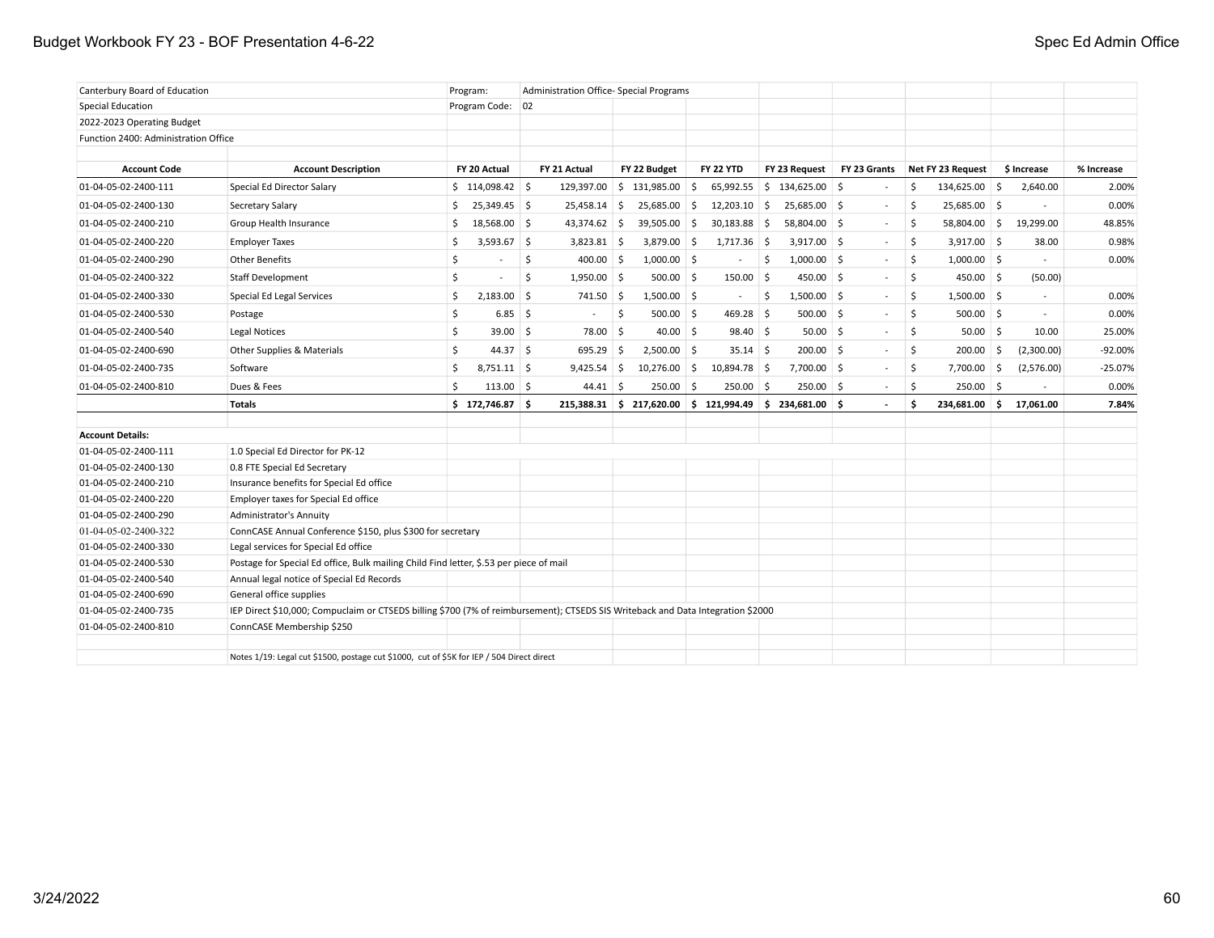| Canterbury Board of Education | | Program: | Administration Office- Special Programs | | | | | | | |
|---|---|---|---|---|---|---|---|---|---|---|
| Special Education | | Program Code: | 02 | | | | | | | |
| 2022-2023 Operating Budget | | | | | | | | | | |
| Function 2400: Administration Office | | | | | | | | | | |
| **Account Code** | **Account Description** | **FY 20 Actual** | **FY 21 Actual** | **FY 22 Budget** | **FY 22 YTD** | **FY 23 Request** | **FY 23 Grants** | **Net FY 23 Request** | **$ Increase** | **% Increase** |
| 01-04-05-02-2400-111 | Special Ed Director Salary | $ 114,098.42 | $ 129,397.00 | $ 131,985.00 | $ 65,992.55 | $ 134,625.00 | $ - | $ 134,625.00 | $ 2,640.00 | 2.00% |
| 01-04-05-02-2400-130 | Secretary Salary | $ 25,349.45 | $ 25,458.14 | $ 25,685.00 | $ 12,203.10 | $ 25,685.00 | $ - | $ 25,685.00 | $ - | 0.00% |
| 01-04-05-02-2400-210 | Group Health Insurance | $ 18,568.00 | $ 43,374.62 | $ 39,505.00 | $ 30,183.88 | $ 58,804.00 | $ - | $ 58,804.00 | $ 19,299.00 | 48.85% |
| 01-04-05-02-2400-220 | Employer Taxes | $ 3,593.67 | $ 3,823.81 | $ 3,879.00 | $ 1,717.36 | $ 3,917.00 | $ - | $ 3,917.00 | $ 38.00 | 0.98% |
| 01-04-05-02-2400-290 | Other Benefits | $ - | $ 400.00 | $ 1,000.00 | $ - | $ 1,000.00 | $ - | $ 1,000.00 | $ - | 0.00% |
| 01-04-05-02-2400-322 | Staff Development | $ - | $ 1,950.00 | $ 500.00 | $ 150.00 | $ 450.00 | $ - | $ 450.00 | $ (50.00) | |
| 01-04-05-02-2400-330 | Special Ed Legal Services | $ 2,183.00 | $ 741.50 | $ 1,500.00 | $ - | $ 1,500.00 | $ - | $ 1,500.00 | $ - | 0.00% |
| 01-04-05-02-2400-530 | Postage | $ 6.85 | $ - | $ 500.00 | $ 469.28 | $ 500.00 | $ - | $ 500.00 | $ - | 0.00% |
| 01-04-05-02-2400-540 | Legal Notices | $ 39.00 | $ 78.00 | $ 40.00 | $ 98.40 | $ 50.00 | $ - | $ 50.00 | $ 10.00 | 25.00% |
| 01-04-05-02-2400-690 | Other Supplies & Materials | $ 44.37 | $ 695.29 | $ 2,500.00 | $ 35.14 | $ 200.00 | $ - | $ 200.00 | $ (2,300.00) | -92.00% |
| 01-04-05-02-2400-735 | Software | $ 8,751.11 | $ 9,425.54 | $ 10,276.00 | $ 10,894.78 | $ 7,700.00 | $ - | $ 7,700.00 | $ (2,576.00) | -25.07% |
| 01-04-05-02-2400-810 | Dues & Fees | $ 113.00 | $ 44.41 | $ 250.00 | $ 250.00 | $ 250.00 | $ - | $ 250.00 | $ - | 0.00% |
| | **Totals** | **$ 172,746.87** | **$ 215,388.31** | **$ 217,620.00** | **$ 121,994.49** | **$ 234,681.00** | **$ -** | **$ 234,681.00** | **$ 17,061.00** | **7.84%** |

**Account Details:**

| Account Code | Details |
|---|---|
| 01-04-05-02-2400-111 | 1.0 Special Ed Director for PK-12 |
| 01-04-05-02-2400-130 | 0.8 FTE Special Ed Secretary |
| 01-04-05-02-2400-210 | Insurance benefits for Special Ed office |
| 01-04-05-02-2400-220 | Employer taxes for Special Ed office |
| 01-04-05-02-2400-290 | Administrator's Annuity |
| 01-04-05-02-2400-322 | ConnCASE Annual Conference $150, plus $300 for secretary |
| 01-04-05-02-2400-330 | Legal services for Special Ed office |
| 01-04-05-02-2400-530 | Postage for Special Ed office, Bulk mailing Child Find letter, $.53 per piece of mail |
| 01-04-05-02-2400-540 | Annual legal notice of Special Ed Records |
| 01-04-05-02-2400-690 | General office supplies |
| 01-04-05-02-2400-735 | IEP Direct $10,000; Compuclaim or CTSEDS billing $700 (7% of reimbursement); CTSEDS SIS Writeback and Data Integration $2000 |
| 01-04-05-02-2400-810 | ConnCASE Membership $250 |

Notes 1/19: Legal cut $1500, postage cut $1000, cut of $5K for IEP / 504 Direct direct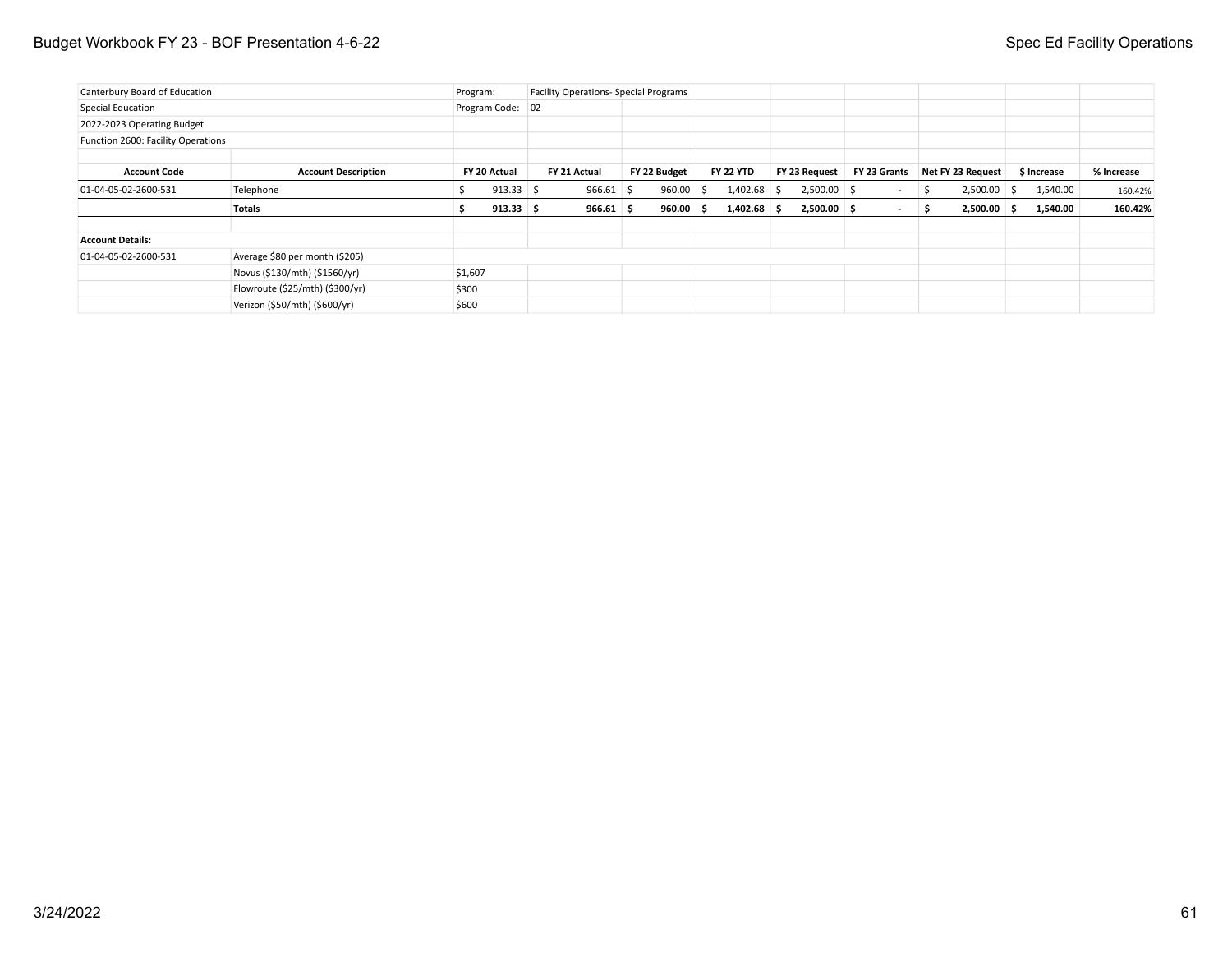| Canterbury Board of Education | | Program: | Facility Operations- Special Programs | | | | | | | |
|---|---|---|---|---|---|---|---|---|---|---|
| Special Education | | Program Code: | 02 | | | | | | | |
| 2022-2023 Operating Budget | | | | | | | | | | |
| Function 2600: Facility Operations | | | | | | | | | | |
| | | | | | | | | | | |
| **Account Code** | **Account Description** | **FY 20 Actual** | **FY 21 Actual** | **FY 22 Budget** | **FY 22 YTD** | **FY 23 Request** | **FY 23 Grants** | **Net FY 23 Request** | **$ Increase** | **% Increase** |
| 01-04-05-02-2600-531 | Telephone | $ 913.33 | $ 966.61 | $ 960.00 | $ 1,402.68 | $ 2,500.00 | $ - | $ 2,500.00 | $ 1,540.00 | 160.42% |
| | **Totals** | **$ 913.33** | **$ 966.61** | **$ 960.00** | **$ 1,402.68** | **$ 2,500.00** | **$ -** | **$ 2,500.00** | **$ 1,540.00** | **160.42%** |
| | | | | | | | | | | |
| **Account Details:** | | | | | | | | | | |
| 01-04-05-02-2600-531 | Average $80 per month ($205) | | | | | | | | | |
| | Novus ($130/mth) ($1560/yr) | $1,607 | | | | | | | | |
| | Flowroute ($25/mth) ($300/yr) | $300 | | | | | | | | |
| | Verizon ($50/mth) ($600/yr) | $600 | | | | | | | | |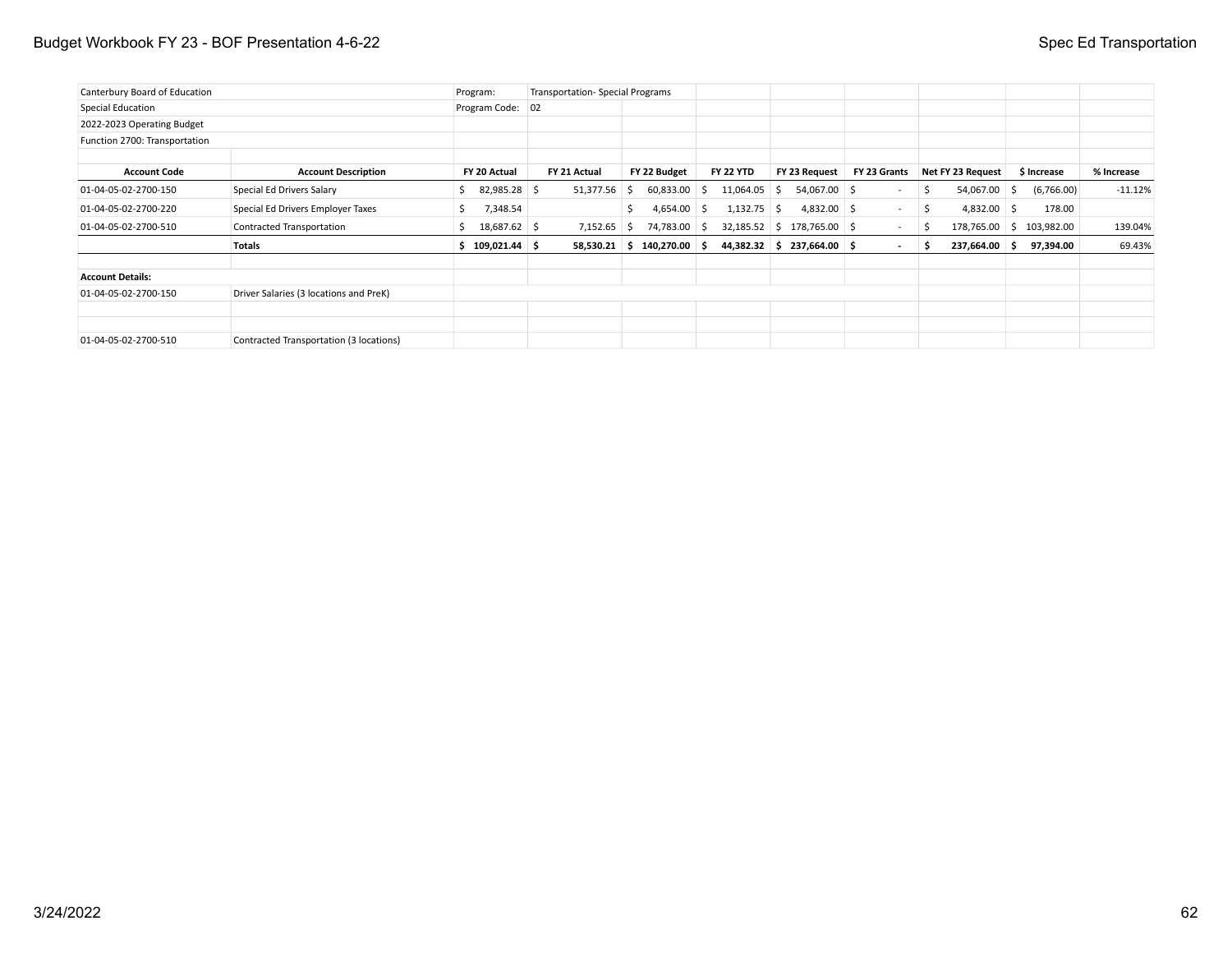| Canterbury Board of Education | | Program: | Transportation- Special Programs | | | | | | | |
|---|---|---|---|---|---|---|---|---|---|---|
| Special Education | | Program Code: | 02 | | | | | | | |
| 2022-2023 Operating Budget | | | | | | | | | | |
| Function 2700: Transportation | | | | | | | | | | |
| | | | | | | | | | | |
| **Account Code** | **Account Description** | **FY 20 Actual** | **FY 21 Actual** | **FY 22 Budget** | **FY 22 YTD** | **FY 23 Request** | **FY 23 Grants** | **Net FY 23 Request** | **$ Increase** | **% Increase** |
| 01-04-05-02-2700-150 | Special Ed Drivers Salary | $ 82,985.28 | $ 51,377.56 | $ 60,833.00 | $ 11,064.05 | $ 54,067.00 | $ - | $ 54,067.00 | $ (6,766.00) | -11.12% |
| 01-04-05-02-2700-220 | Special Ed Drivers Employer Taxes | $ 7,348.54 | | $ 4,654.00 | $ 1,132.75 | $ 4,832.00 | $ - | $ 4,832.00 | $ 178.00 | |
| 01-04-05-02-2700-510 | Contracted Transportation | $ 18,687.62 | $ 7,152.65 | $ 74,783.00 | $ 32,185.52 | $ 178,765.00 | $ - | $ 178,765.00 | $ 103,982.00 | 139.04% |
| | **Totals** | **$ 109,021.44** | **$ 58,530.21** | **$ 140,270.00** | **$ 44,382.32** | **$ 237,664.00** | **$ -** | **$ 237,664.00** | **$ 97,394.00** | 69.43% |
| | | | | | | | | | | |
| **Account Details:** | | | | | | | | | | |
| 01-04-05-02-2700-150 | Driver Salaries (3 locations and PreK) | | | | | | | | | |
| | | | | | | | | | | |
| | | | | | | | | | | |
| 01-04-05-02-2700-510 | Contracted Transportation (3 locations) | | | | | | | | | |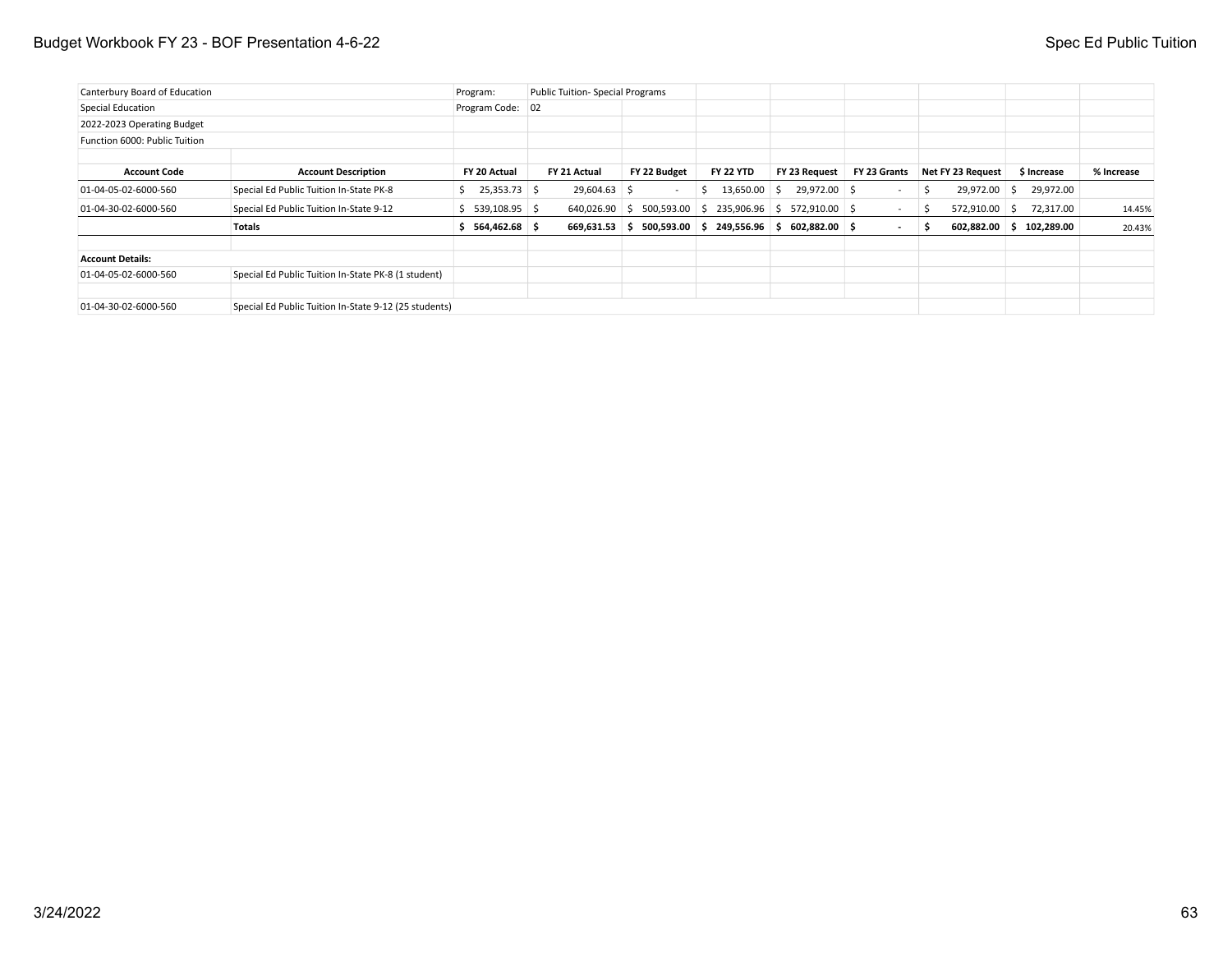| Canterbury Board of Education | | Program: | Public Tuition- Special Programs | | | | | | | |
|---|---|---|---|---|---|---|---|---|---|---|
| Special Education | | Program Code: | 02 | | | | | | | |
| 2022-2023 Operating Budget | | | | | | | | | | |
| Function 6000: Public Tuition | | | | | | | | | | |
| | | | | | | | | | | |
| **Account Code** | **Account Description** | **FY 20 Actual** | **FY 21 Actual** | **FY 22 Budget** | **FY 22 YTD** | **FY 23 Request** | **FY 23 Grants** | **Net FY 23 Request** | **$ Increase** | **% Increase** |
| 01-04-05-02-6000-560 | Special Ed Public Tuition In-State PK-8 | $ 25,353.73 | $ 29,604.63 | $ - | $ 13,650.00 | $ 29,972.00 | $ - | $ 29,972.00 | $ 29,972.00 | |
| 01-04-30-02-6000-560 | Special Ed Public Tuition In-State 9-12 | $ 539,108.95 | $ 640,026.90 | $ 500,593.00 | $ 235,906.96 | $ 572,910.00 | $ - | $ 572,910.00 | $ 72,317.00 | 14.45% |
| | **Totals** | **$ 564,462.68** | **$ 669,631.53** | **$ 500,593.00** | **$ 249,556.96** | **$ 602,882.00** | **$ -** | **$ 602,882.00** | **$ 102,289.00** | 20.43% |
| | | | | | | | | | | |
| **Account Details:** | | | | | | | | | | |
| 01-04-05-02-6000-560 | Special Ed Public Tuition In-State PK-8 (1 student) | | | | | | | | | |
| | | | | | | | | | | |
| 01-04-30-02-6000-560 | Special Ed Public Tuition In-State 9-12 (25 students) | | | | | | | | | |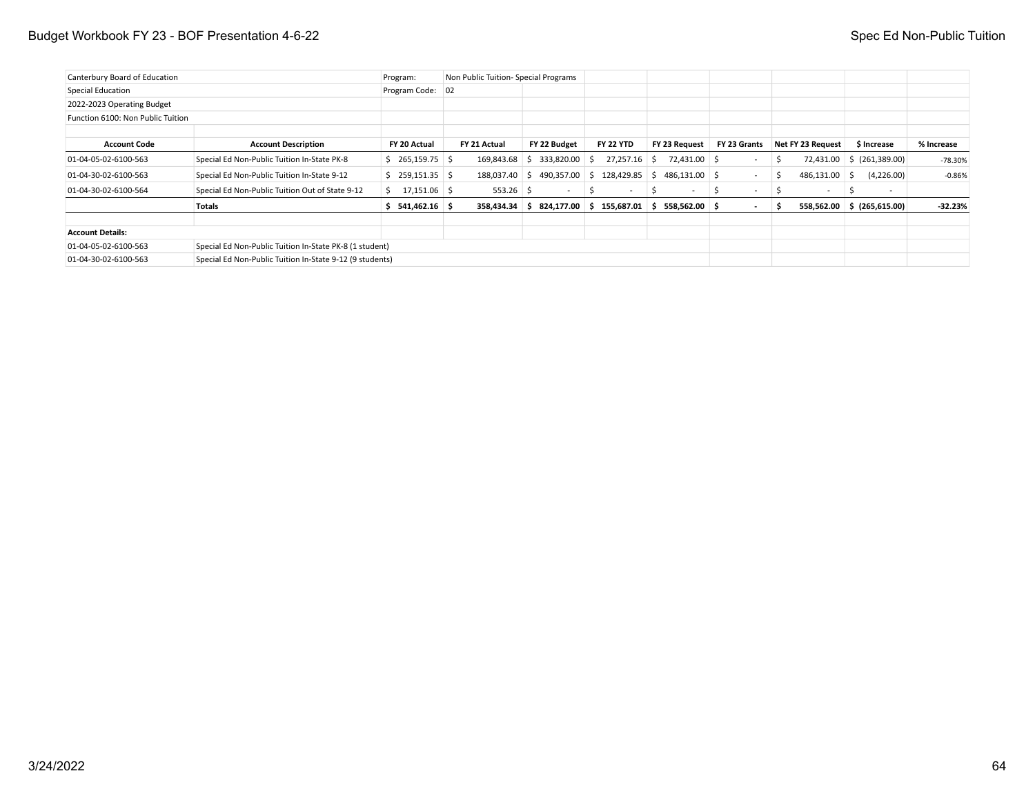| Canterbury Board of Education | | Program: | Non Public Tuition- Special Programs | | | | | | | |
|---|---|---|---|---|---|---|---|---|---|---|
| Special Education | | Program Code: | 02 | | | | | | | |
| 2022-2023 Operating Budget | | | | | | | | | | |
| Function 6100: Non Public Tuition | | | | | | | | | | |
| | | | | | | | | | | |
| **Account Code** | **Account Description** | **FY 20 Actual** | **FY 21 Actual** | **FY 22 Budget** | **FY 22 YTD** | **FY 23 Request** | **FY 23 Grants** | **Net FY 23 Request** | **$ Increase** | **% Increase** |
| 01-04-05-02-6100-563 | Special Ed Non-Public Tuition In-State PK-8 | $ 265,159.75 | $ 169,843.68 | $ 333,820.00 | $ 27,257.16 | $ 72,431.00 | $ - | $ 72,431.00 | $ (261,389.00) | -78.30% |
| 01-04-30-02-6100-563 | Special Ed Non-Public Tuition In-State 9-12 | $ 259,151.35 | $ 188,037.40 | $ 490,357.00 | $ 128,429.85 | $ 486,131.00 | $ - | $ 486,131.00 | $ (4,226.00) | -0.86% |
| 01-04-30-02-6100-564 | Special Ed Non-Public Tuition Out of State 9-12 | $ 17,151.06 | $ 553.26 | $ - | $ - | $ - | $ - | $ - | $ - | |
| | **Totals** | **$ 541,462.16** | **$ 358,434.34** | **$ 824,177.00** | **$ 155,687.01** | **$ 558,562.00** | **$ -** | **$ 558,562.00** | **$ (265,615.00)** | **-32.23%** |
| | | | | | | | | | | |
| **Account Details:** | | | | | | | | | | |
| 01-04-05-02-6100-563 | Special Ed Non-Public Tuition In-State PK-8 (1 student) | | | | | | | | | |
| 01-04-30-02-6100-563 | Special Ed Non-Public Tuition In-State 9-12 (9 students) | | | | | | | | | |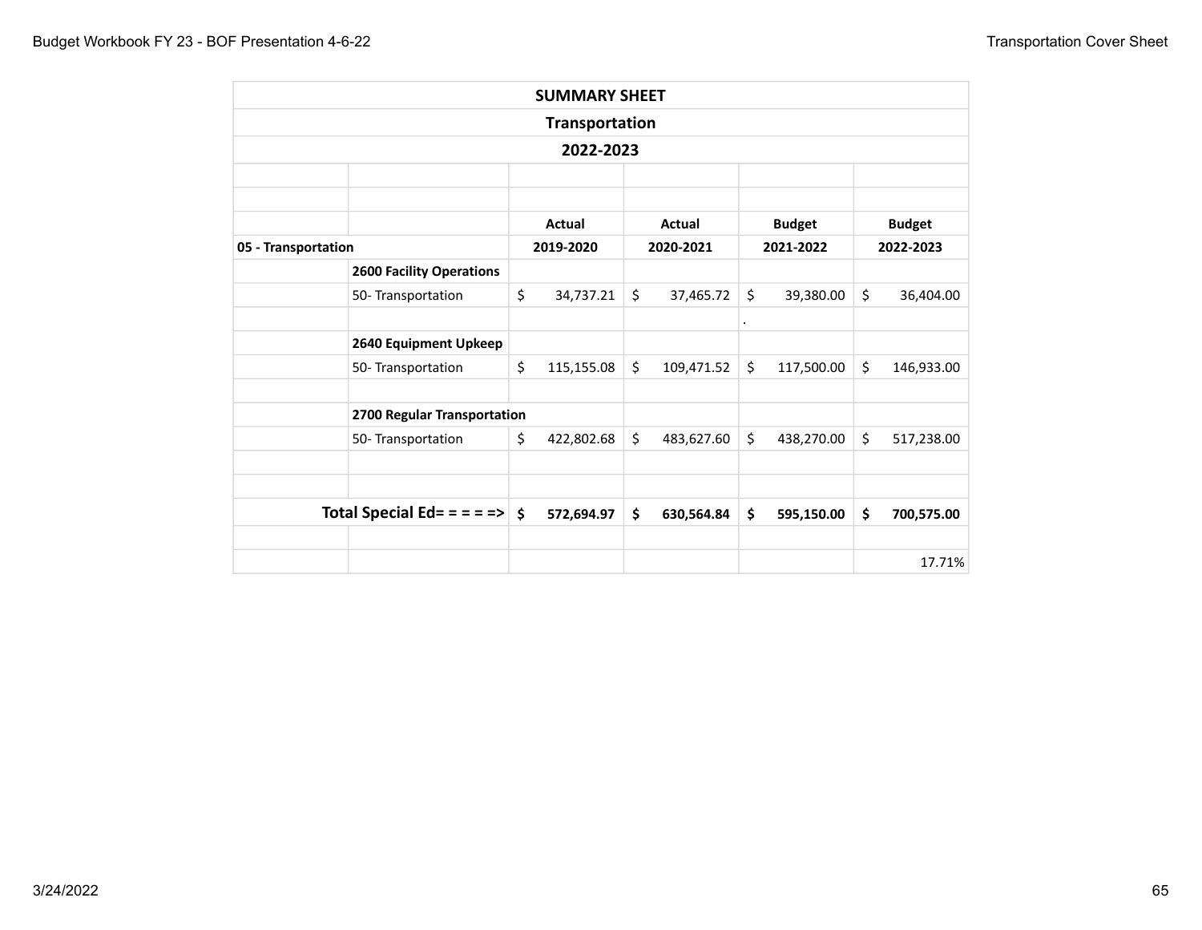| SUMMARY SHEET | | | | | |
|---|---|---|---|---|---|
| Transportation | | | | | |
| 2022-2023 | | | | | |
| | | | | | |
| | | | | | |
| | | Actual | Actual | Budget | Budget |
| 05 - Transportation | | 2019-2020 | 2020-2021 | 2021-2022 | 2022-2023 |
| | **2600 Facility Operations** | | | | |
| | 50- Transportation | $ 34,737.21 | $ 37,465.72 | $ 39,380.00 | $ 36,404.00 |
| | | | | . | |
| | **2640 Equipment Upkeep** | | | | |
| | 50- Transportation | $ 115,155.08 | $ 109,471.52 | $ 117,500.00 | $ 146,933.00 |
| | | | | | |
| | **2700 Regular Transportation** | | | | |
| | 50- Transportation | $ 422,802.68 | $ 483,627.60 | $ 438,270.00 | $ 517,238.00 |
| | | | | | |
| | | | | | |
| | **Total Special Ed= = = = =>** | **$ 572,694.97** | **$ 630,564.84** | **$ 595,150.00** | **$ 700,575.00** |
| | | | | | |
| | | | | | 17.71% |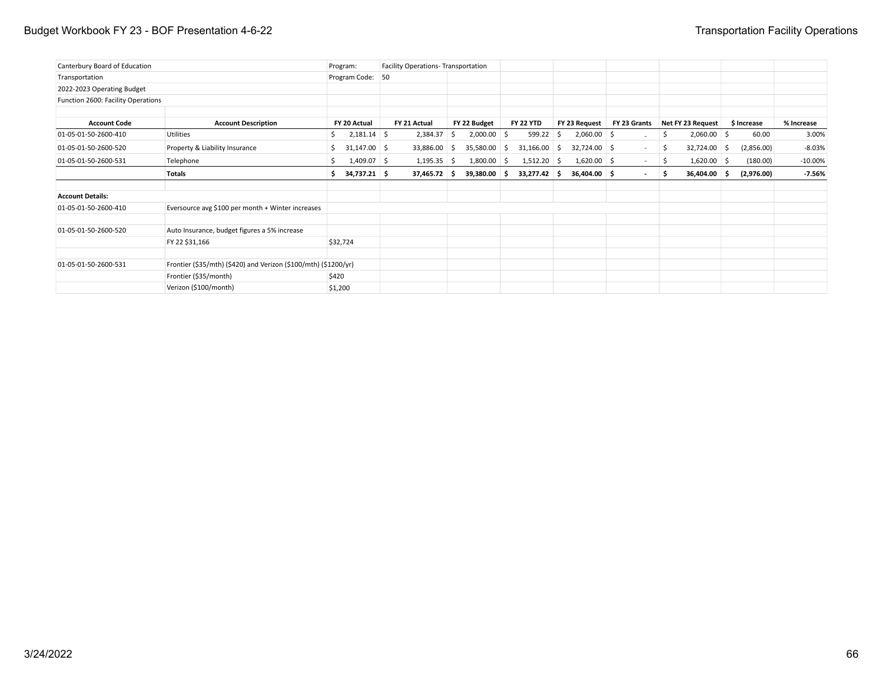| Canterbury Board of Education | | Program: | Facility Operations- Transportation | | | | | | | |
|---|---|---|---|---|---|---|---|---|---|---|
| Transportation | | Program Code: | 50 | | | | | | | |
| 2022-2023 Operating Budget | | | | | | | | | | |
| Function 2600: Facility Operations | | | | | | | | | | |
| **Account Code** | **Account Description** | **FY 20 Actual** | **FY 21 Actual** | **FY 22 Budget** | **FY 22 YTD** | **FY 23 Request** | **FY 23 Grants** | **Net FY 23 Request** | **$ Increase** | **% Increase** |
| 01-05-01-50-2600-410 | Utilities | $ 2,181.14 | $ 2,384.37 | $ 2,000.00 | $ 599.22 | $ 2,060.00 | $ - | $ 2,060.00 | $ 60.00 | 3.00% |
| 01-05-01-50-2600-520 | Property & Liability Insurance | $ 31,147.00 | $ 33,886.00 | $ 35,580.00 | $ 31,166.00 | $ 32,724.00 | $ - | $ 32,724.00 | $ (2,856.00) | -8.03% |
| 01-05-01-50-2600-531 | Telephone | $ 1,409.07 | $ 1,195.35 | $ 1,800.00 | $ 1,512.20 | $ 1,620.00 | $ - | $ 1,620.00 | $ (180.00) | -10.00% |
| | **Totals** | **$ 34,737.21** | **$ 37,465.72** | **$ 39,380.00** | **$ 33,277.42** | **$ 36,404.00** | **$ -** | **$ 36,404.00** | **$ (2,976.00)** | **-7.56%** |
| | | | | | | | | | | |
| **Account Details:** | | | | | | | | | | |
| 01-05-01-50-2600-410 | Eversource avg $100 per month + Winter increases | | | | | | | | | |
| | | | | | | | | | | |
| 01-05-01-50-2600-520 | Auto Insurance, budget figures a 5% increase | | | | | | | | | |
| | FY 22 $31,166 | $32,724 | | | | | | | | |
| | | | | | | | | | | |
| 01-05-01-50-2600-531 | Frontier ($35/mth) ($420) and Verizon ($100/mth) ($1200/yr) | | | | | | | | | |
| | Frontier ($35/month) | $420 | | | | | | | | |
| | Verizon ($100/month) | $1,200 | | | | | | | | |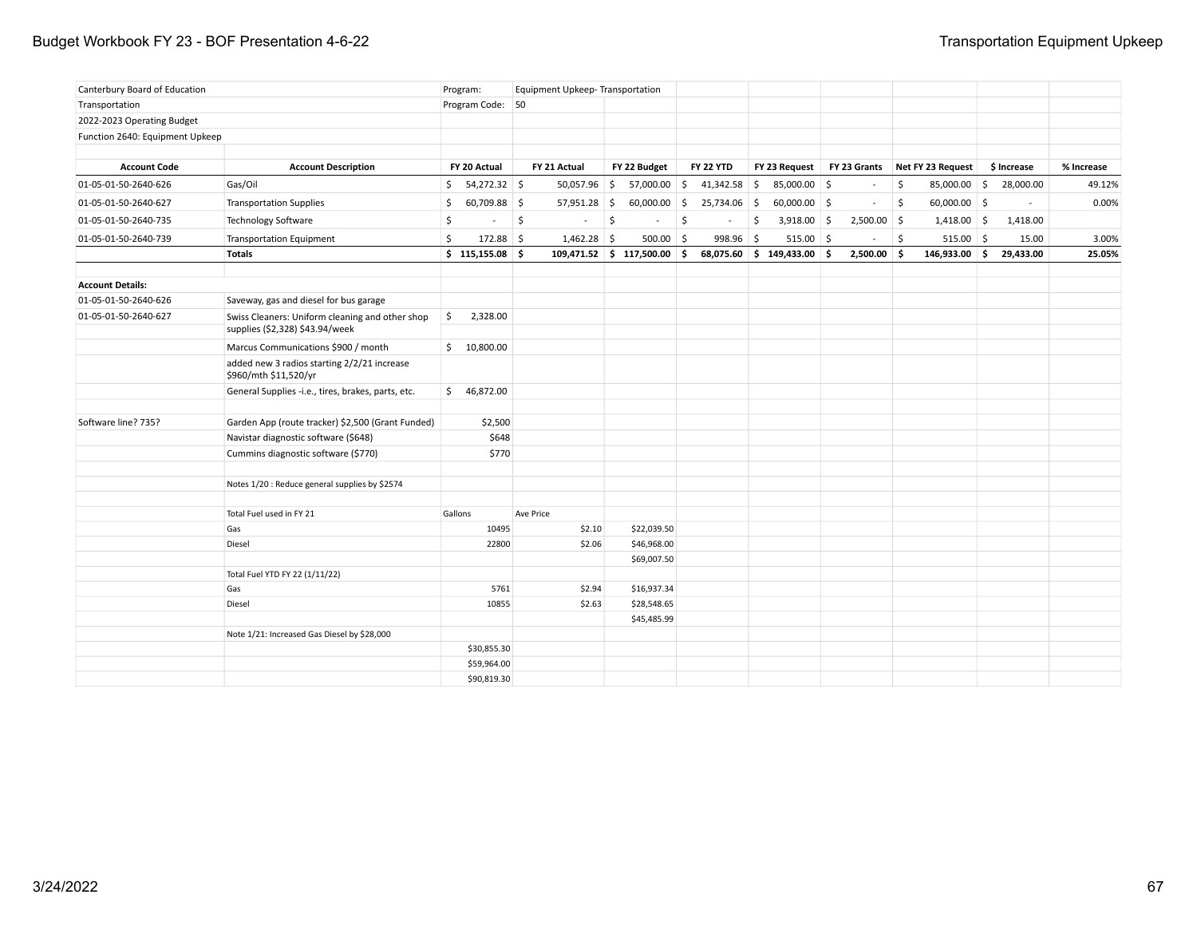| | | | | | | | | | | |
|---|---|---|---|---|---|---|---|---|---|---|
| Canterbury Board of Education | | Program: | Equipment Upkeep- Transportation | | | | | | | |
| Transportation | | Program Code: | 50 | | | | | | | |
| 2022-2023 Operating Budget | | | | | | | | | | |
| Function 2640: Equipment Upkeep | | | | | | | | | | |
| **Account Code** | **Account Description** | **FY 20 Actual** | **FY 21 Actual** | **FY 22 Budget** | **FY 22 YTD** | **FY 23 Request** | **FY 23 Grants** | **Net FY 23 Request** | **$ Increase** | **% Increase** |
| 01-05-01-50-2640-626 | Gas/Oil | $ 54,272.32 | $ 50,057.96 | $ 57,000.00 | $ 41,342.58 | $ 85,000.00 | $ - | $ 85,000.00 | $ 28,000.00 | 49.12% |
| 01-05-01-50-2640-627 | Transportation Supplies | $ 60,709.88 | $ 57,951.28 | $ 60,000.00 | $ 25,734.06 | $ 60,000.00 | $ - | $ 60,000.00 | $ - | 0.00% |
| 01-05-01-50-2640-735 | Technology Software | $ - | $ - | $ - | $ - | $ 3,918.00 | $ 2,500.00 | $ 1,418.00 | $ 1,418.00 | |
| 01-05-01-50-2640-739 | Transportation Equipment | $ 172.88 | $ 1,462.28 | $ 500.00 | $ 998.96 | $ 515.00 | $ - | $ 515.00 | $ 15.00 | 3.00% |
| | **Totals** | **$ 115,155.08** | **$ 109,471.52** | **$ 117,500.00** | **$ 68,075.60** | **$ 149,433.00** | **$ 2,500.00** | **$ 146,933.00** | **$ 29,433.00** | **25.05%** |
| | | | | | | | | | | |
| **Account Details:** | | | | | | | | | | |
| 01-05-01-50-2640-626 | Saveway, gas and diesel for bus garage | | | | | | | | | |
| 01-05-01-50-2640-627 | Swiss Cleaners: Uniform cleaning and other shop supplies ($2,328) $43.94/week | $ 2,328.00 | | | | | | | | |
| | Marcus Communications $900 / month | $ 10,800.00 | | | | | | | | |
| | added new 3 radios starting 2/2/21 increase $960/mth $11,520/yr | | | | | | | | | |
| | General Supplies -i.e., tires, brakes, parts, etc. | $ 46,872.00 | | | | | | | | |
| | | | | | | | | | | |
| Software line? 735? | Garden App (route tracker) $2,500 (Grant Funded) | $2,500 | | | | | | | | |
| | Navistar diagnostic software ($648) | $648 | | | | | | | | |
| | Cummins diagnostic software ($770) | $770 | | | | | | | | |
| | | | | | | | | | | |
| | Notes 1/20 : Reduce general supplies by $2574 | | | | | | | | | |
| | | | | | | | | | | |
| | Total Fuel used in FY 21 | Gallons | Ave Price | | | | | | | |
| | Gas | 10495 | $2.10 | $22,039.50 | | | | | | |
| | Diesel | 22800 | $2.06 | $46,968.00 | | | | | | |
| | | | | $69,007.50 | | | | | | |
| | Total Fuel YTD FY 22 (1/11/22) | | | | | | | | | |
| | Gas | 5761 | $2.94 | $16,937.34 | | | | | | |
| | Diesel | 10855 | $2.63 | $28,548.65 | | | | | | |
| | | | | $45,485.99 | | | | | | |
| | Note 1/21: Increased Gas Diesel by $28,000 | | | | | | | | | |
| | | $30,855.30 | | | | | | | | |
| | | $59,964.00 | | | | | | | | |
| | | $90,819.30 | | | | | | | | |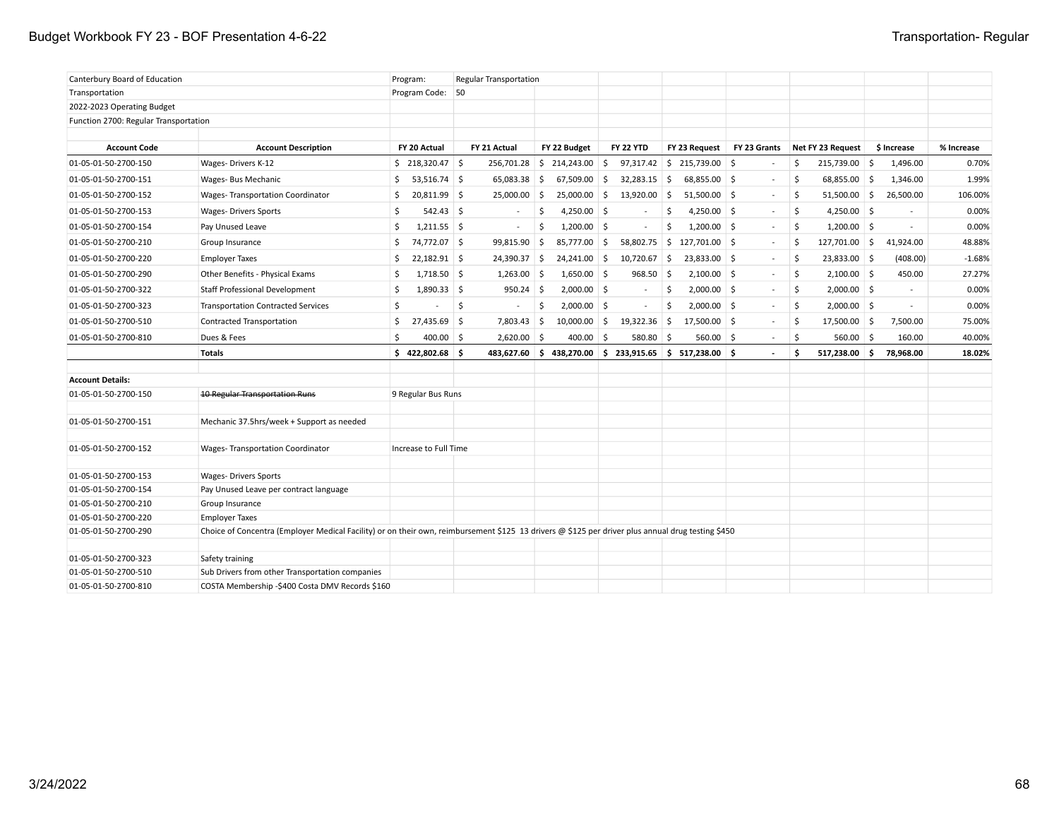| Canterbury Board of Education | | Program: | Regular Transportation | | | | | | | |
|---|---|---|---|---|---|---|---|---|---|---|
| Transportation | | Program Code: | 50 | | | | | | | |
| 2022-2023 Operating Budget | | | | | | | | | | |
| Function 2700: Regular Transportation | | | | | | | | | | |
| **Account Code** | **Account Description** | **FY 20 Actual** | **FY 21 Actual** | **FY 22 Budget** | **FY 22 YTD** | **FY 23 Request** | **FY 23 Grants** | **Net FY 23 Request** | **$ Increase** | **% Increase** |
| 01-05-01-50-2700-150 | Wages- Drivers K-12 | $ 218,320.47 | $ 256,701.28 | $ 214,243.00 | $ 97,317.42 | $ 215,739.00 | $ - | $ 215,739.00 | $ 1,496.00 | 0.70% |
| 01-05-01-50-2700-151 | Wages- Bus Mechanic | $ 53,516.74 | $ 65,083.38 | $ 67,509.00 | $ 32,283.15 | $ 68,855.00 | $ - | $ 68,855.00 | $ 1,346.00 | 1.99% |
| 01-05-01-50-2700-152 | Wages- Transportation Coordinator | $ 20,811.99 | $ 25,000.00 | $ 25,000.00 | $ 13,920.00 | $ 51,500.00 | $ - | $ 51,500.00 | $ 26,500.00 | 106.00% |
| 01-05-01-50-2700-153 | Wages- Drivers Sports | $ 542.43 | $ - | $ 4,250.00 | $ - | $ 4,250.00 | $ - | $ 4,250.00 | $ - | 0.00% |
| 01-05-01-50-2700-154 | Pay Unused Leave | $ 1,211.55 | $ - | $ 1,200.00 | $ - | $ 1,200.00 | $ - | $ 1,200.00 | $ - | 0.00% |
| 01-05-01-50-2700-210 | Group Insurance | $ 74,772.07 | $ 99,815.90 | $ 85,777.00 | $ 58,802.75 | $ 127,701.00 | $ - | $ 127,701.00 | $ 41,924.00 | 48.88% |
| 01-05-01-50-2700-220 | Employer Taxes | $ 22,182.91 | $ 24,390.37 | $ 24,241.00 | $ 10,720.67 | $ 23,833.00 | $ - | $ 23,833.00 | $ (408.00) | -1.68% |
| 01-05-01-50-2700-290 | Other Benefits - Physical Exams | $ 1,718.50 | $ 1,263.00 | $ 1,650.00 | $ 968.50 | $ 2,100.00 | $ - | $ 2,100.00 | $ 450.00 | 27.27% |
| 01-05-01-50-2700-322 | Staff Professional Development | $ 1,890.33 | $ 950.24 | $ 2,000.00 | $ - | $ 2,000.00 | $ - | $ 2,000.00 | $ - | 0.00% |
| 01-05-01-50-2700-323 | Transportation Contracted Services | $ - | $ - | $ 2,000.00 | $ - | $ 2,000.00 | $ - | $ 2,000.00 | $ - | 0.00% |
| 01-05-01-50-2700-510 | Contracted Transportation | $ 27,435.69 | $ 7,803.43 | $ 10,000.00 | $ 19,322.36 | $ 17,500.00 | $ - | $ 17,500.00 | $ 7,500.00 | 75.00% |
| 01-05-01-50-2700-810 | Dues & Fees | $ 400.00 | $ 2,620.00 | $ 400.00 | $ 580.80 | $ 560.00 | $ - | $ 560.00 | $ 160.00 | 40.00% |
| | **Totals** | **$ 422,802.68** | **$ 483,627.60** | **$ 438,270.00** | **$ 233,915.65** | **$ 517,238.00** | **$ -** | **$ 517,238.00** | **$ 78,968.00** | **18.02%** |

**Account Details:**

| Account Code | Details | |
|---|---|---|
| 01-05-01-50-2700-150 | ~~10 Regular Transportation Runs~~ | 9 Regular Bus Runs |
| 01-05-01-50-2700-151 | Mechanic 37.5hrs/week + Support as needed | |
| 01-05-01-50-2700-152 | Wages- Transportation Coordinator | Increase to Full Time |
| 01-05-01-50-2700-153 | Wages- Drivers Sports | |
| 01-05-01-50-2700-154 | Pay Unused Leave per contract language | |
| 01-05-01-50-2700-210 | Group Insurance | |
| 01-05-01-50-2700-220 | Employer Taxes | |
| 01-05-01-50-2700-290 | Choice of Concentra (Employer Medical Facility) or on their own, reimbursement $125 13 drivers @ $125 per driver plus annual drug testing $450 | |
| 01-05-01-50-2700-323 | Safety training | |
| 01-05-01-50-2700-510 | Sub Drivers from other Transportation companies | |
| 01-05-01-50-2700-810 | COSTA Membership -$400 Costa DMV Records $160 | |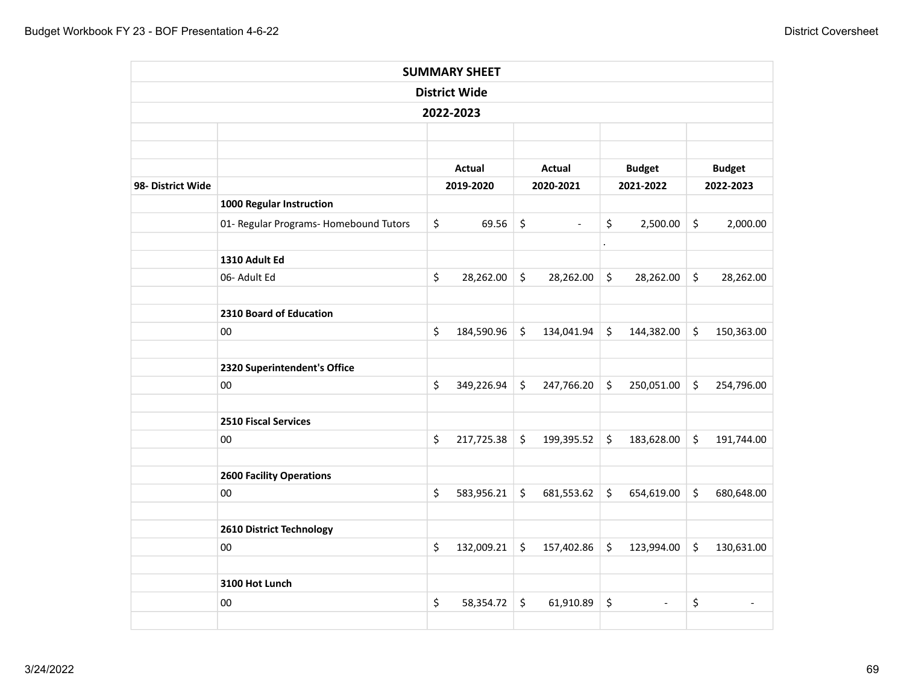| SUMMARY SHEET | | | | | |
|---|---|---|---|---|---|
| District Wide | | | | | |
| 2022-2023 | | | | | |
| | | Actual | Actual | Budget | Budget |
| 98- District Wide | | 2019-2020 | 2020-2021 | 2021-2022 | 2022-2023 |
| | **1000 Regular Instruction** | | | | |
| | 01- Regular Programs- Homebound Tutors | $ 69.56 | $ - | $ 2,500.00 | $ 2,000.00 |
| | | | | . | |
| | **1310 Adult Ed** | | | | |
| | 06- Adult Ed | $ 28,262.00 | $ 28,262.00 | $ 28,262.00 | $ 28,262.00 |
| | | | | | |
| | **2310 Board of Education** | | | | |
| | 00 | $ 184,590.96 | $ 134,041.94 | $ 144,382.00 | $ 150,363.00 |
| | | | | | |
| | **2320 Superintendent's Office** | | | | |
| | 00 | $ 349,226.94 | $ 247,766.20 | $ 250,051.00 | $ 254,796.00 |
| | | | | | |
| | **2510 Fiscal Services** | | | | |
| | 00 | $ 217,725.38 | $ 199,395.52 | $ 183,628.00 | $ 191,744.00 |
| | | | | | |
| | **2600 Facility Operations** | | | | |
| | 00 | $ 583,956.21 | $ 681,553.62 | $ 654,619.00 | $ 680,648.00 |
| | | | | | |
| | **2610 District Technology** | | | | |
| | 00 | $ 132,009.21 | $ 157,402.86 | $ 123,994.00 | $ 130,631.00 |
| | | | | | |
| | **3100 Hot Lunch** | | | | |
| | 00 | $ 58,354.72 | $ 61,910.89 | $ - | $ - |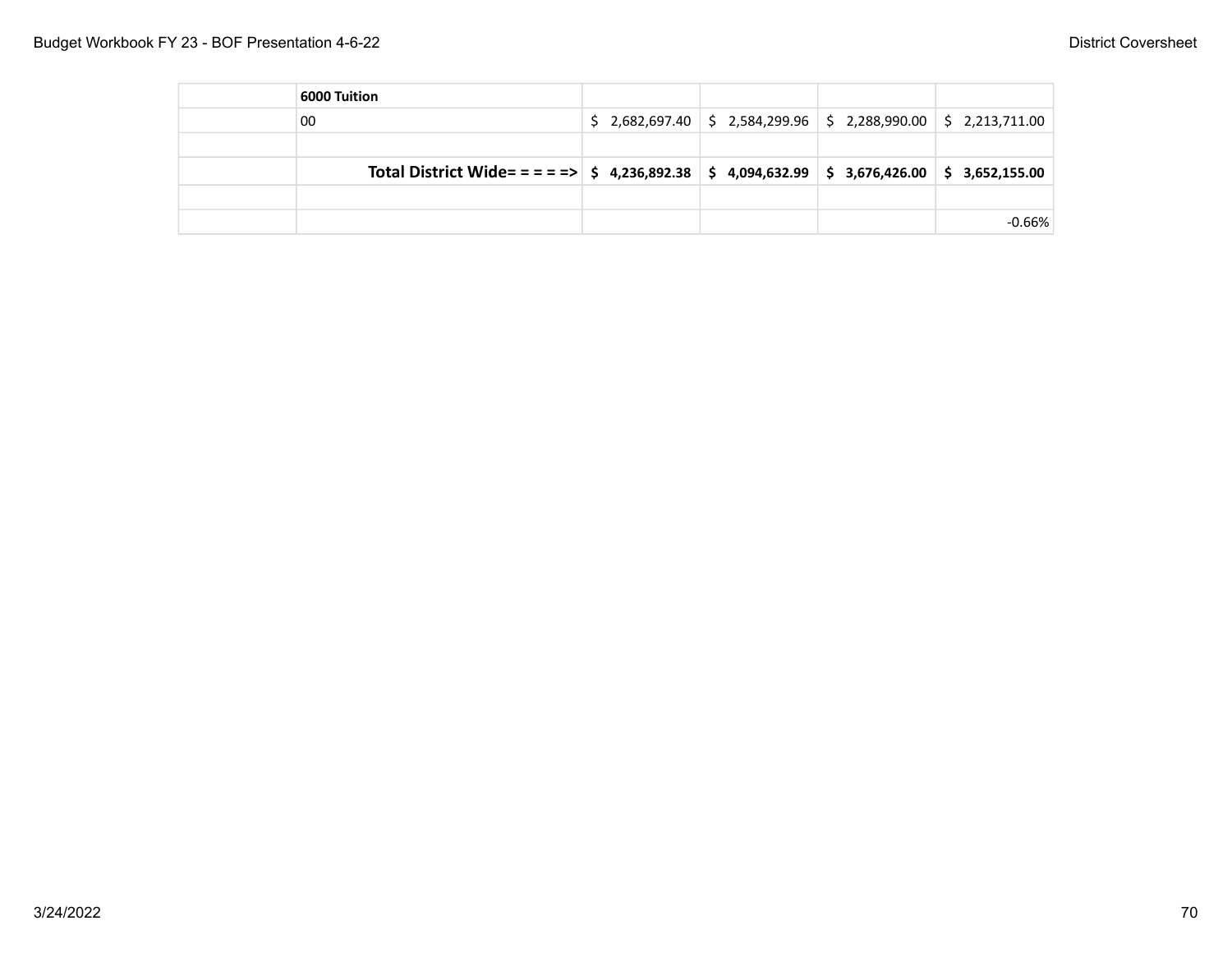| | | | | | |
|---|---|---|---|---|---|
| | **6000 Tuition** | | | | |
| | 00 | $ 2,682,697.40 | $ 2,584,299.96 | $ 2,288,990.00 | $ 2,213,711.00 |
| | | | | | |
| | **Total District Wide= = = = =>** | **$ 4,236,892.38** | **$ 4,094,632.99** | **$ 3,676,426.00** | **$ 3,652,155.00** |
| | | | | | |
| | | | | | -0.66% |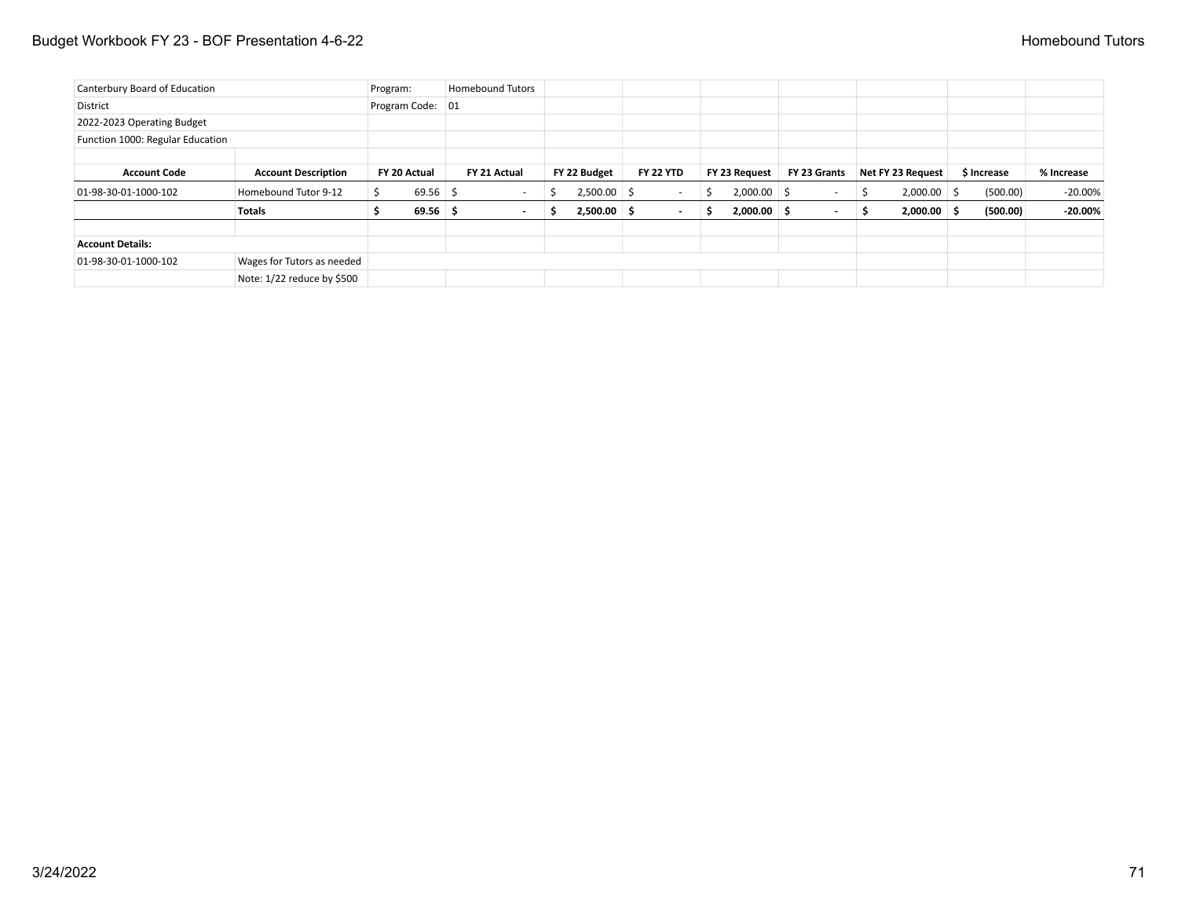| Canterbury Board of Education | | Program: | Homebound Tutors | | | | | | | |
|---|---|---|---|---|---|---|---|---|---|---|
| District | | Program Code: | 01 | | | | | | | |
| 2022-2023 Operating Budget | | | | | | | | | | |
| Function 1000: Regular Education | | | | | | | | | | |
| **Account Code** | **Account Description** | **FY 20 Actual** | **FY 21 Actual** | **FY 22 Budget** | **FY 22 YTD** | **FY 23 Request** | **FY 23 Grants** | **Net FY 23 Request** | **$ Increase** | **% Increase** |
| 01-98-30-01-1000-102 | Homebound Tutor 9-12 | $ 69.56 | $ - | $ 2,500.00 | $ - | $ 2,000.00 | $ - | $ 2,000.00 | $ (500.00) | -20.00% |
| | **Totals** | **$ 69.56** | **$ -** | **$ 2,500.00** | **$ -** | **$ 2,000.00** | **$ -** | **$ 2,000.00** | **$ (500.00)** | **-20.00%** |
| | | | | | | | | | | |
| **Account Details:** | | | | | | | | | | |
| 01-98-30-01-1000-102 | Wages for Tutors as needed | | | | | | | | | |
| | Note: 1/22 reduce by $500 | | | | | | | | | |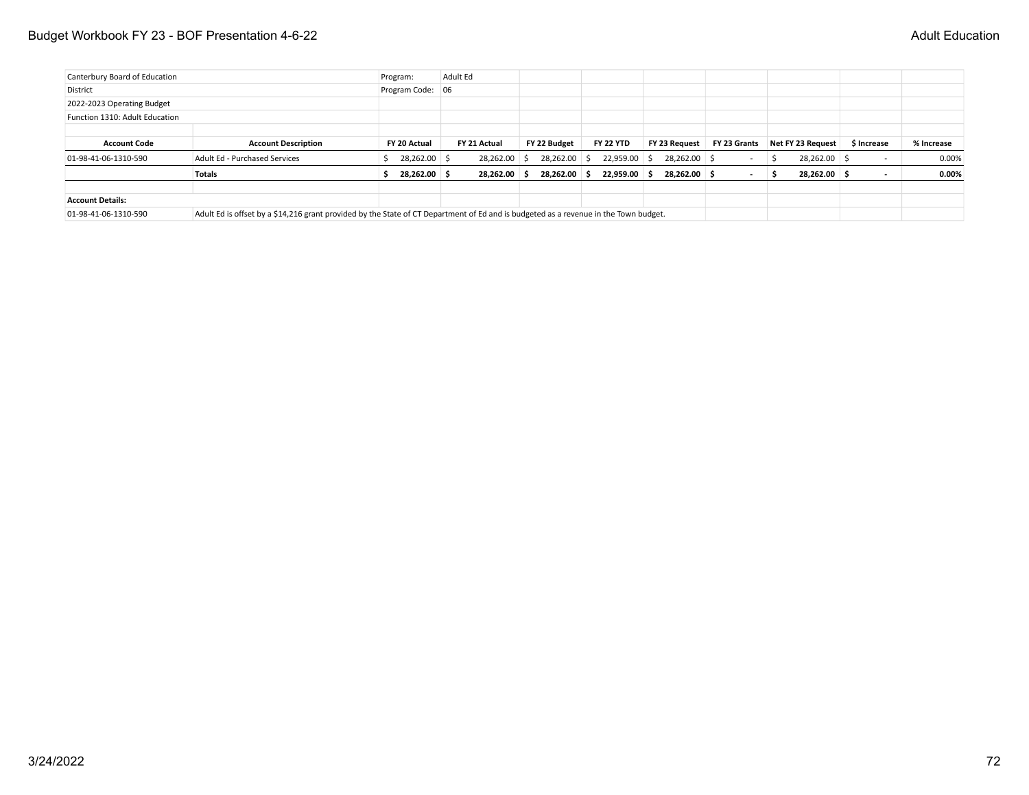| Canterbury Board of Education | | Program: | Adult Ed | | | | | | | |
|---|---|---|---|---|---|---|---|---|---|---|
| District | | Program Code: | 06 | | | | | | | |
| 2022-2023 Operating Budget | | | | | | | | | | |
| Function 1310: Adult Education | | | | | | | | | | |
| | | | | | | | | | | |
| **Account Code** | **Account Description** | **FY 20 Actual** | **FY 21 Actual** | **FY 22 Budget** | **FY 22 YTD** | **FY 23 Request** | **FY 23 Grants** | **Net FY 23 Request** | **$ Increase** | **% Increase** |
| 01-98-41-06-1310-590 | Adult Ed - Purchased Services | $ 28,262.00 | $ 28,262.00 | $ 28,262.00 | $ 22,959.00 | $ 28,262.00 | $ - | $ 28,262.00 | $ - | 0.00% |
| | **Totals** | **$ 28,262.00** | **$ 28,262.00** | **$ 28,262.00** | **$ 22,959.00** | **$ 28,262.00** | **$ -** | **$ 28,262.00** | **$ -** | **0.00%** |
| | | | | | | | | | | |
| **Account Details:** | | | | | | | | | | |
| 01-98-41-06-1310-590 | Adult Ed is offset by a $14,216 grant provided by the State of CT Department of Ed and is budgeted as a revenue in the Town budget. | | | | | | | | | |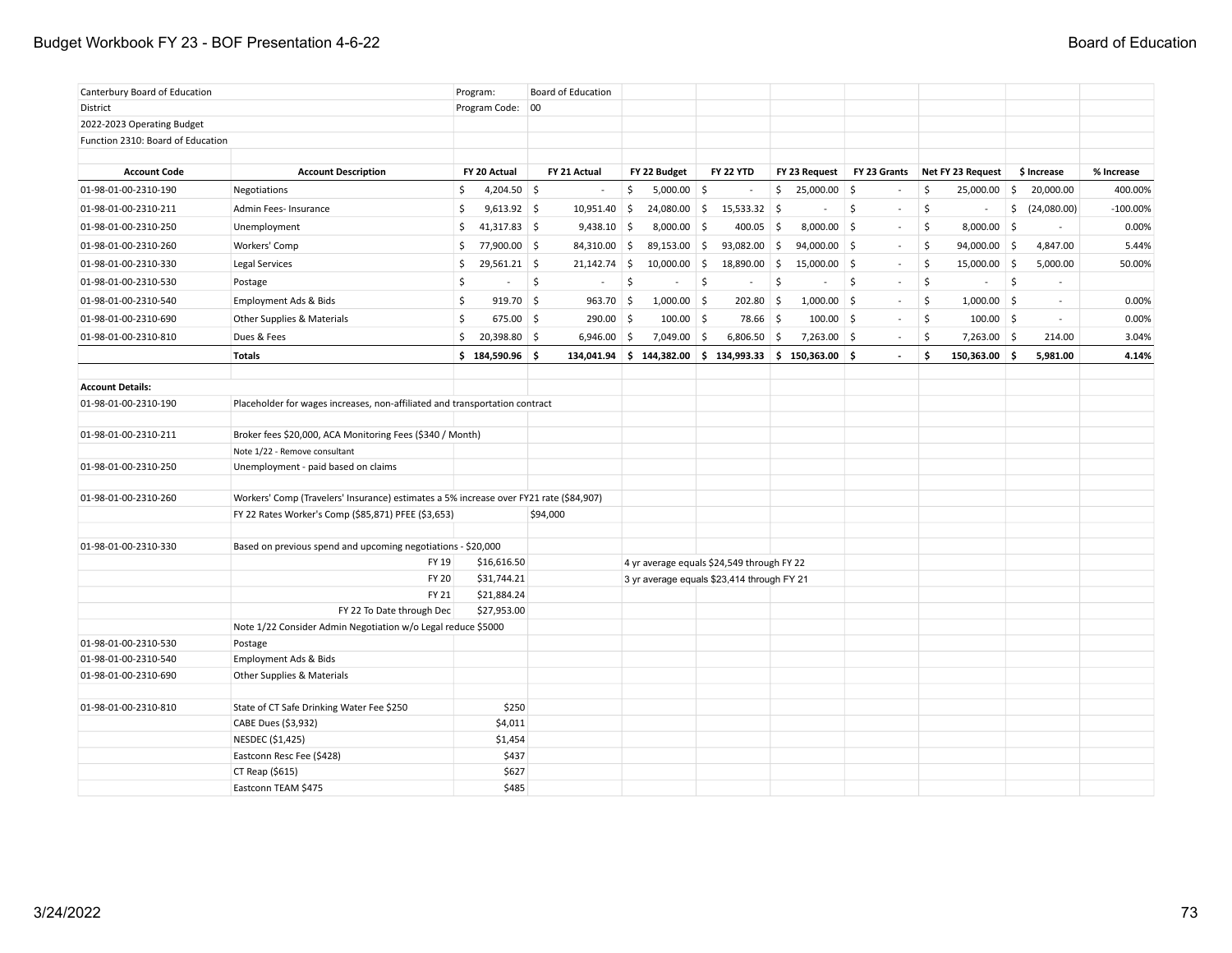| Canterbury Board of Education | | Program: | Board of Education | | | | | | | |
|---|---|---|---|---|---|---|---|---|---|---|
| District | | Program Code: | 00 | | | | | | | |
| 2022-2023 Operating Budget | | | | | | | | | | |
| Function 2310: Board of Education | | | | | | | | | | |

| Account Code | Account Description | FY 20 Actual | FY 21 Actual | FY 22 Budget | FY 22 YTD | FY 23 Request | FY 23 Grants | Net FY 23 Request | $ Increase | % Increase |
|---|---|---|---|---|---|---|---|---|---|---|
| 01-98-01-00-2310-190 | Negotiations | $ 4,204.50 | $ - | $ 5,000.00 | $ - | $ 25,000.00 | $ - | $ 25,000.00 | $ 20,000.00 | 400.00% |
| 01-98-01-00-2310-211 | Admin Fees- Insurance | $ 9,613.92 | $ 10,951.40 | $ 24,080.00 | $ 15,533.32 | $ - | $ - | $ - | $ (24,080.00) | -100.00% |
| 01-98-01-00-2310-250 | Unemployment | $ 41,317.83 | $ 9,438.10 | $ 8,000.00 | $ 400.05 | $ 8,000.00 | $ - | $ 8,000.00 | $ - | 0.00% |
| 01-98-01-00-2310-260 | Workers' Comp | $ 77,900.00 | $ 84,310.00 | $ 89,153.00 | $ 93,082.00 | $ 94,000.00 | $ - | $ 94,000.00 | $ 4,847.00 | 5.44% |
| 01-98-01-00-2310-330 | Legal Services | $ 29,561.21 | $ 21,142.74 | $ 10,000.00 | $ 18,890.00 | $ 15,000.00 | $ - | $ 15,000.00 | $ 5,000.00 | 50.00% |
| 01-98-01-00-2310-530 | Postage | $ - | $ - | $ - | $ - | $ - | $ - | $ - | $ - | |
| 01-98-01-00-2310-540 | Employment Ads & Bids | $ 919.70 | $ 963.70 | $ 1,000.00 | $ 202.80 | $ 1,000.00 | $ - | $ 1,000.00 | $ - | 0.00% |
| 01-98-01-00-2310-690 | Other Supplies & Materials | $ 675.00 | $ 290.00 | $ 100.00 | $ 78.66 | $ 100.00 | $ - | $ 100.00 | $ - | 0.00% |
| 01-98-01-00-2310-810 | Dues & Fees | $ 20,398.80 | $ 6,946.00 | $ 7,049.00 | $ 6,806.50 | $ 7,263.00 | $ - | $ 7,263.00 | $ 214.00 | 3.04% |
| | **Totals** | **$ 184,590.96** | **$ 134,041.94** | **$ 144,382.00** | **$ 134,993.33** | **$ 150,363.00** | **$ -** | **$ 150,363.00** | **$ 5,981.00** | **4.14%** |

**Account Details:**

| Account Code | Details | | | |
|---|---|---|---|---|
| 01-98-01-00-2310-190 | Placeholder for wages increases, non-affiliated and transportation contract | | | |
| 01-98-01-00-2310-211 | Broker fees $20,000, ACA Monitoring Fees ($340 / Month) | | | |
| | Note 1/22 - Remove consultant | | | |
| 01-98-01-00-2310-250 | Unemployment - paid based on claims | | | |
| 01-98-01-00-2310-260 | Workers' Comp (Travelers' Insurance) estimates a 5% increase over FY21 rate ($84,907) | | | |
| | FY 22 Rates Worker's Comp ($85,871) PFEE ($3,653) | | $94,000 | |
| 01-98-01-00-2310-330 | Based on previous spend and upcoming negotiations - $20,000 | | | |
| | FY 19 | $16,616.50 | | 4 yr average equals $24,549 through FY 22 |
| | FY 20 | $31,744.21 | | 3 yr average equals $23,414 through FY 21 |
| | FY 21 | $21,884.24 | | |
| | FY 22 To Date through Dec | $27,953.00 | | |
| | Note 1/22 Consider Admin Negotiation w/o Legal reduce $5000 | | | |
| 01-98-01-00-2310-530 | Postage | | | |
| 01-98-01-00-2310-540 | Employment Ads & Bids | | | |
| 01-98-01-00-2310-690 | Other Supplies & Materials | | | |
| 01-98-01-00-2310-810 | State of CT Safe Drinking Water Fee $250 | $250 | | |
| | CABE Dues ($3,932) | $4,011 | | |
| | NESDEC ($1,425) | $1,454 | | |
| | Eastconn Resc Fee ($428) | $437 | | |
| | CT Reap ($615) | $627 | | |
| | Eastconn TEAM $475 | $485 | | |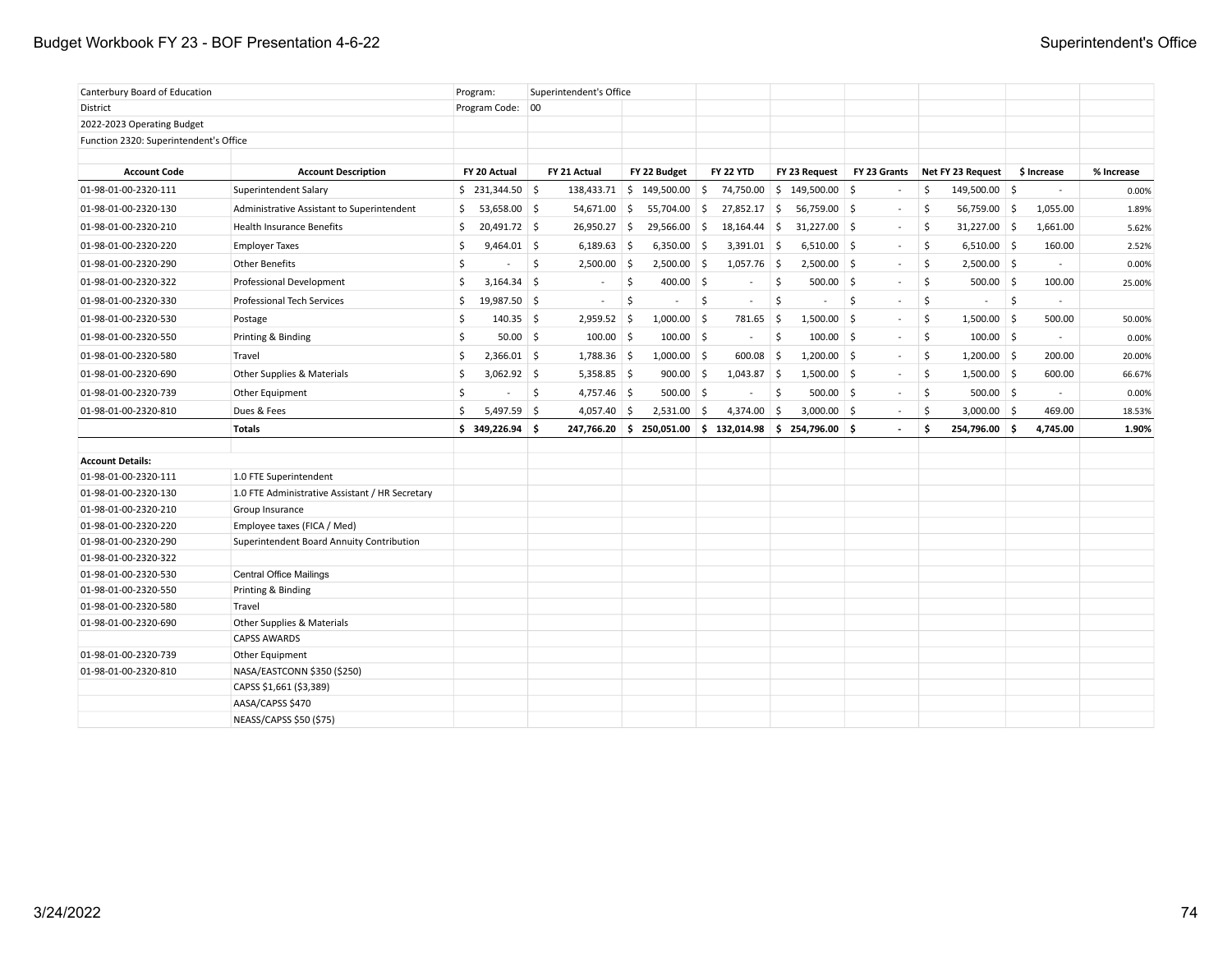| Canterbury Board of Education | | Program: | Superintendent's Office | | | | | | | |
|---|---|---|---|---|---|---|---|---|---|---|
| District | | Program Code: | 00 | | | | | | | |
| 2022-2023 Operating Budget | | | | | | | | | | |
| Function 2320: Superintendent's Office | | | | | | | | | | |
| | | | | | | | | | | |
| **Account Code** | **Account Description** | **FY 20 Actual** | **FY 21 Actual** | **FY 22 Budget** | **FY 22 YTD** | **FY 23 Request** | **FY 23 Grants** | **Net FY 23 Request** | **$ Increase** | **% Increase** |
| 01-98-01-00-2320-111 | Superintendent Salary | $ 231,344.50 | $ 138,433.71 | $ 149,500.00 | $ 74,750.00 | $ 149,500.00 | $ - | $ 149,500.00 | $ - | 0.00% |
| 01-98-01-00-2320-130 | Administrative Assistant to Superintendent | $ 53,658.00 | $ 54,671.00 | $ 55,704.00 | $ 27,852.17 | $ 56,759.00 | $ - | $ 56,759.00 | $ 1,055.00 | 1.89% |
| 01-98-01-00-2320-210 | Health Insurance Benefits | $ 20,491.72 | $ 26,950.27 | $ 29,566.00 | $ 18,164.44 | $ 31,227.00 | $ - | $ 31,227.00 | $ 1,661.00 | 5.62% |
| 01-98-01-00-2320-220 | Employer Taxes | $ 9,464.01 | $ 6,189.63 | $ 6,350.00 | $ 3,391.01 | $ 6,510.00 | $ - | $ 6,510.00 | $ 160.00 | 2.52% |
| 01-98-01-00-2320-290 | Other Benefits | $ - | $ 2,500.00 | $ 2,500.00 | $ 1,057.76 | $ 2,500.00 | $ - | $ 2,500.00 | $ - | 0.00% |
| 01-98-01-00-2320-322 | Professional Development | $ 3,164.34 | $ - | $ 400.00 | $ - | $ 500.00 | $ - | $ 500.00 | $ 100.00 | 25.00% |
| 01-98-01-00-2320-330 | Professional Tech Services | $ 19,987.50 | $ - | $ - | $ - | $ - | $ - | $ - | $ - | |
| 01-98-01-00-2320-530 | Postage | $ 140.35 | $ 2,959.52 | $ 1,000.00 | $ 781.65 | $ 1,500.00 | $ - | $ 1,500.00 | $ 500.00 | 50.00% |
| 01-98-01-00-2320-550 | Printing & Binding | $ 50.00 | $ 100.00 | $ 100.00 | $ - | $ 100.00 | $ - | $ 100.00 | $ - | 0.00% |
| 01-98-01-00-2320-580 | Travel | $ 2,366.01 | $ 1,788.36 | $ 1,000.00 | $ 600.08 | $ 1,200.00 | $ - | $ 1,200.00 | $ 200.00 | 20.00% |
| 01-98-01-00-2320-690 | Other Supplies & Materials | $ 3,062.92 | $ 5,358.85 | $ 900.00 | $ 1,043.87 | $ 1,500.00 | $ - | $ 1,500.00 | $ 600.00 | 66.67% |
| 01-98-01-00-2320-739 | Other Equipment | $ - | $ 4,757.46 | $ 500.00 | $ - | $ 500.00 | $ - | $ 500.00 | $ - | 0.00% |
| 01-98-01-00-2320-810 | Dues & Fees | $ 5,497.59 | $ 4,057.40 | $ 2,531.00 | $ 4,374.00 | $ 3,000.00 | $ - | $ 3,000.00 | $ 469.00 | 18.53% |
| | **Totals** | **$ 349,226.94** | **$ 247,766.20** | **$ 250,051.00** | **$ 132,014.98** | **$ 254,796.00** | **$ -** | **$ 254,796.00** | **$ 4,745.00** | **1.90%** |
| | | | | | | | | | | |
| **Account Details:** | | | | | | | | | | |
| 01-98-01-00-2320-111 | 1.0 FTE Superintendent | | | | | | | | | |
| 01-98-01-00-2320-130 | 1.0 FTE Administrative Assistant / HR Secretary | | | | | | | | | |
| 01-98-01-00-2320-210 | Group Insurance | | | | | | | | | |
| 01-98-01-00-2320-220 | Employee taxes (FICA / Med) | | | | | | | | | |
| 01-98-01-00-2320-290 | Superintendent Board Annuity Contribution | | | | | | | | | |
| 01-98-01-00-2320-322 | | | | | | | | | | |
| 01-98-01-00-2320-530 | Central Office Mailings | | | | | | | | | |
| 01-98-01-00-2320-550 | Printing & Binding | | | | | | | | | |
| 01-98-01-00-2320-580 | Travel | | | | | | | | | |
| 01-98-01-00-2320-690 | Other Supplies & Materials | | | | | | | | | |
| | CAPSS AWARDS | | | | | | | | | |
| 01-98-01-00-2320-739 | Other Equipment | | | | | | | | | |
| 01-98-01-00-2320-810 | NASA/EASTCONN $350 ($250) | | | | | | | | | |
| | CAPSS $1,661 ($3,389) | | | | | | | | | |
| | AASA/CAPSS $470 | | | | | | | | | |
| | NEASS/CAPSS $50 ($75) | | | | | | | | | |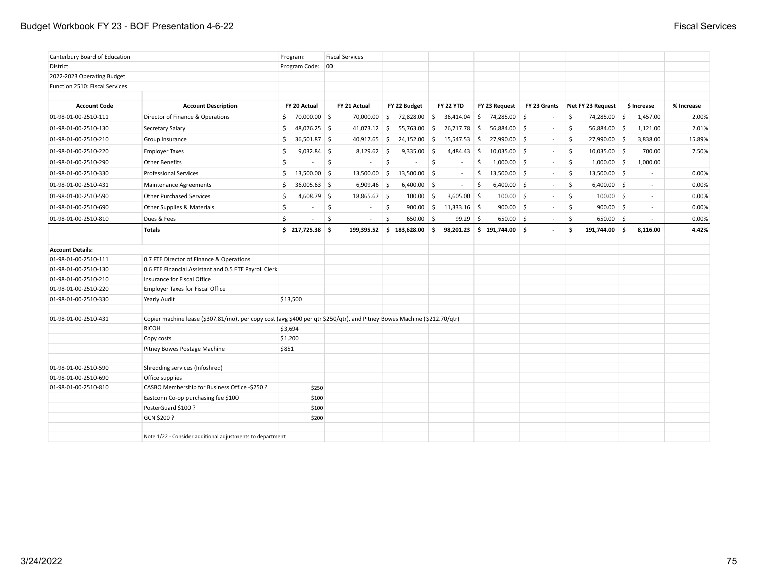| Canterbury Board of Education | | Program: | Fiscal Services | | | | | | | |
|---|---|---|---|---|---|---|---|---|---|---|
| District | | Program Code: | 00 | | | | | | | |
| 2022-2023 Operating Budget | | | | | | | | | | |
| Function 2510: Fiscal Services | | | | | | | | | | |
| **Account Code** | **Account Description** | **FY 20 Actual** | **FY 21 Actual** | **FY 22 Budget** | **FY 22 YTD** | **FY 23 Request** | **FY 23 Grants** | **Net FY 23 Request** | **$ Increase** | **% Increase** |
| 01-98-01-00-2510-111 | Director of Finance & Operations | $ 70,000.00 | $ 70,000.00 | $ 72,828.00 | $ 36,414.04 | $ 74,285.00 | $ - | $ 74,285.00 | $ 1,457.00 | 2.00% |
| 01-98-01-00-2510-130 | Secretary Salary | $ 48,076.25 | $ 41,073.12 | $ 55,763.00 | $ 26,717.78 | $ 56,884.00 | $ - | $ 56,884.00 | $ 1,121.00 | 2.01% |
| 01-98-01-00-2510-210 | Group Insurance | $ 36,501.87 | $ 40,917.65 | $ 24,152.00 | $ 15,547.53 | $ 27,990.00 | $ - | $ 27,990.00 | $ 3,838.00 | 15.89% |
| 01-98-01-00-2510-220 | Employer Taxes | $ 9,032.84 | $ 8,129.62 | $ 9,335.00 | $ 4,484.43 | $ 10,035.00 | $ - | $ 10,035.00 | $ 700.00 | 7.50% |
| 01-98-01-00-2510-290 | Other Benefits | $ - | $ - | $ - | $ - | $ 1,000.00 | $ - | $ 1,000.00 | $ 1,000.00 | |
| 01-98-01-00-2510-330 | Professional Services | $ 13,500.00 | $ 13,500.00 | $ 13,500.00 | $ - | $ 13,500.00 | $ - | $ 13,500.00 | $ - | 0.00% |
| 01-98-01-00-2510-431 | Maintenance Agreements | $ 36,005.63 | $ 6,909.46 | $ 6,400.00 | $ - | $ 6,400.00 | $ - | $ 6,400.00 | $ - | 0.00% |
| 01-98-01-00-2510-590 | Other Purchased Services | $ 4,608.79 | $ 18,865.67 | $ 100.00 | $ 3,605.00 | $ 100.00 | $ - | $ 100.00 | $ - | 0.00% |
| 01-98-01-00-2510-690 | Other Supplies & Materials | $ - | $ - | $ 900.00 | $ 11,333.16 | $ 900.00 | $ - | $ 900.00 | $ - | 0.00% |
| 01-98-01-00-2510-810 | Dues & Fees | $ - | $ - | $ 650.00 | $ 99.29 | $ 650.00 | $ - | $ 650.00 | $ - | 0.00% |
| | **Totals** | **$ 217,725.38** | **$ 199,395.52** | **$ 183,628.00** | **$ 98,201.23** | **$ 191,744.00** | **$ -** | **$ 191,744.00** | **$ 8,116.00** | **4.42%** |

**Account Details:**

| | | |
|---|---|---|
| 01-98-01-00-2510-111 | 0.7 FTE Director of Finance & Operations | |
| 01-98-01-00-2510-130 | 0.6 FTE Financial Assistant and 0.5 FTE Payroll Clerk | |
| 01-98-01-00-2510-210 | Insurance for Fiscal Office | |
| 01-98-01-00-2510-220 | Employer Taxes for Fiscal Office | |
| 01-98-01-00-2510-330 | Yearly Audit | $13,500 |
| 01-98-01-00-2510-431 | Copier machine lease ($307.81/mo), per copy cost (avg $400 per qtr $250/qtr), and Pitney Bowes Machine ($212.70/qtr) | |
| | RICOH | $3,694 |
| | Copy costs | $1,200 |
| | Pitney Bowes Postage Machine | $851 |
| 01-98-01-00-2510-590 | Shredding services (Infoshred) | |
| 01-98-01-00-2510-690 | Office supplies | |
| 01-98-01-00-2510-810 | CASBO Membership for Business Office -$250 ? | $250 |
| | Eastconn Co-op purchasing fee $100 | $100 |
| | PosterGuard $100 ? | $100 |
| | GCN $200 ? | $200 |
| | Note 1/22 - Consider additional adjustments to department | |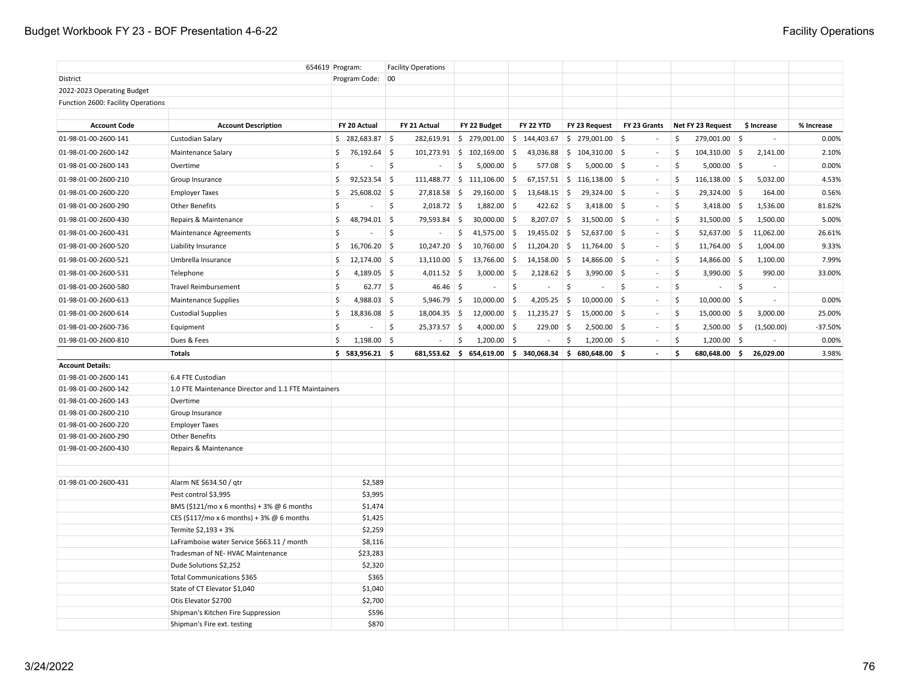| | 654619 Program: | | Facility Operations | | | | | | | |
|---|---|---|---|---|---|---|---|---|---|---|
| District | | Program Code: | 00 | | | | | | | |
| 2022-2023 Operating Budget | | | | | | | | | | |
| Function 2600: Facility Operations | | | | | | | | | | |
| **Account Code** | **Account Description** | **FY 20 Actual** | **FY 21 Actual** | **FY 22 Budget** | **FY 22 YTD** | **FY 23 Request** | **FY 23 Grants** | **Net FY 23 Request** | **$ Increase** | **% Increase** |
| 01-98-01-00-2600-141 | Custodian Salary | $ 282,683.87 | $ 282,619.91 | $ 279,001.00 | $ 144,403.67 | $ 279,001.00 | $ - | $ 279,001.00 | $ - | 0.00% |
| 01-98-01-00-2600-142 | Maintenance Salary | $ 76,192.64 | $ 101,273.91 | $ 102,169.00 | $ 43,036.88 | $ 104,310.00 | $ - | $ 104,310.00 | $ 2,141.00 | 2.10% |
| 01-98-01-00-2600-143 | Overtime | $ - | $ - | $ 5,000.00 | $ 577.08 | $ 5,000.00 | $ - | $ 5,000.00 | $ - | 0.00% |
| 01-98-01-00-2600-210 | Group Insurance | $ 92,523.54 | $ 111,488.77 | $ 111,106.00 | $ 67,157.51 | $ 116,138.00 | $ - | $ 116,138.00 | $ 5,032.00 | 4.53% |
| 01-98-01-00-2600-220 | Employer Taxes | $ 25,608.02 | $ 27,818.58 | $ 29,160.00 | $ 13,648.15 | $ 29,324.00 | $ - | $ 29,324.00 | $ 164.00 | 0.56% |
| 01-98-01-00-2600-290 | Other Benefits | $ - | $ 2,018.72 | $ 1,882.00 | $ 422.62 | $ 3,418.00 | $ - | $ 3,418.00 | $ 1,536.00 | 81.62% |
| 01-98-01-00-2600-430 | Repairs & Maintenance | $ 48,794.01 | $ 79,593.84 | $ 30,000.00 | $ 8,207.07 | $ 31,500.00 | $ - | $ 31,500.00 | $ 1,500.00 | 5.00% |
| 01-98-01-00-2600-431 | Maintenance Agreements | $ - | $ - | $ 41,575.00 | $ 19,455.02 | $ 52,637.00 | $ - | $ 52,637.00 | $ 11,062.00 | 26.61% |
| 01-98-01-00-2600-520 | Liability Insurance | $ 16,706.20 | $ 10,247.20 | $ 10,760.00 | $ 11,204.20 | $ 11,764.00 | $ - | $ 11,764.00 | $ 1,004.00 | 9.33% |
| 01-98-01-00-2600-521 | Umbrella Insurance | $ 12,174.00 | $ 13,110.00 | $ 13,766.00 | $ 14,158.00 | $ 14,866.00 | $ - | $ 14,866.00 | $ 1,100.00 | 7.99% |
| 01-98-01-00-2600-531 | Telephone | $ 4,189.05 | $ 4,011.52 | $ 3,000.00 | $ 2,128.62 | $ 3,990.00 | $ - | $ 3,990.00 | $ 990.00 | 33.00% |
| 01-98-01-00-2600-580 | Travel Reimbursement | $ 62.77 | $ 46.46 | $ - | $ - | $ - | $ - | $ - | $ - | |
| 01-98-01-00-2600-613 | Maintenance Supplies | $ 4,988.03 | $ 5,946.79 | $ 10,000.00 | $ 4,205.25 | $ 10,000.00 | $ - | $ 10,000.00 | $ - | 0.00% |
| 01-98-01-00-2600-614 | Custodial Supplies | $ 18,836.08 | $ 18,004.35 | $ 12,000.00 | $ 11,235.27 | $ 15,000.00 | $ - | $ 15,000.00 | $ 3,000.00 | 25.00% |
| 01-98-01-00-2600-736 | Equipment | $ - | $ 25,373.57 | $ 4,000.00 | $ 229.00 | $ 2,500.00 | $ - | $ 2,500.00 | $ (1,500.00) | -37.50% |
| 01-98-01-00-2600-810 | Dues & Fees | $ 1,198.00 | $ - | $ 1,200.00 | $ - | $ 1,200.00 | $ - | $ 1,200.00 | $ - | 0.00% |
| | **Totals** | **$ 583,956.21** | **$ 681,553.62** | **$ 654,619.00** | **$ 340,068.34** | **$ 680,648.00** | **$ -** | **$ 680,648.00** | **$ 26,029.00** | 3.98% |
| **Account Details:** | | | | | | | | | | |
| 01-98-01-00-2600-141 | 6.4 FTE Custodian | | | | | | | | | |
| 01-98-01-00-2600-142 | 1.0 FTE Maintenance Director and 1.1 FTE Maintainers | | | | | | | | | |
| 01-98-01-00-2600-143 | Overtime | | | | | | | | | |
| 01-98-01-00-2600-210 | Group Insurance | | | | | | | | | |
| 01-98-01-00-2600-220 | Employer Taxes | | | | | | | | | |
| 01-98-01-00-2600-290 | Other Benefits | | | | | | | | | |
| 01-98-01-00-2600-430 | Repairs & Maintenance | | | | | | | | | |
| 01-98-01-00-2600-431 | Alarm NE $634.50 / qtr | $2,589 | | | | | | | | |
| | Pest control $3,995 | $3,995 | | | | | | | | |
| | BMS ($121/mo x 6 months) + 3% @ 6 months | $1,474 | | | | | | | | |
| | CES ($117/mo x 6 months) + 3% @ 6 months | $1,425 | | | | | | | | |
| | Termite $2,193 + 3% | $2,259 | | | | | | | | |
| | LaFramboise water Service $663.11 / month | $8,116 | | | | | | | | |
| | Tradesman of NE- HVAC Maintenance | $23,283 | | | | | | | | |
| | Dude Solutions $2,252 | $2,320 | | | | | | | | |
| | Total Communications $365 | $365 | | | | | | | | |
| | State of CT Elevator $1,040 | $1,040 | | | | | | | | |
| | Otis Elevator $2700 | $2,700 | | | | | | | | |
| | Shipman's Kitchen Fire Suppression | $596 | | | | | | | | |
| | Shipman's Fire ext. testing | $870 | | | | | | | | |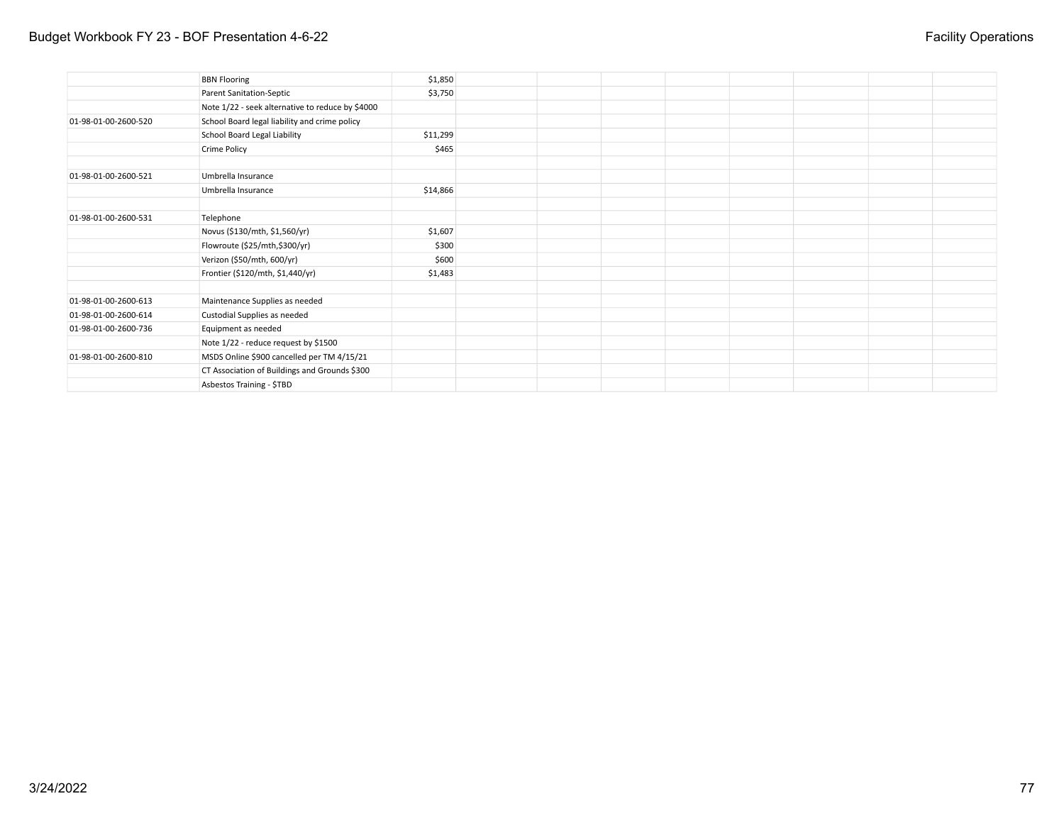| | | | | | | | | | | |
|---|---|---|---|---|---|---|---|---|---|---|
| | BBN Flooring | $1,850 | | | | | | | | |
| | Parent Sanitation-Septic | $3,750 | | | | | | | | |
| | Note 1/22 - seek alternative to reduce by $4000 | | | | | | | | | |
| 01-98-01-00-2600-520 | School Board legal liability and crime policy | | | | | | | | | |
| | School Board Legal Liability | $11,299 | | | | | | | | |
| | Crime Policy | $465 | | | | | | | | |
| | | | | | | | | | | |
| 01-98-01-00-2600-521 | Umbrella Insurance | | | | | | | | | |
| | Umbrella Insurance | $14,866 | | | | | | | | |
| | | | | | | | | | | |
| 01-98-01-00-2600-531 | Telephone | | | | | | | | | |
| | Novus ($130/mth, $1,560/yr) | $1,607 | | | | | | | | |
| | Flowroute ($25/mth,$300/yr) | $300 | | | | | | | | |
| | Verizon ($50/mth, 600/yr) | $600 | | | | | | | | |
| | Frontier ($120/mth, $1,440/yr) | $1,483 | | | | | | | | |
| | | | | | | | | | | |
| 01-98-01-00-2600-613 | Maintenance Supplies as needed | | | | | | | | | |
| 01-98-01-00-2600-614 | Custodial Supplies as needed | | | | | | | | | |
| 01-98-01-00-2600-736 | Equipment as needed | | | | | | | | | |
| | Note 1/22 - reduce request by $1500 | | | | | | | | | |
| 01-98-01-00-2600-810 | MSDS Online $900 cancelled per TM 4/15/21 | | | | | | | | | |
| | CT Association of Buildings and Grounds $300 | | | | | | | | | |
| | Asbestos Training - $TBD | | | | | | | | | |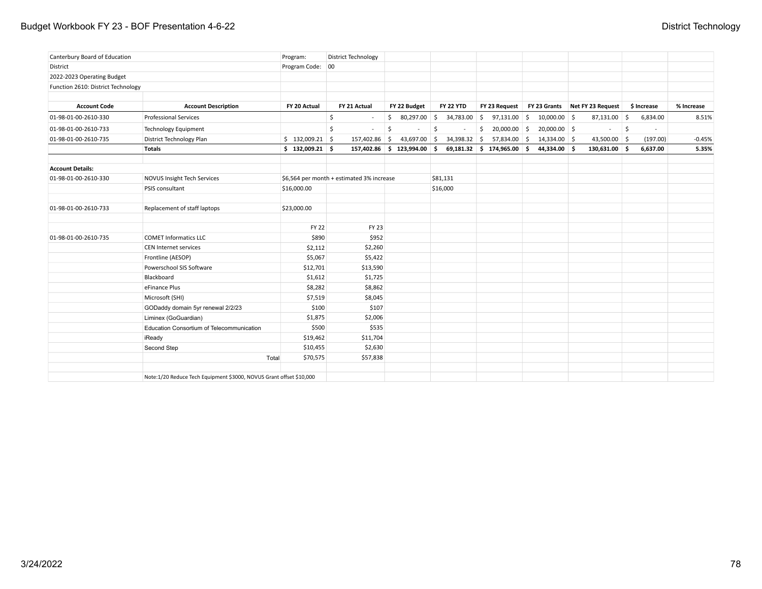| Canterbury Board of Education | | Program: | District Technology | | | | | | | |
|---|---|---|---|---|---|---|---|---|---|---|
| District | | Program Code: | 00 | | | | | | | |
| 2022-2023 Operating Budget | | | | | | | | | | |
| Function 2610: District Technology | | | | | | | | | | |
| **Account Code** | **Account Description** | **FY 20 Actual** | **FY 21 Actual** | **FY 22 Budget** | **FY 22 YTD** | **FY 23 Request** | **FY 23 Grants** | **Net FY 23 Request** | **$ Increase** | **% Increase** |
| 01-98-01-00-2610-330 | Professional Services | | $ - | $ 80,297.00 | $ 34,783.00 | $ 97,131.00 | $ 10,000.00 | $ 87,131.00 | $ 6,834.00 | 8.51% |
| 01-98-01-00-2610-733 | Technology Equipment | | $ - | $ - | $ - | $ 20,000.00 | $ 20,000.00 | $ - | $ - | |
| 01-98-01-00-2610-735 | District Technology Plan | $ 132,009.21 | $ 157,402.86 | $ 43,697.00 | $ 34,398.32 | $ 57,834.00 | $ 14,334.00 | $ 43,500.00 | $ (197.00) | -0.45% |
| | **Totals** | **$ 132,009.21** | **$ 157,402.86** | **$ 123,994.00** | **$ 69,181.32** | **$ 174,965.00** | **$ 44,334.00** | **$ 130,631.00** | **$ 6,637.00** | **5.35%** |
| | | | | | | | | | | |
| **Account Details:** | | | | | | | | | | |
| 01-98-01-00-2610-330 | NOVUS Insight Tech Services | $6,564 per month + estimated 3% increase | | | $81,131 | | | | | |
| | PSIS consultant | $16,000.00 | | | $16,000 | | | | | |
| | | | | | | | | | | |
| 01-98-01-00-2610-733 | Replacement of staff laptops | $23,000.00 | | | | | | | | |
| | | | | | | | | | | |
| | | FY 22 | FY 23 | | | | | | | |
| 01-98-01-00-2610-735 | COMET Informatics LLC | $890 | $952 | | | | | | | |
| | CEN Internet services | $2,112 | $2,260 | | | | | | | |
| | Frontline (AESOP) | $5,067 | $5,422 | | | | | | | |
| | Powerschool SIS Software | $12,701 | $13,590 | | | | | | | |
| | Blackboard | $1,612 | $1,725 | | | | | | | |
| | eFinance Plus | $8,282 | $8,862 | | | | | | | |
| | Microsoft (SHI) | $7,519 | $8,045 | | | | | | | |
| | GODaddy domain 5yr renewal 2/2/23 | $100 | $107 | | | | | | | |
| | Liminex (GoGuardian) | $1,875 | $2,006 | | | | | | | |
| | Education Consortium of Telecommunication | $500 | $535 | | | | | | | |
| | iReady | $19,462 | $11,704 | | | | | | | |
| | Second Step | $10,455 | $2,630 | | | | | | | |
| | Total | $70,575 | $57,838 | | | | | | | |
| | | | | | | | | | | |
| | Note:1/20 Reduce Tech Equipment $3000, NOVUS Grant offset $10,000 | | | | | | | | | |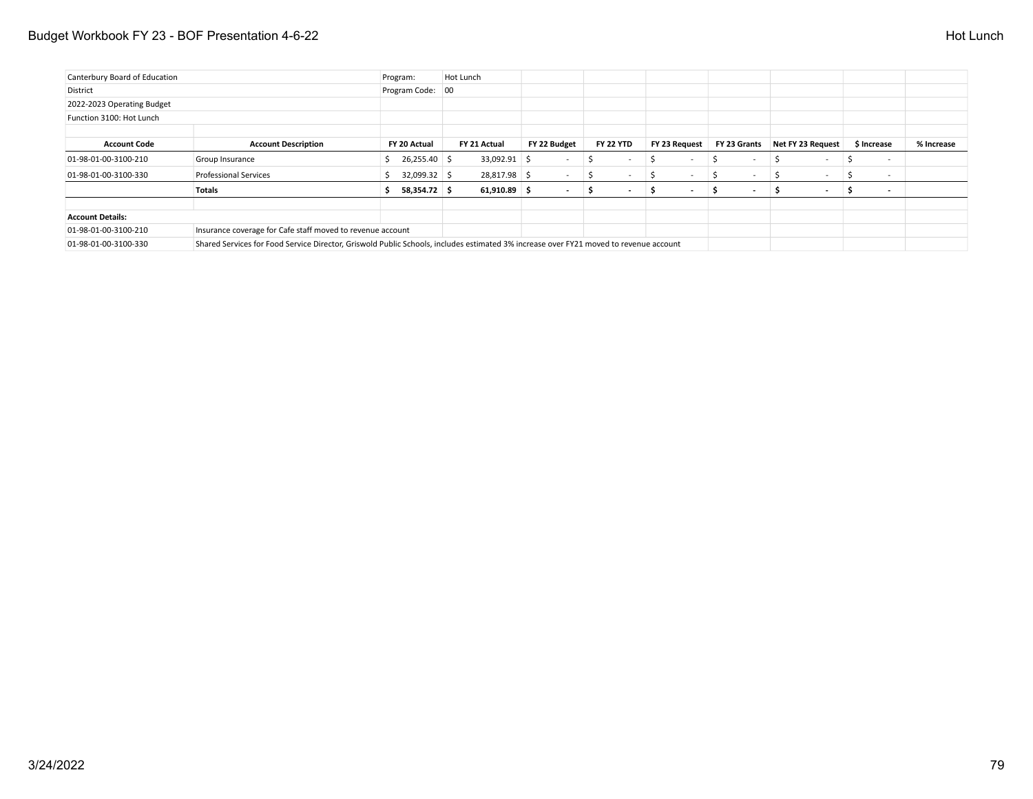| Canterbury Board of Education | | Program: | Hot Lunch | | | | | | | |
|---|---|---|---|---|---|---|---|---|---|---|
| District | | Program Code: | 00 | | | | | | | |
| 2022-2023 Operating Budget | | | | | | | | | | |
| Function 3100: Hot Lunch | | | | | | | | | | |
| | | | | | | | | | | |
| **Account Code** | **Account Description** | **FY 20 Actual** | **FY 21 Actual** | **FY 22 Budget** | **FY 22 YTD** | **FY 23 Request** | **FY 23 Grants** | **Net FY 23 Request** | **$ Increase** | **% Increase** |
| 01-98-01-00-3100-210 | Group Insurance | $ 26,255.40 | $ 33,092.91 | $ - | $ - | $ - | $ - | $ - | $ - | |
| 01-98-01-00-3100-330 | Professional Services | $ 32,099.32 | $ 28,817.98 | $ - | $ - | $ - | $ - | $ - | $ - | |
| | **Totals** | **$ 58,354.72** | **$ 61,910.89** | **$ -** | **$ -** | **$ -** | **$ -** | **$ -** | **$ -** | |

**Account Details:**

| | |
|---|---|
| 01-98-01-00-3100-210 | Insurance coverage for Cafe staff moved to revenue account |
| 01-98-01-00-3100-330 | Shared Services for Food Service Director, Griswold Public Schools, includes estimated 3% increase over FY21 moved to revenue account |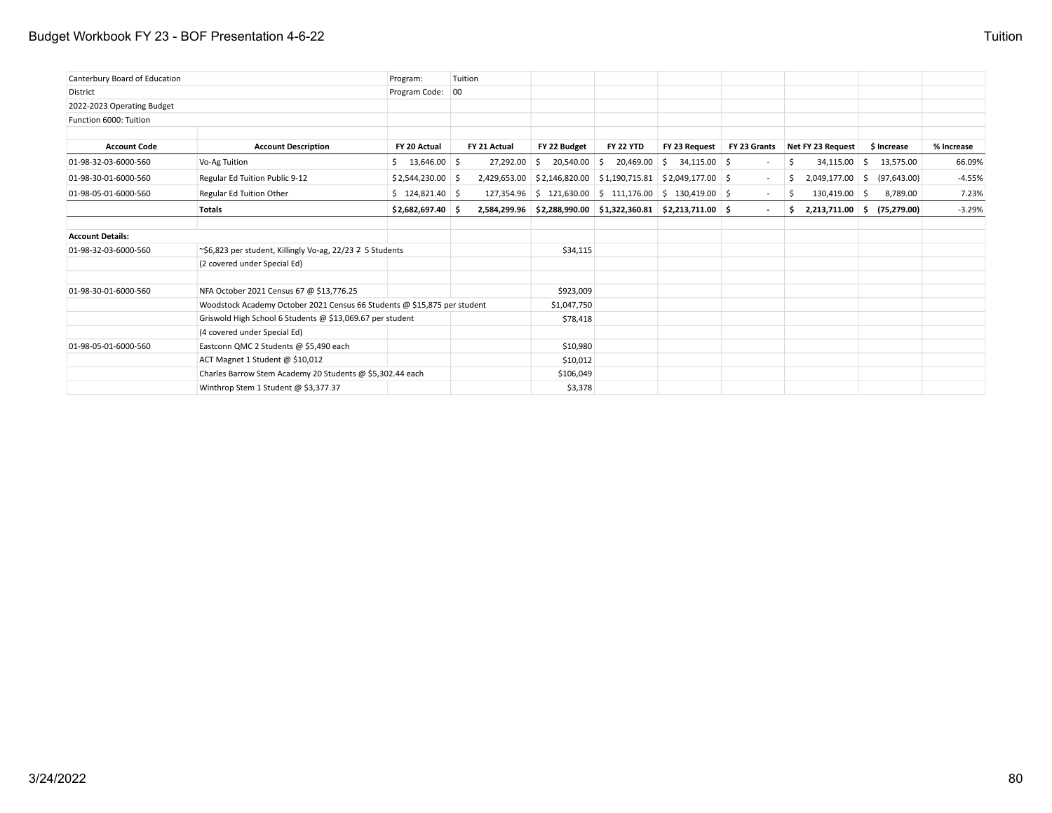Canterbury Board of Education — Program: Tuition
District — Program Code: 00
2022-2023 Operating Budget
Function 6000: Tuition

| Account Code | Account Description | FY 20 Actual | FY 21 Actual | FY 22 Budget | FY 22 YTD | FY 23 Request | FY 23 Grants | Net FY 23 Request | $ Increase | % Increase |
|---|---|---|---|---|---|---|---|---|---|---|
| 01-98-32-03-6000-560 | Vo-Ag Tuition | $ 13,646.00 | $ 27,292.00 | $ 20,540.00 | $ 20,469.00 | $ 34,115.00 | $ - | $ 34,115.00 | $ 13,575.00 | 66.09% |
| 01-98-30-01-6000-560 | Regular Ed Tuition Public 9-12 | $ 2,544,230.00 | $ 2,429,653.00 | $ 2,146,820.00 | $ 1,190,715.81 | $ 2,049,177.00 | $ - | $ 2,049,177.00 | $ (97,643.00) | -4.55% |
| 01-98-05-01-6000-560 | Regular Ed Tuition Other | $ 124,821.40 | $ 127,354.96 | $ 121,630.00 | $ 111,176.00 | $ 130,419.00 | $ - | $ 130,419.00 | $ 8,789.00 | 7.23% |
| | **Totals** | **$ 2,682,697.40** | **$ 2,584,299.96** | **$ 2,288,990.00** | **$ 1,322,360.81** | **$ 2,213,711.00** | **$ -** | **$ 2,213,711.00** | **$ (75,279.00)** | -3.29% |

**Account Details:**

| Account Code | Description | Amount |
|---|---|---|
| 01-98-32-03-6000-560 | ~$6,823 per student, Killingly Vo-ag, 22/23 ~~7~~ 5 Students | $34,115 |
| | (2 covered under Special Ed) | |
| 01-98-30-01-6000-560 | NFA October 2021 Census 67 @ $13,776.25 | $923,009 |
| | Woodstock Academy October 2021 Census 66 Students @ $15,875 per student | $1,047,750 |
| | Griswold High School 6 Students @ $13,069.67 per student | $78,418 |
| | (4 covered under Special Ed) | |
| 01-98-05-01-6000-560 | Eastconn QMC 2 Students @ $5,490 each | $10,980 |
| | ACT Magnet 1 Student @ $10,012 | $10,012 |
| | Charles Barrow Stem Academy 20 Students @ $5,302.44 each | $106,049 |
| | Winthrop Stem 1 Student @ $3,377.37 | $3,378 |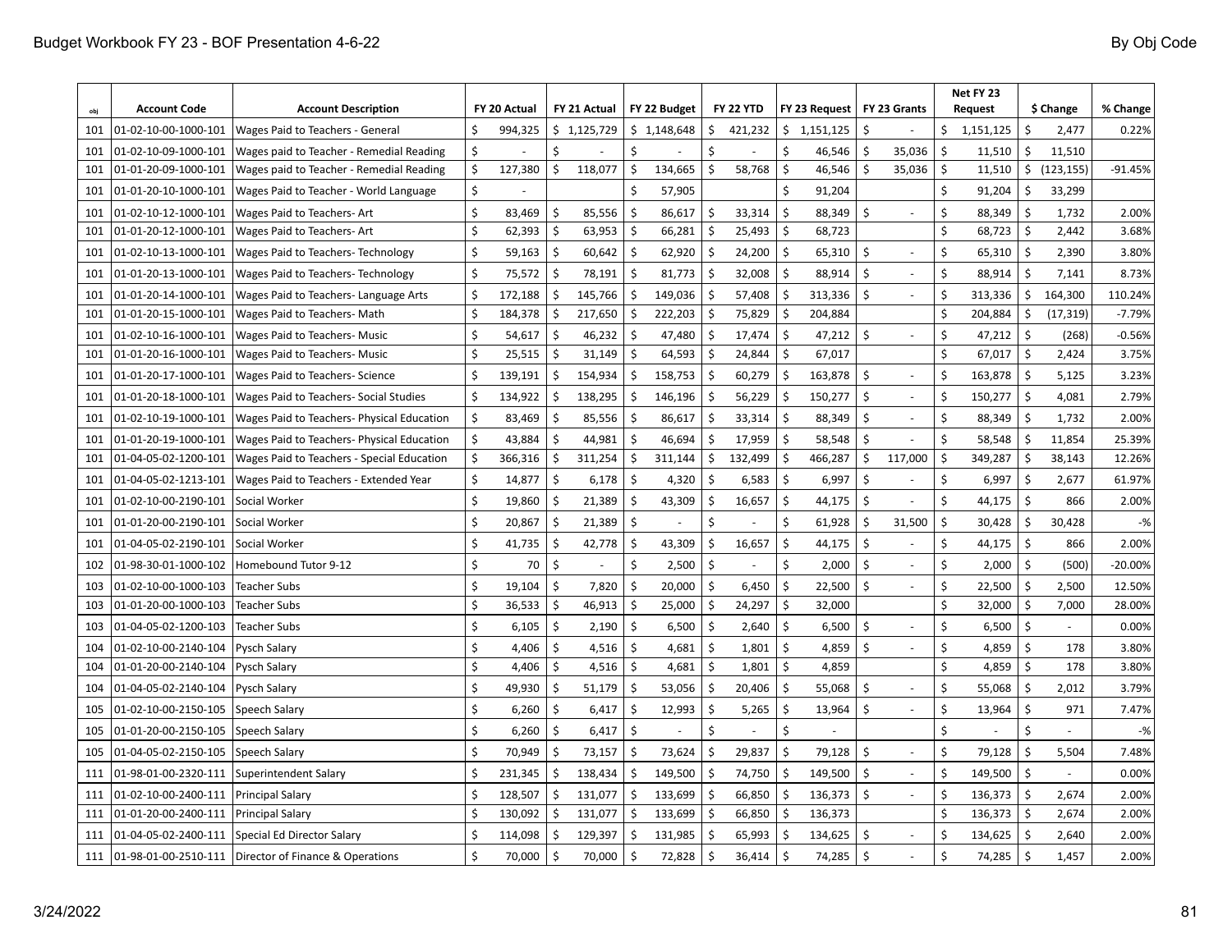| obj | Account Code | Account Description | FY 20 Actual | FY 21 Actual | FY 22 Budget | FY 22 YTD | FY 23 Request | FY 23 Grants | Net FY 23 Request | $ Change | % Change |
|---|---|---|---|---|---|---|---|---|---|---|---|
| 101 | 01-02-10-00-1000-101 | Wages Paid to Teachers - General | $ 994,325 | $ 1,125,729 | $ 1,148,648 | $ 421,232 | $ 1,151,125 | $ - | $ 1,151,125 | $ 2,477 | 0.22% |
| 101 | 01-02-10-09-1000-101 | Wages paid to Teacher - Remedial Reading | $ - | $ - | $ - | $ - | $ 46,546 | $ 35,036 | $ 11,510 | $ 11,510 | |
| 101 | 01-01-20-09-1000-101 | Wages paid to Teacher - Remedial Reading | $ 127,380 | $ 118,077 | $ 134,665 | $ 58,768 | $ 46,546 | $ 35,036 | $ 11,510 | $ (123,155) | -91.45% |
| 101 | 01-01-20-10-1000-101 | Wages Paid to Teacher - World Language | $ - | | $ 57,905 | | $ 91,204 | | $ 91,204 | $ 33,299 | |
| 101 | 01-02-10-12-1000-101 | Wages Paid to Teachers- Art | $ 83,469 | $ 85,556 | $ 86,617 | $ 33,314 | $ 88,349 | $ - | $ 88,349 | $ 1,732 | 2.00% |
| 101 | 01-01-20-12-1000-101 | Wages Paid to Teachers- Art | $ 62,393 | $ 63,953 | $ 66,281 | $ 25,493 | $ 68,723 | | $ 68,723 | $ 2,442 | 3.68% |
| 101 | 01-02-10-13-1000-101 | Wages Paid to Teachers- Technology | $ 59,163 | $ 60,642 | $ 62,920 | $ 24,200 | $ 65,310 | $ - | $ 65,310 | $ 2,390 | 3.80% |
| 101 | 01-01-20-13-1000-101 | Wages Paid to Teachers- Technology | $ 75,572 | $ 78,191 | $ 81,773 | $ 32,008 | $ 88,914 | $ - | $ 88,914 | $ 7,141 | 8.73% |
| 101 | 01-01-20-14-1000-101 | Wages Paid to Teachers- Language Arts | $ 172,188 | $ 145,766 | $ 149,036 | $ 57,408 | $ 313,336 | $ - | $ 313,336 | $ 164,300 | 110.24% |
| 101 | 01-01-20-15-1000-101 | Wages Paid to Teachers- Math | $ 184,378 | $ 217,650 | $ 222,203 | $ 75,829 | $ 204,884 | | $ 204,884 | $ (17,319) | -7.79% |
| 101 | 01-02-10-16-1000-101 | Wages Paid to Teachers- Music | $ 54,617 | $ 46,232 | $ 47,480 | $ 17,474 | $ 47,212 | $ - | $ 47,212 | $ (268) | -0.56% |
| 101 | 01-01-20-16-1000-101 | Wages Paid to Teachers- Music | $ 25,515 | $ 31,149 | $ 64,593 | $ 24,844 | $ 67,017 | | $ 67,017 | $ 2,424 | 3.75% |
| 101 | 01-01-20-17-1000-101 | Wages Paid to Teachers- Science | $ 139,191 | $ 154,934 | $ 158,753 | $ 60,279 | $ 163,878 | $ - | $ 163,878 | $ 5,125 | 3.23% |
| 101 | 01-01-20-18-1000-101 | Wages Paid to Teachers- Social Studies | $ 134,922 | $ 138,295 | $ 146,196 | $ 56,229 | $ 150,277 | $ - | $ 150,277 | $ 4,081 | 2.79% |
| 101 | 01-02-10-19-1000-101 | Wages Paid to Teachers- Physical Education | $ 83,469 | $ 85,556 | $ 86,617 | $ 33,314 | $ 88,349 | $ - | $ 88,349 | $ 1,732 | 2.00% |
| 101 | 01-01-20-19-1000-101 | Wages Paid to Teachers- Physical Education | $ 43,884 | $ 44,981 | $ 46,694 | $ 17,959 | $ 58,548 | $ - | $ 58,548 | $ 11,854 | 25.39% |
| 101 | 01-04-05-02-1200-101 | Wages Paid to Teachers - Special Education | $ 366,316 | $ 311,254 | $ 311,144 | $ 132,499 | $ 466,287 | $ 117,000 | $ 349,287 | $ 38,143 | 12.26% |
| 101 | 01-04-05-02-1213-101 | Wages Paid to Teachers - Extended Year | $ 14,877 | $ 6,178 | $ 4,320 | $ 6,583 | $ 6,997 | $ - | $ 6,997 | $ 2,677 | 61.97% |
| 101 | 01-02-10-00-2190-101 | Social Worker | $ 19,860 | $ 21,389 | $ 43,309 | $ 16,657 | $ 44,175 | $ - | $ 44,175 | $ 866 | 2.00% |
| 101 | 01-01-20-00-2190-101 | Social Worker | $ 20,867 | $ 21,389 | $ - | $ - | $ 61,928 | $ 31,500 | $ 30,428 | $ 30,428 | -% |
| 101 | 01-04-05-02-2190-101 | Social Worker | $ 41,735 | $ 42,778 | $ 43,309 | $ 16,657 | $ 44,175 | $ - | $ 44,175 | $ 866 | 2.00% |
| 102 | 01-98-30-01-1000-102 | Homebound Tutor 9-12 | $ 70 | $ - | $ 2,500 | $ - | $ 2,000 | $ - | $ 2,000 | $ (500) | -20.00% |
| 103 | 01-02-10-00-1000-103 | Teacher Subs | $ 19,104 | $ 7,820 | $ 20,000 | $ 6,450 | $ 22,500 | $ - | $ 22,500 | $ 2,500 | 12.50% |
| 103 | 01-01-20-00-1000-103 | Teacher Subs | $ 36,533 | $ 46,913 | $ 25,000 | $ 24,297 | $ 32,000 | | $ 32,000 | $ 7,000 | 28.00% |
| 103 | 01-04-05-02-1200-103 | Teacher Subs | $ 6,105 | $ 2,190 | $ 6,500 | $ 2,640 | $ 6,500 | $ - | $ 6,500 | $ - | 0.00% |
| 104 | 01-02-10-00-2140-104 | Pysch Salary | $ 4,406 | $ 4,516 | $ 4,681 | $ 1,801 | $ 4,859 | $ - | $ 4,859 | $ 178 | 3.80% |
| 104 | 01-01-20-00-2140-104 | Pysch Salary | $ 4,406 | $ 4,516 | $ 4,681 | $ 1,801 | $ 4,859 | | $ 4,859 | $ 178 | 3.80% |
| 104 | 01-04-05-02-2140-104 | Pysch Salary | $ 49,930 | $ 51,179 | $ 53,056 | $ 20,406 | $ 55,068 | $ - | $ 55,068 | $ 2,012 | 3.79% |
| 105 | 01-02-10-00-2150-105 | Speech Salary | $ 6,260 | $ 6,417 | $ 12,993 | $ 5,265 | $ 13,964 | $ - | $ 13,964 | $ 971 | 7.47% |
| 105 | 01-01-20-00-2150-105 | Speech Salary | $ 6,260 | $ 6,417 | $ - | $ - | $ - | | $ - | $ - | -% |
| 105 | 01-04-05-02-2150-105 | Speech Salary | $ 70,949 | $ 73,157 | $ 73,624 | $ 29,837 | $ 79,128 | $ - | $ 79,128 | $ 5,504 | 7.48% |
| 111 | 01-98-01-00-2320-111 | Superintendent Salary | $ 231,345 | $ 138,434 | $ 149,500 | $ 74,750 | $ 149,500 | $ - | $ 149,500 | $ - | 0.00% |
| 111 | 01-02-10-00-2400-111 | Principal Salary | $ 128,507 | $ 131,077 | $ 133,699 | $ 66,850 | $ 136,373 | $ - | $ 136,373 | $ 2,674 | 2.00% |
| 111 | 01-01-20-00-2400-111 | Principal Salary | $ 130,092 | $ 131,077 | $ 133,699 | $ 66,850 | $ 136,373 | | $ 136,373 | $ 2,674 | 2.00% |
| 111 | 01-04-05-02-2400-111 | Special Ed Director Salary | $ 114,098 | $ 129,397 | $ 131,985 | $ 65,993 | $ 134,625 | $ - | $ 134,625 | $ 2,640 | 2.00% |
| 111 | 01-98-01-00-2510-111 | Director of Finance & Operations | $ 70,000 | $ 70,000 | $ 72,828 | $ 36,414 | $ 74,285 | $ - | $ 74,285 | $ 1,457 | 2.00% |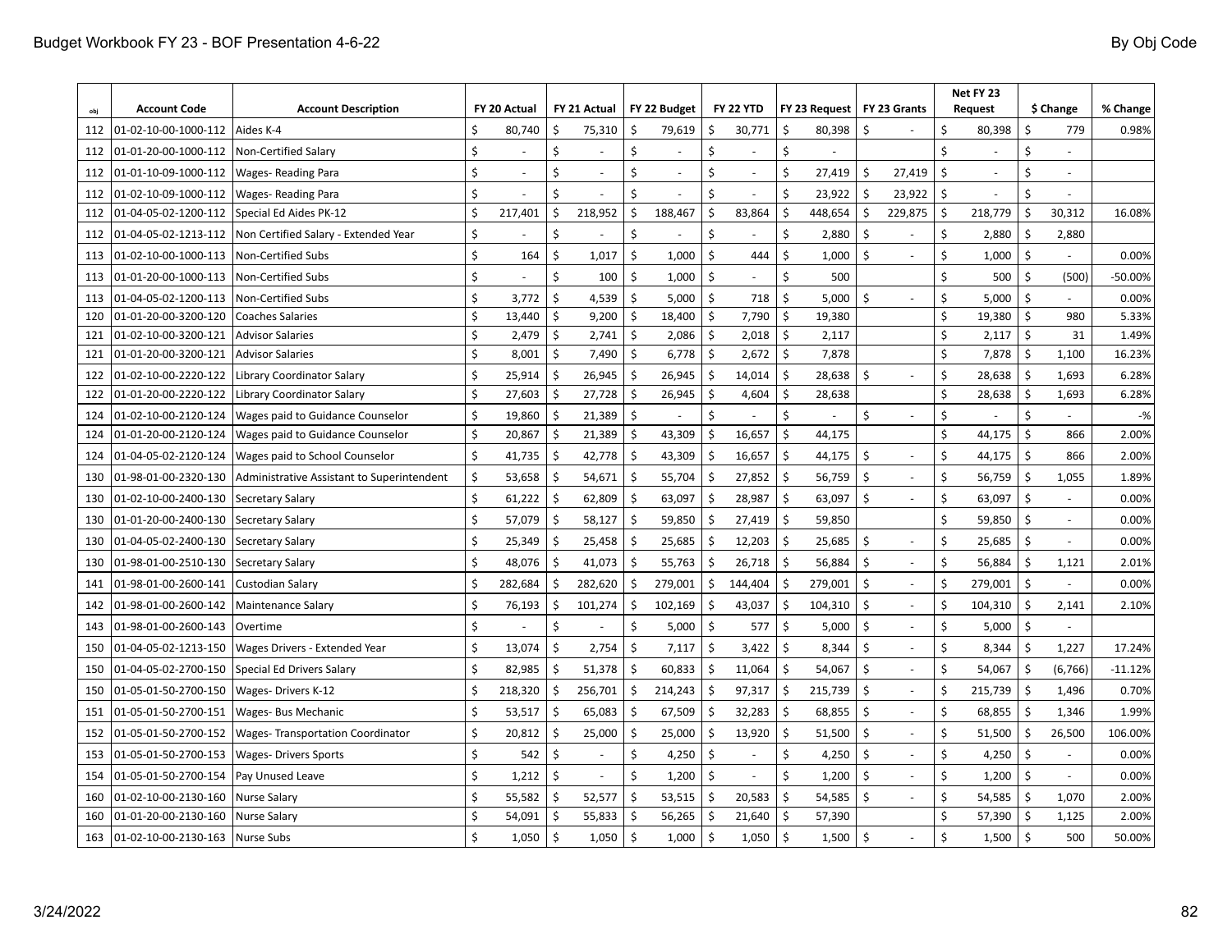| obj | Account Code | Account Description | FY 20 Actual | FY 21 Actual | FY 22 Budget | FY 22 YTD | FY 23 Request | FY 23 Grants | Net FY 23 Request | $ Change | % Change |
|---|---|---|---|---|---|---|---|---|---|---|---|
| 112 | 01-02-10-00-1000-112 | Aides K-4 | $ 80,740 | $ 75,310 | $ 79,619 | $ 30,771 | $ 80,398 | $ - | $ 80,398 | $ 779 | 0.98% |
| 112 | 01-01-20-00-1000-112 | Non-Certified Salary | $ - | $ - | $ - | $ - | $ - | | $ - | $ - | |
| 112 | 01-01-10-09-1000-112 | Wages- Reading Para | $ - | $ - | $ - | $ - | $ 27,419 | $ 27,419 | $ - | $ - | |
| 112 | 01-02-10-09-1000-112 | Wages- Reading Para | $ - | $ - | $ - | $ - | $ 23,922 | $ 23,922 | $ - | $ - | |
| 112 | 01-04-05-02-1200-112 | Special Ed Aides PK-12 | $ 217,401 | $ 218,952 | $ 188,467 | $ 83,864 | $ 448,654 | $ 229,875 | $ 218,779 | $ 30,312 | 16.08% |
| 112 | 01-04-05-02-1213-112 | Non Certified Salary - Extended Year | $ - | $ - | $ - | $ - | $ 2,880 | $ - | $ 2,880 | $ 2,880 | |
| 113 | 01-02-10-00-1000-113 | Non-Certified Subs | $ 164 | $ 1,017 | $ 1,000 | $ 444 | $ 1,000 | $ - | $ 1,000 | $ - | 0.00% |
| 113 | 01-01-20-00-1000-113 | Non-Certified Subs | $ - | $ 100 | $ 1,000 | $ - | $ 500 | | $ 500 | $ (500) | -50.00% |
| 113 | 01-04-05-02-1200-113 | Non-Certified Subs | $ 3,772 | $ 4,539 | $ 5,000 | $ 718 | $ 5,000 | $ - | $ 5,000 | $ - | 0.00% |
| 120 | 01-01-20-00-3200-120 | Coaches Salaries | $ 13,440 | $ 9,200 | $ 18,400 | $ 7,790 | $ 19,380 | | $ 19,380 | $ 980 | 5.33% |
| 121 | 01-02-10-00-3200-121 | Advisor Salaries | $ 2,479 | $ 2,741 | $ 2,086 | $ 2,018 | $ 2,117 | | $ 2,117 | $ 31 | 1.49% |
| 121 | 01-01-20-00-3200-121 | Advisor Salaries | $ 8,001 | $ 7,490 | $ 6,778 | $ 2,672 | $ 7,878 | | $ 7,878 | $ 1,100 | 16.23% |
| 122 | 01-02-10-00-2220-122 | Library Coordinator Salary | $ 25,914 | $ 26,945 | $ 26,945 | $ 14,014 | $ 28,638 | $ - | $ 28,638 | $ 1,693 | 6.28% |
| 122 | 01-01-20-00-2220-122 | Library Coordinator Salary | $ 27,603 | $ 27,728 | $ 26,945 | $ 4,604 | $ 28,638 | | $ 28,638 | $ 1,693 | 6.28% |
| 124 | 01-02-10-00-2120-124 | Wages paid to Guidance Counselor | $ 19,860 | $ 21,389 | $ - | $ - | $ - | $ - | $ - | $ - | -% |
| 124 | 01-01-20-00-2120-124 | Wages paid to Guidance Counselor | $ 20,867 | $ 21,389 | $ 43,309 | $ 16,657 | $ 44,175 | | $ 44,175 | $ 866 | 2.00% |
| 124 | 01-04-05-02-2120-124 | Wages paid to School Counselor | $ 41,735 | $ 42,778 | $ 43,309 | $ 16,657 | $ 44,175 | $ - | $ 44,175 | $ 866 | 2.00% |
| 130 | 01-98-01-00-2320-130 | Administrative Assistant to Superintendent | $ 53,658 | $ 54,671 | $ 55,704 | $ 27,852 | $ 56,759 | $ - | $ 56,759 | $ 1,055 | 1.89% |
| 130 | 01-02-10-00-2400-130 | Secretary Salary | $ 61,222 | $ 62,809 | $ 63,097 | $ 28,987 | $ 63,097 | $ - | $ 63,097 | $ - | 0.00% |
| 130 | 01-01-20-00-2400-130 | Secretary Salary | $ 57,079 | $ 58,127 | $ 59,850 | $ 27,419 | $ 59,850 | | $ 59,850 | $ - | 0.00% |
| 130 | 01-04-05-02-2400-130 | Secretary Salary | $ 25,349 | $ 25,458 | $ 25,685 | $ 12,203 | $ 25,685 | $ - | $ 25,685 | $ - | 0.00% |
| 130 | 01-98-01-00-2510-130 | Secretary Salary | $ 48,076 | $ 41,073 | $ 55,763 | $ 26,718 | $ 56,884 | $ - | $ 56,884 | $ 1,121 | 2.01% |
| 141 | 01-98-01-00-2600-141 | Custodian Salary | $ 282,684 | $ 282,620 | $ 279,001 | $ 144,404 | $ 279,001 | $ - | $ 279,001 | $ - | 0.00% |
| 142 | 01-98-01-00-2600-142 | Maintenance Salary | $ 76,193 | $ 101,274 | $ 102,169 | $ 43,037 | $ 104,310 | $ - | $ 104,310 | $ 2,141 | 2.10% |
| 143 | 01-98-01-00-2600-143 | Overtime | $ - | $ - | $ 5,000 | $ 577 | $ 5,000 | $ - | $ 5,000 | $ - | |
| 150 | 01-04-05-02-1213-150 | Wages Drivers - Extended Year | $ 13,074 | $ 2,754 | $ 7,117 | $ 3,422 | $ 8,344 | $ - | $ 8,344 | $ 1,227 | 17.24% |
| 150 | 01-04-05-02-2700-150 | Special Ed Drivers Salary | $ 82,985 | $ 51,378 | $ 60,833 | $ 11,064 | $ 54,067 | $ - | $ 54,067 | $ (6,766) | -11.12% |
| 150 | 01-05-01-50-2700-150 | Wages- Drivers K-12 | $ 218,320 | $ 256,701 | $ 214,243 | $ 97,317 | $ 215,739 | $ - | $ 215,739 | $ 1,496 | 0.70% |
| 151 | 01-05-01-50-2700-151 | Wages- Bus Mechanic | $ 53,517 | $ 65,083 | $ 67,509 | $ 32,283 | $ 68,855 | $ - | $ 68,855 | $ 1,346 | 1.99% |
| 152 | 01-05-01-50-2700-152 | Wages- Transportation Coordinator | $ 20,812 | $ 25,000 | $ 25,000 | $ 13,920 | $ 51,500 | $ - | $ 51,500 | $ 26,500 | 106.00% |
| 153 | 01-05-01-50-2700-153 | Wages- Drivers Sports | $ 542 | $ - | $ 4,250 | $ - | $ 4,250 | $ - | $ 4,250 | $ - | 0.00% |
| 154 | 01-05-01-50-2700-154 | Pay Unused Leave | $ 1,212 | $ - | $ 1,200 | $ - | $ 1,200 | $ - | $ 1,200 | $ - | 0.00% |
| 160 | 01-02-10-00-2130-160 | Nurse Salary | $ 55,582 | $ 52,577 | $ 53,515 | $ 20,583 | $ 54,585 | $ - | $ 54,585 | $ 1,070 | 2.00% |
| 160 | 01-01-20-00-2130-160 | Nurse Salary | $ 54,091 | $ 55,833 | $ 56,265 | $ 21,640 | $ 57,390 | | $ 57,390 | $ 1,125 | 2.00% |
| 163 | 01-02-10-00-2130-163 | Nurse Subs | $ 1,050 | $ 1,050 | $ 1,000 | $ 1,050 | $ 1,500 | $ - | $ 1,500 | $ 500 | 50.00% |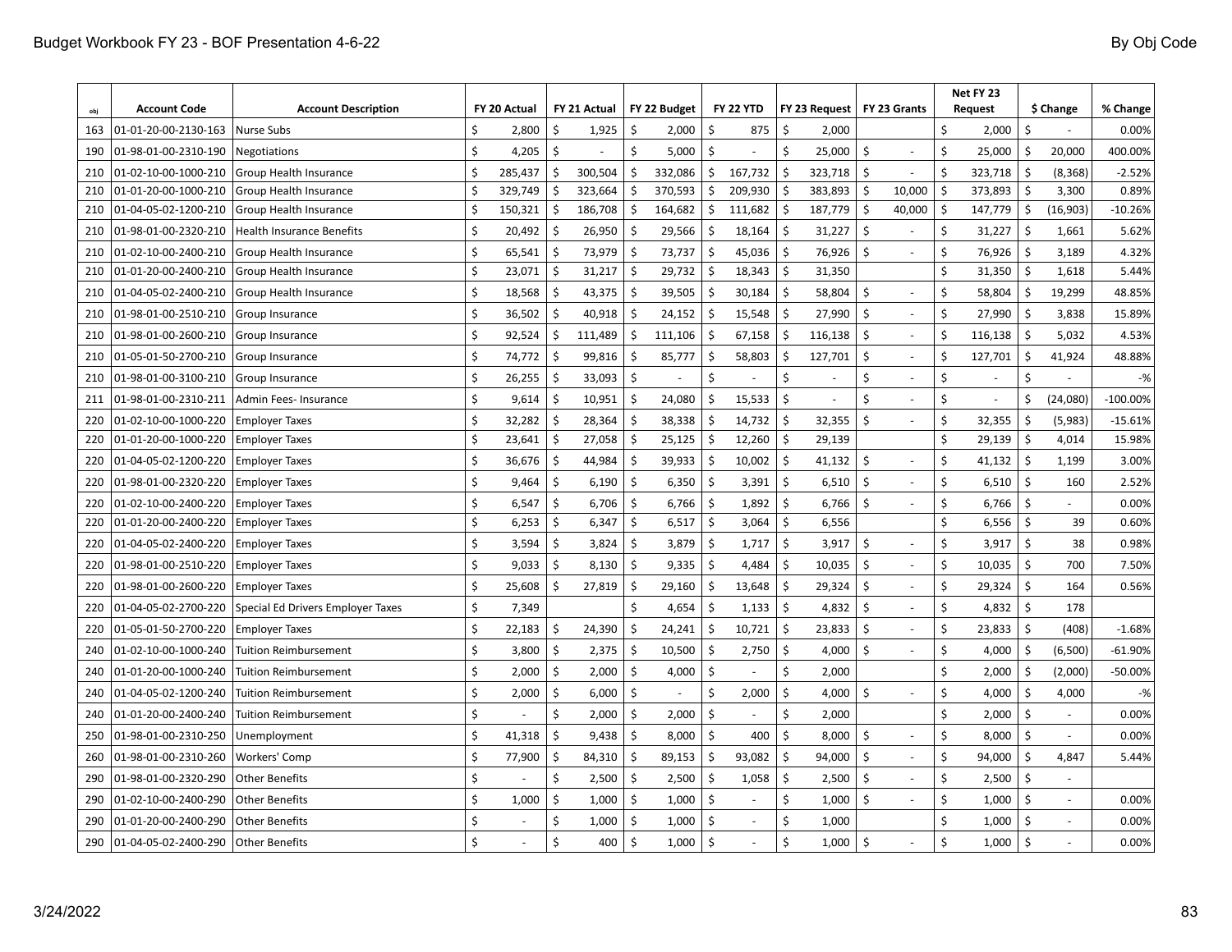| obj | Account Code | Account Description | FY 20 Actual | FY 21 Actual | FY 22 Budget | FY 22 YTD | FY 23 Request | FY 23 Grants | Net FY 23 Request | $ Change | % Change |
|---|---|---|---|---|---|---|---|---|---|---|---|
| 163 | 01-01-20-00-2130-163 | Nurse Subs | $ 2,800 | $ 1,925 | $ 2,000 | $ 875 | $ 2,000 | | $ 2,000 | $ - | 0.00% |
| 190 | 01-98-01-00-2310-190 | Negotiations | $ 4,205 | $ - | $ 5,000 | $ - | $ 25,000 | $ - | $ 25,000 | $ 20,000 | 400.00% |
| 210 | 01-02-10-00-1000-210 | Group Health Insurance | $ 285,437 | $ 300,504 | $ 332,086 | $ 167,732 | $ 323,718 | $ - | $ 323,718 | $ (8,368) | -2.52% |
| 210 | 01-01-20-00-1000-210 | Group Health Insurance | $ 329,749 | $ 323,664 | $ 370,593 | $ 209,930 | $ 383,893 | $ 10,000 | $ 373,893 | $ 3,300 | 0.89% |
| 210 | 01-04-05-02-1200-210 | Group Health Insurance | $ 150,321 | $ 186,708 | $ 164,682 | $ 111,682 | $ 187,779 | $ 40,000 | $ 147,779 | $ (16,903) | -10.26% |
| 210 | 01-98-01-00-2320-210 | Health Insurance Benefits | $ 20,492 | $ 26,950 | $ 29,566 | $ 18,164 | $ 31,227 | $ - | $ 31,227 | $ 1,661 | 5.62% |
| 210 | 01-02-10-00-2400-210 | Group Health Insurance | $ 65,541 | $ 73,979 | $ 73,737 | $ 45,036 | $ 76,926 | $ - | $ 76,926 | $ 3,189 | 4.32% |
| 210 | 01-01-20-00-2400-210 | Group Health Insurance | $ 23,071 | $ 31,217 | $ 29,732 | $ 18,343 | $ 31,350 | | $ 31,350 | $ 1,618 | 5.44% |
| 210 | 01-04-05-02-2400-210 | Group Health Insurance | $ 18,568 | $ 43,375 | $ 39,505 | $ 30,184 | $ 58,804 | $ - | $ 58,804 | $ 19,299 | 48.85% |
| 210 | 01-98-01-00-2510-210 | Group Insurance | $ 36,502 | $ 40,918 | $ 24,152 | $ 15,548 | $ 27,990 | $ - | $ 27,990 | $ 3,838 | 15.89% |
| 210 | 01-98-01-00-2600-210 | Group Insurance | $ 92,524 | $ 111,489 | $ 111,106 | $ 67,158 | $ 116,138 | $ - | $ 116,138 | $ 5,032 | 4.53% |
| 210 | 01-05-01-50-2700-210 | Group Insurance | $ 74,772 | $ 99,816 | $ 85,777 | $ 58,803 | $ 127,701 | $ - | $ 127,701 | $ 41,924 | 48.88% |
| 210 | 01-98-01-00-3100-210 | Group Insurance | $ 26,255 | $ 33,093 | $ - | $ - | $ - | $ - | $ - | $ - | -% |
| 211 | 01-98-01-00-2310-211 | Admin Fees- Insurance | $ 9,614 | $ 10,951 | $ 24,080 | $ 15,533 | $ - | $ - | $ - | $ (24,080) | -100.00% |
| 220 | 01-02-10-00-1000-220 | Employer Taxes | $ 32,282 | $ 28,364 | $ 38,338 | $ 14,732 | $ 32,355 | $ - | $ 32,355 | $ (5,983) | -15.61% |
| 220 | 01-01-20-00-1000-220 | Employer Taxes | $ 23,641 | $ 27,058 | $ 25,125 | $ 12,260 | $ 29,139 | | $ 29,139 | $ 4,014 | 15.98% |
| 220 | 01-04-05-02-1200-220 | Employer Taxes | $ 36,676 | $ 44,984 | $ 39,933 | $ 10,002 | $ 41,132 | $ - | $ 41,132 | $ 1,199 | 3.00% |
| 220 | 01-98-01-00-2320-220 | Employer Taxes | $ 9,464 | $ 6,190 | $ 6,350 | $ 3,391 | $ 6,510 | $ - | $ 6,510 | $ 160 | 2.52% |
| 220 | 01-02-10-00-2400-220 | Employer Taxes | $ 6,547 | $ 6,706 | $ 6,766 | $ 1,892 | $ 6,766 | $ - | $ 6,766 | $ - | 0.00% |
| 220 | 01-01-20-00-2400-220 | Employer Taxes | $ 6,253 | $ 6,347 | $ 6,517 | $ 3,064 | $ 6,556 | | $ 6,556 | $ 39 | 0.60% |
| 220 | 01-04-05-02-2400-220 | Employer Taxes | $ 3,594 | $ 3,824 | $ 3,879 | $ 1,717 | $ 3,917 | $ - | $ 3,917 | $ 38 | 0.98% |
| 220 | 01-98-01-00-2510-220 | Employer Taxes | $ 9,033 | $ 8,130 | $ 9,335 | $ 4,484 | $ 10,035 | $ - | $ 10,035 | $ 700 | 7.50% |
| 220 | 01-98-01-00-2600-220 | Employer Taxes | $ 25,608 | $ 27,819 | $ 29,160 | $ 13,648 | $ 29,324 | $ - | $ 29,324 | $ 164 | 0.56% |
| 220 | 01-04-05-02-2700-220 | Special Ed Drivers Employer Taxes | $ 7,349 | | $ 4,654 | $ 1,133 | $ 4,832 | $ - | $ 4,832 | $ 178 | |
| 220 | 01-05-01-50-2700-220 | Employer Taxes | $ 22,183 | $ 24,390 | $ 24,241 | $ 10,721 | $ 23,833 | $ - | $ 23,833 | $ (408) | -1.68% |
| 240 | 01-02-10-00-1000-240 | Tuition Reimbursement | $ 3,800 | $ 2,375 | $ 10,500 | $ 2,750 | $ 4,000 | $ - | $ 4,000 | $ (6,500) | -61.90% |
| 240 | 01-01-20-00-1000-240 | Tuition Reimbursement | $ 2,000 | $ 2,000 | $ 4,000 | $ - | $ 2,000 | | $ 2,000 | $ (2,000) | -50.00% |
| 240 | 01-04-05-02-1200-240 | Tuition Reimbursement | $ 2,000 | $ 6,000 | $ - | $ 2,000 | $ 4,000 | $ - | $ 4,000 | $ 4,000 | -% |
| 240 | 01-01-20-00-2400-240 | Tuition Reimbursement | $ - | $ 2,000 | $ 2,000 | $ - | $ 2,000 | | $ 2,000 | $ - | 0.00% |
| 250 | 01-98-01-00-2310-250 | Unemployment | $ 41,318 | $ 9,438 | $ 8,000 | $ 400 | $ 8,000 | $ - | $ 8,000 | $ - | 0.00% |
| 260 | 01-98-01-00-2310-260 | Workers' Comp | $ 77,900 | $ 84,310 | $ 89,153 | $ 93,082 | $ 94,000 | $ - | $ 94,000 | $ 4,847 | 5.44% |
| 290 | 01-98-01-00-2320-290 | Other Benefits | $ - | $ 2,500 | $ 2,500 | $ 1,058 | $ 2,500 | $ - | $ 2,500 | $ - | |
| 290 | 01-02-10-00-2400-290 | Other Benefits | $ 1,000 | $ 1,000 | $ 1,000 | $ - | $ 1,000 | $ - | $ 1,000 | $ - | 0.00% |
| 290 | 01-01-20-00-2400-290 | Other Benefits | $ - | $ 1,000 | $ 1,000 | $ - | $ 1,000 | | $ 1,000 | $ - | 0.00% |
| 290 | 01-04-05-02-2400-290 | Other Benefits | $ - | $ 400 | $ 1,000 | $ - | $ 1,000 | $ - | $ 1,000 | $ - | 0.00% |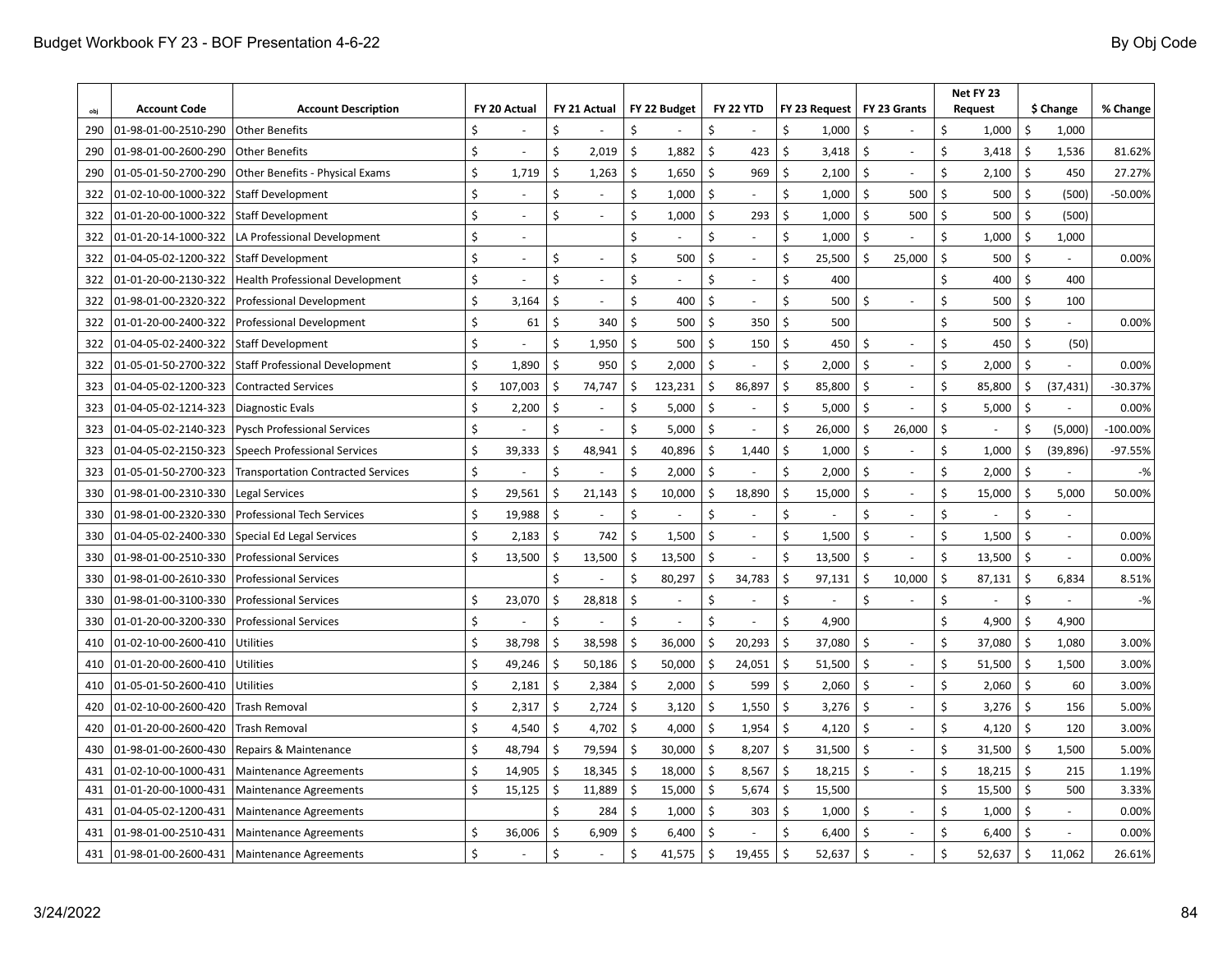| obj | Account Code | Account Description | FY 20 Actual | FY 21 Actual | FY 22 Budget | FY 22 YTD | FY 23 Request | FY 23 Grants | Net FY 23 Request | $ Change | % Change |
|---|---|---|---|---|---|---|---|---|---|---|---|
| 290 | 01-98-01-00-2510-290 | Other Benefits | $ - | $ - | $ - | $ - | $ 1,000 | $ - | $ 1,000 | $ 1,000 | |
| 290 | 01-98-01-00-2600-290 | Other Benefits | $ - | $ 2,019 | $ 1,882 | $ 423 | $ 3,418 | $ - | $ 3,418 | $ 1,536 | 81.62% |
| 290 | 01-05-01-50-2700-290 | Other Benefits - Physical Exams | $ 1,719 | $ 1,263 | $ 1,650 | $ 969 | $ 2,100 | $ - | $ 2,100 | $ 450 | 27.27% |
| 322 | 01-02-10-00-1000-322 | Staff Development | $ - | $ - | $ 1,000 | $ - | $ 1,000 | $ 500 | $ 500 | $ (500) | -50.00% |
| 322 | 01-01-20-00-1000-322 | Staff Development | $ - | $ - | $ 1,000 | $ 293 | $ 1,000 | $ 500 | $ 500 | $ (500) | |
| 322 | 01-01-20-14-1000-322 | LA Professional Development | $ - | | $ - | $ - | $ 1,000 | $ - | $ 1,000 | $ 1,000 | |
| 322 | 01-04-05-02-1200-322 | Staff Development | $ - | $ - | $ 500 | $ - | $ 25,500 | $ 25,000 | $ 500 | $ - | 0.00% |
| 322 | 01-01-20-00-2130-322 | Health Professional Development | $ - | $ - | $ - | $ - | $ 400 | | $ 400 | $ 400 | |
| 322 | 01-98-01-00-2320-322 | Professional Development | $ 3,164 | $ - | $ 400 | $ - | $ 500 | $ - | $ 500 | $ 100 | |
| 322 | 01-01-20-00-2400-322 | Professional Development | $ 61 | $ 340 | $ 500 | $ 350 | $ 500 | | $ 500 | $ - | 0.00% |
| 322 | 01-04-05-02-2400-322 | Staff Development | $ - | $ 1,950 | $ 500 | $ 150 | $ 450 | $ - | $ 450 | $ (50) | |
| 322 | 01-05-01-50-2700-322 | Staff Professional Development | $ 1,890 | $ 950 | $ 2,000 | $ - | $ 2,000 | $ - | $ 2,000 | $ - | 0.00% |
| 323 | 01-04-05-02-1200-323 | Contracted Services | $ 107,003 | $ 74,747 | $ 123,231 | $ 86,897 | $ 85,800 | $ - | $ 85,800 | $ (37,431) | -30.37% |
| 323 | 01-04-05-02-1214-323 | Diagnostic Evals | $ 2,200 | $ - | $ 5,000 | $ - | $ 5,000 | $ - | $ 5,000 | $ - | 0.00% |
| 323 | 01-04-05-02-2140-323 | Pysch Professional Services | $ - | $ - | $ 5,000 | $ - | $ 26,000 | $ 26,000 | $ - | $ (5,000) | -100.00% |
| 323 | 01-04-05-02-2150-323 | Speech Professional Services | $ 39,333 | $ 48,941 | $ 40,896 | $ 1,440 | $ 1,000 | $ - | $ 1,000 | $ (39,896) | -97.55% |
| 323 | 01-05-01-50-2700-323 | Transportation Contracted Services | $ - | $ - | $ 2,000 | $ - | $ 2,000 | $ - | $ 2,000 | $ - | -% |
| 330 | 01-98-01-00-2310-330 | Legal Services | $ 29,561 | $ 21,143 | $ 10,000 | $ 18,890 | $ 15,000 | $ - | $ 15,000 | $ 5,000 | 50.00% |
| 330 | 01-98-01-00-2320-330 | Professional Tech Services | $ 19,988 | $ - | $ - | $ - | $ - | $ - | $ - | $ - | |
| 330 | 01-04-05-02-2400-330 | Special Ed Legal Services | $ 2,183 | $ 742 | $ 1,500 | $ - | $ 1,500 | $ - | $ 1,500 | $ - | 0.00% |
| 330 | 01-98-01-00-2510-330 | Professional Services | $ 13,500 | $ 13,500 | $ 13,500 | $ - | $ 13,500 | $ - | $ 13,500 | $ - | 0.00% |
| 330 | 01-98-01-00-2610-330 | Professional Services | | $ - | $ 80,297 | $ 34,783 | $ 97,131 | $ 10,000 | $ 87,131 | $ 6,834 | 8.51% |
| 330 | 01-98-01-00-3100-330 | Professional Services | $ 23,070 | $ 28,818 | $ - | $ - | $ - | $ - | $ - | $ - | -% |
| 330 | 01-01-20-00-3200-330 | Professional Services | $ - | $ - | $ - | $ - | $ 4,900 | | $ 4,900 | $ 4,900 | |
| 410 | 01-02-10-00-2600-410 | Utilities | $ 38,798 | $ 38,598 | $ 36,000 | $ 20,293 | $ 37,080 | $ - | $ 37,080 | $ 1,080 | 3.00% |
| 410 | 01-01-20-00-2600-410 | Utilities | $ 49,246 | $ 50,186 | $ 50,000 | $ 24,051 | $ 51,500 | $ - | $ 51,500 | $ 1,500 | 3.00% |
| 410 | 01-05-01-50-2600-410 | Utilities | $ 2,181 | $ 2,384 | $ 2,000 | $ 599 | $ 2,060 | $ - | $ 2,060 | $ 60 | 3.00% |
| 420 | 01-02-10-00-2600-420 | Trash Removal | $ 2,317 | $ 2,724 | $ 3,120 | $ 1,550 | $ 3,276 | $ - | $ 3,276 | $ 156 | 5.00% |
| 420 | 01-01-20-00-2600-420 | Trash Removal | $ 4,540 | $ 4,702 | $ 4,000 | $ 1,954 | $ 4,120 | $ - | $ 4,120 | $ 120 | 3.00% |
| 430 | 01-98-01-00-2600-430 | Repairs & Maintenance | $ 48,794 | $ 79,594 | $ 30,000 | $ 8,207 | $ 31,500 | $ - | $ 31,500 | $ 1,500 | 5.00% |
| 431 | 01-02-10-00-1000-431 | Maintenance Agreements | $ 14,905 | $ 18,345 | $ 18,000 | $ 8,567 | $ 18,215 | $ - | $ 18,215 | $ 215 | 1.19% |
| 431 | 01-01-20-00-1000-431 | Maintenance Agreements | $ 15,125 | $ 11,889 | $ 15,000 | $ 5,674 | $ 15,500 | | $ 15,500 | $ 500 | 3.33% |
| 431 | 01-04-05-02-1200-431 | Maintenance Agreements | | $ 284 | $ 1,000 | $ 303 | $ 1,000 | $ - | $ 1,000 | $ - | 0.00% |
| 431 | 01-98-01-00-2510-431 | Maintenance Agreements | $ 36,006 | $ 6,909 | $ 6,400 | $ - | $ 6,400 | $ - | $ 6,400 | $ - | 0.00% |
| 431 | 01-98-01-00-2600-431 | Maintenance Agreements | $ - | $ - | $ 41,575 | $ 19,455 | $ 52,637 | $ - | $ 52,637 | $ 11,062 | 26.61% |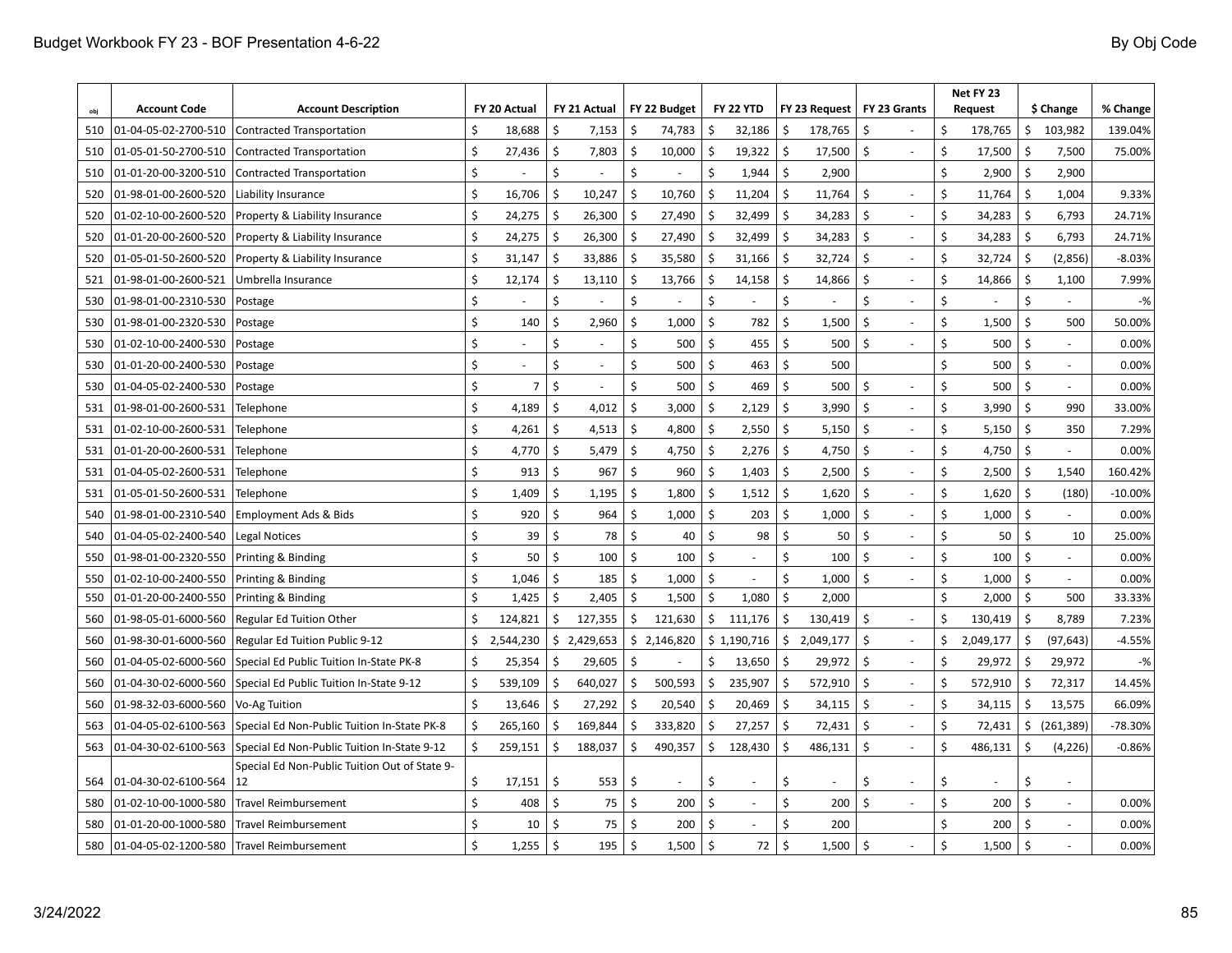| obj | Account Code | Account Description | FY 20 Actual | FY 21 Actual | FY 22 Budget | FY 22 YTD | FY 23 Request | FY 23 Grants | Net FY 23 Request | $ Change | % Change |
|---|---|---|---|---|---|---|---|---|---|---|---|
| 510 | 01-04-05-02-2700-510 | Contracted Transportation | $ 18,688 | $ 7,153 | $ 74,783 | $ 32,186 | $ 178,765 | $ - | $ 178,765 | $ 103,982 | 139.04% |
| 510 | 01-05-01-50-2700-510 | Contracted Transportation | $ 27,436 | $ 7,803 | $ 10,000 | $ 19,322 | $ 17,500 | $ - | $ 17,500 | $ 7,500 | 75.00% |
| 510 | 01-01-20-00-3200-510 | Contracted Transportation | $ - | $ - | $ - | $ 1,944 | $ 2,900 | | $ 2,900 | $ 2,900 | |
| 520 | 01-98-01-00-2600-520 | Liability Insurance | $ 16,706 | $ 10,247 | $ 10,760 | $ 11,204 | $ 11,764 | $ - | $ 11,764 | $ 1,004 | 9.33% |
| 520 | 01-02-10-00-2600-520 | Property & Liability Insurance | $ 24,275 | $ 26,300 | $ 27,490 | $ 32,499 | $ 34,283 | $ - | $ 34,283 | $ 6,793 | 24.71% |
| 520 | 01-01-20-00-2600-520 | Property & Liability Insurance | $ 24,275 | $ 26,300 | $ 27,490 | $ 32,499 | $ 34,283 | $ - | $ 34,283 | $ 6,793 | 24.71% |
| 520 | 01-05-01-50-2600-520 | Property & Liability Insurance | $ 31,147 | $ 33,886 | $ 35,580 | $ 31,166 | $ 32,724 | $ - | $ 32,724 | $ (2,856) | -8.03% |
| 521 | 01-98-01-00-2600-521 | Umbrella Insurance | $ 12,174 | $ 13,110 | $ 13,766 | $ 14,158 | $ 14,866 | $ - | $ 14,866 | $ 1,100 | 7.99% |
| 530 | 01-98-01-00-2310-530 | Postage | $ - | $ - | $ - | $ - | $ - | $ - | $ - | $ - | -% |
| 530 | 01-98-01-00-2320-530 | Postage | $ 140 | $ 2,960 | $ 1,000 | $ 782 | $ 1,500 | $ - | $ 1,500 | $ 500 | 50.00% |
| 530 | 01-02-10-00-2400-530 | Postage | $ - | $ - | $ 500 | $ 455 | $ 500 | $ - | $ 500 | $ - | 0.00% |
| 530 | 01-01-20-00-2400-530 | Postage | $ - | $ - | $ 500 | $ 463 | $ 500 | | $ 500 | $ - | 0.00% |
| 530 | 01-04-05-02-2400-530 | Postage | $ 7 | $ - | $ 500 | $ 469 | $ 500 | $ - | $ 500 | $ - | 0.00% |
| 531 | 01-98-01-00-2600-531 | Telephone | $ 4,189 | $ 4,012 | $ 3,000 | $ 2,129 | $ 3,990 | $ - | $ 3,990 | $ 990 | 33.00% |
| 531 | 01-02-10-00-2600-531 | Telephone | $ 4,261 | $ 4,513 | $ 4,800 | $ 2,550 | $ 5,150 | $ - | $ 5,150 | $ 350 | 7.29% |
| 531 | 01-01-20-00-2600-531 | Telephone | $ 4,770 | $ 5,479 | $ 4,750 | $ 2,276 | $ 4,750 | $ - | $ 4,750 | $ - | 0.00% |
| 531 | 01-04-05-02-2600-531 | Telephone | $ 913 | $ 967 | $ 960 | $ 1,403 | $ 2,500 | $ - | $ 2,500 | $ 1,540 | 160.42% |
| 531 | 01-05-01-50-2600-531 | Telephone | $ 1,409 | $ 1,195 | $ 1,800 | $ 1,512 | $ 1,620 | $ - | $ 1,620 | $ (180) | -10.00% |
| 540 | 01-98-01-00-2310-540 | Employment Ads & Bids | $ 920 | $ 964 | $ 1,000 | $ 203 | $ 1,000 | $ - | $ 1,000 | $ - | 0.00% |
| 540 | 01-04-05-02-2400-540 | Legal Notices | $ 39 | $ 78 | $ 40 | $ 98 | $ 50 | $ - | $ 50 | $ 10 | 25.00% |
| 550 | 01-98-01-00-2320-550 | Printing & Binding | $ 50 | $ 100 | $ 100 | $ - | $ 100 | $ - | $ 100 | $ - | 0.00% |
| 550 | 01-02-10-00-2400-550 | Printing & Binding | $ 1,046 | $ 185 | $ 1,000 | $ - | $ 1,000 | $ - | $ 1,000 | $ - | 0.00% |
| 550 | 01-01-20-00-2400-550 | Printing & Binding | $ 1,425 | $ 2,405 | $ 1,500 | $ 1,080 | $ 2,000 | | $ 2,000 | $ 500 | 33.33% |
| 560 | 01-98-05-01-6000-560 | Regular Ed Tuition Other | $ 124,821 | $ 127,355 | $ 121,630 | $ 111,176 | $ 130,419 | $ - | $ 130,419 | $ 8,789 | 7.23% |
| 560 | 01-98-30-01-6000-560 | Regular Ed Tuition Public 9-12 | $ 2,544,230 | $ 2,429,653 | $ 2,146,820 | $ 1,190,716 | $ 2,049,177 | $ - | $ 2,049,177 | $ (97,643) | -4.55% |
| 560 | 01-04-05-02-6000-560 | Special Ed Public Tuition In-State PK-8 | $ 25,354 | $ 29,605 | $ - | $ 13,650 | $ 29,972 | $ - | $ 29,972 | $ 29,972 | -% |
| 560 | 01-04-30-02-6000-560 | Special Ed Public Tuition In-State 9-12 | $ 539,109 | $ 640,027 | $ 500,593 | $ 235,907 | $ 572,910 | $ - | $ 572,910 | $ 72,317 | 14.45% |
| 560 | 01-98-32-03-6000-560 | Vo-Ag Tuition | $ 13,646 | $ 27,292 | $ 20,540 | $ 20,469 | $ 34,115 | $ - | $ 34,115 | $ 13,575 | 66.09% |
| 563 | 01-04-05-02-6100-563 | Special Ed Non-Public Tuition In-State PK-8 | $ 265,160 | $ 169,844 | $ 333,820 | $ 27,257 | $ 72,431 | $ - | $ 72,431 | $ (261,389) | -78.30% |
| 563 | 01-04-30-02-6100-563 | Special Ed Non-Public Tuition In-State 9-12 | $ 259,151 | $ 188,037 | $ 490,357 | $ 128,430 | $ 486,131 | $ - | $ 486,131 | $ (4,226) | -0.86% |
| 564 | 01-04-30-02-6100-564 | Special Ed Non-Public Tuition Out of State 9-12 | $ 17,151 | $ 553 | $ - | $ - | $ - | $ - | $ - | $ - | |
| 580 | 01-02-10-00-1000-580 | Travel Reimbursement | $ 408 | $ 75 | $ 200 | $ - | $ 200 | $ - | $ 200 | $ - | 0.00% |
| 580 | 01-01-20-00-1000-580 | Travel Reimbursement | $ 10 | $ 75 | $ 200 | $ - | $ 200 | | $ 200 | $ - | 0.00% |
| 580 | 01-04-05-02-1200-580 | Travel Reimbursement | $ 1,255 | $ 195 | $ 1,500 | $ 72 | $ 1,500 | $ - | $ 1,500 | $ - | 0.00% |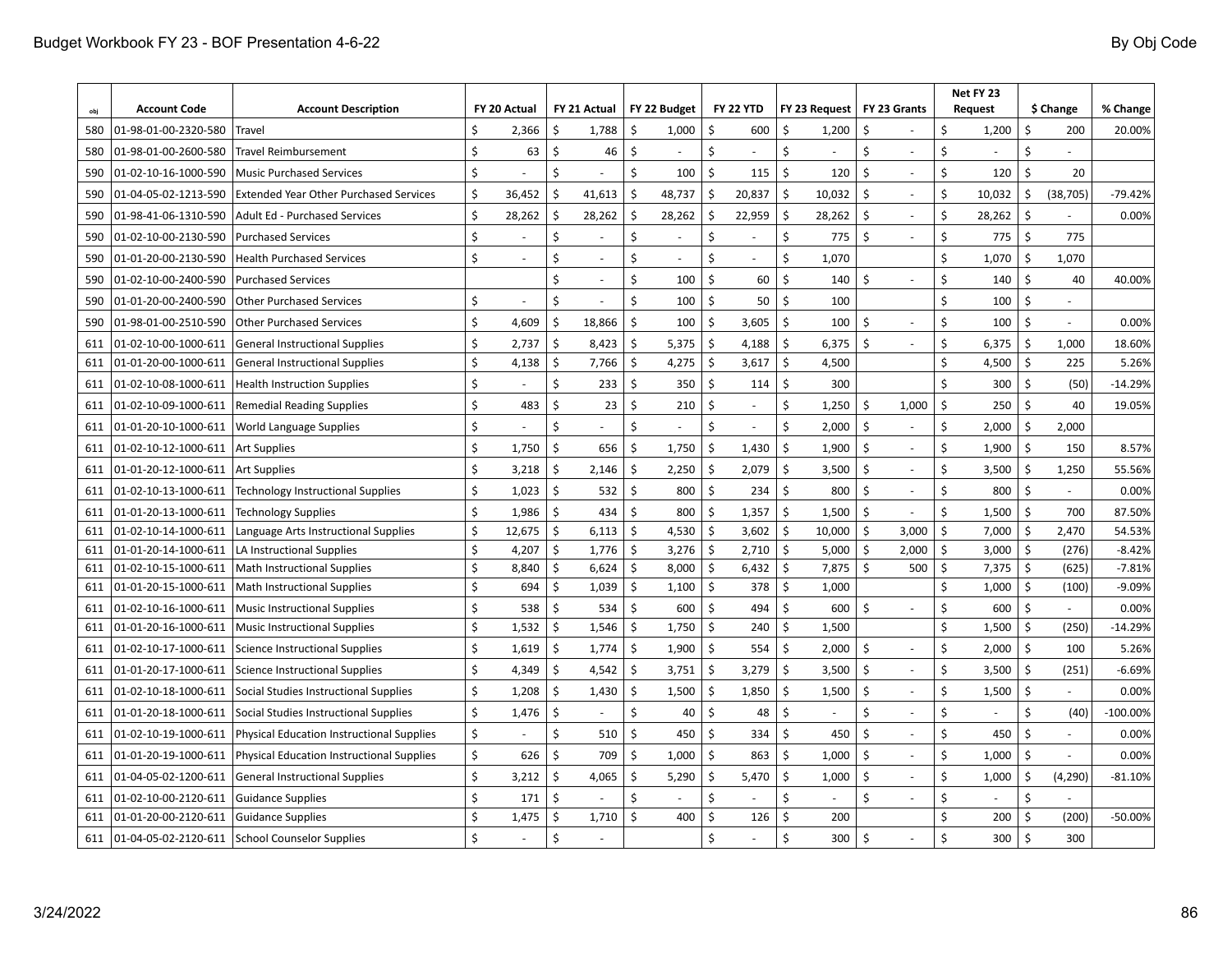| obj | Account Code | Account Description | FY 20 Actual | FY 21 Actual | FY 22 Budget | FY 22 YTD | FY 23 Request | FY 23 Grants | Net FY 23 Request | $ Change | % Change |
|---|---|---|---|---|---|---|---|---|---|---|---|
| 580 | 01-98-01-00-2320-580 | Travel | $ 2,366 | $ 1,788 | $ 1,000 | $ 600 | $ 1,200 | $ - | $ 1,200 | $ 200 | 20.00% |
| 580 | 01-98-01-00-2600-580 | Travel Reimbursement | $ 63 | $ 46 | $ - | $ - | $ - | $ - | $ - | $ - | |
| 590 | 01-02-10-16-1000-590 | Music Purchased Services | $ - | $ - | $ 100 | $ 115 | $ 120 | $ - | $ 120 | $ 20 | |
| 590 | 01-04-05-02-1213-590 | Extended Year Other Purchased Services | $ 36,452 | $ 41,613 | $ 48,737 | $ 20,837 | $ 10,032 | $ - | $ 10,032 | $ (38,705) | -79.42% |
| 590 | 01-98-41-06-1310-590 | Adult Ed - Purchased Services | $ 28,262 | $ 28,262 | $ 28,262 | $ 22,959 | $ 28,262 | $ - | $ 28,262 | $ - | 0.00% |
| 590 | 01-02-10-00-2130-590 | Purchased Services | $ - | $ - | $ - | $ - | $ 775 | $ - | $ 775 | $ 775 | |
| 590 | 01-01-20-00-2130-590 | Health Purchased Services | $ - | $ - | $ - | $ - | $ 1,070 | | $ 1,070 | $ 1,070 | |
| 590 | 01-02-10-00-2400-590 | Purchased Services | | $ - | $ 100 | $ 60 | $ 140 | $ - | $ 140 | $ 40 | 40.00% |
| 590 | 01-01-20-00-2400-590 | Other Purchased Services | $ - | $ - | $ 100 | $ 50 | $ 100 | | $ 100 | $ - | |
| 590 | 01-98-01-00-2510-590 | Other Purchased Services | $ 4,609 | $ 18,866 | $ 100 | $ 3,605 | $ 100 | $ - | $ 100 | $ - | 0.00% |
| 611 | 01-02-10-00-1000-611 | General Instructional Supplies | $ 2,737 | $ 8,423 | $ 5,375 | $ 4,188 | $ 6,375 | $ - | $ 6,375 | $ 1,000 | 18.60% |
| 611 | 01-01-20-00-1000-611 | General Instructional Supplies | $ 4,138 | $ 7,766 | $ 4,275 | $ 3,617 | $ 4,500 | | $ 4,500 | $ 225 | 5.26% |
| 611 | 01-02-10-08-1000-611 | Health Instruction Supplies | $ - | $ 233 | $ 350 | $ 114 | $ 300 | | $ 300 | $ (50) | -14.29% |
| 611 | 01-02-10-09-1000-611 | Remedial Reading Supplies | $ 483 | $ 23 | $ 210 | $ - | $ 1,250 | $ 1,000 | $ 250 | $ 40 | 19.05% |
| 611 | 01-01-20-10-1000-611 | World Language Supplies | $ - | $ - | $ - | $ - | $ 2,000 | $ - | $ 2,000 | $ 2,000 | |
| 611 | 01-02-10-12-1000-611 | Art Supplies | $ 1,750 | $ 656 | $ 1,750 | $ 1,430 | $ 1,900 | $ - | $ 1,900 | $ 150 | 8.57% |
| 611 | 01-01-20-12-1000-611 | Art Supplies | $ 3,218 | $ 2,146 | $ 2,250 | $ 2,079 | $ 3,500 | $ - | $ 3,500 | $ 1,250 | 55.56% |
| 611 | 01-02-10-13-1000-611 | Technology Instructional Supplies | $ 1,023 | $ 532 | $ 800 | $ 234 | $ 800 | $ - | $ 800 | $ - | 0.00% |
| 611 | 01-01-20-13-1000-611 | Technology Supplies | $ 1,986 | $ 434 | $ 800 | $ 1,357 | $ 1,500 | $ - | $ 1,500 | $ 700 | 87.50% |
| 611 | 01-02-10-14-1000-611 | Language Arts Instructional Supplies | $ 12,675 | $ 6,113 | $ 4,530 | $ 3,602 | $ 10,000 | $ 3,000 | $ 7,000 | $ 2,470 | 54.53% |
| 611 | 01-01-20-14-1000-611 | LA Instructional Supplies | $ 4,207 | $ 1,776 | $ 3,276 | $ 2,710 | $ 5,000 | $ 2,000 | $ 3,000 | $ (276) | -8.42% |
| 611 | 01-02-10-15-1000-611 | Math Instructional Supplies | $ 8,840 | $ 6,624 | $ 8,000 | $ 6,432 | $ 7,875 | $ 500 | $ 7,375 | $ (625) | -7.81% |
| 611 | 01-01-20-15-1000-611 | Math Instructional Supplies | $ 694 | $ 1,039 | $ 1,100 | $ 378 | $ 1,000 | | $ 1,000 | $ (100) | -9.09% |
| 611 | 01-02-10-16-1000-611 | Music Instructional Supplies | $ 538 | $ 534 | $ 600 | $ 494 | $ 600 | $ - | $ 600 | $ - | 0.00% |
| 611 | 01-01-20-16-1000-611 | Music Instructional Supplies | $ 1,532 | $ 1,546 | $ 1,750 | $ 240 | $ 1,500 | | $ 1,500 | $ (250) | -14.29% |
| 611 | 01-02-10-17-1000-611 | Science Instructional Supplies | $ 1,619 | $ 1,774 | $ 1,900 | $ 554 | $ 2,000 | $ - | $ 2,000 | $ 100 | 5.26% |
| 611 | 01-01-20-17-1000-611 | Science Instructional Supplies | $ 4,349 | $ 4,542 | $ 3,751 | $ 3,279 | $ 3,500 | $ - | $ 3,500 | $ (251) | -6.69% |
| 611 | 01-02-10-18-1000-611 | Social Studies Instructional Supplies | $ 1,208 | $ 1,430 | $ 1,500 | $ 1,850 | $ 1,500 | $ - | $ 1,500 | $ - | 0.00% |
| 611 | 01-01-20-18-1000-611 | Social Studies Instructional Supplies | $ 1,476 | $ - | $ 40 | $ 48 | $ - | $ - | $ - | $ (40) | -100.00% |
| 611 | 01-02-10-19-1000-611 | Physical Education Instructional Supplies | $ - | $ 510 | $ 450 | $ 334 | $ 450 | $ - | $ 450 | $ - | 0.00% |
| 611 | 01-01-20-19-1000-611 | Physical Education Instructional Supplies | $ 626 | $ 709 | $ 1,000 | $ 863 | $ 1,000 | $ - | $ 1,000 | $ - | 0.00% |
| 611 | 01-04-05-02-1200-611 | General Instructional Supplies | $ 3,212 | $ 4,065 | $ 5,290 | $ 5,470 | $ 1,000 | $ - | $ 1,000 | $ (4,290) | -81.10% |
| 611 | 01-02-10-00-2120-611 | Guidance Supplies | $ 171 | $ - | $ - | $ - | $ - | $ - | $ - | $ - | |
| 611 | 01-01-20-00-2120-611 | Guidance Supplies | $ 1,475 | $ 1,710 | $ 400 | $ 126 | $ 200 | | $ 200 | $ (200) | -50.00% |
| 611 | 01-04-05-02-2120-611 | School Counselor Supplies | $ - | $ - | | $ - | $ 300 | $ - | $ 300 | $ 300 | |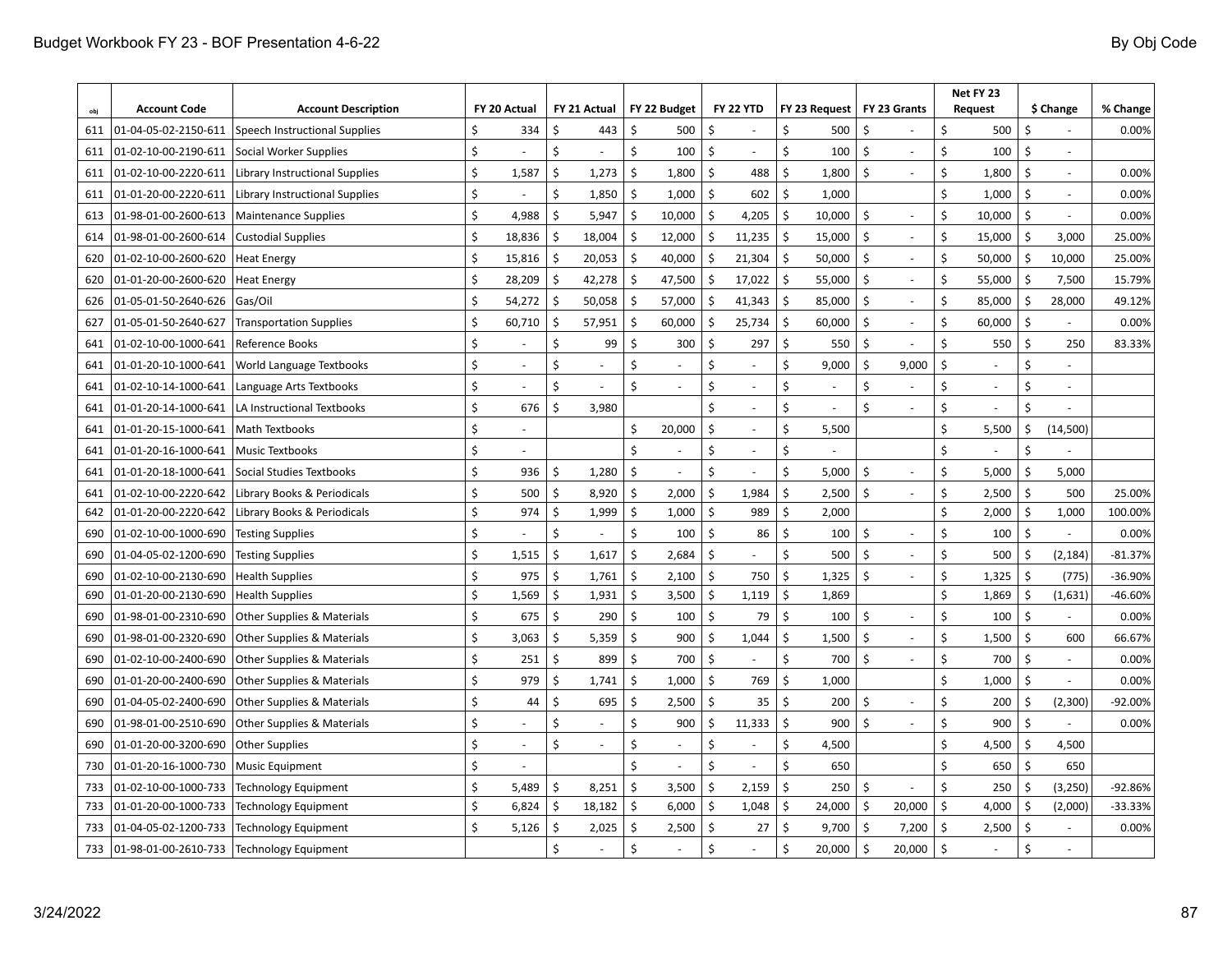| obj | Account Code | Account Description | FY 20 Actual | FY 21 Actual | FY 22 Budget | FY 22 YTD | FY 23 Request | FY 23 Grants | Net FY 23 Request | $ Change | % Change |
|---|---|---|---|---|---|---|---|---|---|---|---|
| 611 | 01-04-05-02-2150-611 | Speech Instructional Supplies | $ 334 | $ 443 | $ 500 | $ - | $ 500 | $ - | $ 500 | $ - | 0.00% |
| 611 | 01-02-10-00-2190-611 | Social Worker Supplies | $ - | $ - | $ 100 | $ - | $ 100 | $ - | $ 100 | $ - | |
| 611 | 01-02-10-00-2220-611 | Library Instructional Supplies | $ 1,587 | $ 1,273 | $ 1,800 | $ 488 | $ 1,800 | $ - | $ 1,800 | $ - | 0.00% |
| 611 | 01-01-20-00-2220-611 | Library Instructional Supplies | $ - | $ 1,850 | $ 1,000 | $ 602 | $ 1,000 | | $ 1,000 | $ - | 0.00% |
| 613 | 01-98-01-00-2600-613 | Maintenance Supplies | $ 4,988 | $ 5,947 | $ 10,000 | $ 4,205 | $ 10,000 | $ - | $ 10,000 | $ - | 0.00% |
| 614 | 01-98-01-00-2600-614 | Custodial Supplies | $ 18,836 | $ 18,004 | $ 12,000 | $ 11,235 | $ 15,000 | $ - | $ 15,000 | $ 3,000 | 25.00% |
| 620 | 01-02-10-00-2600-620 | Heat Energy | $ 15,816 | $ 20,053 | $ 40,000 | $ 21,304 | $ 50,000 | $ - | $ 50,000 | $ 10,000 | 25.00% |
| 620 | 01-01-20-00-2600-620 | Heat Energy | $ 28,209 | $ 42,278 | $ 47,500 | $ 17,022 | $ 55,000 | $ - | $ 55,000 | $ 7,500 | 15.79% |
| 626 | 01-05-01-50-2640-626 | Gas/Oil | $ 54,272 | $ 50,058 | $ 57,000 | $ 41,343 | $ 85,000 | $ - | $ 85,000 | $ 28,000 | 49.12% |
| 627 | 01-05-01-50-2640-627 | Transportation Supplies | $ 60,710 | $ 57,951 | $ 60,000 | $ 25,734 | $ 60,000 | $ - | $ 60,000 | $ - | 0.00% |
| 641 | 01-02-10-00-1000-641 | Reference Books | $ - | $ 99 | $ 300 | $ 297 | $ 550 | $ - | $ 550 | $ 250 | 83.33% |
| 641 | 01-01-20-10-1000-641 | World Language Textbooks | $ - | $ - | $ - | $ - | $ 9,000 | $ 9,000 | $ - | $ - | |
| 641 | 01-02-10-14-1000-641 | Language Arts Textbooks | $ - | $ - | $ - | $ - | $ - | $ - | $ - | $ - | |
| 641 | 01-01-20-14-1000-641 | LA Instructional Textbooks | $ 676 | $ 3,980 | | $ - | $ - | $ - | $ - | $ - | |
| 641 | 01-01-20-15-1000-641 | Math Textbooks | $ - | | $ 20,000 | $ - | $ 5,500 | | $ 5,500 | $ (14,500) | |
| 641 | 01-01-20-16-1000-641 | Music Textbooks | $ - | | $ - | $ - | $ - | | $ - | $ - | |
| 641 | 01-01-20-18-1000-641 | Social Studies Textbooks | $ 936 | $ 1,280 | $ - | $ - | $ 5,000 | $ - | $ 5,000 | $ 5,000 | |
| 641 | 01-02-10-00-2220-642 | Library Books & Periodicals | $ 500 | $ 8,920 | $ 2,000 | $ 1,984 | $ 2,500 | $ - | $ 2,500 | $ 500 | 25.00% |
| 642 | 01-01-20-00-2220-642 | Library Books & Periodicals | $ 974 | $ 1,999 | $ 1,000 | $ 989 | $ 2,000 | | $ 2,000 | $ 1,000 | 100.00% |
| 690 | 01-02-10-00-1000-690 | Testing Supplies | $ - | $ - | $ 100 | $ 86 | $ 100 | $ - | $ 100 | $ - | 0.00% |
| 690 | 01-04-05-02-1200-690 | Testing Supplies | $ 1,515 | $ 1,617 | $ 2,684 | $ - | $ 500 | $ - | $ 500 | $ (2,184) | -81.37% |
| 690 | 01-02-10-00-2130-690 | Health Supplies | $ 975 | $ 1,761 | $ 2,100 | $ 750 | $ 1,325 | $ - | $ 1,325 | $ (775) | -36.90% |
| 690 | 01-01-20-00-2130-690 | Health Supplies | $ 1,569 | $ 1,931 | $ 3,500 | $ 1,119 | $ 1,869 | | $ 1,869 | $ (1,631) | -46.60% |
| 690 | 01-98-01-00-2310-690 | Other Supplies & Materials | $ 675 | $ 290 | $ 100 | $ 79 | $ 100 | $ - | $ 100 | $ - | 0.00% |
| 690 | 01-98-01-00-2320-690 | Other Supplies & Materials | $ 3,063 | $ 5,359 | $ 900 | $ 1,044 | $ 1,500 | $ - | $ 1,500 | $ 600 | 66.67% |
| 690 | 01-02-10-00-2400-690 | Other Supplies & Materials | $ 251 | $ 899 | $ 700 | $ - | $ 700 | $ - | $ 700 | $ - | 0.00% |
| 690 | 01-01-20-00-2400-690 | Other Supplies & Materials | $ 979 | $ 1,741 | $ 1,000 | $ 769 | $ 1,000 | | $ 1,000 | $ - | 0.00% |
| 690 | 01-04-05-02-2400-690 | Other Supplies & Materials | $ 44 | $ 695 | $ 2,500 | $ 35 | $ 200 | $ - | $ 200 | $ (2,300) | -92.00% |
| 690 | 01-98-01-00-2510-690 | Other Supplies & Materials | $ - | $ - | $ 900 | $ 11,333 | $ 900 | $ - | $ 900 | $ - | 0.00% |
| 690 | 01-01-20-00-3200-690 | Other Supplies | $ - | $ - | $ - | $ - | $ 4,500 | | $ 4,500 | $ 4,500 | |
| 730 | 01-01-20-16-1000-730 | Music Equipment | $ - | | $ - | $ - | $ 650 | | $ 650 | $ 650 | |
| 733 | 01-02-10-00-1000-733 | Technology Equipment | $ 5,489 | $ 8,251 | $ 3,500 | $ 2,159 | $ 250 | $ - | $ 250 | $ (3,250) | -92.86% |
| 733 | 01-01-20-00-1000-733 | Technology Equipment | $ 6,824 | $ 18,182 | $ 6,000 | $ 1,048 | $ 24,000 | $ 20,000 | $ 4,000 | $ (2,000) | -33.33% |
| 733 | 01-04-05-02-1200-733 | Technology Equipment | $ 5,126 | $ 2,025 | $ 2,500 | $ 27 | $ 9,700 | $ 7,200 | $ 2,500 | $ - | 0.00% |
| 733 | 01-98-01-00-2610-733 | Technology Equipment | | $ - | $ - | $ - | $ 20,000 | $ 20,000 | $ - | $ - | |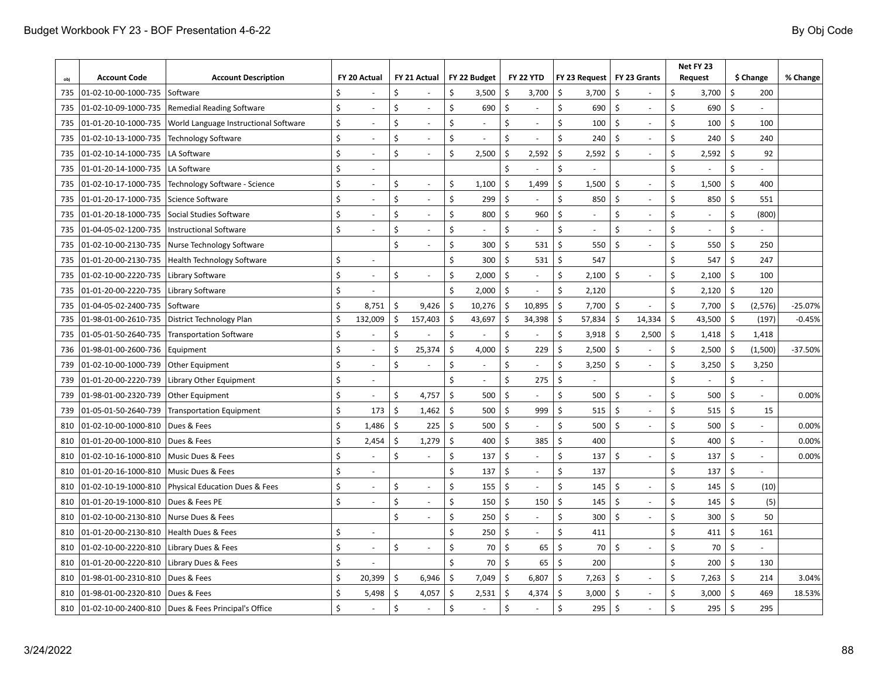| obj | Account Code | Account Description | FY 20 Actual | FY 21 Actual | FY 22 Budget | FY 22 YTD | FY 23 Request | FY 23 Grants | Net FY 23 Request | $ Change | % Change |
|---|---|---|---|---|---|---|---|---|---|---|---|
| 735 | 01-02-10-00-1000-735 | Software | $ - | $ - | $ 3,500 | $ 3,700 | $ 3,700 | $ - | $ 3,700 | $ 200 | |
| 735 | 01-02-10-09-1000-735 | Remedial Reading Software | $ - | $ - | $ 690 | $ - | $ 690 | $ - | $ 690 | $ - | |
| 735 | 01-01-20-10-1000-735 | World Language Instructional Software | $ - | $ - | $ - | $ - | $ 100 | $ - | $ 100 | $ 100 | |
| 735 | 01-02-10-13-1000-735 | Technology Software | $ - | $ - | $ - | $ - | $ 240 | $ - | $ 240 | $ 240 | |
| 735 | 01-02-10-14-1000-735 | LA Software | $ - | $ - | $ 2,500 | $ 2,592 | $ 2,592 | $ - | $ 2,592 | $ 92 | |
| 735 | 01-01-20-14-1000-735 | LA Software | $ - | | | $ - | $ - | | $ - | $ - | |
| 735 | 01-02-10-17-1000-735 | Technology Software - Science | $ - | $ - | $ 1,100 | $ 1,499 | $ 1,500 | $ - | $ 1,500 | $ 400 | |
| 735 | 01-01-20-17-1000-735 | Science Software | $ - | $ - | $ 299 | $ - | $ 850 | $ - | $ 850 | $ 551 | |
| 735 | 01-01-20-18-1000-735 | Social Studies Software | $ - | $ - | $ 800 | $ 960 | $ - | $ - | $ - | $ (800) | |
| 735 | 01-04-05-02-1200-735 | Instructional Software | $ - | $ - | $ - | $ - | $ - | $ - | $ - | $ - | |
| 735 | 01-02-10-00-2130-735 | Nurse Technology Software | | $ - | $ 300 | $ 531 | $ 550 | $ - | $ 550 | $ 250 | |
| 735 | 01-01-20-00-2130-735 | Health Technology Software | $ - | | $ 300 | $ 531 | $ 547 | | $ 547 | $ 247 | |
| 735 | 01-02-10-00-2220-735 | Library Software | $ - | $ - | $ 2,000 | $ - | $ 2,100 | $ - | $ 2,100 | $ 100 | |
| 735 | 01-01-20-00-2220-735 | Library Software | $ - | | $ 2,000 | $ - | $ 2,120 | | $ 2,120 | $ 120 | |
| 735 | 01-04-05-02-2400-735 | Software | $ 8,751 | $ 9,426 | $ 10,276 | $ 10,895 | $ 7,700 | $ - | $ 7,700 | $ (2,576) | -25.07% |
| 735 | 01-98-01-00-2610-735 | District Technology Plan | $ 132,009 | $ 157,403 | $ 43,697 | $ 34,398 | $ 57,834 | $ 14,334 | $ 43,500 | $ (197) | -0.45% |
| 735 | 01-05-01-50-2640-735 | Transportation Software | $ - | $ - | $ - | $ - | $ 3,918 | $ 2,500 | $ 1,418 | $ 1,418 | |
| 736 | 01-98-01-00-2600-736 | Equipment | $ - | $ 25,374 | $ 4,000 | $ 229 | $ 2,500 | $ - | $ 2,500 | $ (1,500) | -37.50% |
| 739 | 01-02-10-00-1000-739 | Other Equipment | $ - | $ - | $ - | $ - | $ 3,250 | $ - | $ 3,250 | $ 3,250 | |
| 739 | 01-01-20-00-2220-739 | Library Other Equipment | $ - | | $ - | $ 275 | $ - | | $ - | $ - | |
| 739 | 01-98-01-00-2320-739 | Other Equipment | $ - | $ 4,757 | $ 500 | $ - | $ 500 | $ - | $ 500 | $ - | 0.00% |
| 739 | 01-05-01-50-2640-739 | Transportation Equipment | $ 173 | $ 1,462 | $ 500 | $ 999 | $ 515 | $ - | $ 515 | $ 15 | |
| 810 | 01-02-10-00-1000-810 | Dues & Fees | $ 1,486 | $ 225 | $ 500 | $ - | $ 500 | $ - | $ 500 | $ - | 0.00% |
| 810 | 01-01-20-00-1000-810 | Dues & Fees | $ 2,454 | $ 1,279 | $ 400 | $ 385 | $ 400 | | $ 400 | $ - | 0.00% |
| 810 | 01-02-10-16-1000-810 | Music Dues & Fees | $ - | $ - | $ 137 | $ - | $ 137 | $ - | $ 137 | $ - | 0.00% |
| 810 | 01-01-20-16-1000-810 | Music Dues & Fees | $ - | | $ 137 | $ - | $ 137 | | $ 137 | $ - | |
| 810 | 01-02-10-19-1000-810 | Physical Education Dues & Fees | $ - | $ - | $ 155 | $ - | $ 145 | $ - | $ 145 | $ (10) | |
| 810 | 01-01-20-19-1000-810 | Dues & Fees PE | $ - | $ - | $ 150 | $ 150 | $ 145 | $ - | $ 145 | $ (5) | |
| 810 | 01-02-10-00-2130-810 | Nurse Dues & Fees | | $ - | $ 250 | $ - | $ 300 | $ - | $ 300 | $ 50 | |
| 810 | 01-01-20-00-2130-810 | Health Dues & Fees | $ - | | $ 250 | $ - | $ 411 | | $ 411 | $ 161 | |
| 810 | 01-02-10-00-2220-810 | Library Dues & Fees | $ - | $ - | $ 70 | $ 65 | $ 70 | $ - | $ 70 | $ - | |
| 810 | 01-01-20-00-2220-810 | Library Dues & Fees | $ - | | $ 70 | $ 65 | $ 200 | | $ 200 | $ 130 | |
| 810 | 01-98-01-00-2310-810 | Dues & Fees | $ 20,399 | $ 6,946 | $ 7,049 | $ 6,807 | $ 7,263 | $ - | $ 7,263 | $ 214 | 3.04% |
| 810 | 01-98-01-00-2320-810 | Dues & Fees | $ 5,498 | $ 4,057 | $ 2,531 | $ 4,374 | $ 3,000 | $ - | $ 3,000 | $ 469 | 18.53% |
| 810 | 01-02-10-00-2400-810 | Dues & Fees Principal's Office | $ - | $ - | $ - | $ - | $ 295 | $ - | $ 295 | $ 295 | |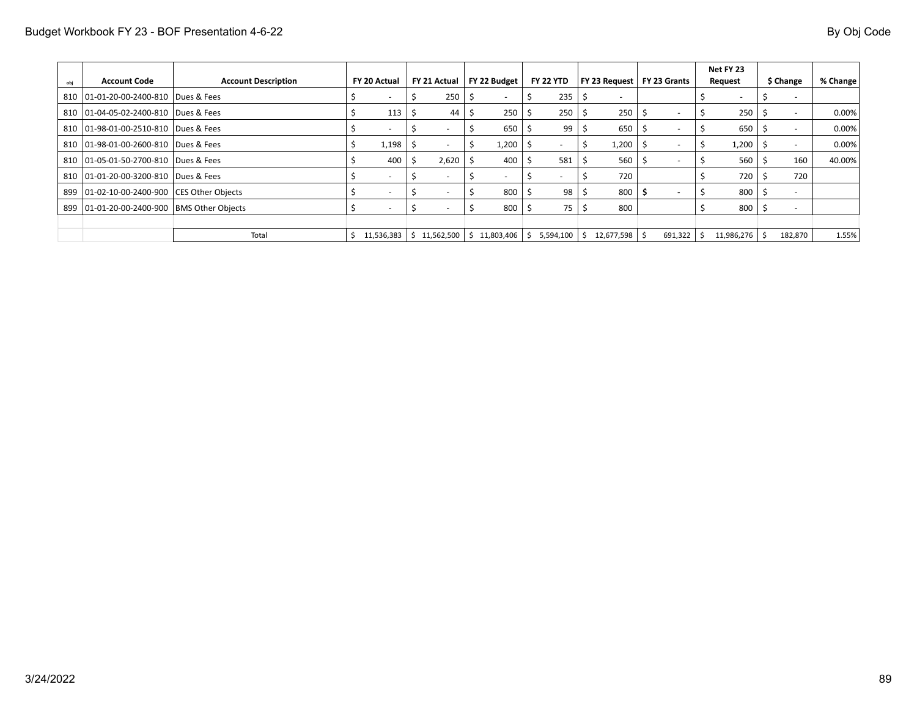| obj | Account Code | Account Description | FY 20 Actual | FY 21 Actual | FY 22 Budget | FY 22 YTD | FY 23 Request | FY 23 Grants | Net FY 23 Request | $ Change | % Change |
|---|---|---|---|---|---|---|---|---|---|---|---|
| 810 | 01-01-20-00-2400-810 | Dues & Fees | $ - | $ 250 | $ - | $ 235 | $ - | | $ - | $ - | |
| 810 | 01-04-05-02-2400-810 | Dues & Fees | $ 113 | $ 44 | $ 250 | $ 250 | $ 250 | $ - | $ 250 | $ - | 0.00% |
| 810 | 01-98-01-00-2510-810 | Dues & Fees | $ - | $ - | $ 650 | $ 99 | $ 650 | $ - | $ 650 | $ - | 0.00% |
| 810 | 01-98-01-00-2600-810 | Dues & Fees | $ 1,198 | $ - | $ 1,200 | $ - | $ 1,200 | $ - | $ 1,200 | $ - | 0.00% |
| 810 | 01-05-01-50-2700-810 | Dues & Fees | $ 400 | $ 2,620 | $ 400 | $ 581 | $ 560 | $ - | $ 560 | $ 160 | 40.00% |
| 810 | 01-01-20-00-3200-810 | Dues & Fees | $ - | $ - | $ - | $ - | $ 720 | | $ 720 | $ 720 | |
| 899 | 01-02-10-00-2400-900 | CES Other Objects | $ - | $ - | $ 800 | $ 98 | $ 800 | **$ -** | $ 800 | $ - | |
| 899 | 01-01-20-00-2400-900 | BMS Other Objects | $ - | $ - | $ 800 | $ 75 | $ 800 | | $ 800 | $ - | |
| | | | | | | | | | | | |
| | | Total | $ 11,536,383 | $ 11,562,500 | $ 11,803,406 | $ 5,594,100 | $ 12,677,598 | $ 691,322 | $ 11,986,276 | $ 182,870 | 1.55% |